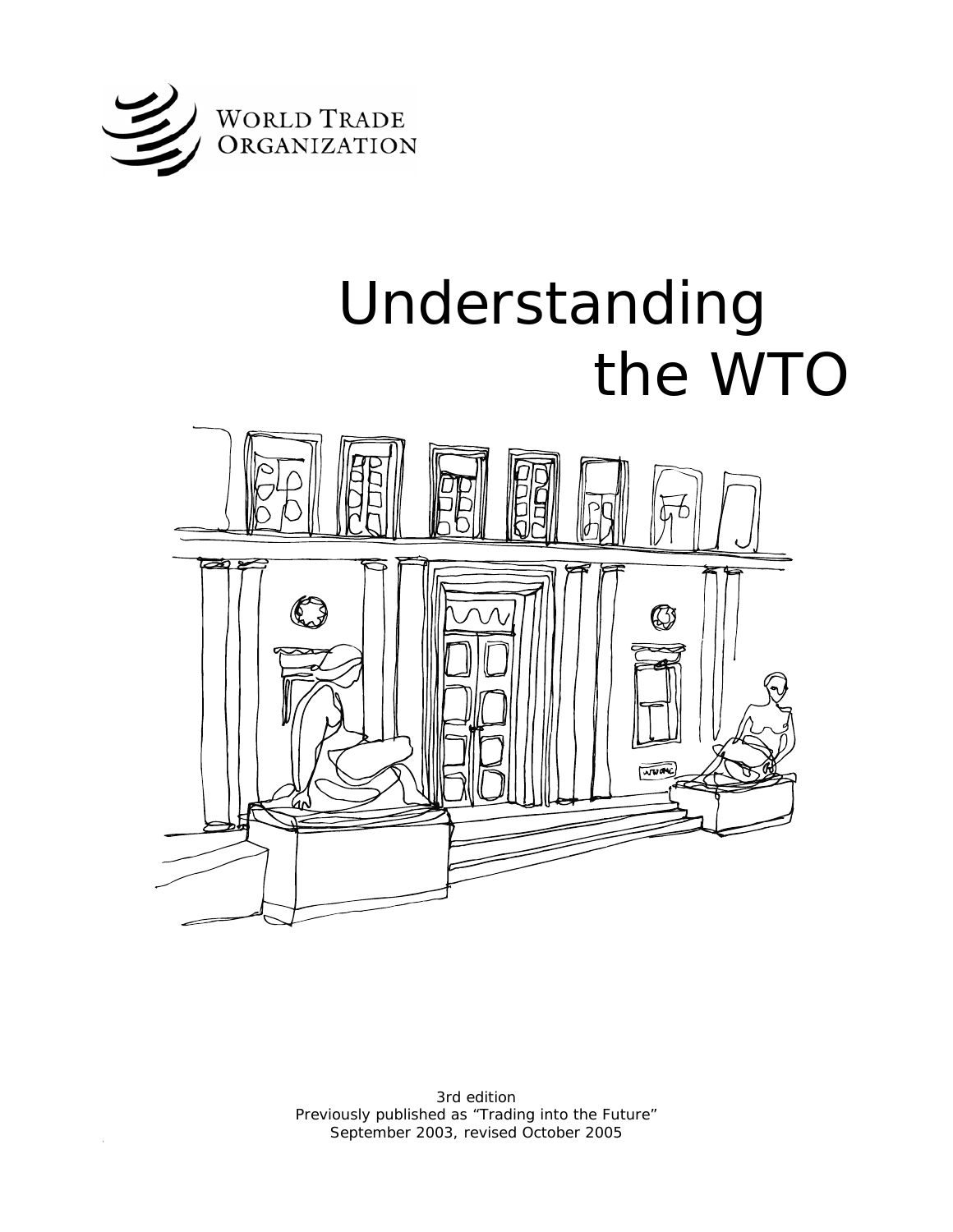WORLD TRADE ORGANIZATION

# Understanding the WTO

3rd edition
Previously published as “Trading into the Future”
September 2003, revised October 2005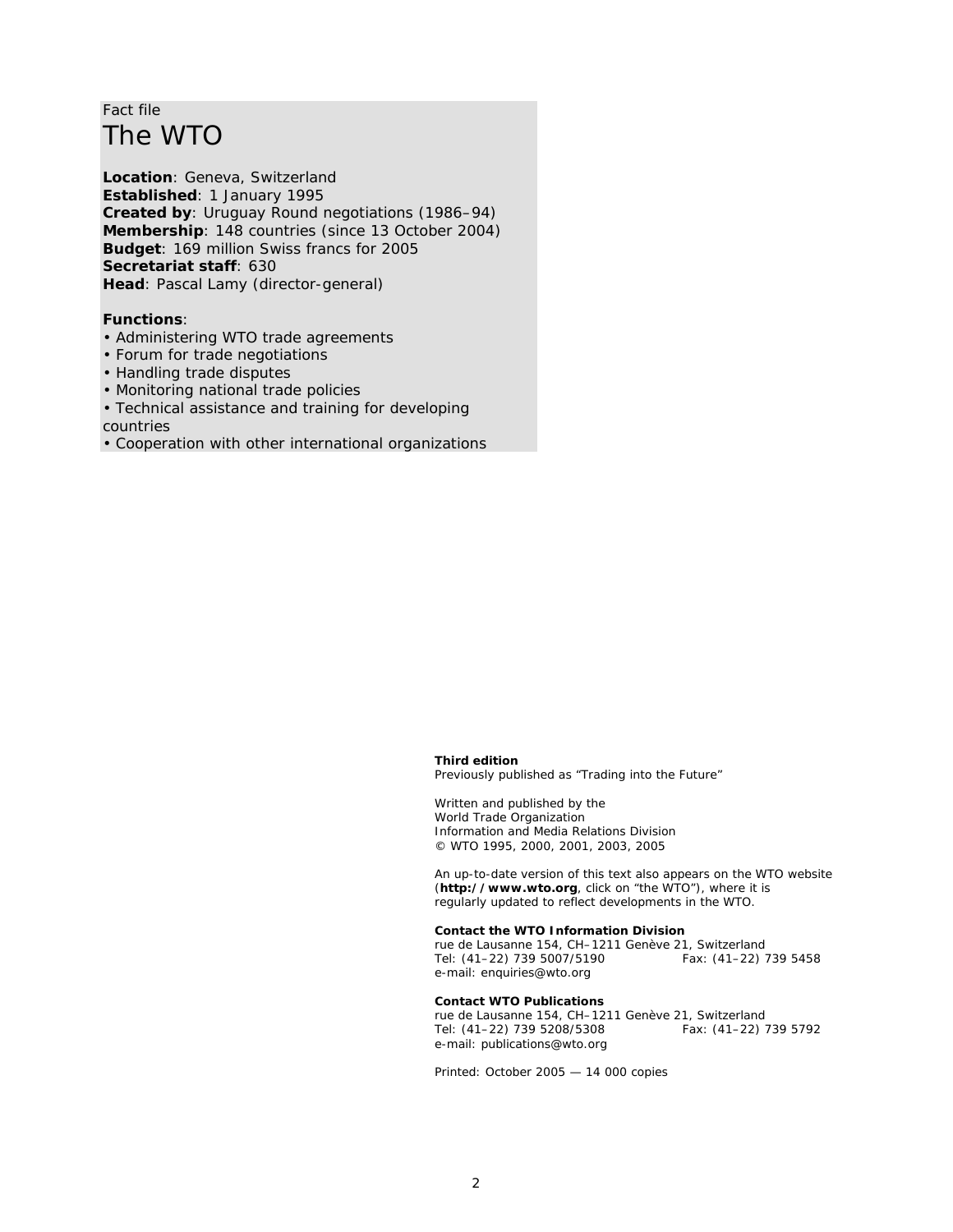Fact file

# The WTO

**Location**: Geneva, Switzerland
**Established**: 1 January 1995
**Created by**: Uruguay Round negotiations (1986–94)
**Membership**: 148 countries (since 13 October 2004)
**Budget**: 169 million Swiss francs for 2005
**Secretariat staff**: 630
**Head**: Pascal Lamy (director-general)

**Functions**:

- Administering WTO trade agreements
- Forum for trade negotiations
- Handling trade disputes
- Monitoring national trade policies
- Technical assistance and training for developing countries
- Cooperation with other international organizations

**Third edition**
Previously published as "Trading into the Future"

Written and published by the
World Trade Organization
Information and Media Relations Division
© WTO 1995, 2000, 2001, 2003, 2005

An up-to-date version of this text also appears on the WTO website (**http://www.wto.org**, click on "the WTO"), where it is regularly updated to reflect developments in the WTO.

**Contact the WTO Information Division**
rue de Lausanne 154, CH–1211 Genève 21, Switzerland
Tel: (41–22) 739 5007/5190 Fax: (41–22) 739 5458
e-mail: enquiries@wto.org

**Contact WTO Publications**
rue de Lausanne 154, CH–1211 Genève 21, Switzerland
Tel: (41–22) 739 5208/5308 Fax: (41–22) 739 5792
e-mail: publications@wto.org

Printed: October 2005 — 14 000 copies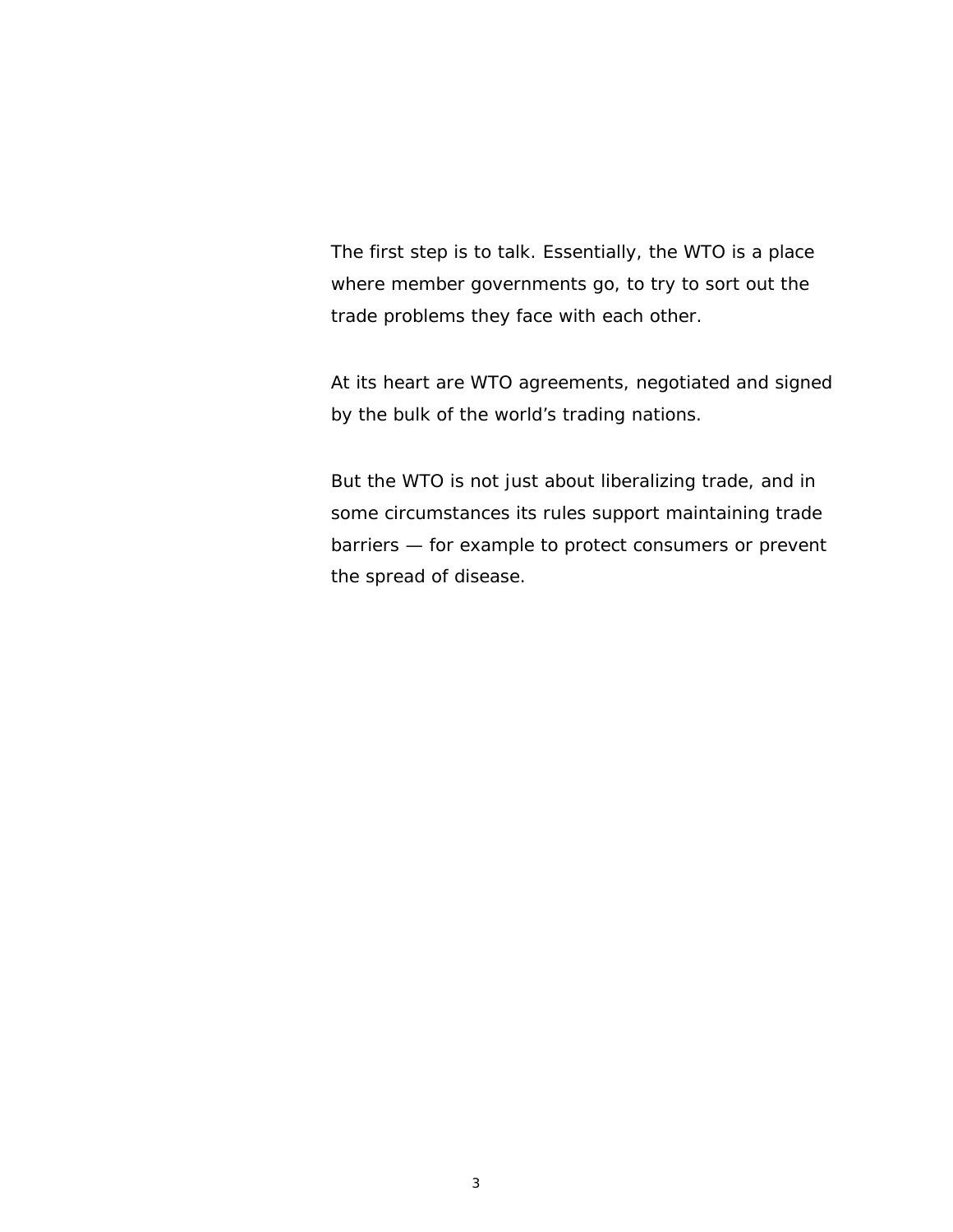The first step is to talk. Essentially, the WTO is a place where member governments go, to try to sort out the trade problems they face with each other.

At its heart are WTO agreements, negotiated and signed by the bulk of the world’s trading nations.

But the WTO is not just about liberalizing trade, and in some circumstances its rules support maintaining trade barriers — for example to protect consumers or prevent the spread of disease.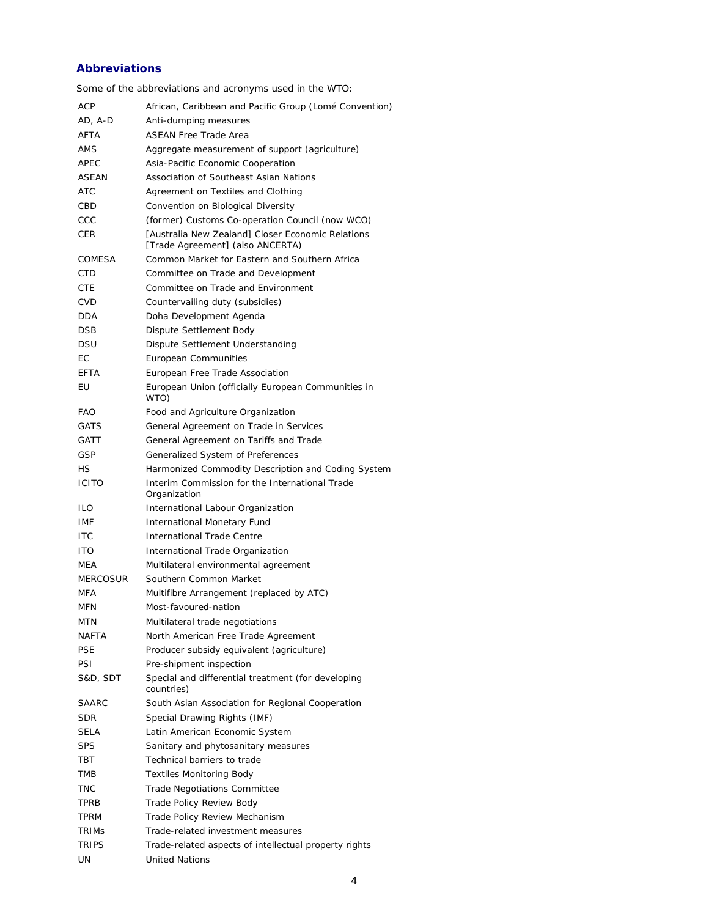## Abbreviations

Some of the abbreviations and acronyms used in the WTO:

| | |
|---|---|
| ACP | African, Caribbean and Pacific Group (Lomé Convention) |
| AD, A-D | Anti-dumping measures |
| AFTA | ASEAN Free Trade Area |
| AMS | Aggregate measurement of support (agriculture) |
| APEC | Asia-Pacific Economic Cooperation |
| ASEAN | Association of Southeast Asian Nations |
| ATC | Agreement on Textiles and Clothing |
| CBD | Convention on Biological Diversity |
| CCC | (former) Customs Co-operation Council (now WCO) |
| CER | [Australia New Zealand] Closer Economic Relations [Trade Agreement] (also ANCERTA) |
| COMESA | Common Market for Eastern and Southern Africa |
| CTD | Committee on Trade and Development |
| CTE | Committee on Trade and Environment |
| CVD | Countervailing duty (subsidies) |
| DDA | Doha Development Agenda |
| DSB | Dispute Settlement Body |
| DSU | Dispute Settlement Understanding |
| EC | European Communities |
| EFTA | European Free Trade Association |
| EU | European Union (officially European Communities in WTO) |
| FAO | Food and Agriculture Organization |
| GATS | General Agreement on Trade in Services |
| GATT | General Agreement on Tariffs and Trade |
| GSP | Generalized System of Preferences |
| HS | Harmonized Commodity Description and Coding System |
| ICITO | Interim Commission for the International Trade Organization |
| ILO | International Labour Organization |
| IMF | International Monetary Fund |
| ITC | International Trade Centre |
| ITO | International Trade Organization |
| MEA | Multilateral environmental agreement |
| MERCOSUR | Southern Common Market |
| MFA | Multifibre Arrangement (replaced by ATC) |
| MFN | Most-favoured-nation |
| MTN | Multilateral trade negotiations |
| NAFTA | North American Free Trade Agreement |
| PSE | Producer subsidy equivalent (agriculture) |
| PSI | Pre-shipment inspection |
| S&D, SDT | Special and differential treatment (for developing countries) |
| SAARC | South Asian Association for Regional Cooperation |
| SDR | Special Drawing Rights (IMF) |
| SELA | Latin American Economic System |
| SPS | Sanitary and phytosanitary measures |
| TBT | Technical barriers to trade |
| TMB | Textiles Monitoring Body |
| TNC | Trade Negotiations Committee |
| TPRB | Trade Policy Review Body |
| TPRM | Trade Policy Review Mechanism |
| TRIMs | Trade-related investment measures |
| TRIPS | Trade-related aspects of intellectual property rights |
| UN | United Nations |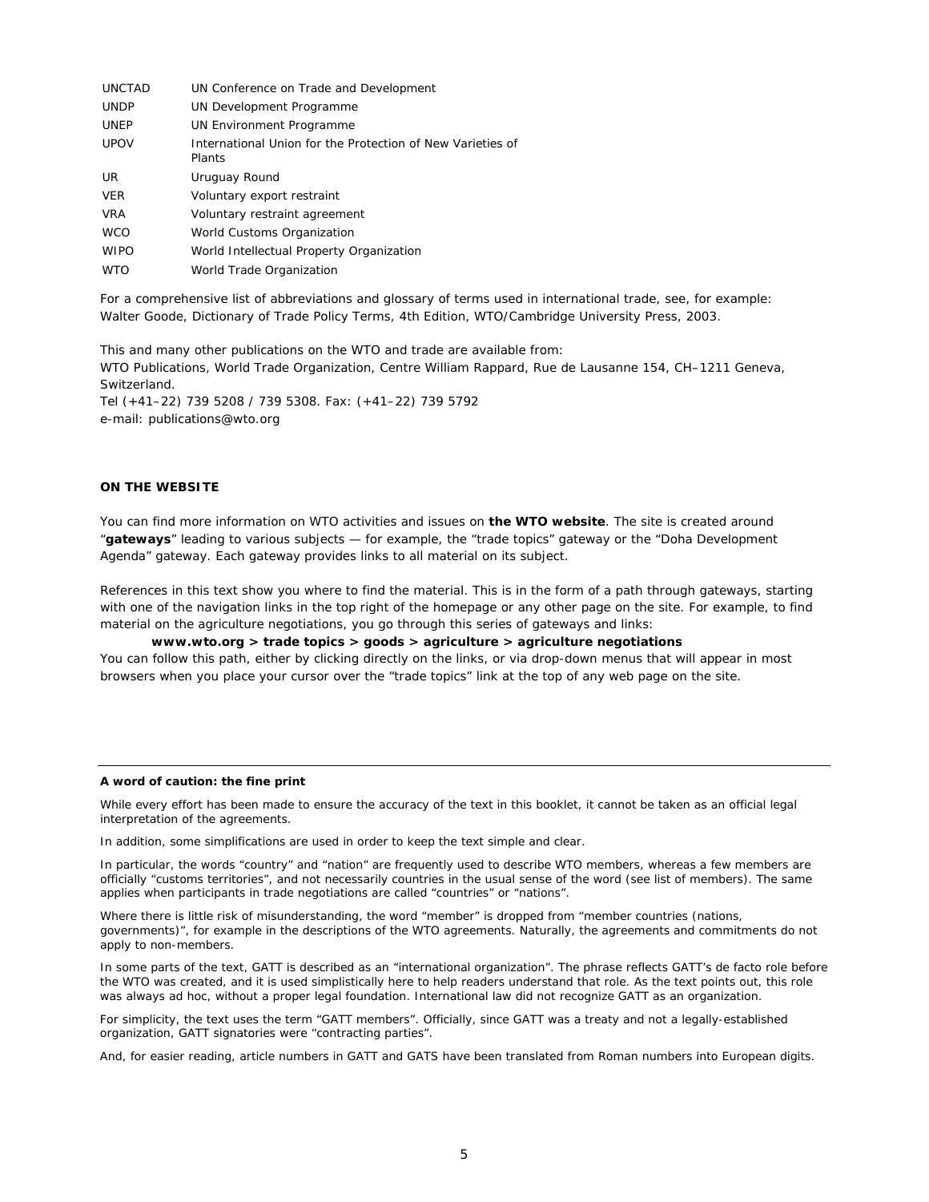| | |
|---|---|
| UNCTAD | UN Conference on Trade and Development |
| UNDP | UN Development Programme |
| UNEP | UN Environment Programme |
| UPOV | International Union for the Protection of New Varieties of Plants |
| UR | Uruguay Round |
| VER | Voluntary export restraint |
| VRA | Voluntary restraint agreement |
| WCO | World Customs Organization |
| WIPO | World Intellectual Property Organization |
| WTO | World Trade Organization |

For a comprehensive list of abbreviations and glossary of terms used in international trade, see, for example: Walter Goode, Dictionary of Trade Policy Terms, 4th Edition, WTO/Cambridge University Press, 2003.

This and many other publications on the WTO and trade are available from:
WTO Publications, World Trade Organization, Centre William Rappard, Rue de Lausanne 154, CH–1211 Geneva, Switzerland.
Tel (+41–22) 739 5208 / 739 5308. Fax: (+41–22) 739 5792
e-mail: publications@wto.org

#### ON THE WEBSITE

You can find more information on WTO activities and issues on **the WTO website**. The site is created around "**gateways**" leading to various subjects — for example, the "trade topics" gateway or the "Doha Development Agenda" gateway. Each gateway provides links to all material on its subject.

References in this text show you where to find the material. This is in the form of a path through gateways, starting with one of the navigation links in the top right of the homepage or any other page on the site. For example, to find material on the agriculture negotiations, you go through this series of gateways and links:

**www.wto.org > trade topics > goods > agriculture > agriculture negotiations**

You can follow this path, either by clicking directly on the links, or via drop-down menus that will appear in most browsers when you place your cursor over the "trade topics" link at the top of any web page on the site.

---

**A word of caution: the fine print**

While every effort has been made to ensure the accuracy of the text in this booklet, it cannot be taken as an official legal interpretation of the agreements.

In addition, some simplifications are used in order to keep the text simple and clear.

In particular, the words "country" and "nation" are frequently used to describe WTO members, whereas a few members are officially "customs territories", and not necessarily countries in the usual sense of the word (see list of members). The same applies when participants in trade negotiations are called "countries" or "nations".

Where there is little risk of misunderstanding, the word "member" is dropped from "member countries (nations, governments)", for example in the descriptions of the WTO agreements. Naturally, the agreements and commitments do not apply to non-members.

In some parts of the text, GATT is described as an "international organization". The phrase reflects GATT's de facto role before the WTO was created, and it is used simplistically here to help readers understand that role. As the text points out, this role was always ad hoc, without a proper legal foundation. International law did not recognize GATT as an organization.

For simplicity, the text uses the term "GATT members". Officially, since GATT was a treaty and not a legally-established organization, GATT signatories were "contracting parties".

And, for easier reading, article numbers in GATT and GATS have been translated from Roman numbers into European digits.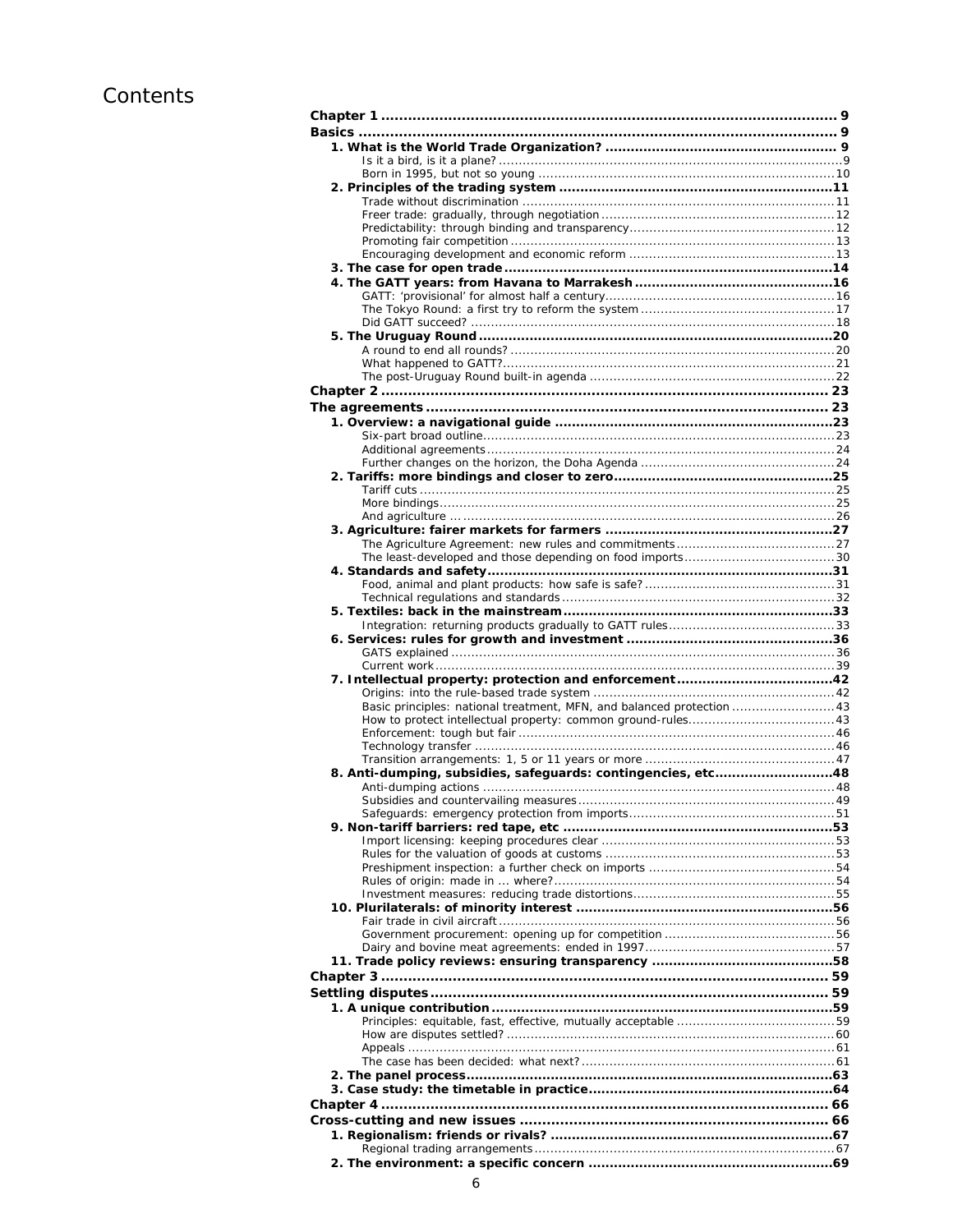# Contents

**Chapter 1** .................................................................................................... 9
**Basics** .......................................................................................................... 9
- **1. What is the World Trade Organization?** ........................................................ 9
  - Is it a bird, is it a plane? ....................................................................................9
  - Born in 1995, but not so young ..........................................................................10
- **2. Principles of the trading system** ...............................................................11
  - Trade without discrimination ..............................................................................11
  - Freer trade: gradually, through negotiation ...........................................................12
  - Predictability: through binding and transparency....................................................12
  - Promoting fair competition .................................................................................13
  - Encouraging development and economic reform ....................................................13
- **3. The case for open trade** ............................................................................14
- **4. The GATT years: from Havana to Marrakesh** ...............................................16
  - GATT: 'provisional' for almost half a century..........................................................16
  - The Tokyo Round: a first try to reform the system .................................................17
  - Did GATT succeed? ..........................................................................................18
- **5. The Uruguay Round** ...................................................................................20
  - A round to end all rounds? .................................................................................20
  - What happened to GATT?...................................................................................21
  - The post-Uruguay Round built-in agenda .............................................................22

**Chapter 2** .................................................................................................... 23
**The agreements** .......................................................................................... 23
- **1. Overview: a navigational guide** .................................................................23
  - Six-part broad outline.........................................................................................23
  - Additional agreements........................................................................................24
  - Further changes on the horizon, the Doha Agenda .................................................24
- **2. Tariffs: more bindings and closer to zero**...................................................25
  - Tariff cuts ........................................................................................................25
  - More bindings...................................................................................................25
  - And agriculture ... .............................................................................................26
- **3. Agriculture: fairer markets for farmers** .....................................................27
  - The Agriculture Agreement: new rules and commitments ........................................27
  - The least-developed and those depending on food imports......................................30
- **4. Standards and safety**.................................................................................31
  - Food, animal and plant products: how safe is safe? ................................................31
  - Technical regulations and standards ....................................................................32
- **5. Textiles: back in the mainstream**...............................................................33
  - Integration: returning products gradually to GATT rules..........................................33
- **6. Services: rules for growth and investment** ................................................36
  - GATS explained ................................................................................................36
  - Current work.....................................................................................................39
- **7. Intellectual property: protection and enforcement**....................................42
  - Origins: into the rule-based trade system ............................................................42
  - Basic principles: national treatment, MFN, and balanced protection ..........................43
  - How to protect intellectual property: common ground-rules.....................................43
  - Enforcement: tough but fair ................................................................................46
  - Technology transfer ..........................................................................................46
  - Transition arrangements: 1, 5 or 11 years or more ................................................47
- **8. Anti-dumping, subsidies, safeguards: contingencies, etc**...........................48
  - Anti-dumping actions .........................................................................................48
  - Subsidies and countervailing measures.................................................................49
  - Safeguards: emergency protection from imports....................................................51
- **9. Non-tariff barriers: red tape, etc** ..............................................................53
  - Import licensing: keeping procedures clear ..........................................................53
  - Rules for the valuation of goods at customs ..........................................................53
  - Preshipment inspection: a further check on imports ...............................................54
  - Rules of origin: made in ... where?.......................................................................54
  - Investment measures: reducing trade distortions...................................................55
- **10. Plurilaterals: of minority interest** ............................................................56
  - Fair trade in civil aircraft....................................................................................56
  - Government procurement: opening up for competition ...........................................56
  - Dairy and bovine meat agreements: ended in 1997................................................57
- **11. Trade policy reviews: ensuring transparency** ..........................................58

**Chapter 3** .................................................................................................... 59
**Settling disputes** .......................................................................................... 59
- **1. A unique contribution** ................................................................................59
  - Principles: equitable, fast, effective, mutually acceptable ........................................59
  - How are disputes settled? ..................................................................................60
  - Appeals ...........................................................................................................61
  - The case has been decided: what next?................................................................61
- **2. The panel process**......................................................................................63
- **3. Case study: the timetable in practice**.........................................................64

**Chapter 4** .................................................................................................... 66
**Cross-cutting and new issues** ..................................................................... 66
- **1. Regionalism: friends or rivals?** ..................................................................67
  - Regional trading arrangements...........................................................................67
- **2. The environment: a specific concern** .........................................................69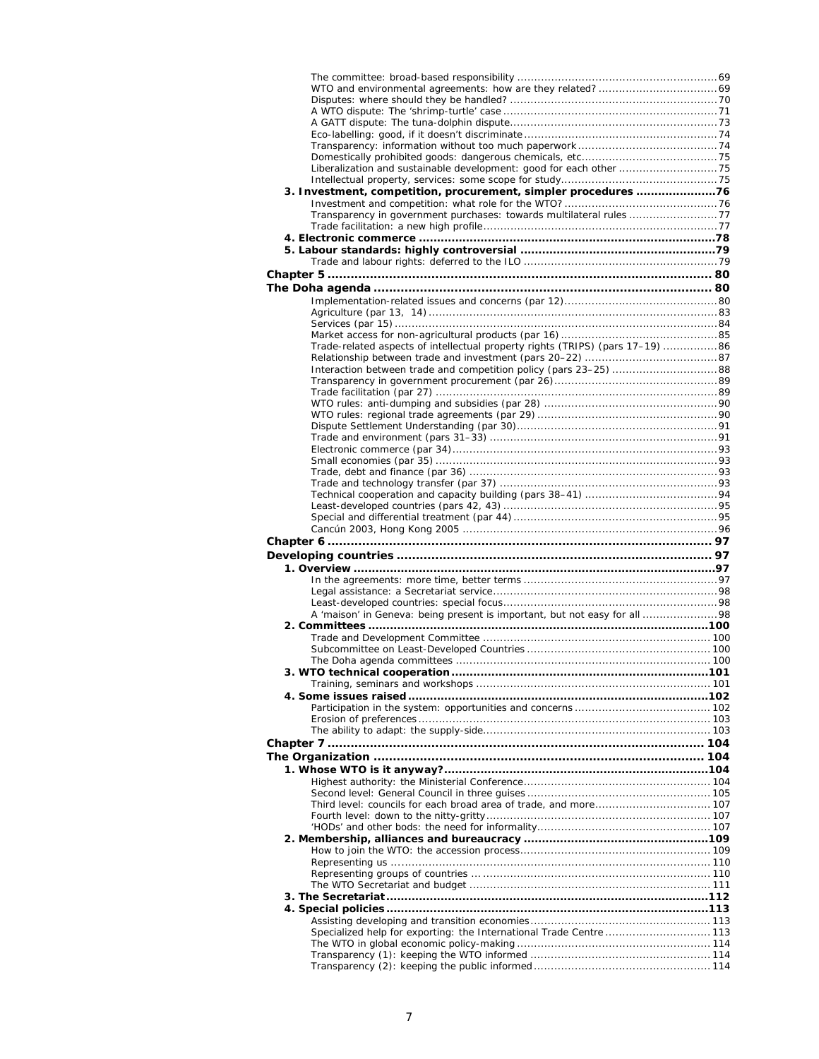The committee: broad-based responsibility ........................................................... 69
WTO and environmental agreements: how are they related? .................................. 69
Disputes: where should they be handled? ............................................................ 70
A WTO dispute: The 'shrimp-turtle' case .............................................................. 71
A GATT dispute: The tuna-dolphin dispute............................................................ 73
Eco-labelling: good, if it doesn't discriminate ......................................................... 74
Transparency: information without too much paperwork ......................................... 74
Domestically prohibited goods: dangerous chemicals, etc........................................ 75
Liberalization and sustainable development: good for each other ............................ 75
Intellectual property, services: some scope for study............................................. 75

**3. Investment, competition, procurement, simpler procedures .....................76**

Investment and competition: what role for the WTO? ............................................ 76
Transparency in government purchases: towards multilateral rules .......................... 77
Trade facilitation: a new high profile..................................................................... 77

**4. Electronic commerce ................................................................................78**

**5. Labour standards: highly controversial .....................................................79**

Trade and labour rights: deferred to the ILO ......................................................... 79

**Chapter 5 ..................................................................................................... 80**

**The Doha agenda ......................................................................................... 80**

Implementation-related issues and concerns (par 12)............................................ 80
Agriculture (par 13, 14) ..................................................................................... 83
Services (par 15) ............................................................................................... 84
Market access for non-agricultural products (par 16) ............................................. 85
Trade-related aspects of intellectual property rights (TRIPS) (pars 17–19) ................ 86
Relationship between trade and investment (pars 20–22) ....................................... 87
Interaction between trade and competition policy (pars 23–25) ............................... 88
Transparency in government procurement (par 26)................................................ 89
Trade facilitation (par 27) ................................................................................... 89
WTO rules: anti-dumping and subsidies (par 28) ................................................... 90
WTO rules: regional trade agreements (par 29) ..................................................... 90
Dispute Settlement Understanding (par 30)........................................................... 91
Trade and environment (pars 31–33) ................................................................... 91
Electronic commerce (par 34).............................................................................. 93
Small economies (par 35) ................................................................................... 93
Trade, debt and finance (par 36) ......................................................................... 93
Trade and technology transfer (par 37) ................................................................ 93
Technical cooperation and capacity building (pars 38–41) ....................................... 94
Least-developed countries (pars 42, 43) ............................................................... 95
Special and differential treatment (par 44) ............................................................ 95
Cancún 2003, Hong Kong 2005 ........................................................................... 96

**Chapter 6 ..................................................................................................... 97**

**Developing countries ................................................................................... 97**

**1. Overview ..................................................................................................97**

In the agreements: more time, better terms ......................................................... 97
Legal assistance: a Secretariat service.................................................................. 98
Least-developed countries: special focus............................................................... 98
A 'maison' in Geneva: being present is important, but not easy for all ...................... 98

**2. Committees ............................................................................................100**

Trade and Development Committee ................................................................... 100
Subcommittee on Least-Developed Countries ...................................................... 100
The Doha agenda committees ........................................................................... 100

**3. WTO technical cooperation ......................................................................101**

Training, seminars and workshops .................................................................... 101

**4. Some issues raised ..................................................................................102**

Participation in the system: opportunities and concerns ........................................ 102
Erosion of preferences ...................................................................................... 103
The ability to adapt: the supply-side................................................................... 103

**Chapter 7 ................................................................................................... 104**

**The Organization ....................................................................................... 104**

**1. Whose WTO is it anyway?........................................................................104**

Highest authority: the Ministerial Conference....................................................... 104
Second level: General Council in three guises ...................................................... 105
Third level: councils for each broad area of trade, and more.................................. 107
Fourth level: down to the nitty-gritty.................................................................. 107
'HODs' and other bods: the need for informality................................................... 107

**2. Membership, alliances and bureaucracy ...................................................109**

How to join the WTO: the accession process........................................................ 109
Representing us ............................................................................................. 110
Representing groups of countries … ................................................................... 110
The WTO Secretariat and budget ....................................................................... 111

**3. The Secretariat........................................................................................112**

**4. Special policies ........................................................................................113**

Assisting developing and transition economies..................................................... 113
Specialized help for exporting: the International Trade Centre ............................... 113
The WTO in global economic policy-making ......................................................... 114
Transparency (1): keeping the WTO informed ..................................................... 114
Transparency (2): keeping the public informed.................................................... 114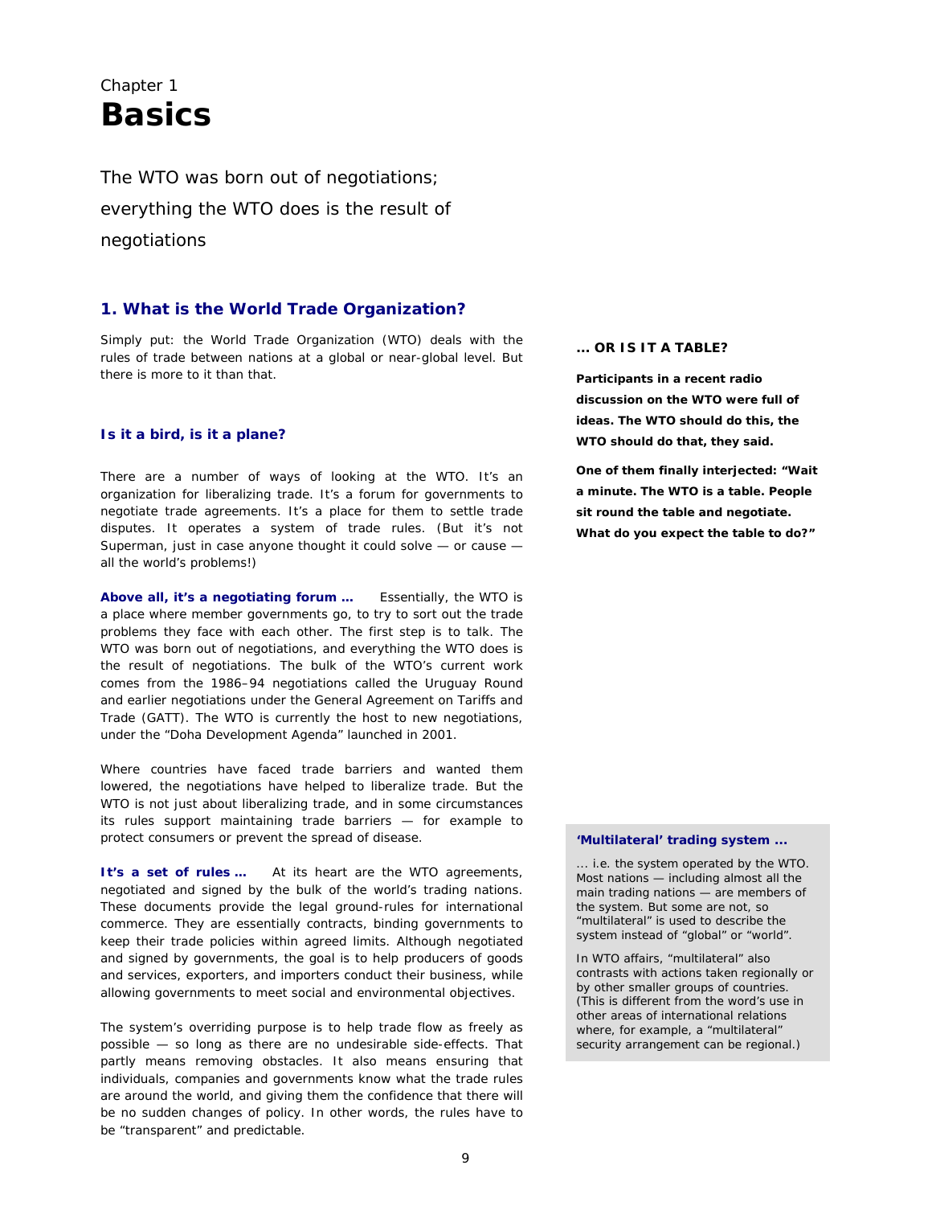Chapter 1

# Basics

The WTO was born out of negotiations; everything the WTO does is the result of negotiations

## 1. What is the World Trade Organization?

Simply put: the World Trade Organization (WTO) deals with the rules of trade between nations at a global or near-global level. But there is more to it than that.

### Is it a bird, is it a plane?

There are a number of ways of looking at the WTO. It's an organization for liberalizing trade. It's a forum for governments to negotiate trade agreements. It's a place for them to settle trade disputes. It operates a system of trade rules. (But it's not Superman, just in case anyone thought it could solve — or cause — all the world's problems!)

**Above all, it's a negotiating forum …** Essentially, the WTO is a place where member governments go, to try to sort out the trade problems they face with each other. The first step is to talk. The WTO was born out of negotiations, and everything the WTO does is the result of negotiations. The bulk of the WTO's current work comes from the 1986–94 negotiations called the Uruguay Round and earlier negotiations under the General Agreement on Tariffs and Trade (GATT). The WTO is currently the host to new negotiations, under the "Doha Development Agenda" launched in 2001.

Where countries have faced trade barriers and wanted them lowered, the negotiations have helped to liberalize trade. But the WTO is not just about liberalizing trade, and in some circumstances its rules support maintaining trade barriers — for example to protect consumers or prevent the spread of disease.

**It's a set of rules …** At its heart are the WTO agreements, negotiated and signed by the bulk of the world's trading nations. These documents provide the legal ground-rules for international commerce. They are essentially contracts, binding governments to keep their trade policies within agreed limits. Although negotiated and signed by governments, the goal is to help producers of goods and services, exporters, and importers conduct their business, while allowing governments to meet social and environmental objectives.

The system's overriding purpose is to help trade flow as freely as possible — so long as there are no undesirable side-effects. That partly means removing obstacles. It also means ensuring that individuals, companies and governments know what the trade rules are around the world, and giving them the confidence that there will be no sudden changes of policy. In other words, the rules have to be "transparent" and predictable.

**... OR IS IT A TABLE?**

**Participants in a recent radio discussion on the WTO were full of ideas. The WTO should do this, the WTO should do that, they said.**

**One of them finally interjected: "Wait a minute. The WTO is a table. People sit round the table and negotiate. What do you expect the table to do?"**

**'Multilateral' trading system ...**

... i.e. the system operated by the WTO. Most nations — including almost all the main trading nations — are members of the system. But some are not, so "multilateral" is used to describe the system instead of "global" or "world".

In WTO affairs, "multilateral" also contrasts with actions taken regionally or by other smaller groups of countries. (This is different from the word's use in other areas of international relations where, for example, a "multilateral" security arrangement can be regional.)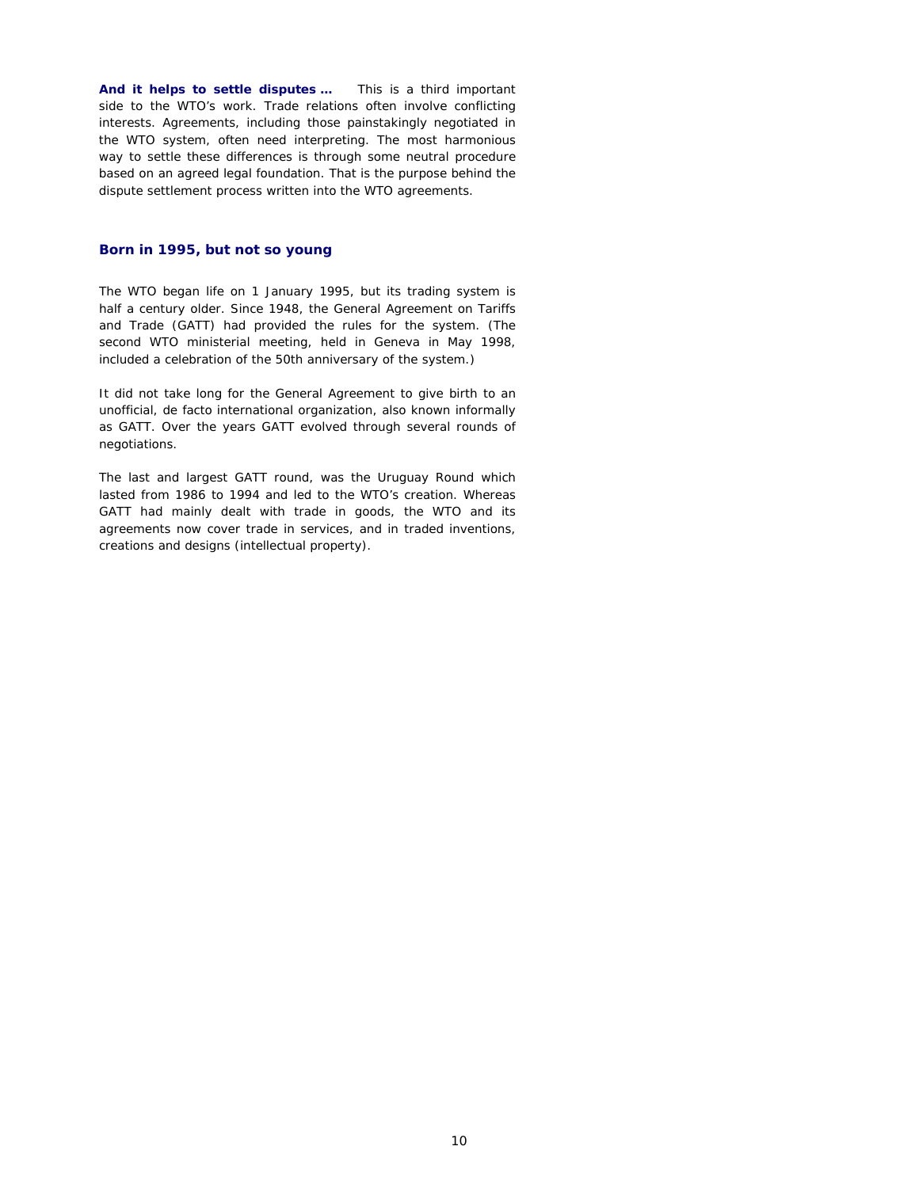**And it helps to settle disputes …** This is a third important side to the WTO's work. Trade relations often involve conflicting interests. Agreements, including those painstakingly negotiated in the WTO system, often need interpreting. The most harmonious way to settle these differences is through some neutral procedure based on an agreed legal foundation. That is the purpose behind the dispute settlement process written into the WTO agreements.

## Born in 1995, but not so young

The WTO began life on 1 January 1995, but its trading system is half a century older. Since 1948, the General Agreement on Tariffs and Trade (GATT) had provided the rules for the system. (The second WTO ministerial meeting, held in Geneva in May 1998, included a celebration of the 50th anniversary of the system.)

It did not take long for the General Agreement to give birth to an unofficial, de facto international organization, also known informally as GATT. Over the years GATT evolved through several rounds of negotiations.

The last and largest GATT round, was the Uruguay Round which lasted from 1986 to 1994 and led to the WTO's creation. Whereas GATT had mainly dealt with trade in goods, the WTO and its agreements now cover trade in services, and in traded inventions, creations and designs (intellectual property).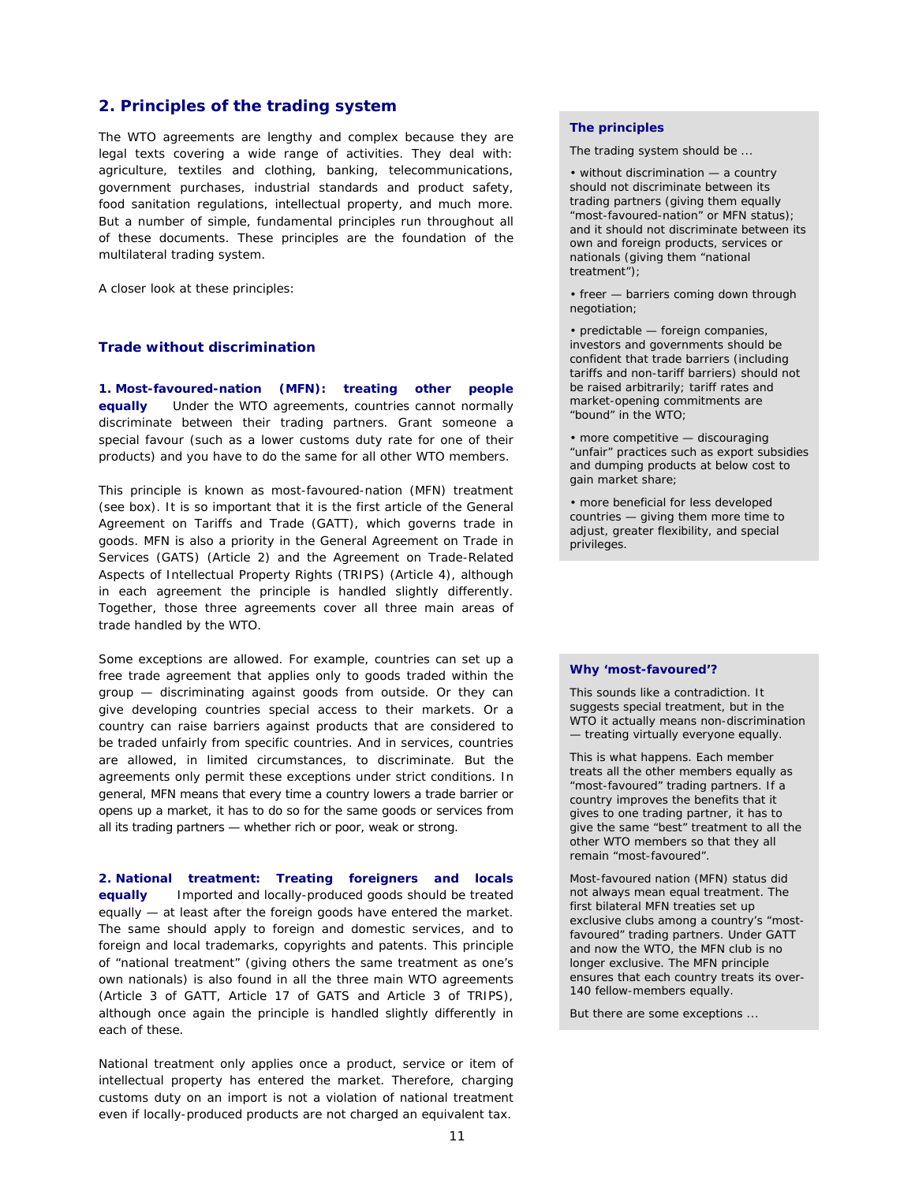## 2. Principles of the trading system

The WTO agreements are lengthy and complex because they are legal texts covering a wide range of activities. They deal with: agriculture, textiles and clothing, banking, telecommunications, government purchases, industrial standards and product safety, food sanitation regulations, intellectual property, and much more. But a number of simple, fundamental principles run throughout all of these documents. These principles are the foundation of the multilateral trading system.

A closer look at these principles:

### Trade without discrimination

**1. Most-favoured-nation (MFN): treating other people equally** Under the WTO agreements, countries cannot normally discriminate between their trading partners. Grant someone a special favour (such as a lower customs duty rate for one of their products) and you have to do the same for all other WTO members.

This principle is known as most-favoured-nation (MFN) treatment (see box). It is so important that it is the first article of the General Agreement on Tariffs and Trade (GATT), which governs trade in goods. MFN is also a priority in the General Agreement on Trade in Services (GATS) (Article 2) and the Agreement on Trade-Related Aspects of Intellectual Property Rights (TRIPS) (Article 4), although in each agreement the principle is handled slightly differently. Together, those three agreements cover all three main areas of trade handled by the WTO.

Some exceptions are allowed. For example, countries can set up a free trade agreement that applies only to goods traded within the group — discriminating against goods from outside. Or they can give developing countries special access to their markets. Or a country can raise barriers against products that are considered to be traded unfairly from specific countries. And in services, countries are allowed, in limited circumstances, to discriminate. But the agreements only permit these exceptions under strict conditions. In general, MFN means that every time a country lowers a trade barrier or opens up a market, it has to do so for the same goods or services from all its trading partners — whether rich or poor, weak or strong.

**2. National treatment: Treating foreigners and locals equally** Imported and locally-produced goods should be treated equally — at least after the foreign goods have entered the market. The same should apply to foreign and domestic services, and to foreign and local trademarks, copyrights and patents. This principle of "national treatment" (giving others the same treatment as one's own nationals) is also found in all the three main WTO agreements (Article 3 of GATT, Article 17 of GATS and Article 3 of TRIPS), although once again the principle is handled slightly differently in each of these.

National treatment only applies once a product, service or item of intellectual property has entered the market. Therefore, charging customs duty on an import is not a violation of national treatment even if locally-produced products are not charged an equivalent tax.

**The principles**

The trading system should be ...

- without discrimination — a country should not discriminate between its trading partners (giving them equally "most-favoured-nation" or MFN status); and it should not discriminate between its own and foreign products, services or nationals (giving them "national treatment");
- freer — barriers coming down through negotiation;
- predictable — foreign companies, investors and governments should be confident that trade barriers (including tariffs and non-tariff barriers) should not be raised arbitrarily; tariff rates and market-opening commitments are "bound" in the WTO;
- more competitive — discouraging "unfair" practices such as export subsidies and dumping products at below cost to gain market share;
- more beneficial for less developed countries — giving them more time to adjust, greater flexibility, and special privileges.

**Why 'most-favoured'?**

This sounds like a contradiction. It suggests special treatment, but in the WTO it actually means non-discrimination — treating virtually everyone equally.

This is what happens. Each member treats all the other members equally as "most-favoured" trading partners. If a country improves the benefits that it gives to one trading partner, it has to give the same "best" treatment to all the other WTO members so that they all remain "most-favoured".

Most-favoured nation (MFN) status did not always mean equal treatment. The first bilateral MFN treaties set up exclusive clubs among a country's "most-favoured" trading partners. Under GATT and now the WTO, the MFN club is no longer exclusive. The MFN principle ensures that each country treats its over-140 fellow-members equally.

But there are some exceptions ...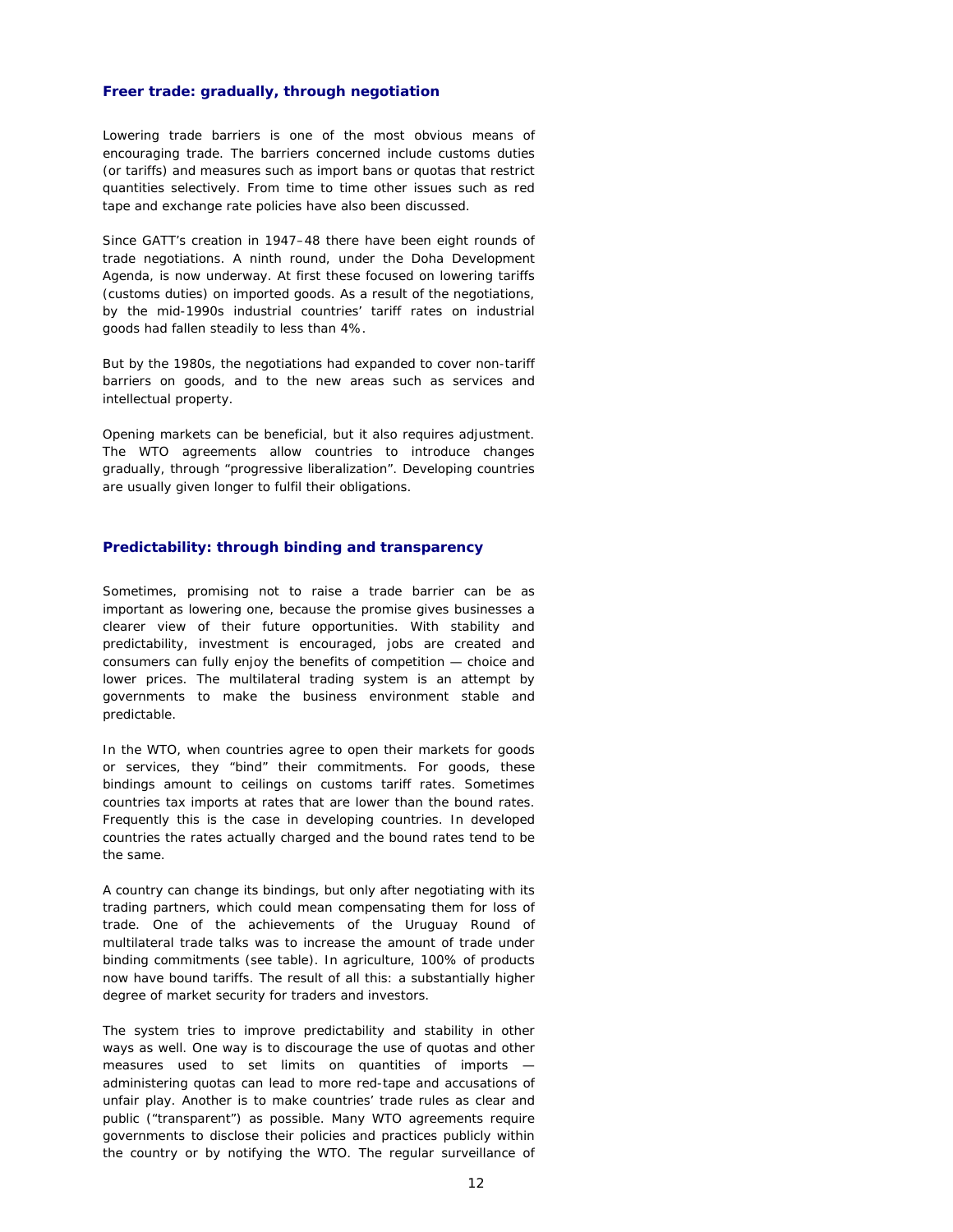### Freer trade: gradually, through negotiation

Lowering trade barriers is one of the most obvious means of encouraging trade. The barriers concerned include customs duties (or tariffs) and measures such as import bans or quotas that restrict quantities selectively. From time to time other issues such as red tape and exchange rate policies have also been discussed.

Since GATT's creation in 1947–48 there have been eight rounds of trade negotiations. A ninth round, under the Doha Development Agenda, is now underway. At first these focused on lowering tariffs (customs duties) on imported goods. As a result of the negotiations, by the mid-1990s industrial countries' tariff rates on industrial goods had fallen steadily to less than 4%.

But by the 1980s, the negotiations had expanded to cover non-tariff barriers on goods, and to the new areas such as services and intellectual property.

Opening markets can be beneficial, but it also requires adjustment. The WTO agreements allow countries to introduce changes gradually, through "progressive liberalization". Developing countries are usually given longer to fulfil their obligations.

### Predictability: through binding and transparency

Sometimes, promising not to raise a trade barrier can be as important as lowering one, because the promise gives businesses a clearer view of their future opportunities. With stability and predictability, investment is encouraged, jobs are created and consumers can fully enjoy the benefits of competition — choice and lower prices. The multilateral trading system is an attempt by governments to make the business environment stable and predictable.

In the WTO, when countries agree to open their markets for goods or services, they "bind" their commitments. For goods, these bindings amount to ceilings on customs tariff rates. Sometimes countries tax imports at rates that are lower than the bound rates. Frequently this is the case in developing countries. In developed countries the rates actually charged and the bound rates tend to be the same.

A country can change its bindings, but only after negotiating with its trading partners, which could mean compensating them for loss of trade. One of the achievements of the Uruguay Round of multilateral trade talks was to increase the amount of trade under binding commitments (see table). In agriculture, 100% of products now have bound tariffs. The result of all this: a substantially higher degree of market security for traders and investors.

The system tries to improve predictability and stability in other ways as well. One way is to discourage the use of quotas and other measures used to set limits on quantities of imports — administering quotas can lead to more red-tape and accusations of unfair play. Another is to make countries' trade rules as clear and public ("transparent") as possible. Many WTO agreements require governments to disclose their policies and practices publicly within the country or by notifying the WTO. The regular surveillance of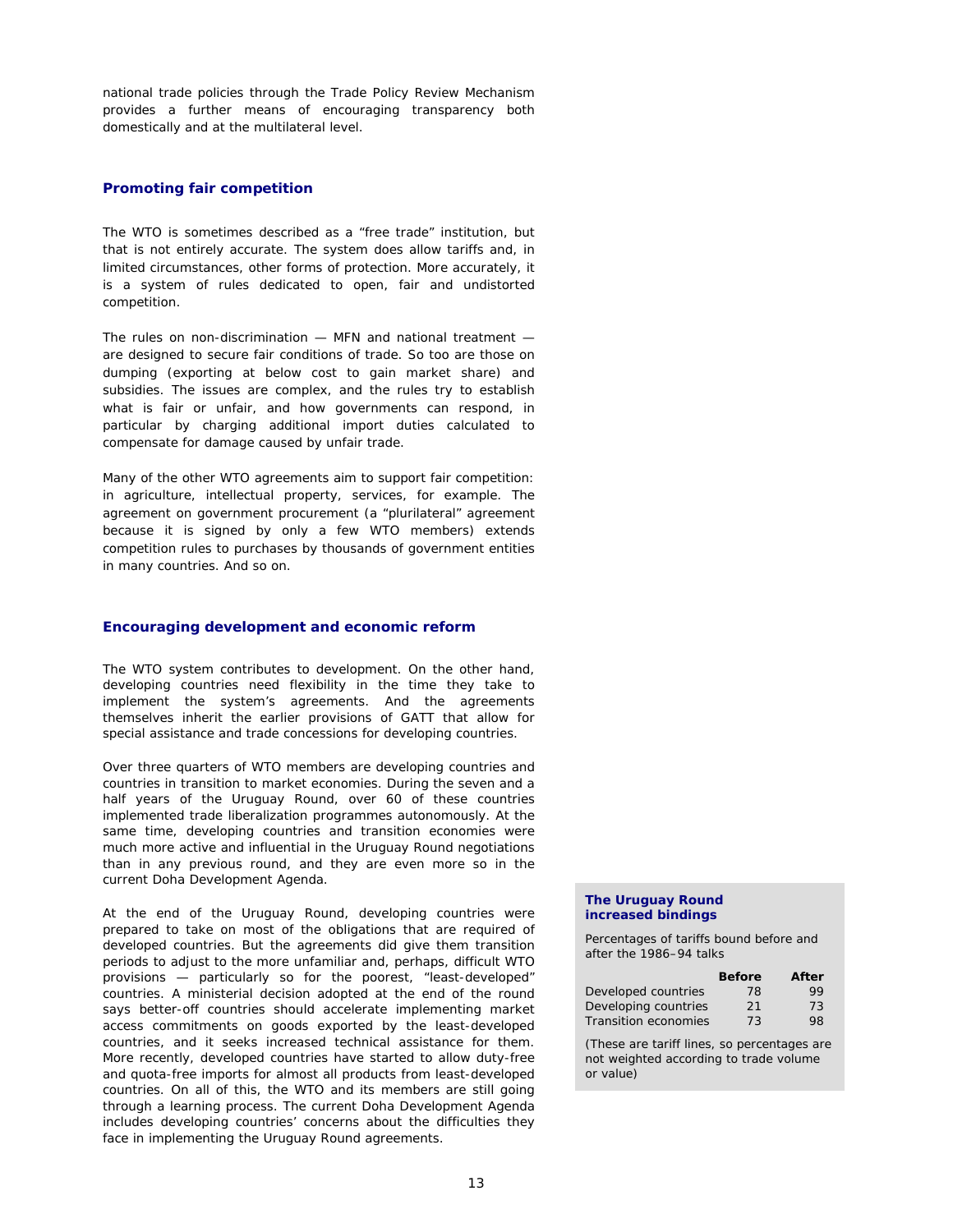national trade policies through the Trade Policy Review Mechanism provides a further means of encouraging transparency both domestically and at the multilateral level.

## Promoting fair competition

The WTO is sometimes described as a “free trade” institution, but that is not entirely accurate. The system does allow tariffs and, in limited circumstances, other forms of protection. More accurately, it is a system of rules dedicated to open, fair and undistorted competition.

The rules on non-discrimination — MFN and national treatment — are designed to secure fair conditions of trade. So too are those on dumping (exporting at below cost to gain market share) and subsidies. The issues are complex, and the rules try to establish what is fair or unfair, and how governments can respond, in particular by charging additional import duties calculated to compensate for damage caused by unfair trade.

Many of the other WTO agreements aim to support fair competition: in agriculture, intellectual property, services, for example. The agreement on government procurement (a “plurilateral” agreement because it is signed by only a few WTO members) extends competition rules to purchases by thousands of government entities in many countries. And so on.

## Encouraging development and economic reform

The WTO system contributes to development. On the other hand, developing countries need flexibility in the time they take to implement the system’s agreements. And the agreements themselves inherit the earlier provisions of GATT that allow for special assistance and trade concessions for developing countries.

Over three quarters of WTO members are developing countries and countries in transition to market economies. During the seven and a half years of the Uruguay Round, over 60 of these countries implemented trade liberalization programmes autonomously. At the same time, developing countries and transition economies were much more active and influential in the Uruguay Round negotiations than in any previous round, and they are even more so in the current Doha Development Agenda.

At the end of the Uruguay Round, developing countries were prepared to take on most of the obligations that are required of developed countries. But the agreements did give them transition periods to adjust to the more unfamiliar and, perhaps, difficult WTO provisions — particularly so for the poorest, “least-developed” countries. A ministerial decision adopted at the end of the round says better-off countries should accelerate implementing market access commitments on goods exported by the least-developed countries, and it seeks increased technical assistance for them. More recently, developed countries have started to allow duty-free and quota-free imports for almost all products from least-developed countries. On all of this, the WTO and its members are still going through a learning process. The current Doha Development Agenda includes developing countries’ concerns about the difficulties they face in implementing the Uruguay Round agreements.

### The Uruguay Round increased bindings

Percentages of tariffs bound before and after the 1986–94 talks

| | Before | After |
|---|---|---|
| Developed countries | 78 | 99 |
| Developing countries | 21 | 73 |
| Transition economies | 73 | 98 |

(These are tariff lines, so percentages are not weighted according to trade volume or value)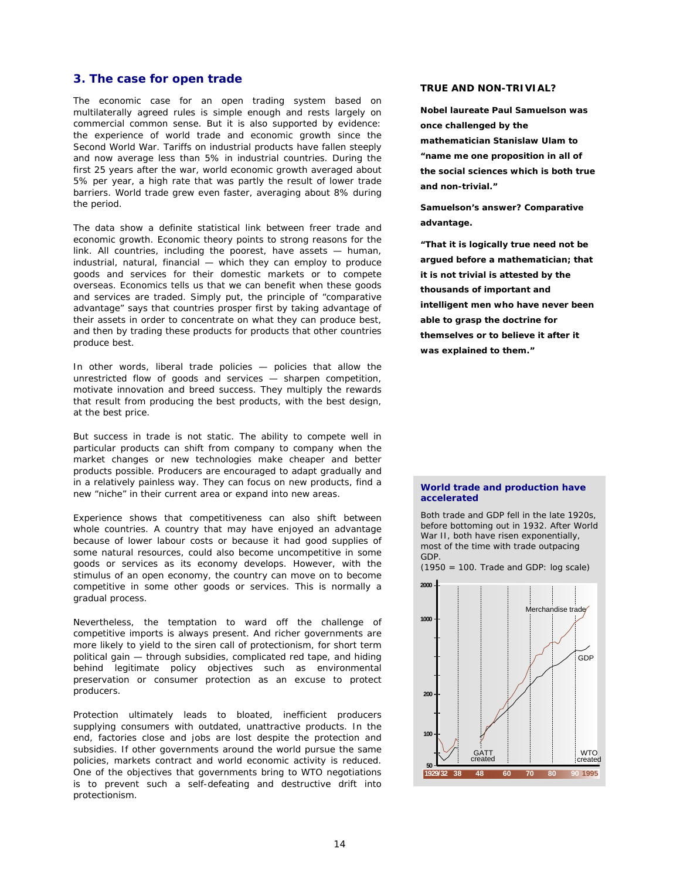## 3. The case for open trade

The economic case for an open trading system based on multilaterally agreed rules is simple enough and rests largely on commercial common sense. But it is also supported by evidence: the experience of world trade and economic growth since the Second World War. Tariffs on industrial products have fallen steeply and now average less than 5% in industrial countries. During the first 25 years after the war, world economic growth averaged about 5% per year, a high rate that was partly the result of lower trade barriers. World trade grew even faster, averaging about 8% during the period.

The data show a definite statistical link between freer trade and economic growth. Economic theory points to strong reasons for the link. All countries, including the poorest, have assets — human, industrial, natural, financial — which they can employ to produce goods and services for their domestic markets or to compete overseas. Economics tells us that we can benefit when these goods and services are traded. Simply put, the principle of "comparative advantage" says that countries prosper first by taking advantage of their assets in order to concentrate on what they can produce best, and then by trading these products for products that other countries produce best.

In other words, liberal trade policies — policies that allow the unrestricted flow of goods and services — sharpen competition, motivate innovation and breed success. They multiply the rewards that result from producing the best products, with the best design, at the best price.

But success in trade is not static. The ability to compete well in particular products can shift from company to company when the market changes or new technologies make cheaper and better products possible. Producers are encouraged to adapt gradually and in a relatively painless way. They can focus on new products, find a new "niche" in their current area or expand into new areas.

Experience shows that competitiveness can also shift between whole countries. A country that may have enjoyed an advantage because of lower labour costs or because it had good supplies of some natural resources, could also become uncompetitive in some goods or services as its economy develops. However, with the stimulus of an open economy, the country can move on to become competitive in some other goods or services. This is normally a gradual process.

Nevertheless, the temptation to ward off the challenge of competitive imports is always present. And richer governments are more likely to yield to the siren call of protectionism, for short term political gain — through subsidies, complicated red tape, and hiding behind legitimate policy objectives such as environmental preservation or consumer protection as an excuse to protect producers.

Protection ultimately leads to bloated, inefficient producers supplying consumers with outdated, unattractive products. In the end, factories close and jobs are lost despite the protection and subsidies. If other governments around the world pursue the same policies, markets contract and world economic activity is reduced. One of the objectives that governments bring to WTO negotiations is to prevent such a self-defeating and destructive drift into protectionism.

### TRUE AND NON-TRIVIAL?

**Nobel laureate Paul Samuelson was once challenged by the mathematician Stanislaw Ulam to "name me one proposition in all of the social sciences which is both true and non-trivial."**

**Samuelson's answer? Comparative advantage.**

**"That it is logically true need not be argued before a mathematician; that it is not trivial is attested by the thousands of important and intelligent men who have never been able to grasp the doctrine for themselves or to believe it after it was explained to them."**

### World trade and production have accelerated

Both trade and GDP fell in the late 1920s, before bottoming out in 1932. After World War II, both have risen exponentially, most of the time with trade outpacing GDP.

(1950 = 100. Trade and GDP: log scale)

2000
1000
200
100
50
Merchandise trade
GDP
GATT created
WTO created
1929/32 38 48 60 70 80 90 1995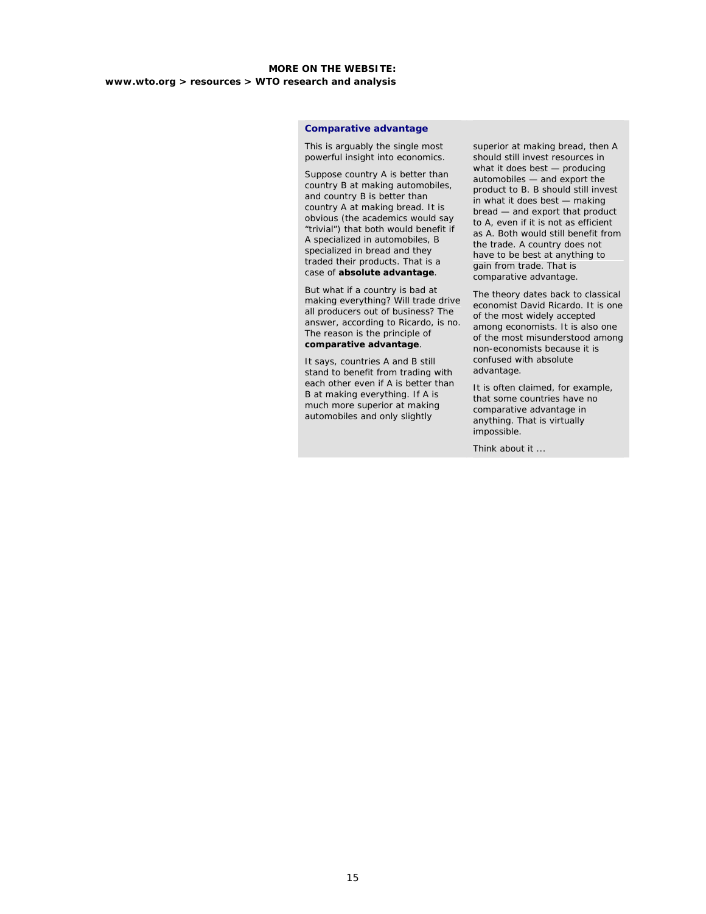**MORE ON THE WEBSITE:**
**www.wto.org > resources > WTO research and analysis**

### Comparative advantage

This is arguably the single most powerful insight into economics.

Suppose country A is better than country B at making automobiles, and country B is better than country A at making bread. It is obvious (the academics would say "trivial") that both would benefit if A specialized in automobiles, B specialized in bread and they traded their products. That is a case of **absolute advantage**.

But what if a country is bad at making everything? Will trade drive all producers out of business? The answer, according to Ricardo, is no. The reason is the principle of **comparative advantage**.

It says, countries A and B still stand to benefit from trading with each other even if A is better than B at making everything. If A is much more superior at making automobiles and only slightly superior at making bread, then A should still invest resources in what it does best — producing automobiles — and export the product to B. B should still invest in what it does best — making bread — and export that product to A, even if it is not as efficient as A. Both would still benefit from the trade. A country does not have to be best at anything to gain from trade. That is comparative advantage.

The theory dates back to classical economist David Ricardo. It is one of the most widely accepted among economists. It is also one of the most misunderstood among non-economists because it is confused with absolute advantage.

It is often claimed, for example, that some countries have no comparative advantage in anything. That is virtually impossible.

Think about it ...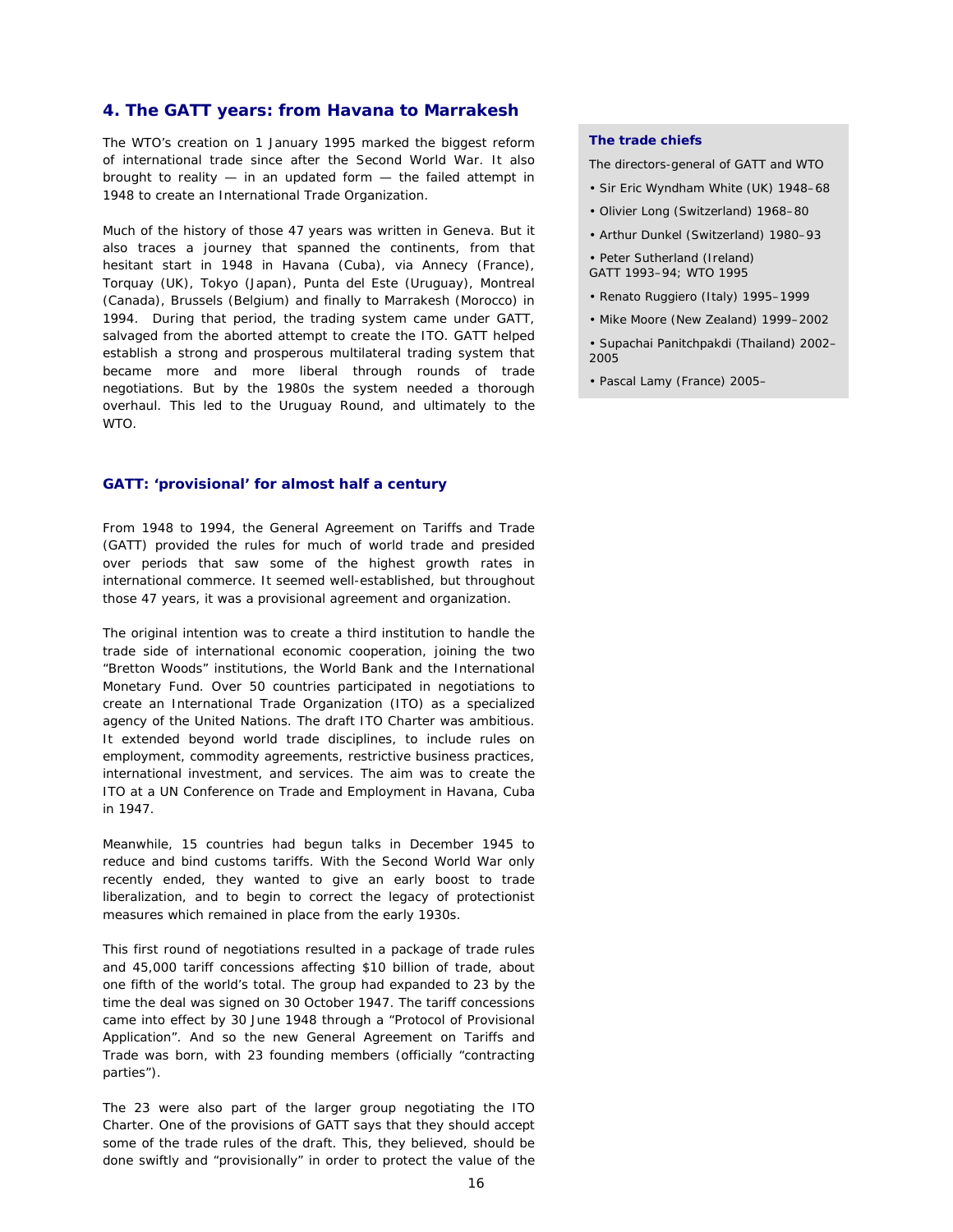## 4. The GATT years: from Havana to Marrakesh

The WTO's creation on 1 January 1995 marked the biggest reform of international trade since after the Second World War. It also brought to reality — in an updated form — the failed attempt in 1948 to create an International Trade Organization.

Much of the history of those 47 years was written in Geneva. But it also traces a journey that spanned the continents, from that hesitant start in 1948 in Havana (Cuba), via Annecy (France), Torquay (UK), Tokyo (Japan), Punta del Este (Uruguay), Montreal (Canada), Brussels (Belgium) and finally to Marrakesh (Morocco) in 1994. During that period, the trading system came under GATT, salvaged from the aborted attempt to create the ITO. GATT helped establish a strong and prosperous multilateral trading system that became more and more liberal through rounds of trade negotiations. But by the 1980s the system needed a thorough overhaul. This led to the Uruguay Round, and ultimately to the WTO.

**The trade chiefs**

The directors-general of GATT and WTO

- Sir Eric Wyndham White (UK) 1948–68
- Olivier Long (Switzerland) 1968–80
- Arthur Dunkel (Switzerland) 1980–93
- Peter Sutherland (Ireland) GATT 1993–94; WTO 1995
- Renato Ruggiero (Italy) 1995–1999
- Mike Moore (New Zealand) 1999–2002
- Supachai Panitchpakdi (Thailand) 2002–2005
- Pascal Lamy (France) 2005–

### GATT: 'provisional' for almost half a century

From 1948 to 1994, the General Agreement on Tariffs and Trade (GATT) provided the rules for much of world trade and presided over periods that saw some of the highest growth rates in international commerce. It seemed well-established, but throughout those 47 years, it was a provisional agreement and organization.

The original intention was to create a third institution to handle the trade side of international economic cooperation, joining the two "Bretton Woods" institutions, the World Bank and the International Monetary Fund. Over 50 countries participated in negotiations to create an International Trade Organization (ITO) as a specialized agency of the United Nations. The draft ITO Charter was ambitious. It extended beyond world trade disciplines, to include rules on employment, commodity agreements, restrictive business practices, international investment, and services. The aim was to create the ITO at a UN Conference on Trade and Employment in Havana, Cuba in 1947.

Meanwhile, 15 countries had begun talks in December 1945 to reduce and bind customs tariffs. With the Second World War only recently ended, they wanted to give an early boost to trade liberalization, and to begin to correct the legacy of protectionist measures which remained in place from the early 1930s.

This first round of negotiations resulted in a package of trade rules and 45,000 tariff concessions affecting $10 billion of trade, about one fifth of the world's total. The group had expanded to 23 by the time the deal was signed on 30 October 1947. The tariff concessions came into effect by 30 June 1948 through a "Protocol of Provisional Application". And so the new General Agreement on Tariffs and Trade was born, with 23 founding members (officially "contracting parties").

The 23 were also part of the larger group negotiating the ITO Charter. One of the provisions of GATT says that they should accept some of the trade rules of the draft. This, they believed, should be done swiftly and "provisionally" in order to protect the value of the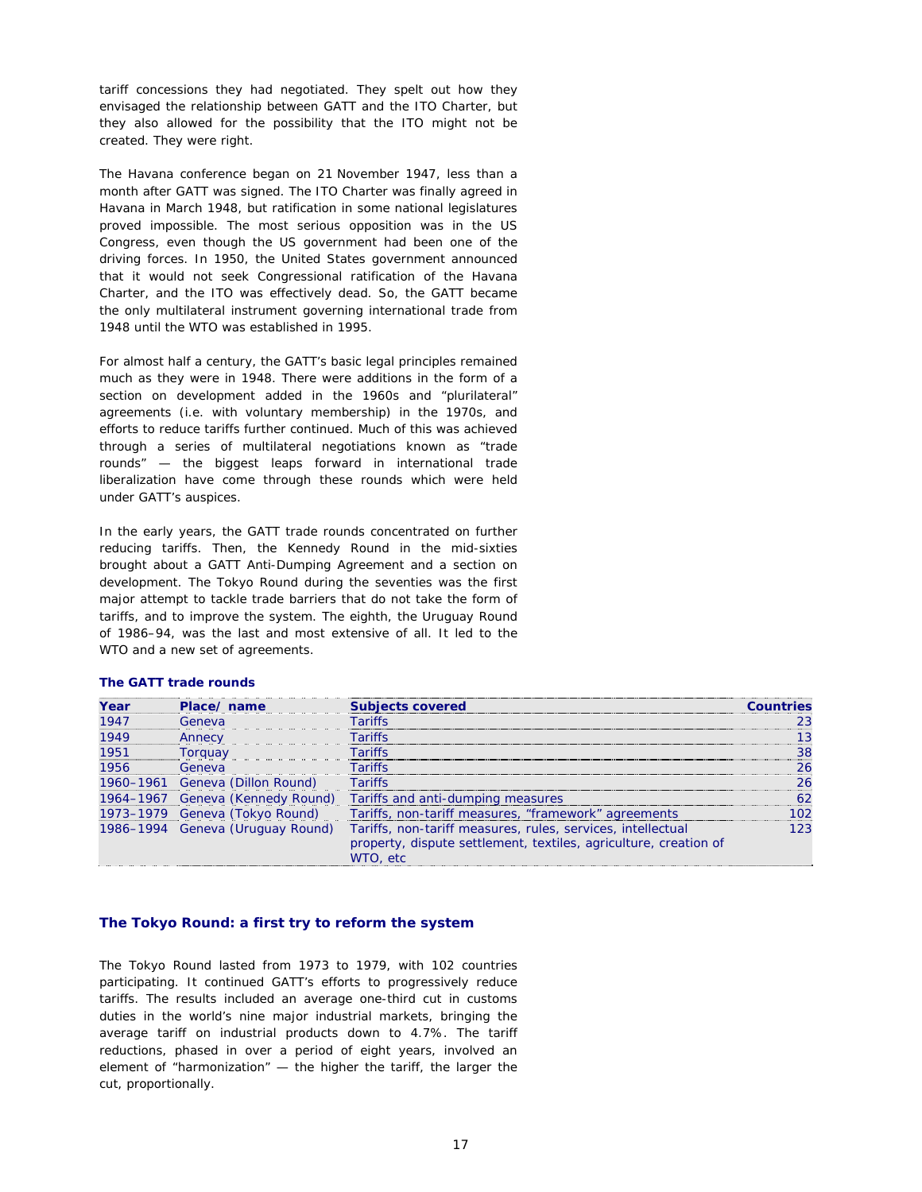tariff concessions they had negotiated. They spelt out how they envisaged the relationship between GATT and the ITO Charter, but they also allowed for the possibility that the ITO might not be created. They were right.

The Havana conference began on 21 November 1947, less than a month after GATT was signed. The ITO Charter was finally agreed in Havana in March 1948, but ratification in some national legislatures proved impossible. The most serious opposition was in the US Congress, even though the US government had been one of the driving forces. In 1950, the United States government announced that it would not seek Congressional ratification of the Havana Charter, and the ITO was effectively dead. So, the GATT became the only multilateral instrument governing international trade from 1948 until the WTO was established in 1995.

For almost half a century, the GATT's basic legal principles remained much as they were in 1948. There were additions in the form of a section on development added in the 1960s and "plurilateral" agreements (i.e. with voluntary membership) in the 1970s, and efforts to reduce tariffs further continued. Much of this was achieved through a series of multilateral negotiations known as "trade rounds" — the biggest leaps forward in international trade liberalization have come through these rounds which were held under GATT's auspices.

In the early years, the GATT trade rounds concentrated on further reducing tariffs. Then, the Kennedy Round in the mid-sixties brought about a GATT Anti-Dumping Agreement and a section on development. The Tokyo Round during the seventies was the first major attempt to tackle trade barriers that do not take the form of tariffs, and to improve the system. The eighth, the Uruguay Round of 1986–94, was the last and most extensive of all. It led to the WTO and a new set of agreements.

**The GATT trade rounds**

| Year | Place/ name | Subjects covered | Countries |
|---|---|---|---|
| 1947 | Geneva | Tariffs | 23 |
| 1949 | Annecy | Tariffs | 13 |
| 1951 | Torquay | Tariffs | 38 |
| 1956 | Geneva | Tariffs | 26 |
| 1960–1961 | Geneva (Dillon Round) | Tariffs | 26 |
| 1964–1967 | Geneva (Kennedy Round) | Tariffs and anti-dumping measures | 62 |
| 1973–1979 | Geneva (Tokyo Round) | Tariffs, non-tariff measures, "framework" agreements | 102 |
| 1986–1994 | Geneva (Uruguay Round) | Tariffs, non-tariff measures, rules, services, intellectual property, dispute settlement, textiles, agriculture, creation of WTO, etc | 123 |

## The Tokyo Round: a first try to reform the system

The Tokyo Round lasted from 1973 to 1979, with 102 countries participating. It continued GATT's efforts to progressively reduce tariffs. The results included an average one-third cut in customs duties in the world's nine major industrial markets, bringing the average tariff on industrial products down to 4.7%. The tariff reductions, phased in over a period of eight years, involved an element of "harmonization" — the higher the tariff, the larger the cut, proportionally.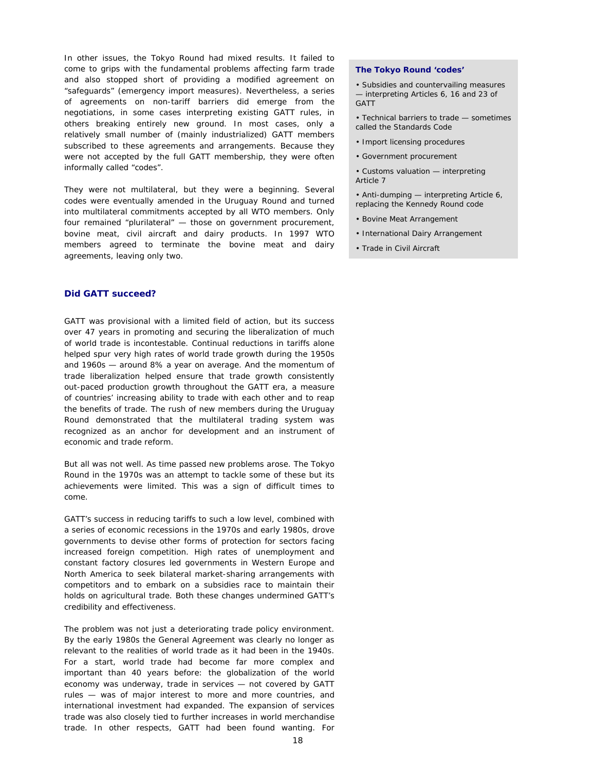In other issues, the Tokyo Round had mixed results. It failed to come to grips with the fundamental problems affecting farm trade and also stopped short of providing a modified agreement on "safeguards" (emergency import measures). Nevertheless, a series of agreements on non-tariff barriers did emerge from the negotiations, in some cases interpreting existing GATT rules, in others breaking entirely new ground. In most cases, only a relatively small number of (mainly industrialized) GATT members subscribed to these agreements and arrangements. Because they were not accepted by the full GATT membership, they were often informally called "codes".

They were not multilateral, but they were a beginning. Several codes were eventually amended in the Uruguay Round and turned into multilateral commitments accepted by all WTO members. Only four remained "plurilateral" — those on government procurement, bovine meat, civil aircraft and dairy products. In 1997 WTO members agreed to terminate the bovine meat and dairy agreements, leaving only two.

**The Tokyo Round 'codes'**

- Subsidies and countervailing measures — interpreting Articles 6, 16 and 23 of GATT
- Technical barriers to trade — sometimes called the Standards Code
- Import licensing procedures
- Government procurement
- Customs valuation — interpreting Article 7
- Anti-dumping — interpreting Article 6, replacing the Kennedy Round code
- Bovine Meat Arrangement
- International Dairy Arrangement
- Trade in Civil Aircraft

### Did GATT succeed?

GATT was provisional with a limited field of action, but its success over 47 years in promoting and securing the liberalization of much of world trade is incontestable. Continual reductions in tariffs alone helped spur very high rates of world trade growth during the 1950s and 1960s — around 8% a year on average. And the momentum of trade liberalization helped ensure that trade growth consistently out-paced production growth throughout the GATT era, a measure of countries' increasing ability to trade with each other and to reap the benefits of trade. The rush of new members during the Uruguay Round demonstrated that the multilateral trading system was recognized as an anchor for development and an instrument of economic and trade reform.

But all was not well. As time passed new problems arose. The Tokyo Round in the 1970s was an attempt to tackle some of these but its achievements were limited. This was a sign of difficult times to come.

GATT's success in reducing tariffs to such a low level, combined with a series of economic recessions in the 1970s and early 1980s, drove governments to devise other forms of protection for sectors facing increased foreign competition. High rates of unemployment and constant factory closures led governments in Western Europe and North America to seek bilateral market-sharing arrangements with competitors and to embark on a subsidies race to maintain their holds on agricultural trade. Both these changes undermined GATT's credibility and effectiveness.

The problem was not just a deteriorating trade policy environment. By the early 1980s the General Agreement was clearly no longer as relevant to the realities of world trade as it had been in the 1940s. For a start, world trade had become far more complex and important than 40 years before: the globalization of the world economy was underway, trade in services — not covered by GATT rules — was of major interest to more and more countries, and international investment had expanded. The expansion of services trade was also closely tied to further increases in world merchandise trade. In other respects, GATT had been found wanting. For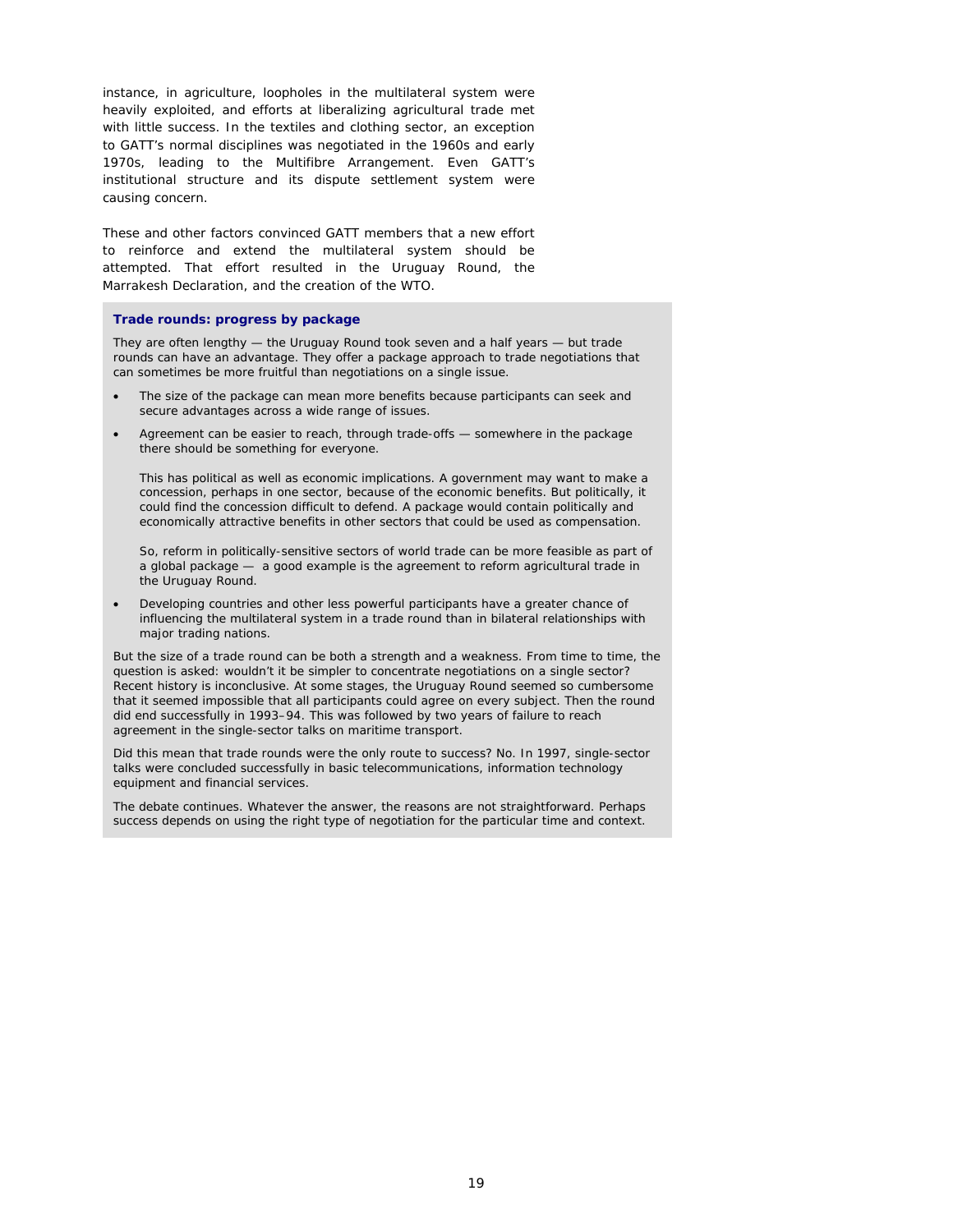instance, in agriculture, loopholes in the multilateral system were heavily exploited, and efforts at liberalizing agricultural trade met with little success. In the textiles and clothing sector, an exception to GATT's normal disciplines was negotiated in the 1960s and early 1970s, leading to the Multifibre Arrangement. Even GATT's institutional structure and its dispute settlement system were causing concern.

These and other factors convinced GATT members that a new effort to reinforce and extend the multilateral system should be attempted. That effort resulted in the Uruguay Round, the Marrakesh Declaration, and the creation of the WTO.

### Trade rounds: progress by package

They are often lengthy — the Uruguay Round took seven and a half years — but trade rounds can have an advantage. They offer a package approach to trade negotiations that can sometimes be more fruitful than negotiations on a single issue.

- The size of the package can mean more benefits because participants can seek and secure advantages across a wide range of issues.
- Agreement can be easier to reach, through trade-offs — somewhere in the package there should be something for everyone.

  This has political as well as economic implications. A government may want to make a concession, perhaps in one sector, because of the economic benefits. But politically, it could find the concession difficult to defend. A package would contain politically and economically attractive benefits in other sectors that could be used as compensation.

  So, reform in politically-sensitive sectors of world trade can be more feasible as part of a global package — a good example is the agreement to reform agricultural trade in the Uruguay Round.

- Developing countries and other less powerful participants have a greater chance of influencing the multilateral system in a trade round than in bilateral relationships with major trading nations.

But the size of a trade round can be both a strength and a weakness. From time to time, the question is asked: wouldn't it be simpler to concentrate negotiations on a single sector? Recent history is inconclusive. At some stages, the Uruguay Round seemed so cumbersome that it seemed impossible that all participants could agree on every subject. Then the round did end successfully in 1993–94. This was followed by two years of failure to reach agreement in the single-sector talks on maritime transport.

Did this mean that trade rounds were the only route to success? No. In 1997, single-sector talks were concluded successfully in basic telecommunications, information technology equipment and financial services.

The debate continues. Whatever the answer, the reasons are not straightforward. Perhaps success depends on using the right type of negotiation for the particular time and context.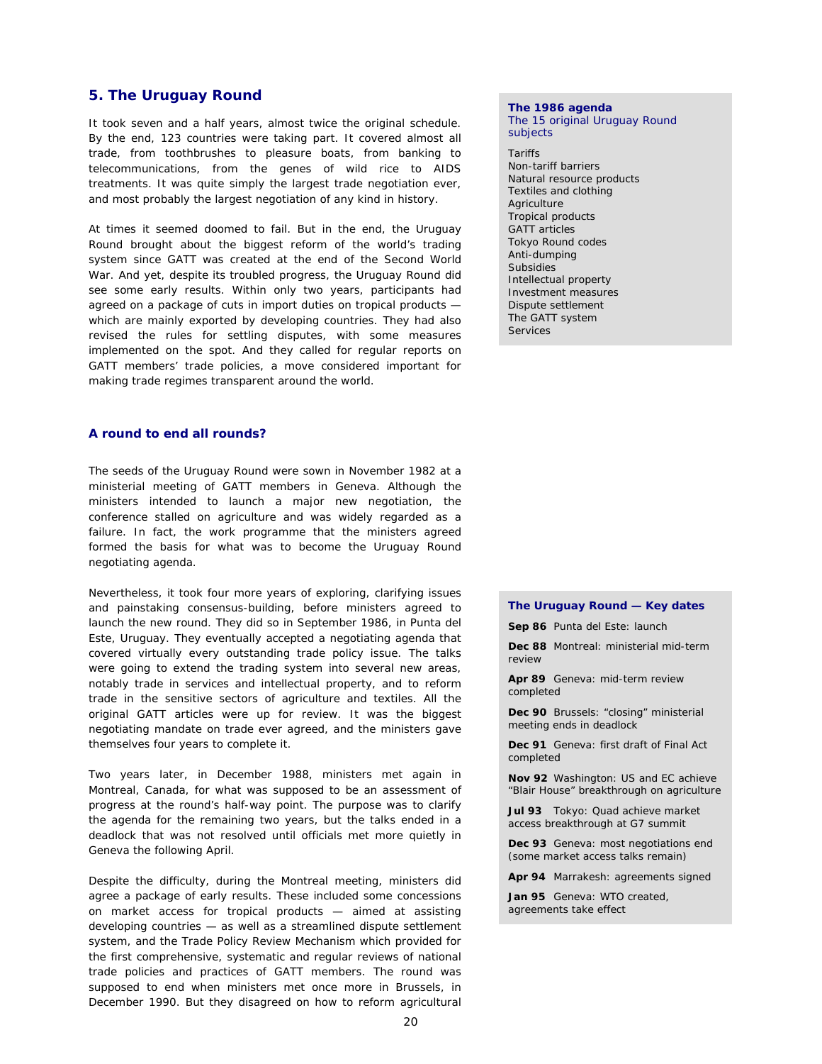## 5. The Uruguay Round

It took seven and a half years, almost twice the original schedule. By the end, 123 countries were taking part. It covered almost all trade, from toothbrushes to pleasure boats, from banking to telecommunications, from the genes of wild rice to AIDS treatments. It was quite simply the largest trade negotiation ever, and most probably the largest negotiation of any kind in history.

At times it seemed doomed to fail. But in the end, the Uruguay Round brought about the biggest reform of the world's trading system since GATT was created at the end of the Second World War. And yet, despite its troubled progress, the Uruguay Round did see some early results. Within only two years, participants had agreed on a package of cuts in import duties on tropical products — which are mainly exported by developing countries. They had also revised the rules for settling disputes, with some measures implemented on the spot. And they called for regular reports on GATT members' trade policies, a move considered important for making trade regimes transparent around the world.

**The 1986 agenda**
The 15 original Uruguay Round subjects

- Tariffs
- Non-tariff barriers
- Natural resource products
- Textiles and clothing
- Agriculture
- Tropical products
- GATT articles
- Tokyo Round codes
- Anti-dumping
- Subsidies
- Intellectual property
- Investment measures
- Dispute settlement
- The GATT system
- Services

### A round to end all rounds?

The seeds of the Uruguay Round were sown in November 1982 at a ministerial meeting of GATT members in Geneva. Although the ministers intended to launch a major new negotiation, the conference stalled on agriculture and was widely regarded as a failure. In fact, the work programme that the ministers agreed formed the basis for what was to become the Uruguay Round negotiating agenda.

Nevertheless, it took four more years of exploring, clarifying issues and painstaking consensus-building, before ministers agreed to launch the new round. They did so in September 1986, in Punta del Este, Uruguay. They eventually accepted a negotiating agenda that covered virtually every outstanding trade policy issue. The talks were going to extend the trading system into several new areas, notably trade in services and intellectual property, and to reform trade in the sensitive sectors of agriculture and textiles. All the original GATT articles were up for review. It was the biggest negotiating mandate on trade ever agreed, and the ministers gave themselves four years to complete it.

Two years later, in December 1988, ministers met again in Montreal, Canada, for what was supposed to be an assessment of progress at the round's half-way point. The purpose was to clarify the agenda for the remaining two years, but the talks ended in a deadlock that was not resolved until officials met more quietly in Geneva the following April.

Despite the difficulty, during the Montreal meeting, ministers did agree a package of early results. These included some concessions on market access for tropical products — aimed at assisting developing countries — as well as a streamlined dispute settlement system, and the Trade Policy Review Mechanism which provided for the first comprehensive, systematic and regular reviews of national trade policies and practices of GATT members. The round was supposed to end when ministers met once more in Brussels, in December 1990. But they disagreed on how to reform agricultural

**The Uruguay Round — Key dates**

**Sep 86** Punta del Este: launch

**Dec 88** Montreal: ministerial mid-term review

**Apr 89** Geneva: mid-term review completed

**Dec 90** Brussels: "closing" ministerial meeting ends in deadlock

**Dec 91** Geneva: first draft of Final Act completed

**Nov 92** Washington: US and EC achieve "Blair House" breakthrough on agriculture

**Jul 93** Tokyo: Quad achieve market access breakthrough at G7 summit

**Dec 93** Geneva: most negotiations end (some market access talks remain)

**Apr 94** Marrakesh: agreements signed

**Jan 95** Geneva: WTO created, agreements take effect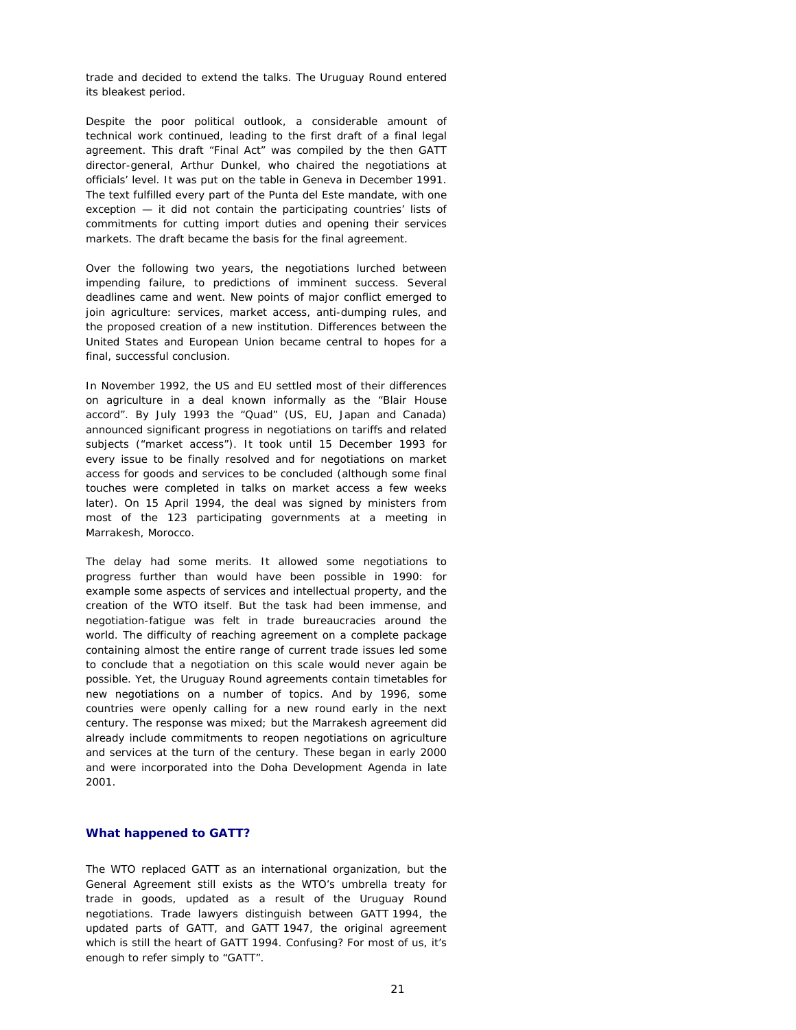trade and decided to extend the talks. The Uruguay Round entered its bleakest period.

Despite the poor political outlook, a considerable amount of technical work continued, leading to the first draft of a final legal agreement. This draft "Final Act" was compiled by the then GATT director-general, Arthur Dunkel, who chaired the negotiations at officials' level. It was put on the table in Geneva in December 1991. The text fulfilled every part of the Punta del Este mandate, with one exception — it did not contain the participating countries' lists of commitments for cutting import duties and opening their services markets. The draft became the basis for the final agreement.

Over the following two years, the negotiations lurched between impending failure, to predictions of imminent success. Several deadlines came and went. New points of major conflict emerged to join agriculture: services, market access, anti-dumping rules, and the proposed creation of a new institution. Differences between the United States and European Union became central to hopes for a final, successful conclusion.

In November 1992, the US and EU settled most of their differences on agriculture in a deal known informally as the "Blair House accord". By July 1993 the "Quad" (US, EU, Japan and Canada) announced significant progress in negotiations on tariffs and related subjects ("market access"). It took until 15 December 1993 for every issue to be finally resolved and for negotiations on market access for goods and services to be concluded (although some final touches were completed in talks on market access a few weeks later). On 15 April 1994, the deal was signed by ministers from most of the 123 participating governments at a meeting in Marrakesh, Morocco.

The delay had some merits. It allowed some negotiations to progress further than would have been possible in 1990: for example some aspects of services and intellectual property, and the creation of the WTO itself. But the task had been immense, and negotiation-fatigue was felt in trade bureaucracies around the world. The difficulty of reaching agreement on a complete package containing almost the entire range of current trade issues led some to conclude that a negotiation on this scale would never again be possible. Yet, the Uruguay Round agreements contain timetables for new negotiations on a number of topics. And by 1996, some countries were openly calling for a new round early in the next century. The response was mixed; but the Marrakesh agreement did already include commitments to reopen negotiations on agriculture and services at the turn of the century. These began in early 2000 and were incorporated into the Doha Development Agenda in late 2001.

### What happened to GATT?

The WTO replaced GATT as an international organization, but the General Agreement still exists as the WTO's umbrella treaty for trade in goods, updated as a result of the Uruguay Round negotiations. Trade lawyers distinguish between GATT 1994, the updated parts of GATT, and GATT 1947, the original agreement which is still the heart of GATT 1994. Confusing? For most of us, it's enough to refer simply to "GATT".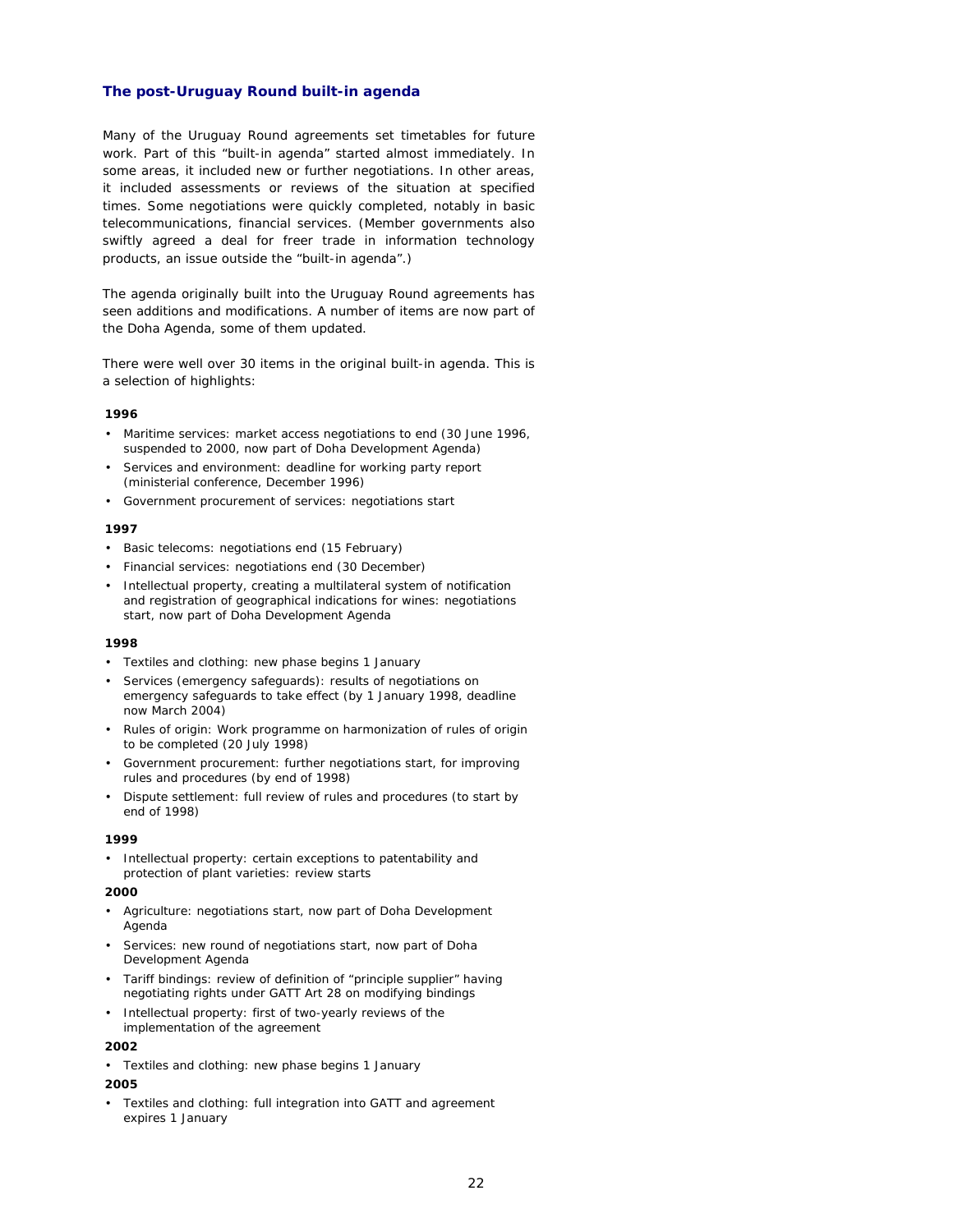## The post-Uruguay Round built-in agenda

Many of the Uruguay Round agreements set timetables for future work. Part of this "built-in agenda" started almost immediately. In some areas, it included new or further negotiations. In other areas, it included assessments or reviews of the situation at specified times. Some negotiations were quickly completed, notably in basic telecommunications, financial services. (Member governments also swiftly agreed a deal for freer trade in information technology products, an issue outside the "built-in agenda".)

The agenda originally built into the Uruguay Round agreements has seen additions and modifications. A number of items are now part of the Doha Agenda, some of them updated.

There were well over 30 items in the original built-in agenda. This is a selection of highlights:

**1996**

- Maritime services: market access negotiations to end (30 June 1996, suspended to 2000, now part of Doha Development Agenda)
- Services and environment: deadline for working party report (ministerial conference, December 1996)
- Government procurement of services: negotiations start

**1997**

- Basic telecoms: negotiations end (15 February)
- Financial services: negotiations end (30 December)
- Intellectual property, creating a multilateral system of notification and registration of geographical indications for wines: negotiations start, now part of Doha Development Agenda

**1998**

- Textiles and clothing: new phase begins 1 January
- Services (emergency safeguards): results of negotiations on emergency safeguards to take effect (by 1 January 1998, deadline now March 2004)
- Rules of origin: Work programme on harmonization of rules of origin to be completed (20 July 1998)
- Government procurement: further negotiations start, for improving rules and procedures (by end of 1998)
- Dispute settlement: full review of rules and procedures (to start by end of 1998)

**1999**

- Intellectual property: certain exceptions to patentability and protection of plant varieties: review starts

**2000**

- Agriculture: negotiations start, now part of Doha Development Agenda
- Services: new round of negotiations start, now part of Doha Development Agenda
- Tariff bindings: review of definition of "principle supplier" having negotiating rights under GATT Art 28 on modifying bindings
- Intellectual property: first of two-yearly reviews of the implementation of the agreement

**2002**

- Textiles and clothing: new phase begins 1 January

**2005**

- Textiles and clothing: full integration into GATT and agreement expires 1 January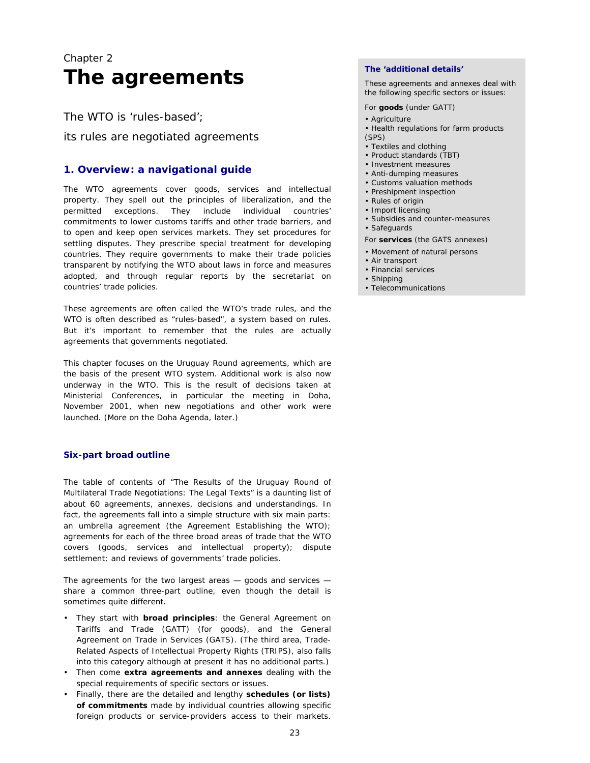Chapter 2

# The agreements

The WTO is 'rules-based';

its rules are negotiated agreements

## 1. Overview: a navigational guide

The WTO agreements cover goods, services and intellectual property. They spell out the principles of liberalization, and the permitted exceptions. They include individual countries' commitments to lower customs tariffs and other trade barriers, and to open and keep open services markets. They set procedures for settling disputes. They prescribe special treatment for developing countries. They require governments to make their trade policies transparent by notifying the WTO about laws in force and measures adopted, and through regular reports by the secretariat on countries' trade policies.

These agreements are often called the WTO's trade rules, and the WTO is often described as "rules-based", a system based on rules. But it's important to remember that the rules are actually agreements that governments negotiated.

This chapter focuses on the Uruguay Round agreements, which are the basis of the present WTO system. Additional work is also now underway in the WTO. This is the result of decisions taken at Ministerial Conferences, in particular the meeting in Doha, November 2001, when new negotiations and other work were launched. (More on the Doha Agenda, later.)

### Six-part broad outline

The table of contents of "The Results of the Uruguay Round of Multilateral Trade Negotiations: The Legal Texts" is a daunting list of about 60 agreements, annexes, decisions and understandings. In fact, the agreements fall into a simple structure with six main parts: an umbrella agreement (the Agreement Establishing the WTO); agreements for each of the three broad areas of trade that the WTO covers (goods, services and intellectual property); dispute settlement; and reviews of governments' trade policies.

The agreements for the two largest areas — goods and services — share a common three-part outline, even though the detail is sometimes quite different.

- They start with **broad principles**: the General Agreement on Tariffs and Trade (GATT) (for goods), and the General Agreement on Trade in Services (GATS). (The third area, Trade-Related Aspects of Intellectual Property Rights (TRIPS), also falls into this category although at present it has no additional parts.)
- Then come **extra agreements and annexes** dealing with the special requirements of specific sectors or issues.
- Finally, there are the detailed and lengthy **schedules (or lists) of commitments** made by individual countries allowing specific foreign products or service-providers access to their markets.

### The 'additional details'

These agreements and annexes deal with the following specific sectors or issues:

For **goods** (under GATT)

- Agriculture
- Health regulations for farm products (SPS)
- Textiles and clothing
- Product standards (TBT)
- Investment measures
- Anti-dumping measures
- Customs valuation methods
- Preshipment inspection
- Rules of origin
- Import licensing
- Subsidies and counter-measures
- Safeguards

For **services** (the GATS annexes)

- Movement of natural persons
- Air transport
- Financial services
- Shipping
- Telecommunications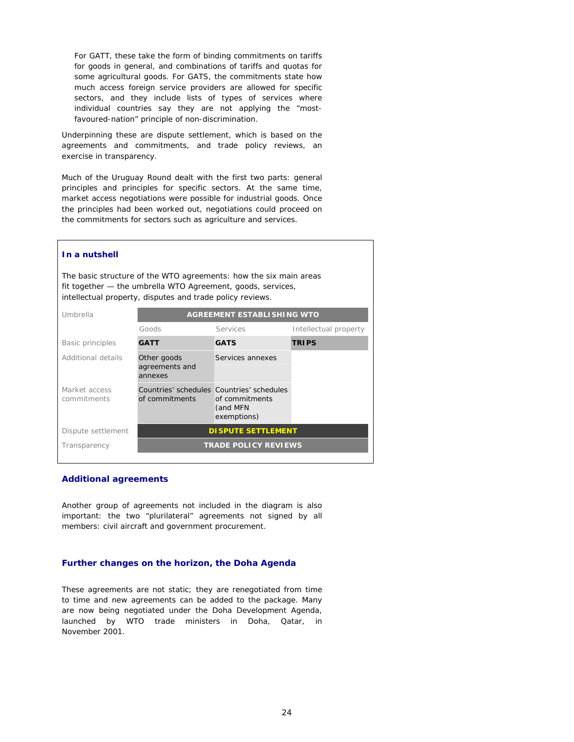For GATT, these take the form of binding commitments on tariffs for goods in general, and combinations of tariffs and quotas for some agricultural goods. For GATS, the commitments state how much access foreign service providers are allowed for specific sectors, and they include lists of types of services where individual countries say they are not applying the "most-favoured-nation" principle of non-discrimination.

Underpinning these are dispute settlement, which is based on the agreements and commitments, and trade policy reviews, an exercise in transparency.

Much of the Uruguay Round dealt with the first two parts: general principles and principles for specific sectors. At the same time, market access negotiations were possible for industrial goods. Once the principles had been worked out, negotiations could proceed on the commitments for sectors such as agriculture and services.

**In a nutshell**

The basic structure of the WTO agreements: how the six main areas fit together — the umbrella WTO Agreement, goods, services, intellectual property, disputes and trade policy reviews.

| | | | |
|---|---|---|---|
| Umbrella | AGREEMENT ESTABLISHING WTO | | |
| | Goods | Services | Intellectual property |
| Basic principles | GATT | GATS | TRIPS |
| Additional details | Other goods agreements and annexes | Services annexes | |
| Market access commitments | Countries' schedules of commitments | Countries' schedules of commitments (and MFN exemptions) | |
| Dispute settlement | DISPUTE SETTLEMENT | | |
| Transparency | TRADE POLICY REVIEWS | | |

## Additional agreements

Another group of agreements not included in the diagram is also important: the two "plurilateral" agreements not signed by all members: civil aircraft and government procurement.

## Further changes on the horizon, the Doha Agenda

These agreements are not static; they are renegotiated from time to time and new agreements can be added to the package. Many are now being negotiated under the Doha Development Agenda, launched by WTO trade ministers in Doha, Qatar, in November 2001.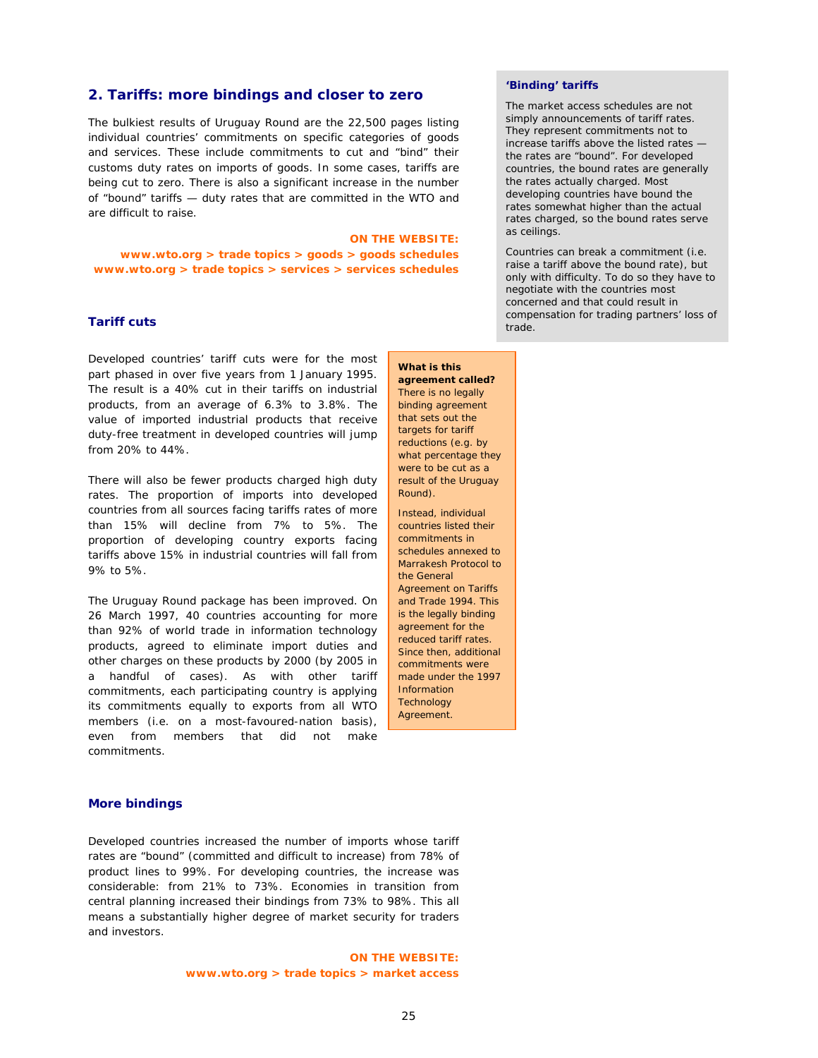## 2. Tariffs: more bindings and closer to zero

The bulkiest results of Uruguay Round are the 22,500 pages listing individual countries' commitments on specific categories of goods and services. These include commitments to cut and "bind" their customs duty rates on imports of goods. In some cases, tariffs are being cut to zero. There is also a significant increase in the number of "bound" tariffs — duty rates that are committed in the WTO and are difficult to raise.

**ON THE WEBSITE:**
**www.wto.org > trade topics > goods > goods schedules**
**www.wto.org > trade topics > services > services schedules**

**'Binding' tariffs**

The market access schedules are not simply announcements of tariff rates. They represent commitments not to increase tariffs above the listed rates — the rates are "bound". For developed countries, the bound rates are generally the rates actually charged. Most developing countries have bound the rates somewhat higher than the actual rates charged, so the bound rates serve as ceilings.

Countries can break a commitment (i.e. raise a tariff above the bound rate), but only with difficulty. To do so they have to negotiate with the countries most concerned and that could result in compensation for trading partners' loss of trade.

### Tariff cuts

Developed countries' tariff cuts were for the most part phased in over five years from 1 January 1995. The result is a 40% cut in their tariffs on industrial products, from an average of 6.3% to 3.8%. The value of imported industrial products that receive duty-free treatment in developed countries will jump from 20% to 44%.

There will also be fewer products charged high duty rates. The proportion of imports into developed countries from all sources facing tariffs rates of more than 15% will decline from 7% to 5%. The proportion of developing country exports facing tariffs above 15% in industrial countries will fall from 9% to 5%.

The Uruguay Round package has been improved. On 26 March 1997, 40 countries accounting for more than 92% of world trade in information technology products, agreed to eliminate import duties and other charges on these products by 2000 (by 2005 in a handful of cases). As with other tariff commitments, each participating country is applying its commitments equally to exports from all WTO members (i.e. on a most-favoured-nation basis), even from members that did not make commitments.

**What is this agreement called?**
There is no legally binding agreement that sets out the targets for tariff reductions (e.g. by what percentage they were to be cut as a result of the Uruguay Round).

Instead, individual countries listed their commitments in schedules annexed to Marrakesh Protocol to the General Agreement on Tariffs and Trade 1994. This is the legally binding agreement for the reduced tariff rates. Since then, additional commitments were made under the 1997 Information Technology Agreement.

### More bindings

Developed countries increased the number of imports whose tariff rates are "bound" (committed and difficult to increase) from 78% of product lines to 99%. For developing countries, the increase was considerable: from 21% to 73%. Economies in transition from central planning increased their bindings from 73% to 98%. This all means a substantially higher degree of market security for traders and investors.

**ON THE WEBSITE:**
**www.wto.org > trade topics > market access**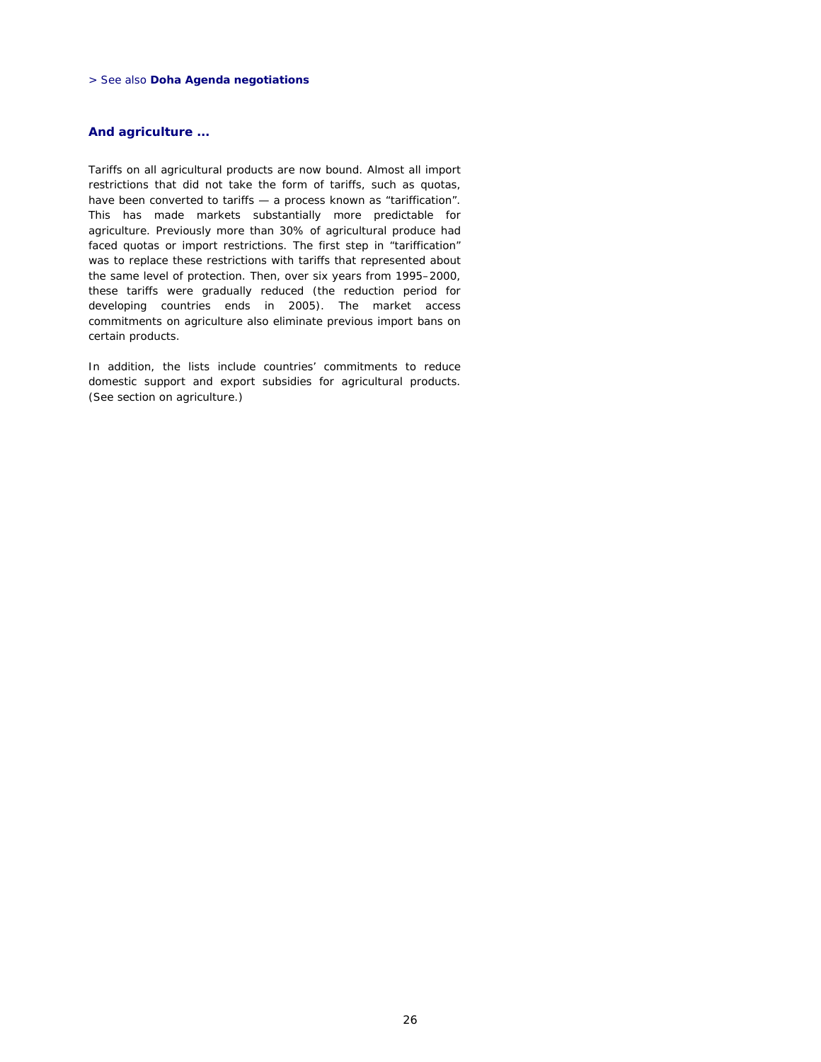> See also **Doha Agenda negotiations**

### And agriculture ...

Tariffs on all agricultural products are now bound. Almost all import restrictions that did not take the form of tariffs, such as quotas, have been converted to tariffs — a process known as "tariffication". This has made markets substantially more predictable for agriculture. Previously more than 30% of agricultural produce had faced quotas or import restrictions. The first step in "tariffication" was to replace these restrictions with tariffs that represented about the same level of protection. Then, over six years from 1995–2000, these tariffs were gradually reduced (the reduction period for developing countries ends in 2005). The market access commitments on agriculture also eliminate previous import bans on certain products.

In addition, the lists include countries' commitments to reduce domestic support and export subsidies for agricultural products. (See section on agriculture.)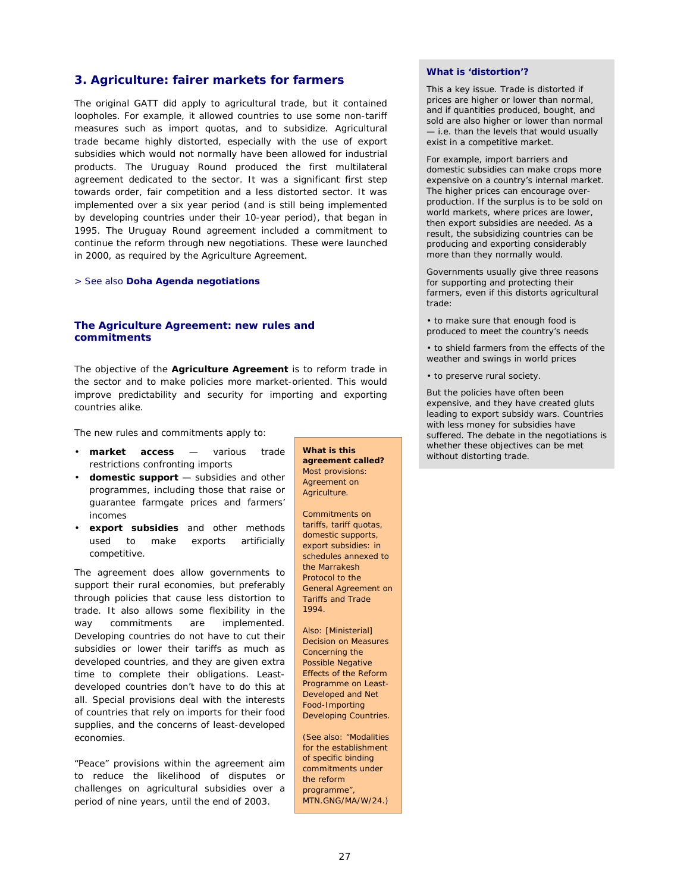## 3. Agriculture: fairer markets for farmers

The original GATT did apply to agricultural trade, but it contained loopholes. For example, it allowed countries to use some non-tariff measures such as import quotas, and to subsidize. Agricultural trade became highly distorted, especially with the use of export subsidies which would not normally have been allowed for industrial products. The Uruguay Round produced the first multilateral agreement dedicated to the sector. It was a significant first step towards order, fair competition and a less distorted sector. It was implemented over a six year period (and is still being implemented by developing countries under their 10-year period), that began in 1995. The Uruguay Round agreement included a commitment to continue the reform through new negotiations. These were launched in 2000, as required by the Agriculture Agreement.

> See also **Doha Agenda negotiations**

### The Agriculture Agreement: new rules and commitments

The objective of the **Agriculture Agreement** is to reform trade in the sector and to make policies more market-oriented. This would improve predictability and security for importing and exporting countries alike.

The new rules and commitments apply to:

- **market access** — various trade restrictions confronting imports
- **domestic support** — subsidies and other programmes, including those that raise or guarantee farmgate prices and farmers' incomes
- **export subsidies** and other methods used to make exports artificially competitive.

The agreement does allow governments to support their rural economies, but preferably through policies that cause less distortion to trade. It also allows some flexibility in the way commitments are implemented. Developing countries do not have to cut their subsidies or lower their tariffs as much as developed countries, and they are given extra time to complete their obligations. Least-developed countries don't have to do this at all. Special provisions deal with the interests of countries that rely on imports for their food supplies, and the concerns of least-developed economies.

"Peace" provisions within the agreement aim to reduce the likelihood of disputes or challenges on agricultural subsidies over a period of nine years, until the end of 2003.

**What is this agreement called?**
Most provisions: Agreement on Agriculture.

Commitments on tariffs, tariff quotas, domestic supports, export subsidies: in schedules annexed to the Marrakesh Protocol to the General Agreement on Tariffs and Trade 1994.

Also: [Ministerial] Decision on Measures Concerning the Possible Negative Effects of the Reform Programme on Least-Developed and Net Food-Importing Developing Countries.

(See also: "Modalities for the establishment of specific binding commitments under the reform programme", MTN.GNG/MA/W/24.)

**What is 'distortion'?**

This a key issue. Trade is distorted if prices are higher or lower than normal, and if quantities produced, bought, and sold are also higher or lower than normal — i.e. than the levels that would usually exist in a competitive market.

For example, import barriers and domestic subsidies can make crops more expensive on a country's internal market. The higher prices can encourage over-production. If the surplus is to be sold on world markets, where prices are lower, then export subsidies are needed. As a result, the subsidizing countries can be producing and exporting considerably more than they normally would.

Governments usually give three reasons for supporting and protecting their farmers, even if this distorts agricultural trade:

- to make sure that enough food is produced to meet the country's needs
- to shield farmers from the effects of the weather and swings in world prices
- to preserve rural society.

But the policies have often been expensive, and they have created gluts leading to export subsidy wars. Countries with less money for subsidies have suffered. The debate in the negotiations is whether these objectives can be met without distorting trade.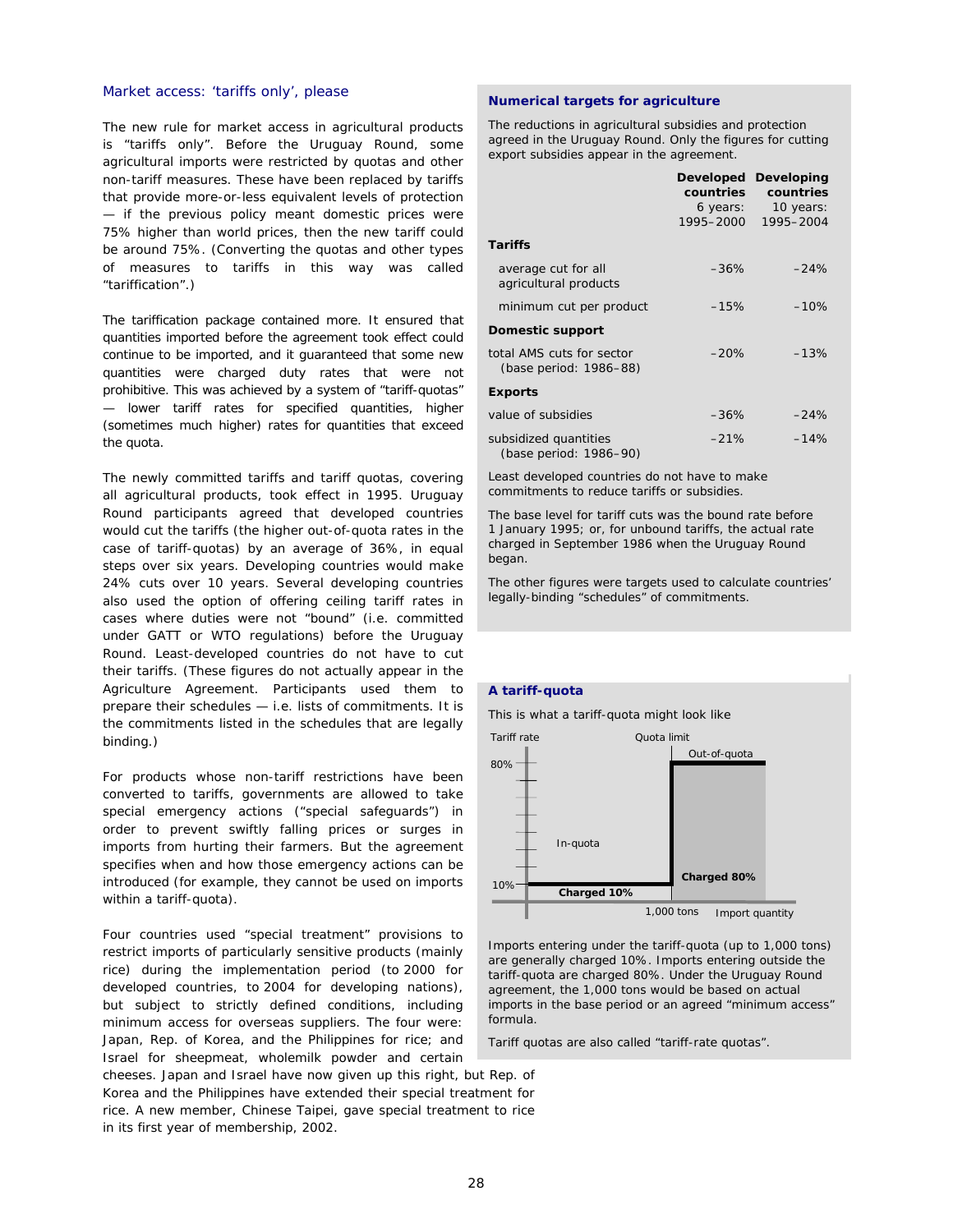## Market access: 'tariffs only', please

The new rule for market access in agricultural products is "tariffs only". Before the Uruguay Round, some agricultural imports were restricted by quotas and other non-tariff measures. These have been replaced by tariffs that provide more-or-less equivalent levels of protection — if the previous policy meant domestic prices were 75% higher than world prices, then the new tariff could be around 75%. (Converting the quotas and other types of measures to tariffs in this way was called "tariffication".)

The tariffication package contained more. It ensured that quantities imported before the agreement took effect could continue to be imported, and it guaranteed that some new quantities were charged duty rates that were not prohibitive. This was achieved by a system of "tariff-quotas" — lower tariff rates for specified quantities, higher (sometimes much higher) rates for quantities that exceed the quota.

The newly committed tariffs and tariff quotas, covering all agricultural products, took effect in 1995. Uruguay Round participants agreed that developed countries would cut the tariffs (the higher out-of-quota rates in the case of tariff-quotas) by an average of 36%, in equal steps over six years. Developing countries would make 24% cuts over 10 years. Several developing countries also used the option of offering ceiling tariff rates in cases where duties were not "bound" (i.e. committed under GATT or WTO regulations) before the Uruguay Round. Least-developed countries do not have to cut their tariffs. (These figures do not actually appear in the Agriculture Agreement. Participants used them to prepare their schedules — i.e. lists of commitments. It is the commitments listed in the schedules that are legally binding.)

For products whose non-tariff restrictions have been converted to tariffs, governments are allowed to take special emergency actions ("special safeguards") in order to prevent swiftly falling prices or surges in imports from hurting their farmers. But the agreement specifies when and how those emergency actions can be introduced (for example, they cannot be used on imports within a tariff-quota).

Four countries used "special treatment" provisions to restrict imports of particularly sensitive products (mainly rice) during the implementation period (to 2000 for developed countries, to 2004 for developing nations), but subject to strictly defined conditions, including minimum access for overseas suppliers. The four were: Japan, Rep. of Korea, and the Philippines for rice; and Israel for sheepmeat, wholemilk powder and certain cheeses. Japan and Israel have now given up this right, but Rep. of Korea and the Philippines have extended their special treatment for rice. A new member, Chinese Taipei, gave special treatment to rice in its first year of membership, 2002.

### Numerical targets for agriculture

The reductions in agricultural subsidies and protection agreed in the Uruguay Round. Only the figures for cutting export subsidies appear in the agreement.

| | **Developed countries** 6 years: 1995–2000 | **Developing countries** 10 years: 1995–2004 |
|---|---|---|
| **Tariffs** | | |
| average cut for all agricultural products | –36% | –24% |
| minimum cut per product | –15% | –10% |
| **Domestic support** | | |
| total AMS cuts for sector (base period: 1986–88) | –20% | –13% |
| **Exports** | | |
| value of subsidies | –36% | –24% |
| subsidized quantities (base period: 1986–90) | –21% | –14% |

Least developed countries do not have to make commitments to reduce tariffs or subsidies.

The base level for tariff cuts was the bound rate before 1 January 1995; or, for unbound tariffs, the actual rate charged in September 1986 when the Uruguay Round began.

The other figures were targets used to calculate countries' legally-binding "schedules" of commitments.

### A tariff-quota

This is what a tariff-quota might look like

Tariff rate
Quota limit
Out-of-quota
80%
In-quota
10%
Charged 10%
Charged 80%
1,000 tons
Import quantity

Imports entering under the tariff-quota (up to 1,000 tons) are generally charged 10%. Imports entering outside the tariff-quota are charged 80%. Under the Uruguay Round agreement, the 1,000 tons would be based on actual imports in the base period or an agreed "minimum access" formula.

Tariff quotas are also called "tariff-rate quotas".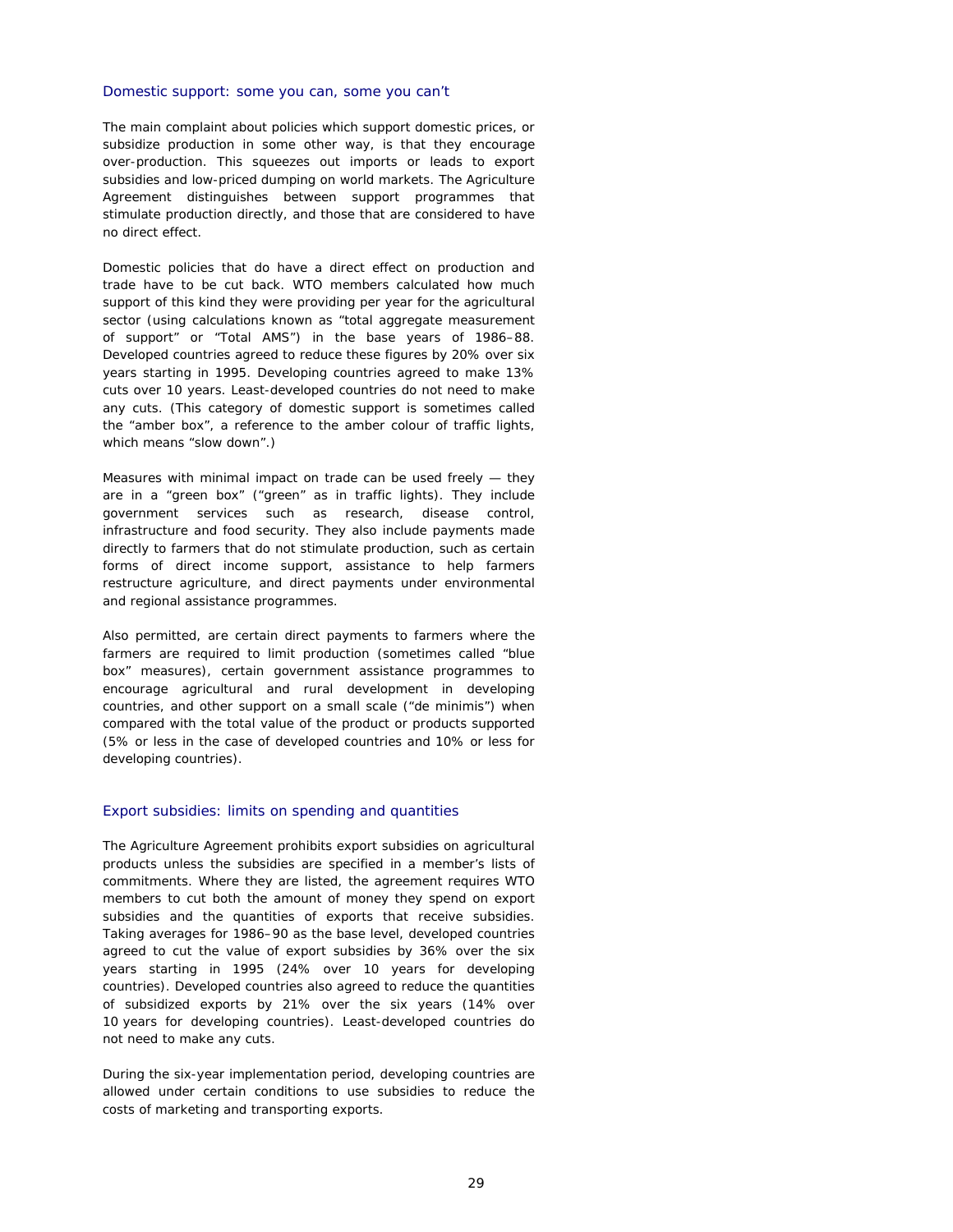### Domestic support: some you can, some you can't

The main complaint about policies which support domestic prices, or subsidize production in some other way, is that they encourage over-production. This squeezes out imports or leads to export subsidies and low-priced dumping on world markets. The Agriculture Agreement distinguishes between support programmes that stimulate production directly, and those that are considered to have no direct effect.

Domestic policies that do have a direct effect on production and trade have to be cut back. WTO members calculated how much support of this kind they were providing per year for the agricultural sector (using calculations known as "total aggregate measurement of support" or "Total AMS") in the base years of 1986–88. Developed countries agreed to reduce these figures by 20% over six years starting in 1995. Developing countries agreed to make 13% cuts over 10 years. Least-developed countries do not need to make any cuts. (This category of domestic support is sometimes called the "amber box", a reference to the amber colour of traffic lights, which means "slow down".)

Measures with minimal impact on trade can be used freely — they are in a "green box" ("green" as in traffic lights). They include government services such as research, disease control, infrastructure and food security. They also include payments made directly to farmers that do not stimulate production, such as certain forms of direct income support, assistance to help farmers restructure agriculture, and direct payments under environmental and regional assistance programmes.

Also permitted, are certain direct payments to farmers where the farmers are required to limit production (sometimes called "blue box" measures), certain government assistance programmes to encourage agricultural and rural development in developing countries, and other support on a small scale ("de minimis") when compared with the total value of the product or products supported (5% or less in the case of developed countries and 10% or less for developing countries).

### Export subsidies: limits on spending and quantities

The Agriculture Agreement prohibits export subsidies on agricultural products unless the subsidies are specified in a member's lists of commitments. Where they are listed, the agreement requires WTO members to cut both the amount of money they spend on export subsidies and the quantities of exports that receive subsidies. Taking averages for 1986–90 as the base level, developed countries agreed to cut the value of export subsidies by 36% over the six years starting in 1995 (24% over 10 years for developing countries). Developed countries also agreed to reduce the quantities of subsidized exports by 21% over the six years (14% over 10 years for developing countries). Least-developed countries do not need to make any cuts.

During the six-year implementation period, developing countries are allowed under certain conditions to use subsidies to reduce the costs of marketing and transporting exports.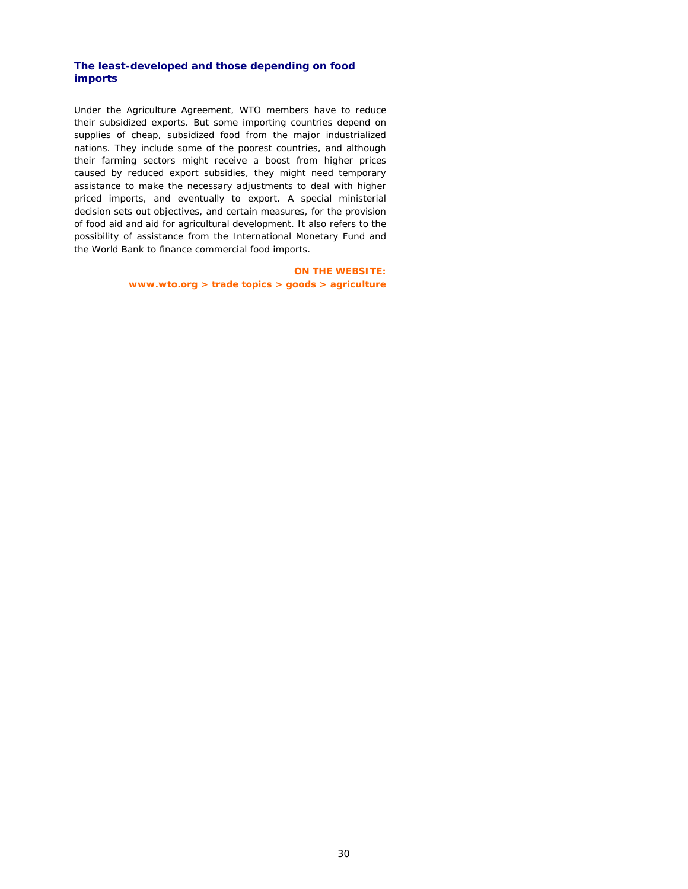### The least-developed and those depending on food imports

Under the Agriculture Agreement, WTO members have to reduce their subsidized exports. But some importing countries depend on supplies of cheap, subsidized food from the major industrialized nations. They include some of the poorest countries, and although their farming sectors might receive a boost from higher prices caused by reduced export subsidies, they might need temporary assistance to make the necessary adjustments to deal with higher priced imports, and eventually to export. A special ministerial decision sets out objectives, and certain measures, for the provision of food aid and aid for agricultural development. It also refers to the possibility of assistance from the International Monetary Fund and the World Bank to finance commercial food imports.

**ON THE WEBSITE:**
**www.wto.org > trade topics > goods > agriculture**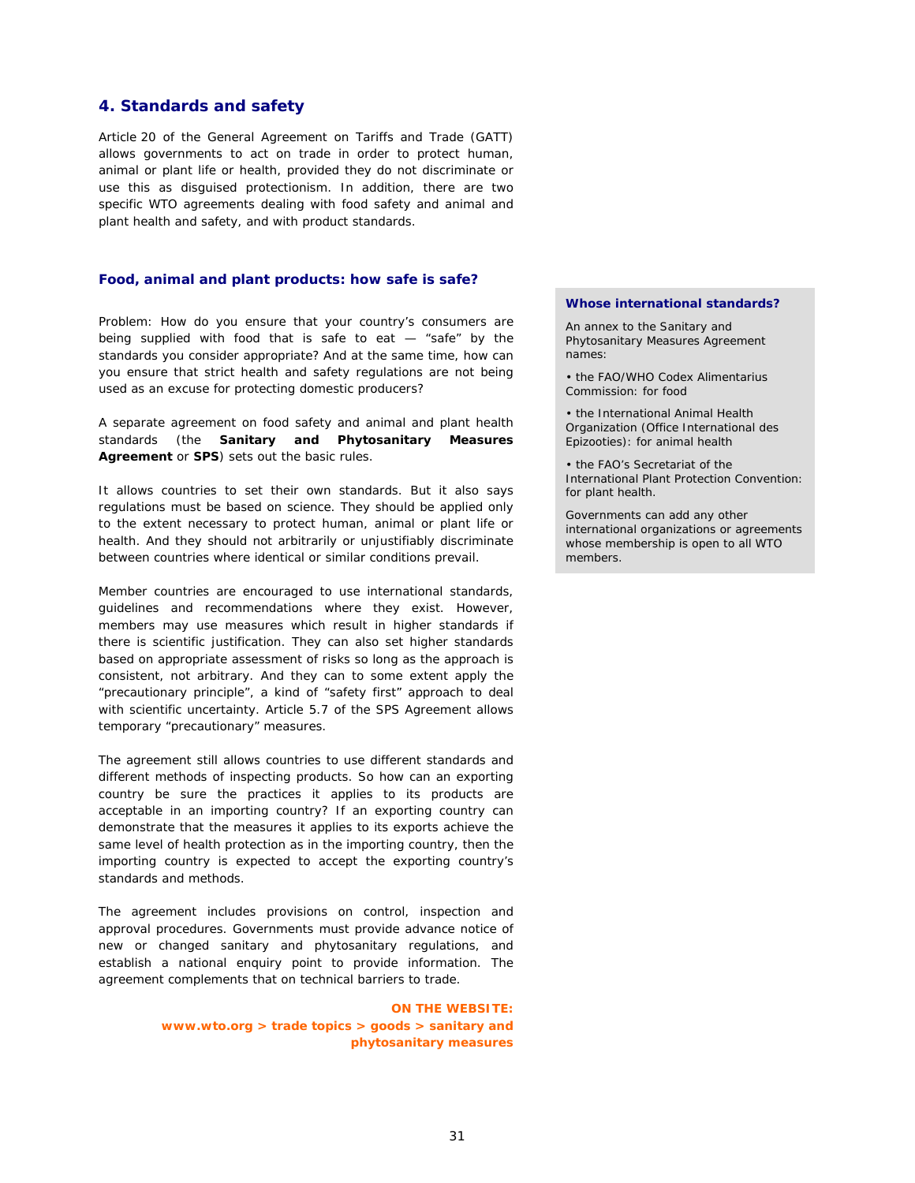## 4. Standards and safety

Article 20 of the General Agreement on Tariffs and Trade (GATT) allows governments to act on trade in order to protect human, animal or plant life or health, provided they do not discriminate or use this as disguised protectionism. In addition, there are two specific WTO agreements dealing with food safety and animal and plant health and safety, and with product standards.

### Food, animal and plant products: how safe is safe?

Problem: How do you ensure that your country's consumers are being supplied with food that is safe to eat — "safe" by the standards you consider appropriate? And at the same time, how can you ensure that strict health and safety regulations are not being used as an excuse for protecting domestic producers?

A separate agreement on food safety and animal and plant health standards (the **Sanitary and Phytosanitary Measures Agreement** or **SPS**) sets out the basic rules.

It allows countries to set their own standards. But it also says regulations must be based on science. They should be applied only to the extent necessary to protect human, animal or plant life or health. And they should not arbitrarily or unjustifiably discriminate between countries where identical or similar conditions prevail.

Member countries are encouraged to use international standards, guidelines and recommendations where they exist. However, members may use measures which result in higher standards if there is scientific justification. They can also set higher standards based on appropriate assessment of risks so long as the approach is consistent, not arbitrary. And they can to some extent apply the "precautionary principle", a kind of "safety first" approach to deal with scientific uncertainty. Article 5.7 of the SPS Agreement allows temporary "precautionary" measures.

The agreement still allows countries to use different standards and different methods of inspecting products. So how can an exporting country be sure the practices it applies to its products are acceptable in an importing country? If an exporting country can demonstrate that the measures it applies to its exports achieve the same level of health protection as in the importing country, then the importing country is expected to accept the exporting country's standards and methods.

The agreement includes provisions on control, inspection and approval procedures. Governments must provide advance notice of new or changed sanitary and phytosanitary regulations, and establish a national enquiry point to provide information. The agreement complements that on technical barriers to trade.

**ON THE WEBSITE:**
**www.wto.org > trade topics > goods > sanitary and phytosanitary measures**

**Whose international standards?**

An annex to the Sanitary and Phytosanitary Measures Agreement names:

- the FAO/WHO Codex Alimentarius Commission: for food
- the International Animal Health Organization (Office International des Epizooties): for animal health
- the FAO's Secretariat of the International Plant Protection Convention: for plant health.

Governments can add any other international organizations or agreements whose membership is open to all WTO members.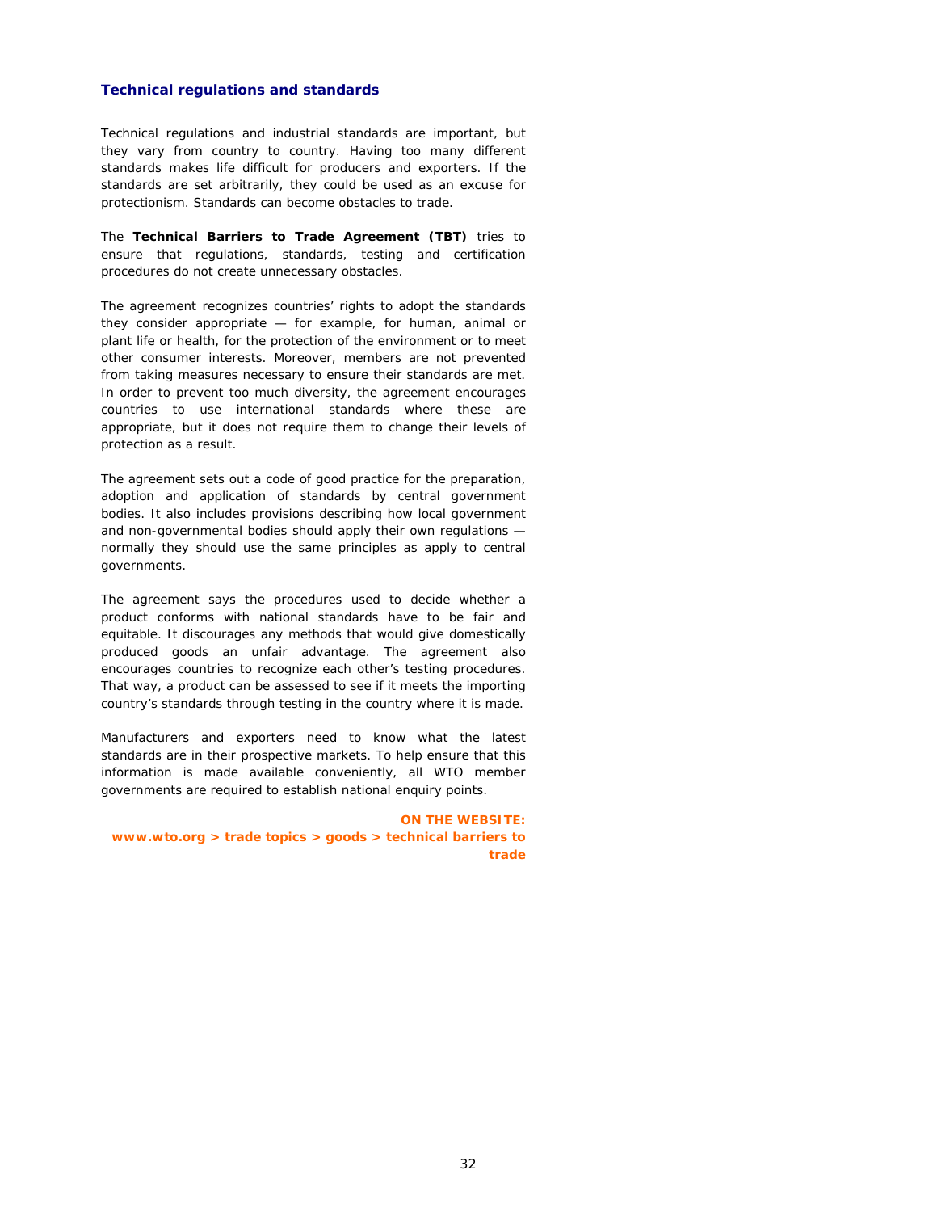### Technical regulations and standards

Technical regulations and industrial standards are important, but they vary from country to country. Having too many different standards makes life difficult for producers and exporters. If the standards are set arbitrarily, they could be used as an excuse for protectionism. Standards can become obstacles to trade.

The **Technical Barriers to Trade Agreement (TBT)** tries to ensure that regulations, standards, testing and certification procedures do not create unnecessary obstacles.

The agreement recognizes countries' rights to adopt the standards they consider appropriate — for example, for human, animal or plant life or health, for the protection of the environment or to meet other consumer interests. Moreover, members are not prevented from taking measures necessary to ensure their standards are met. In order to prevent too much diversity, the agreement encourages countries to use international standards where these are appropriate, but it does not require them to change their levels of protection as a result.

The agreement sets out a code of good practice for the preparation, adoption and application of standards by central government bodies. It also includes provisions describing how local government and non-governmental bodies should apply their own regulations — normally they should use the same principles as apply to central governments.

The agreement says the procedures used to decide whether a product conforms with national standards have to be fair and equitable. It discourages any methods that would give domestically produced goods an unfair advantage. The agreement also encourages countries to recognize each other's testing procedures. That way, a product can be assessed to see if it meets the importing country's standards through testing in the country where it is made.

Manufacturers and exporters need to know what the latest standards are in their prospective markets. To help ensure that this information is made available conveniently, all WTO member governments are required to establish national enquiry points.

**ON THE WEBSITE:**
**www.wto.org > trade topics > goods > technical barriers to trade**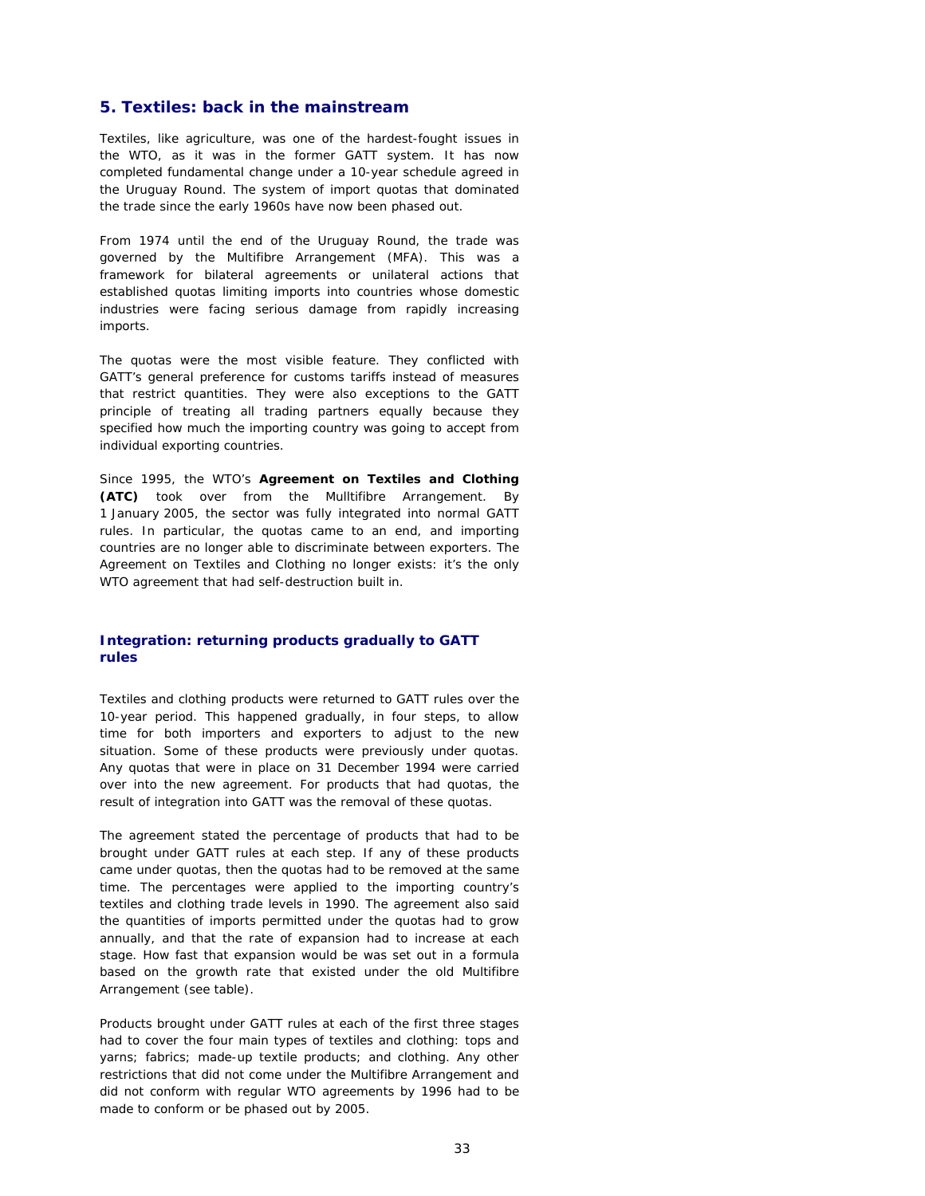## 5. Textiles: back in the mainstream

Textiles, like agriculture, was one of the hardest-fought issues in the WTO, as it was in the former GATT system. It has now completed fundamental change under a 10-year schedule agreed in the Uruguay Round. The system of import quotas that dominated the trade since the early 1960s have now been phased out.

From 1974 until the end of the Uruguay Round, the trade was governed by the Multifibre Arrangement (MFA). This was a framework for bilateral agreements or unilateral actions that established quotas limiting imports into countries whose domestic industries were facing serious damage from rapidly increasing imports.

The quotas were the most visible feature. They conflicted with GATT's general preference for customs tariffs instead of measures that restrict quantities. They were also exceptions to the GATT principle of treating all trading partners equally because they specified how much the importing country was going to accept from individual exporting countries.

Since 1995, the WTO's **Agreement on Textiles and Clothing (ATC)** took over from the Mulltifibre Arrangement. By 1 January 2005, the sector was fully integrated into normal GATT rules. In particular, the quotas came to an end, and importing countries are no longer able to discriminate between exporters. The Agreement on Textiles and Clothing no longer exists: it's the only WTO agreement that had self-destruction built in.

### Integration: returning products gradually to GATT rules

Textiles and clothing products were returned to GATT rules over the 10-year period. This happened gradually, in four steps, to allow time for both importers and exporters to adjust to the new situation. Some of these products were previously under quotas. Any quotas that were in place on 31 December 1994 were carried over into the new agreement. For products that had quotas, the result of integration into GATT was the removal of these quotas.

The agreement stated the percentage of products that had to be brought under GATT rules at each step. If any of these products came under quotas, then the quotas had to be removed at the same time. The percentages were applied to the importing country's textiles and clothing trade levels in 1990. The agreement also said the quantities of imports permitted under the quotas had to grow annually, and that the rate of expansion had to increase at each stage. How fast that expansion would be was set out in a formula based on the growth rate that existed under the old Multifibre Arrangement (see table).

Products brought under GATT rules at each of the first three stages had to cover the four main types of textiles and clothing: tops and yarns; fabrics; made-up textile products; and clothing. Any other restrictions that did not come under the Multifibre Arrangement and did not conform with regular WTO agreements by 1996 had to be made to conform or be phased out by 2005.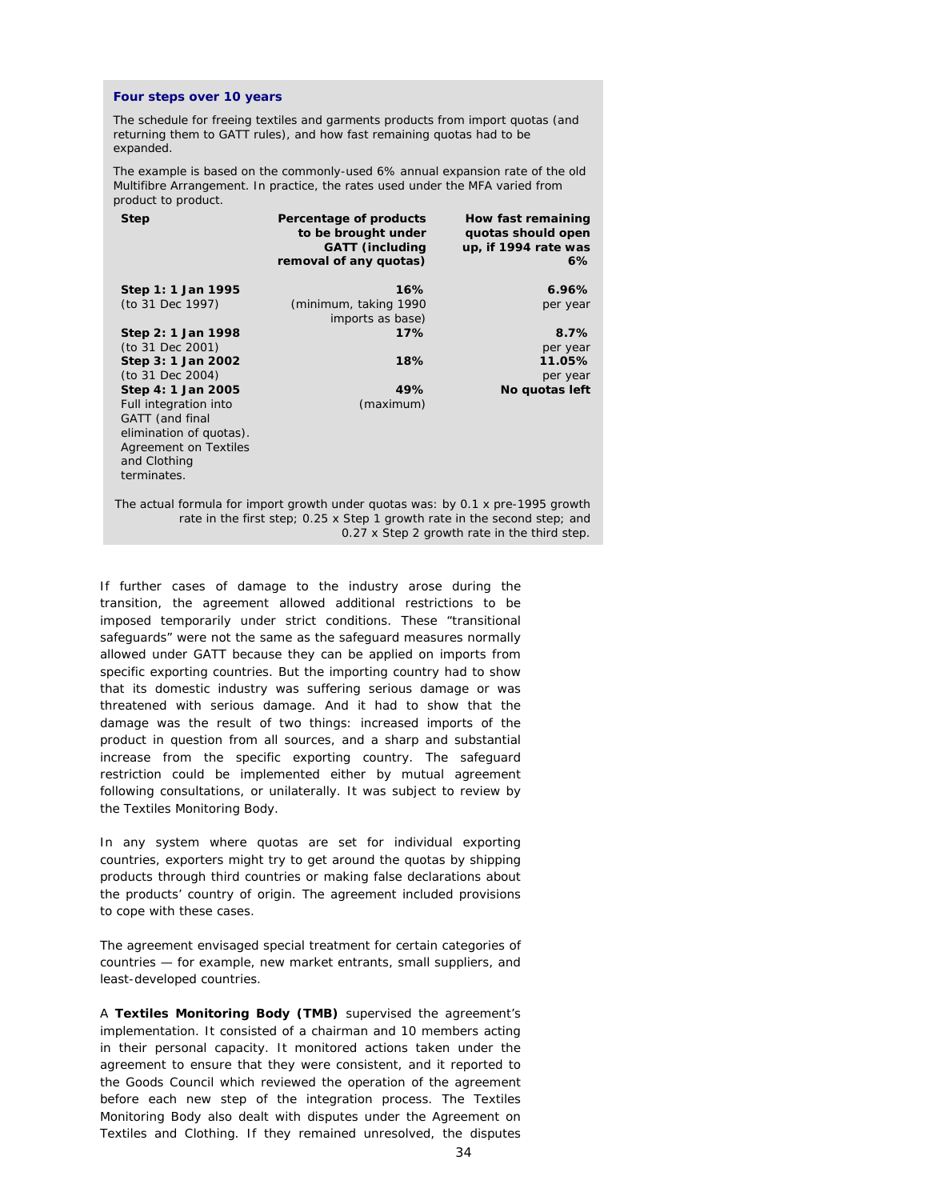### Four steps over 10 years

The schedule for freeing textiles and garments products from import quotas (and returning them to GATT rules), and how fast remaining quotas had to be expanded.

The example is based on the commonly-used 6% annual expansion rate of the old Multifibre Arrangement. In practice, the rates used under the MFA varied from product to product.

| Step | Percentage of products to be brought under GATT (including removal of any quotas) | How fast remaining quotas should open up, if 1994 rate was 6% |
|---|---|---|
| **Step 1: 1 Jan 1995** (to 31 Dec 1997) | **16%** (minimum, taking 1990 imports as base) | **6.96%** per year |
| **Step 2: 1 Jan 1998** (to 31 Dec 2001) | **17%** | **8.7%** per year |
| **Step 3: 1 Jan 2002** (to 31 Dec 2004) | **18%** | **11.05%** per year |
| **Step 4: 1 Jan 2005** Full integration into GATT (and final elimination of quotas). Agreement on Textiles and Clothing terminates. | **49%** (maximum) | **No quotas left** |

The actual formula for import growth under quotas was: by 0.1 x pre-1995 growth rate in the first step; 0.25 x Step 1 growth rate in the second step; and 0.27 x Step 2 growth rate in the third step.

If further cases of damage to the industry arose during the transition, the agreement allowed additional restrictions to be imposed temporarily under strict conditions. These "transitional safeguards" were not the same as the safeguard measures normally allowed under GATT because they can be applied on imports from specific exporting countries. But the importing country had to show that its domestic industry was suffering serious damage or was threatened with serious damage. And it had to show that the damage was the result of two things: increased imports of the product in question from all sources, and a sharp and substantial increase from the specific exporting country. The safeguard restriction could be implemented either by mutual agreement following consultations, or unilaterally. It was subject to review by the Textiles Monitoring Body.

In any system where quotas are set for individual exporting countries, exporters might try to get around the quotas by shipping products through third countries or making false declarations about the products' country of origin. The agreement included provisions to cope with these cases.

The agreement envisaged special treatment for certain categories of countries — for example, new market entrants, small suppliers, and least-developed countries.

A **Textiles Monitoring Body (TMB)** supervised the agreement's implementation. It consisted of a chairman and 10 members acting in their personal capacity. It monitored actions taken under the agreement to ensure that they were consistent, and it reported to the Goods Council which reviewed the operation of the agreement before each new step of the integration process. The Textiles Monitoring Body also dealt with disputes under the Agreement on Textiles and Clothing. If they remained unresolved, the disputes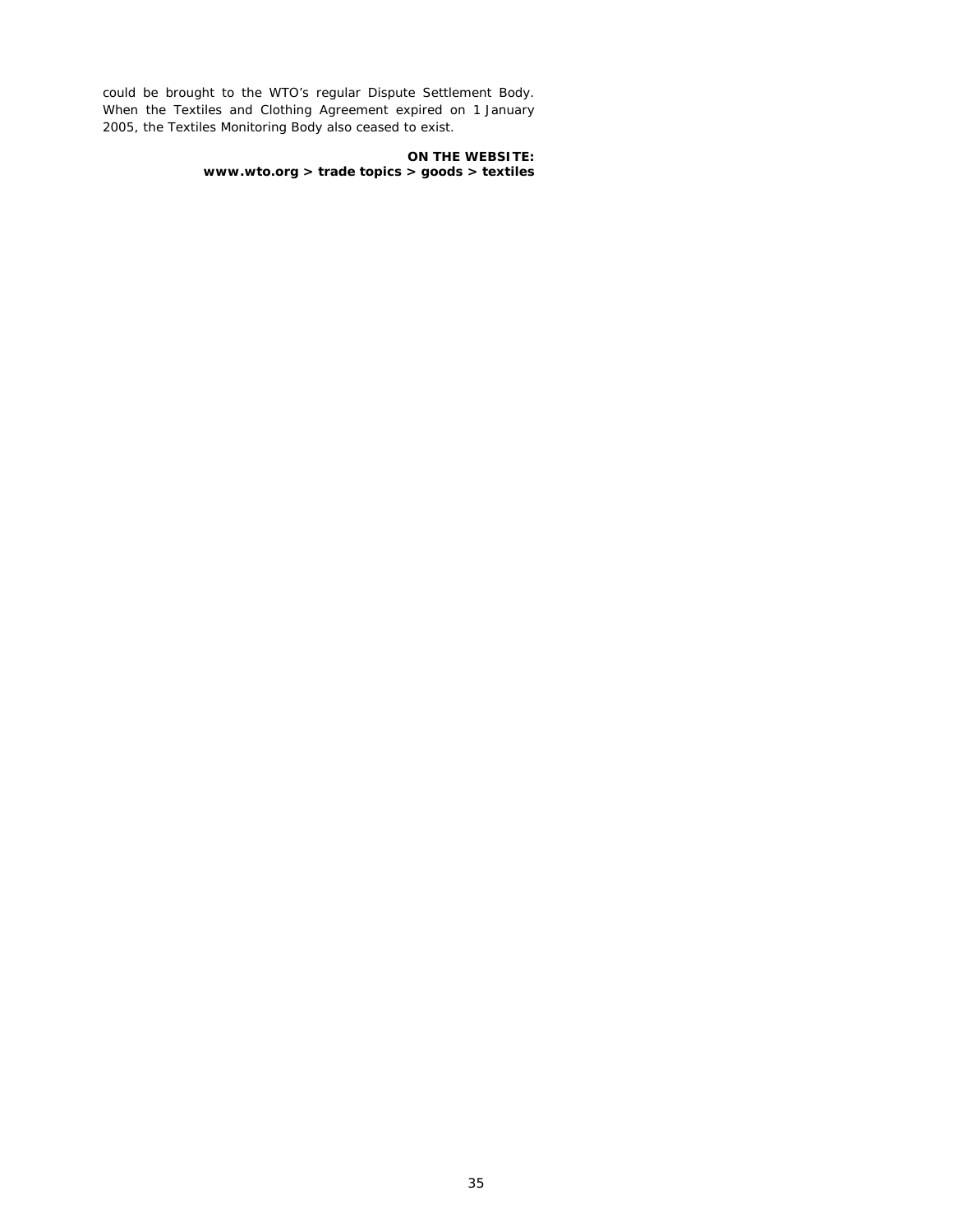could be brought to the WTO's regular Dispute Settlement Body. When the Textiles and Clothing Agreement expired on 1 January 2005, the Textiles Monitoring Body also ceased to exist.

**ON THE WEBSITE:**
**www.wto.org > trade topics > goods > textiles**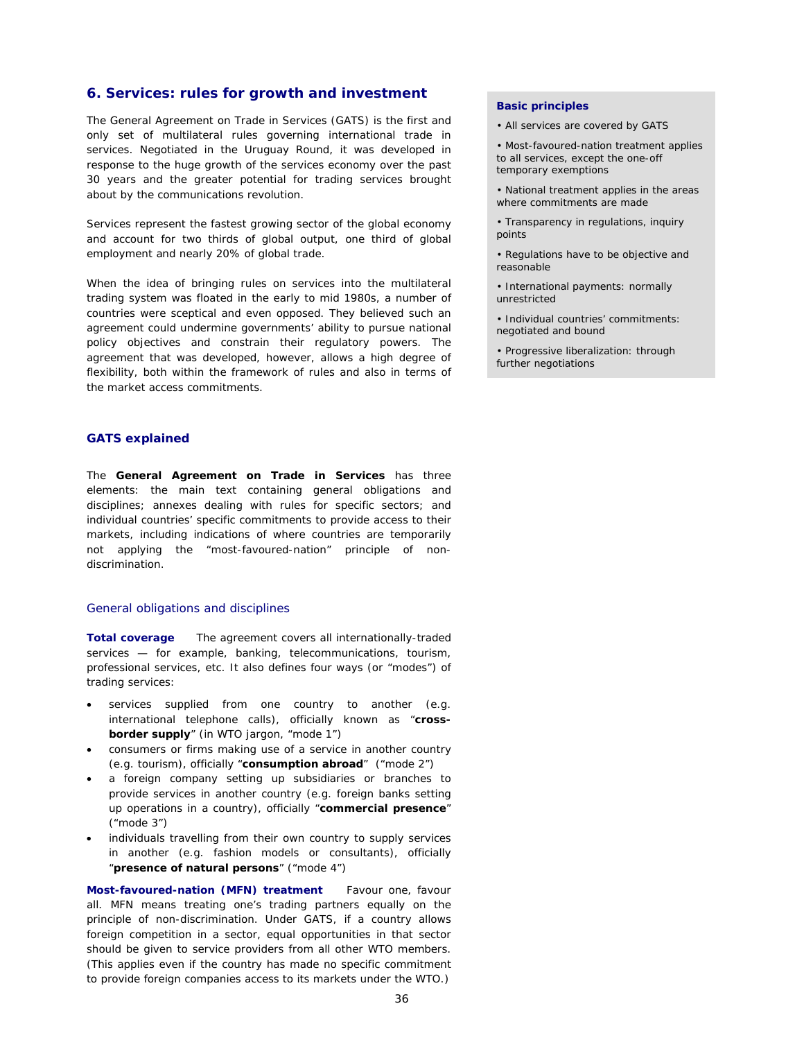## 6. Services: rules for growth and investment

The General Agreement on Trade in Services (GATS) is the first and only set of multilateral rules governing international trade in services. Negotiated in the Uruguay Round, it was developed in response to the huge growth of the services economy over the past 30 years and the greater potential for trading services brought about by the communications revolution.

Services represent the fastest growing sector of the global economy and account for two thirds of global output, one third of global employment and nearly 20% of global trade.

When the idea of bringing rules on services into the multilateral trading system was floated in the early to mid 1980s, a number of countries were sceptical and even opposed. They believed such an agreement could undermine governments' ability to pursue national policy objectives and constrain their regulatory powers. The agreement that was developed, however, allows a high degree of flexibility, both within the framework of rules and also in terms of the market access commitments.

**Basic principles**

- All services are covered by GATS
- Most-favoured-nation treatment applies to all services, except the one-off temporary exemptions
- National treatment applies in the areas where commitments are made
- Transparency in regulations, inquiry points
- Regulations have to be objective and reasonable
- International payments: normally unrestricted
- Individual countries' commitments: negotiated and bound
- Progressive liberalization: through further negotiations

### GATS explained

The **General Agreement on Trade in Services** has three elements: the main text containing general obligations and disciplines; annexes dealing with rules for specific sectors; and individual countries' specific commitments to provide access to their markets, including indications of where countries are temporarily not applying the "most-favoured-nation" principle of non-discrimination.

#### General obligations and disciplines

**Total coverage** The agreement covers all internationally-traded services — for example, banking, telecommunications, tourism, professional services, etc. It also defines four ways (or "modes") of trading services:

- services supplied from one country to another (e.g. international telephone calls), officially known as "**cross-border supply**" (in WTO jargon, "mode 1")
- consumers or firms making use of a service in another country (e.g. tourism), officially "**consumption abroad**" ("mode 2")
- a foreign company setting up subsidiaries or branches to provide services in another country (e.g. foreign banks setting up operations in a country), officially "**commercial presence**" ("mode 3")
- individuals travelling from their own country to supply services in another (e.g. fashion models or consultants), officially "**presence of natural persons**" ("mode 4")

**Most-favoured-nation (MFN) treatment** Favour one, favour all. MFN means treating one's trading partners equally on the principle of non-discrimination. Under GATS, if a country allows foreign competition in a sector, equal opportunities in that sector should be given to service providers from all other WTO members. (This applies even if the country has made no specific commitment to provide foreign companies access to its markets under the WTO.)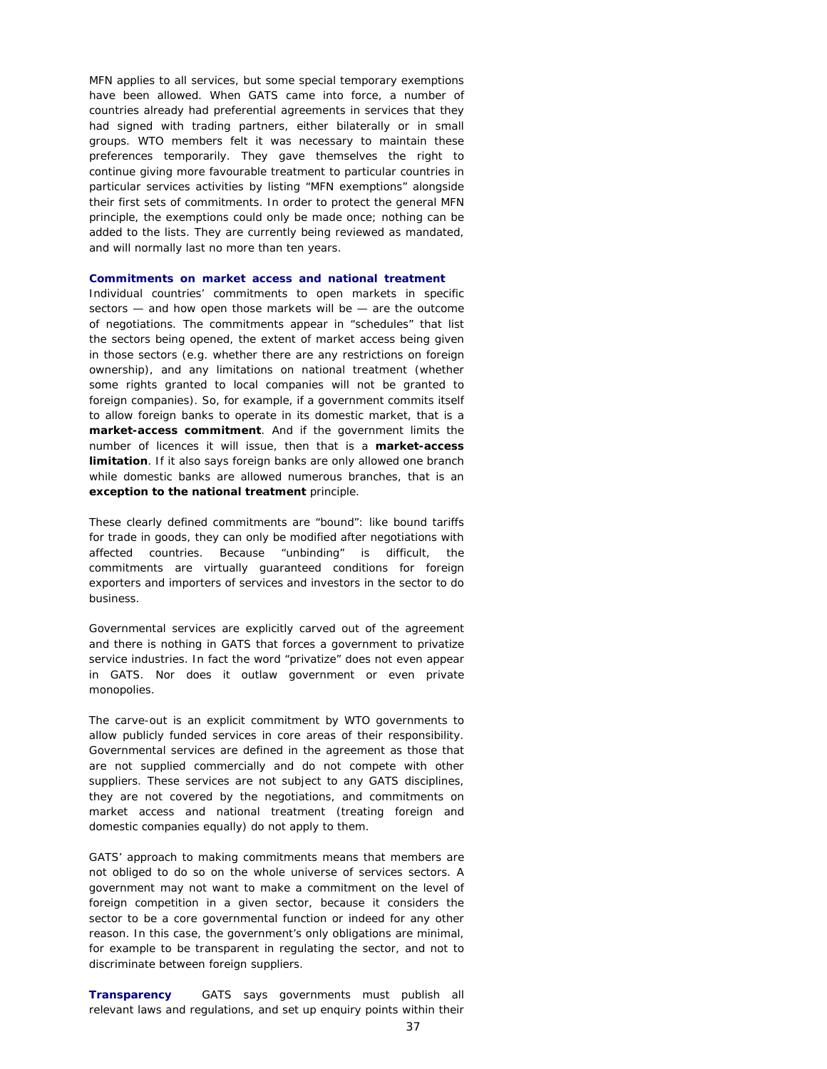MFN applies to all services, but some special temporary exemptions have been allowed. When GATS came into force, a number of countries already had preferential agreements in services that they had signed with trading partners, either bilaterally or in small groups. WTO members felt it was necessary to maintain these preferences temporarily. They gave themselves the right to continue giving more favourable treatment to particular countries in particular services activities by listing "MFN exemptions" alongside their first sets of commitments. In order to protect the general MFN principle, the exemptions could only be made once; nothing can be added to the lists. They are currently being reviewed as mandated, and will normally last no more than ten years.

**Commitments on market access and national treatment**
Individual countries' commitments to open markets in specific sectors — and how open those markets will be — are the outcome of negotiations. The commitments appear in "schedules" that list the sectors being opened, the extent of market access being given in those sectors (e.g. whether there are any restrictions on foreign ownership), and any limitations on national treatment (whether some rights granted to local companies will not be granted to foreign companies). So, for example, if a government commits itself to allow foreign banks to operate in its domestic market, that is a **market-access commitment**. And if the government limits the number of licences it will issue, then that is a **market-access limitation**. If it also says foreign banks are only allowed one branch while domestic banks are allowed numerous branches, that is an **exception to the national treatment** principle.

These clearly defined commitments are "bound": like bound tariffs for trade in goods, they can only be modified after negotiations with affected countries. Because "unbinding" is difficult, the commitments are virtually guaranteed conditions for foreign exporters and importers of services and investors in the sector to do business.

Governmental services are explicitly carved out of the agreement and there is nothing in GATS that forces a government to privatize service industries. In fact the word "privatize" does not even appear in GATS. Nor does it outlaw government or even private monopolies.

The carve-out is an explicit commitment by WTO governments to allow publicly funded services in core areas of their responsibility. Governmental services are defined in the agreement as those that are not supplied commercially and do not compete with other suppliers. These services are not subject to any GATS disciplines, they are not covered by the negotiations, and commitments on market access and national treatment (treating foreign and domestic companies equally) do not apply to them.

GATS' approach to making commitments means that members are not obliged to do so on the whole universe of services sectors. A government may not want to make a commitment on the level of foreign competition in a given sector, because it considers the sector to be a core governmental function or indeed for any other reason. In this case, the government's only obligations are minimal, for example to be transparent in regulating the sector, and not to discriminate between foreign suppliers.

**Transparency** GATS says governments must publish all relevant laws and regulations, and set up enquiry points within their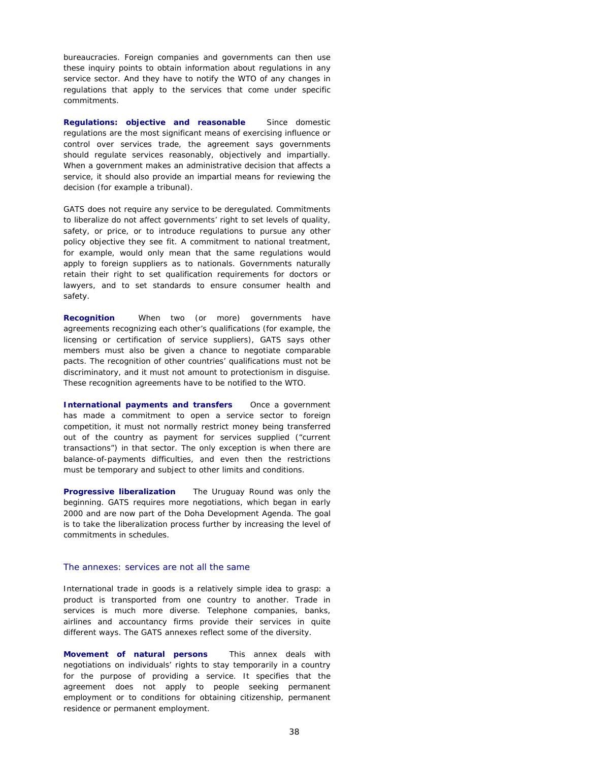bureaucracies. Foreign companies and governments can then use these inquiry points to obtain information about regulations in any service sector. And they have to notify the WTO of any changes in regulations that apply to the services that come under specific commitments.

**Regulations: objective and reasonable** Since domestic regulations are the most significant means of exercising influence or control over services trade, the agreement says governments should regulate services reasonably, objectively and impartially. When a government makes an administrative decision that affects a service, it should also provide an impartial means for reviewing the decision (for example a tribunal).

GATS does not require any service to be deregulated. Commitments to liberalize do not affect governments' right to set levels of quality, safety, or price, or to introduce regulations to pursue any other policy objective they see fit. A commitment to national treatment, for example, would only mean that the same regulations would apply to foreign suppliers as to nationals. Governments naturally retain their right to set qualification requirements for doctors or lawyers, and to set standards to ensure consumer health and safety.

**Recognition** When two (or more) governments have agreements recognizing each other's qualifications (for example, the licensing or certification of service suppliers), GATS says other members must also be given a chance to negotiate comparable pacts. The recognition of other countries' qualifications must not be discriminatory, and it must not amount to protectionism in disguise. These recognition agreements have to be notified to the WTO.

**International payments and transfers** Once a government has made a commitment to open a service sector to foreign competition, it must not normally restrict money being transferred out of the country as payment for services supplied ("current transactions") in that sector. The only exception is when there are balance-of-payments difficulties, and even then the restrictions must be temporary and subject to other limits and conditions.

**Progressive liberalization** The Uruguay Round was only the beginning. GATS requires more negotiations, which began in early 2000 and are now part of the Doha Development Agenda. The goal is to take the liberalization process further by increasing the level of commitments in schedules.

## The annexes: services are not all the same

International trade in goods is a relatively simple idea to grasp: a product is transported from one country to another. Trade in services is much more diverse. Telephone companies, banks, airlines and accountancy firms provide their services in quite different ways. The GATS annexes reflect some of the diversity.

**Movement of natural persons** This annex deals with negotiations on individuals' rights to stay temporarily in a country for the purpose of providing a service. It specifies that the agreement does not apply to people seeking permanent employment or to conditions for obtaining citizenship, permanent residence or permanent employment.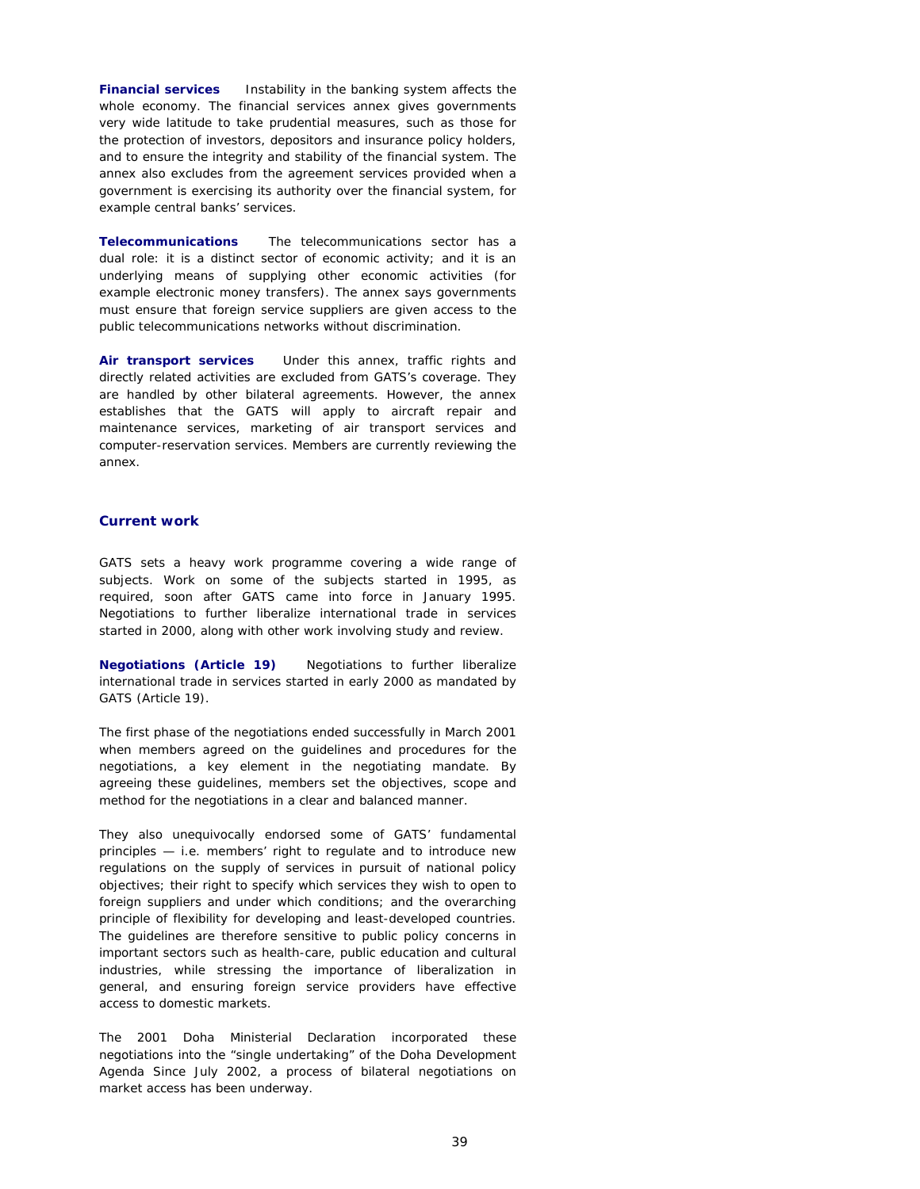**Financial services** Instability in the banking system affects the whole economy. The financial services annex gives governments very wide latitude to take prudential measures, such as those for the protection of investors, depositors and insurance policy holders, and to ensure the integrity and stability of the financial system. The annex also excludes from the agreement services provided when a government is exercising its authority over the financial system, for example central banks' services.

**Telecommunications** The telecommunications sector has a dual role: it is a distinct sector of economic activity; and it is an underlying means of supplying other economic activities (for example electronic money transfers). The annex says governments must ensure that foreign service suppliers are given access to the public telecommunications networks without discrimination.

**Air transport services** Under this annex, traffic rights and directly related activities are excluded from GATS's coverage. They are handled by other bilateral agreements. However, the annex establishes that the GATS will apply to aircraft repair and maintenance services, marketing of air transport services and computer-reservation services. Members are currently reviewing the annex.

## Current work

GATS sets a heavy work programme covering a wide range of subjects. Work on some of the subjects started in 1995, as required, soon after GATS came into force in January 1995. Negotiations to further liberalize international trade in services started in 2000, along with other work involving study and review.

**Negotiations (Article 19)** Negotiations to further liberalize international trade in services started in early 2000 as mandated by GATS (Article 19).

The first phase of the negotiations ended successfully in March 2001 when members agreed on the guidelines and procedures for the negotiations, a key element in the negotiating mandate. By agreeing these guidelines, members set the objectives, scope and method for the negotiations in a clear and balanced manner.

They also unequivocally endorsed some of GATS' fundamental principles — i.e. members' right to regulate and to introduce new regulations on the supply of services in pursuit of national policy objectives; their right to specify which services they wish to open to foreign suppliers and under which conditions; and the overarching principle of flexibility for developing and least-developed countries. The guidelines are therefore sensitive to public policy concerns in important sectors such as health-care, public education and cultural industries, while stressing the importance of liberalization in general, and ensuring foreign service providers have effective access to domestic markets.

The 2001 Doha Ministerial Declaration incorporated these negotiations into the "single undertaking" of the Doha Development Agenda Since July 2002, a process of bilateral negotiations on market access has been underway.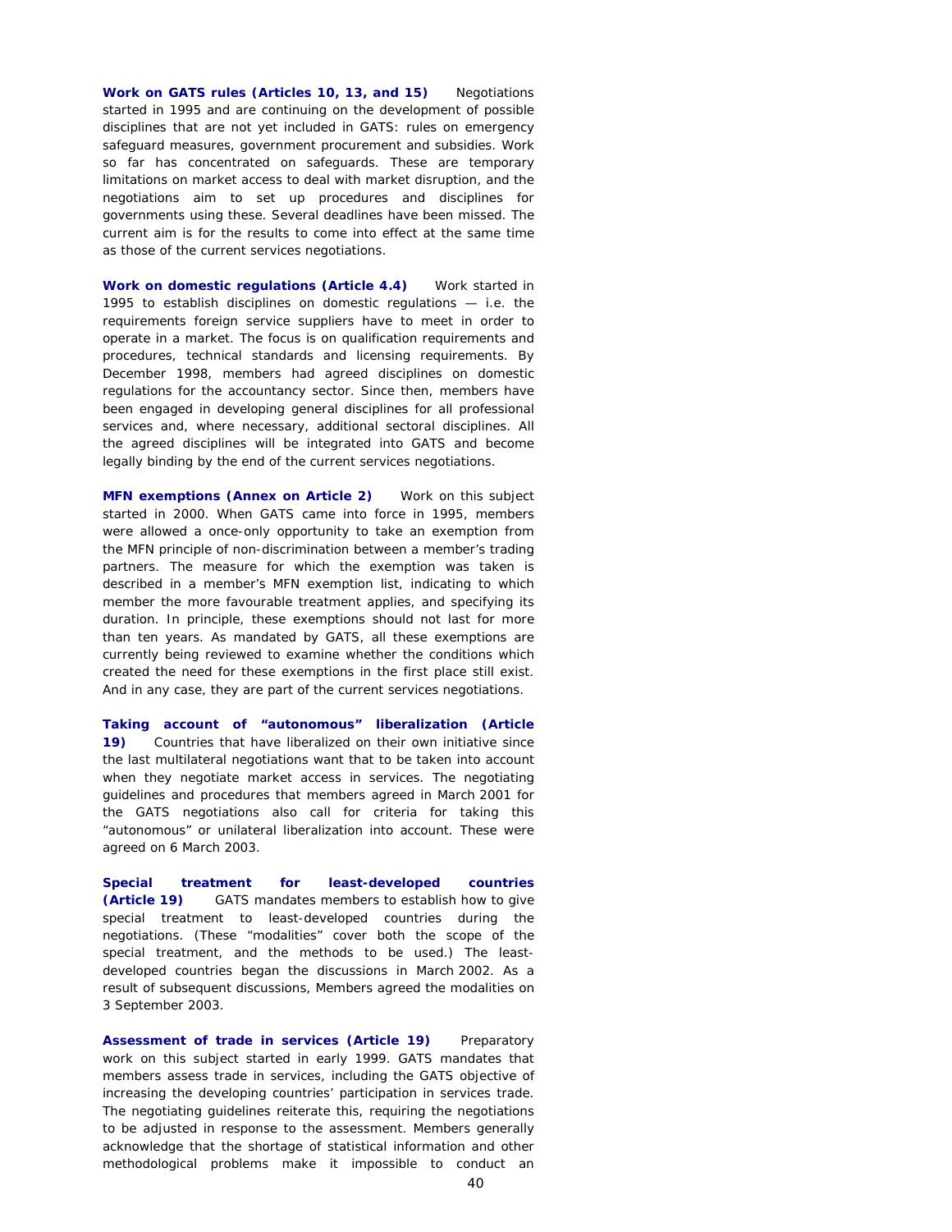**Work on GATS rules (Articles 10, 13, and 15)** Negotiations started in 1995 and are continuing on the development of possible disciplines that are not yet included in GATS: rules on emergency safeguard measures, government procurement and subsidies. Work so far has concentrated on safeguards. These are temporary limitations on market access to deal with market disruption, and the negotiations aim to set up procedures and disciplines for governments using these. Several deadlines have been missed. The current aim is for the results to come into effect at the same time as those of the current services negotiations.

**Work on domestic regulations (Article 4.4)** Work started in 1995 to establish disciplines on domestic regulations — i.e. the requirements foreign service suppliers have to meet in order to operate in a market. The focus is on qualification requirements and procedures, technical standards and licensing requirements. By December 1998, members had agreed disciplines on domestic regulations for the accountancy sector. Since then, members have been engaged in developing general disciplines for all professional services and, where necessary, additional sectoral disciplines. All the agreed disciplines will be integrated into GATS and become legally binding by the end of the current services negotiations.

**MFN exemptions (Annex on Article 2)** Work on this subject started in 2000. When GATS came into force in 1995, members were allowed a once-only opportunity to take an exemption from the MFN principle of non-discrimination between a member's trading partners. The measure for which the exemption was taken is described in a member's MFN exemption list, indicating to which member the more favourable treatment applies, and specifying its duration. In principle, these exemptions should not last for more than ten years. As mandated by GATS, all these exemptions are currently being reviewed to examine whether the conditions which created the need for these exemptions in the first place still exist. And in any case, they are part of the current services negotiations.

**Taking account of "autonomous" liberalization (Article 19)** Countries that have liberalized on their own initiative since the last multilateral negotiations want that to be taken into account when they negotiate market access in services. The negotiating guidelines and procedures that members agreed in March 2001 for the GATS negotiations also call for criteria for taking this "autonomous" or unilateral liberalization into account. These were agreed on 6 March 2003.

**Special treatment for least-developed countries (Article 19)** GATS mandates members to establish how to give special treatment to least-developed countries during the negotiations. (These "modalities" cover both the scope of the special treatment, and the methods to be used.) The least-developed countries began the discussions in March 2002. As a result of subsequent discussions, Members agreed the modalities on 3 September 2003.

**Assessment of trade in services (Article 19)** Preparatory work on this subject started in early 1999. GATS mandates that members assess trade in services, including the GATS objective of increasing the developing countries' participation in services trade. The negotiating guidelines reiterate this, requiring the negotiations to be adjusted in response to the assessment. Members generally acknowledge that the shortage of statistical information and other methodological problems make it impossible to conduct an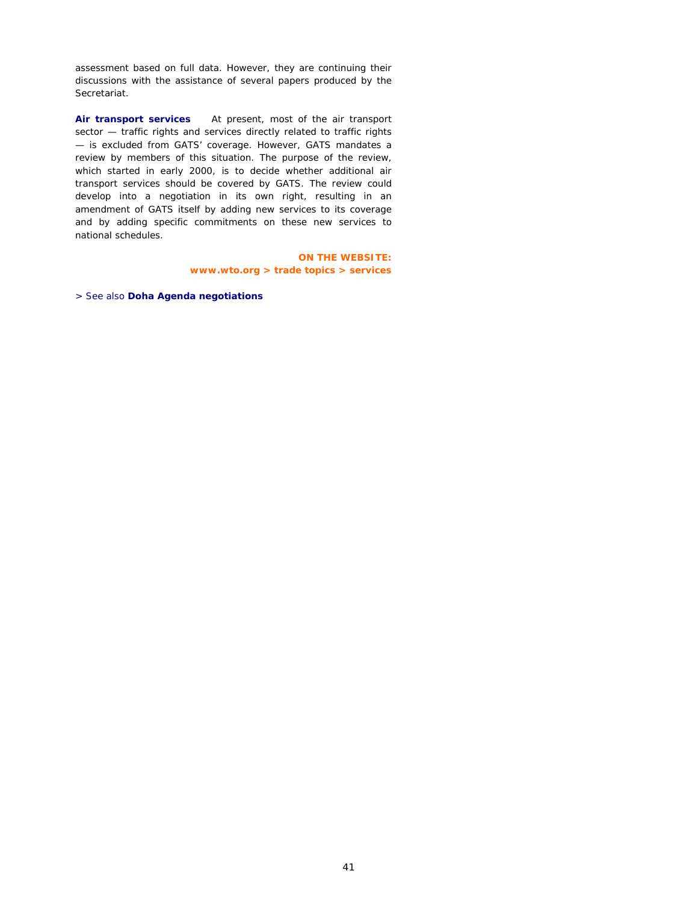assessment based on full data. However, they are continuing their discussions with the assistance of several papers produced by the Secretariat.

**Air transport services** At present, most of the air transport sector — traffic rights and services directly related to traffic rights — is excluded from GATS' coverage. However, GATS mandates a review by members of this situation. The purpose of the review, which started in early 2000, is to decide whether additional air transport services should be covered by GATS. The review could develop into a negotiation in its own right, resulting in an amendment of GATS itself by adding new services to its coverage and by adding specific commitments on these new services to national schedules.

**ON THE WEBSITE:**
**www.wto.org > trade topics > services**

> See also **Doha Agenda negotiations**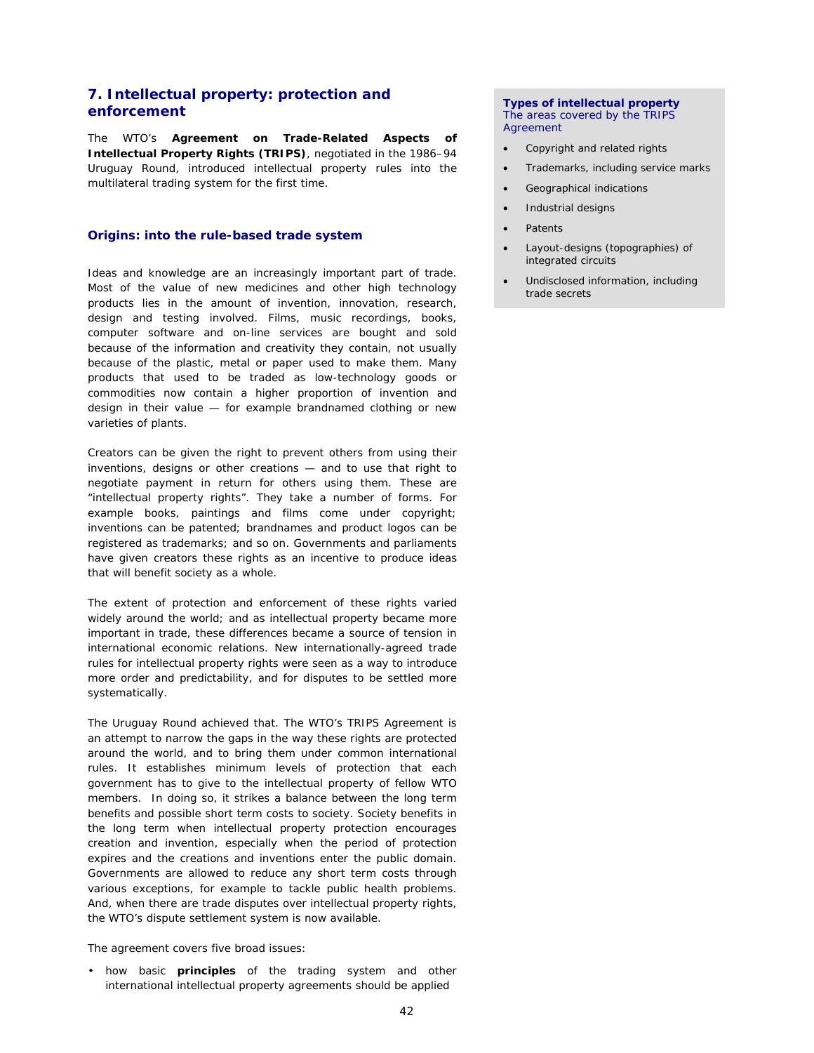## 7. Intellectual property: protection and enforcement

The WTO's **Agreement on Trade-Related Aspects of Intellectual Property Rights (TRIPS)**, negotiated in the 1986–94 Uruguay Round, introduced intellectual property rules into the multilateral trading system for the first time.

**Types of intellectual property**
The areas covered by the TRIPS Agreement

- Copyright and related rights
- Trademarks, including service marks
- Geographical indications
- Industrial designs
- Patents
- Layout-designs (topographies) of integrated circuits
- Undisclosed information, including trade secrets

### Origins: into the rule-based trade system

Ideas and knowledge are an increasingly important part of trade. Most of the value of new medicines and other high technology products lies in the amount of invention, innovation, research, design and testing involved. Films, music recordings, books, computer software and on-line services are bought and sold because of the information and creativity they contain, not usually because of the plastic, metal or paper used to make them. Many products that used to be traded as low-technology goods or commodities now contain a higher proportion of invention and design in their value — for example brandnamed clothing or new varieties of plants.

Creators can be given the right to prevent others from using their inventions, designs or other creations — and to use that right to negotiate payment in return for others using them. These are "intellectual property rights". They take a number of forms. For example books, paintings and films come under copyright; inventions can be patented; brandnames and product logos can be registered as trademarks; and so on. Governments and parliaments have given creators these rights as an incentive to produce ideas that will benefit society as a whole.

The extent of protection and enforcement of these rights varied widely around the world; and as intellectual property became more important in trade, these differences became a source of tension in international economic relations. New internationally-agreed trade rules for intellectual property rights were seen as a way to introduce more order and predictability, and for disputes to be settled more systematically.

The Uruguay Round achieved that. The WTO's TRIPS Agreement is an attempt to narrow the gaps in the way these rights are protected around the world, and to bring them under common international rules. It establishes minimum levels of protection that each government has to give to the intellectual property of fellow WTO members. In doing so, it strikes a balance between the long term benefits and possible short term costs to society. Society benefits in the long term when intellectual property protection encourages creation and invention, especially when the period of protection expires and the creations and inventions enter the public domain. Governments are allowed to reduce any short term costs through various exceptions, for example to tackle public health problems. And, when there are trade disputes over intellectual property rights, the WTO's dispute settlement system is now available.

The agreement covers five broad issues:

- how basic **principles** of the trading system and other international intellectual property agreements should be applied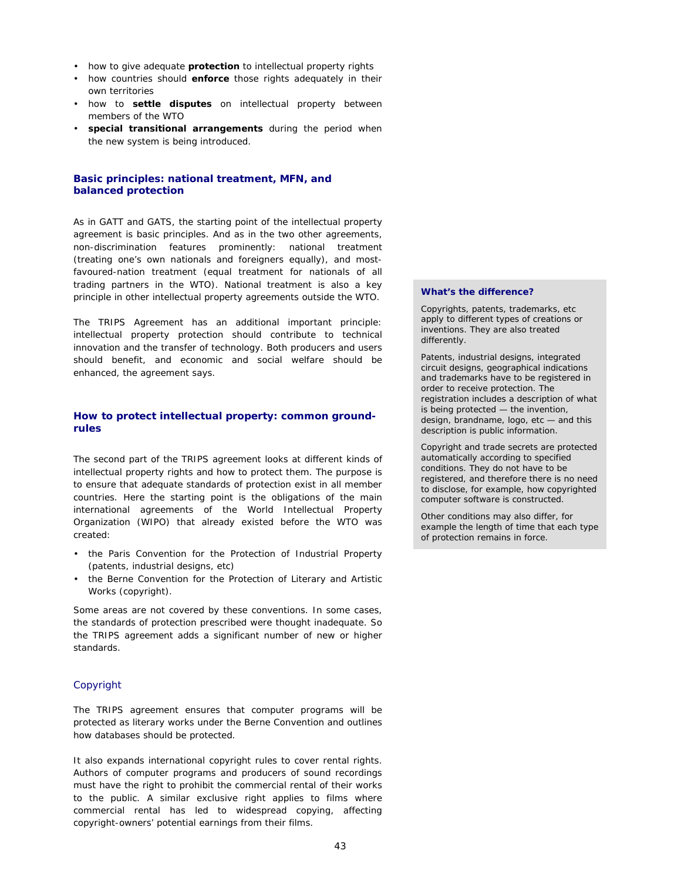- how to give adequate **protection** to intellectual property rights
- how countries should **enforce** those rights adequately in their own territories
- how to **settle disputes** on intellectual property between members of the WTO
- **special transitional arrangements** during the period when the new system is being introduced.

## Basic principles: national treatment, MFN, and balanced protection

As in GATT and GATS, the starting point of the intellectual property agreement is basic principles. And as in the two other agreements, non-discrimination features prominently: national treatment (treating one's own nationals and foreigners equally), and most-favoured-nation treatment (equal treatment for nationals of all trading partners in the WTO). National treatment is also a key principle in other intellectual property agreements outside the WTO.

The TRIPS Agreement has an additional important principle: intellectual property protection should contribute to technical innovation and the transfer of technology. Both producers and users should benefit, and economic and social welfare should be enhanced, the agreement says.

## How to protect intellectual property: common ground-rules

The second part of the TRIPS agreement looks at different kinds of intellectual property rights and how to protect them. The purpose is to ensure that adequate standards of protection exist in all member countries. Here the starting point is the obligations of the main international agreements of the World Intellectual Property Organization (WIPO) that already existed before the WTO was created:

- the Paris Convention for the Protection of Industrial Property (patents, industrial designs, etc)
- the Berne Convention for the Protection of Literary and Artistic Works (copyright).

Some areas are not covered by these conventions. In some cases, the standards of protection prescribed were thought inadequate. So the TRIPS agreement adds a significant number of new or higher standards.

### Copyright

The TRIPS agreement ensures that computer programs will be protected as literary works under the Berne Convention and outlines how databases should be protected.

It also expands international copyright rules to cover rental rights. Authors of computer programs and producers of sound recordings must have the right to prohibit the commercial rental of their works to the public. A similar exclusive right applies to films where commercial rental has led to widespread copying, affecting copyright-owners' potential earnings from their films.

**What's the difference?**

Copyrights, patents, trademarks, etc apply to different types of creations or inventions. They are also treated differently.

Patents, industrial designs, integrated circuit designs, geographical indications and trademarks have to be registered in order to receive protection. The registration includes a description of what is being protected — the invention, design, brandname, logo, etc — and this description is public information.

Copyright and trade secrets are protected automatically according to specified conditions. They do not have to be registered, and therefore there is no need to disclose, for example, how copyrighted computer software is constructed.

Other conditions may also differ, for example the length of time that each type of protection remains in force.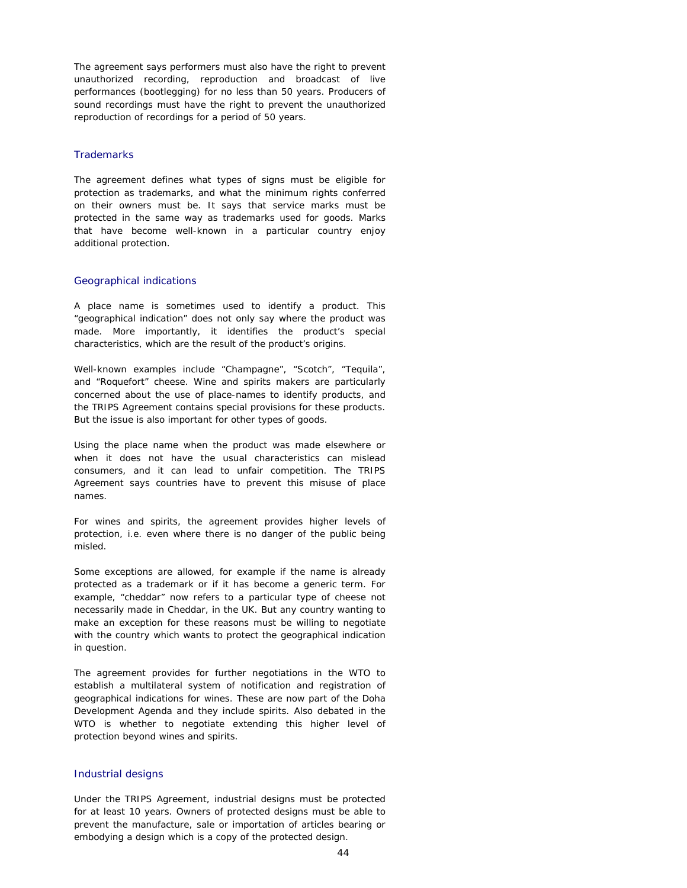The agreement says performers must also have the right to prevent unauthorized recording, reproduction and broadcast of live performances (bootlegging) for no less than 50 years. Producers of sound recordings must have the right to prevent the unauthorized reproduction of recordings for a period of 50 years.

### Trademarks

The agreement defines what types of signs must be eligible for protection as trademarks, and what the minimum rights conferred on their owners must be. It says that service marks must be protected in the same way as trademarks used for goods. Marks that have become well-known in a particular country enjoy additional protection.

### Geographical indications

A place name is sometimes used to identify a product. This "geographical indication" does not only say where the product was made. More importantly, it identifies the product's special characteristics, which are the result of the product's origins.

Well-known examples include "Champagne", "Scotch", "Tequila", and "Roquefort" cheese. Wine and spirits makers are particularly concerned about the use of place-names to identify products, and the TRIPS Agreement contains special provisions for these products. But the issue is also important for other types of goods.

Using the place name when the product was made elsewhere or when it does not have the usual characteristics can mislead consumers, and it can lead to unfair competition. The TRIPS Agreement says countries have to prevent this misuse of place names.

For wines and spirits, the agreement provides higher levels of protection, i.e. even where there is no danger of the public being misled.

Some exceptions are allowed, for example if the name is already protected as a trademark or if it has become a generic term. For example, "cheddar" now refers to a particular type of cheese not necessarily made in Cheddar, in the UK. But any country wanting to make an exception for these reasons must be willing to negotiate with the country which wants to protect the geographical indication in question.

The agreement provides for further negotiations in the WTO to establish a multilateral system of notification and registration of geographical indications for wines. These are now part of the Doha Development Agenda and they include spirits. Also debated in the WTO is whether to negotiate extending this higher level of protection beyond wines and spirits.

### Industrial designs

Under the TRIPS Agreement, industrial designs must be protected for at least 10 years. Owners of protected designs must be able to prevent the manufacture, sale or importation of articles bearing or embodying a design which is a copy of the protected design.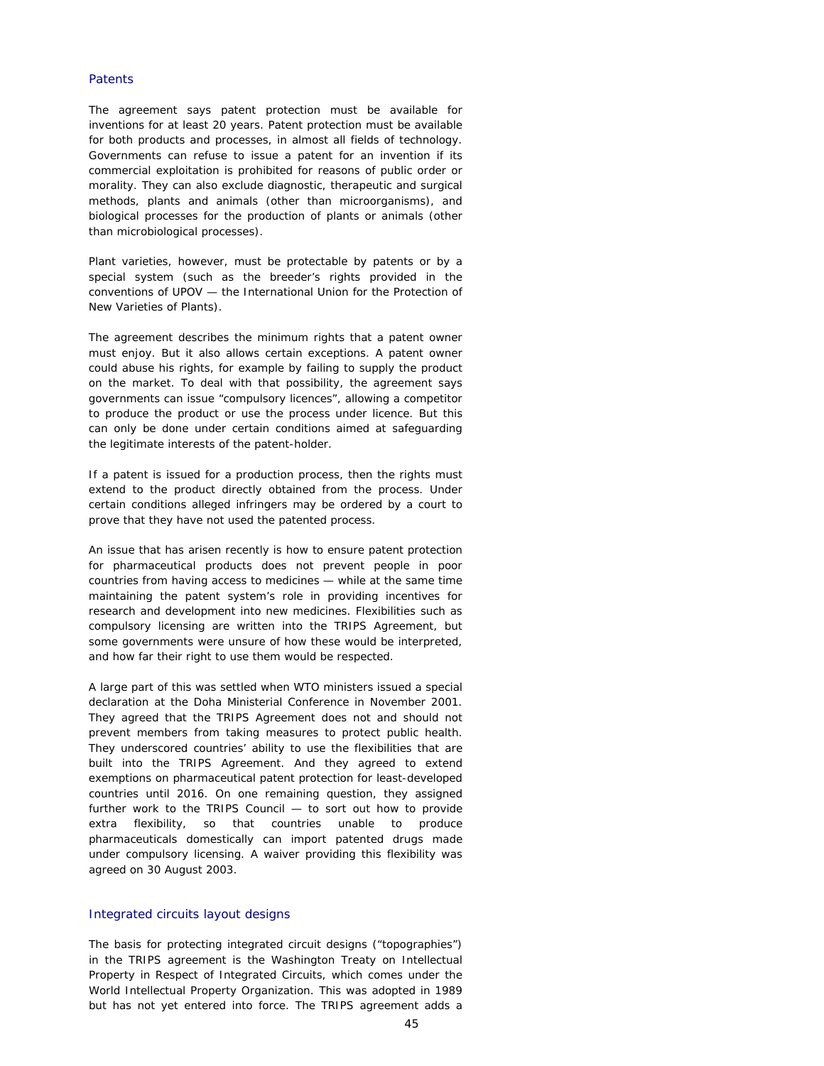### Patents

The agreement says patent protection must be available for inventions for at least 20 years. Patent protection must be available for both products and processes, in almost all fields of technology. Governments can refuse to issue a patent for an invention if its commercial exploitation is prohibited for reasons of public order or morality. They can also exclude diagnostic, therapeutic and surgical methods, plants and animals (other than microorganisms), and biological processes for the production of plants or animals (other than microbiological processes).

Plant varieties, however, must be protectable by patents or by a special system (such as the breeder's rights provided in the conventions of UPOV — the International Union for the Protection of New Varieties of Plants).

The agreement describes the minimum rights that a patent owner must enjoy. But it also allows certain exceptions. A patent owner could abuse his rights, for example by failing to supply the product on the market. To deal with that possibility, the agreement says governments can issue "compulsory licences", allowing a competitor to produce the product or use the process under licence. But this can only be done under certain conditions aimed at safeguarding the legitimate interests of the patent-holder.

If a patent is issued for a production process, then the rights must extend to the product directly obtained from the process. Under certain conditions alleged infringers may be ordered by a court to prove that they have not used the patented process.

An issue that has arisen recently is how to ensure patent protection for pharmaceutical products does not prevent people in poor countries from having access to medicines — while at the same time maintaining the patent system's role in providing incentives for research and development into new medicines. Flexibilities such as compulsory licensing are written into the TRIPS Agreement, but some governments were unsure of how these would be interpreted, and how far their right to use them would be respected.

A large part of this was settled when WTO ministers issued a special declaration at the Doha Ministerial Conference in November 2001. They agreed that the TRIPS Agreement does not and should not prevent members from taking measures to protect public health. They underscored countries' ability to use the flexibilities that are built into the TRIPS Agreement. And they agreed to extend exemptions on pharmaceutical patent protection for least-developed countries until 2016. On one remaining question, they assigned further work to the TRIPS Council — to sort out how to provide extra flexibility, so that countries unable to produce pharmaceuticals domestically can import patented drugs made under compulsory licensing. A waiver providing this flexibility was agreed on 30 August 2003.

### Integrated circuits layout designs

The basis for protecting integrated circuit designs ("topographies") in the TRIPS agreement is the Washington Treaty on Intellectual Property in Respect of Integrated Circuits, which comes under the World Intellectual Property Organization. This was adopted in 1989 but has not yet entered into force. The TRIPS agreement adds a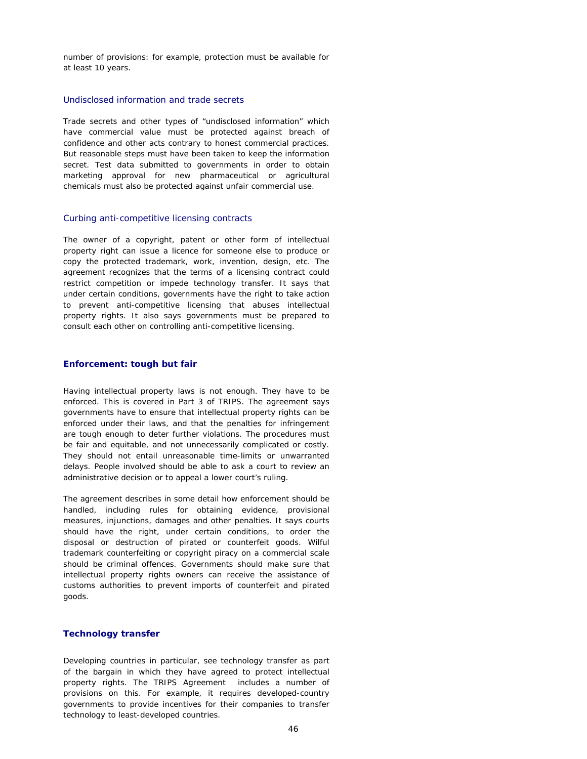number of provisions: for example, protection must be available for at least 10 years.

### Undisclosed information and trade secrets

Trade secrets and other types of "undisclosed information" which have commercial value must be protected against breach of confidence and other acts contrary to honest commercial practices. But reasonable steps must have been taken to keep the information secret. Test data submitted to governments in order to obtain marketing approval for new pharmaceutical or agricultural chemicals must also be protected against unfair commercial use.

### Curbing anti-competitive licensing contracts

The owner of a copyright, patent or other form of intellectual property right can issue a licence for someone else to produce or copy the protected trademark, work, invention, design, etc. The agreement recognizes that the terms of a licensing contract could restrict competition or impede technology transfer. It says that under certain conditions, governments have the right to take action to prevent anti-competitive licensing that abuses intellectual property rights. It also says governments must be prepared to consult each other on controlling anti-competitive licensing.

## Enforcement: tough but fair

Having intellectual property laws is not enough. They have to be enforced. This is covered in Part 3 of TRIPS. The agreement says governments have to ensure that intellectual property rights can be enforced under their laws, and that the penalties for infringement are tough enough to deter further violations. The procedures must be fair and equitable, and not unnecessarily complicated or costly. They should not entail unreasonable time-limits or unwarranted delays. People involved should be able to ask a court to review an administrative decision or to appeal a lower court's ruling.

The agreement describes in some detail how enforcement should be handled, including rules for obtaining evidence, provisional measures, injunctions, damages and other penalties. It says courts should have the right, under certain conditions, to order the disposal or destruction of pirated or counterfeit goods. Wilful trademark counterfeiting or copyright piracy on a commercial scale should be criminal offences. Governments should make sure that intellectual property rights owners can receive the assistance of customs authorities to prevent imports of counterfeit and pirated goods.

## Technology transfer

Developing countries in particular, see technology transfer as part of the bargain in which they have agreed to protect intellectual property rights. The TRIPS Agreement includes a number of provisions on this. For example, it requires developed-country governments to provide incentives for their companies to transfer technology to least-developed countries.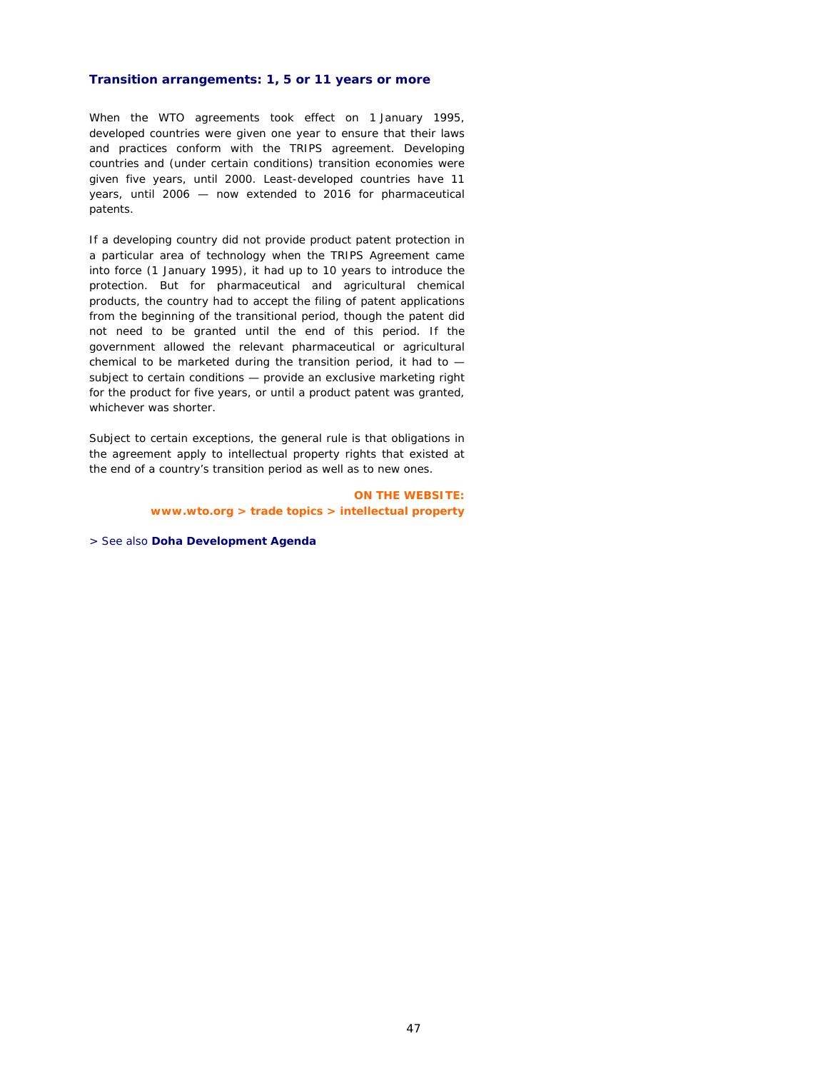### Transition arrangements: 1, 5 or 11 years or more

When the WTO agreements took effect on 1 January 1995, developed countries were given one year to ensure that their laws and practices conform with the TRIPS agreement. Developing countries and (under certain conditions) transition economies were given five years, until 2000. Least-developed countries have 11 years, until 2006 — now extended to 2016 for pharmaceutical patents.

If a developing country did not provide product patent protection in a particular area of technology when the TRIPS Agreement came into force (1 January 1995), it had up to 10 years to introduce the protection. But for pharmaceutical and agricultural chemical products, the country had to accept the filing of patent applications from the beginning of the transitional period, though the patent did not need to be granted until the end of this period. If the government allowed the relevant pharmaceutical or agricultural chemical to be marketed during the transition period, it had to — subject to certain conditions — provide an exclusive marketing right for the product for five years, or until a product patent was granted, whichever was shorter.

Subject to certain exceptions, the general rule is that obligations in the agreement apply to intellectual property rights that existed at the end of a country's transition period as well as to new ones.

**ON THE WEBSITE:**
**www.wto.org > trade topics > intellectual property**

> See also **Doha Development Agenda**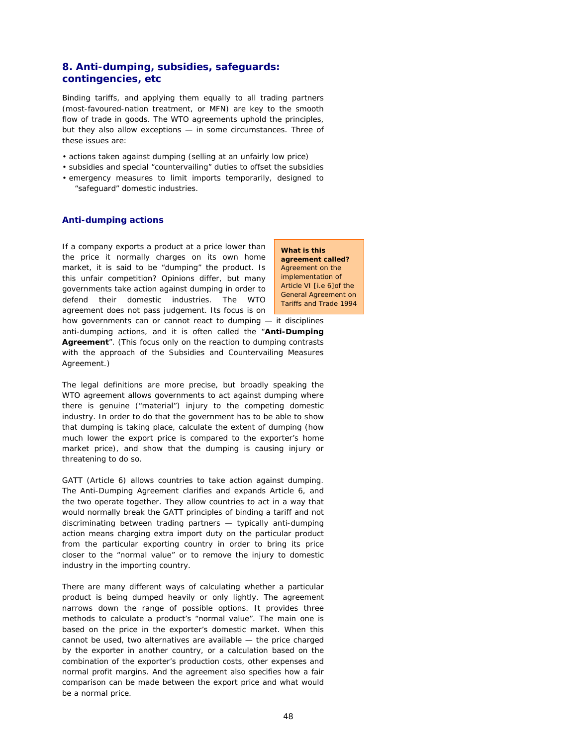## 8. Anti-dumping, subsidies, safeguards: contingencies, etc

Binding tariffs, and applying them equally to all trading partners (most-favoured-nation treatment, or MFN) are key to the smooth flow of trade in goods. The WTO agreements uphold the principles, but they also allow exceptions — in some circumstances. Three of these issues are:

- actions taken against dumping (selling at an unfairly low price)
- subsidies and special "countervailing" duties to offset the subsidies
- emergency measures to limit imports temporarily, designed to "safeguard" domestic industries.

### Anti-dumping actions

> **What is this agreement called?**
> Agreement on the implementation of Article VI [i.e 6]of the General Agreement on Tariffs and Trade 1994

If a company exports a product at a price lower than the price it normally charges on its own home market, it is said to be "dumping" the product. Is this unfair competition? Opinions differ, but many governments take action against dumping in order to defend their domestic industries. The WTO agreement does not pass judgement. Its focus is on how governments can or cannot react to dumping — it disciplines anti-dumping actions, and it is often called the "**Anti-Dumping Agreement**". (This focus only on the reaction to dumping contrasts with the approach of the Subsidies and Countervailing Measures Agreement.)

The legal definitions are more precise, but broadly speaking the WTO agreement allows governments to act against dumping where there is genuine ("material") injury to the competing domestic industry. In order to do that the government has to be able to show that dumping is taking place, calculate the extent of dumping (how much lower the export price is compared to the exporter's home market price), and show that the dumping is causing injury or threatening to do so.

GATT (Article 6) allows countries to take action against dumping. The Anti-Dumping Agreement clarifies and expands Article 6, and the two operate together. They allow countries to act in a way that would normally break the GATT principles of binding a tariff and not discriminating between trading partners — typically anti-dumping action means charging extra import duty on the particular product from the particular exporting country in order to bring its price closer to the "normal value" or to remove the injury to domestic industry in the importing country.

There are many different ways of calculating whether a particular product is being dumped heavily or only lightly. The agreement narrows down the range of possible options. It provides three methods to calculate a product's "normal value". The main one is based on the price in the exporter's domestic market. When this cannot be used, two alternatives are available — the price charged by the exporter in another country, or a calculation based on the combination of the exporter's production costs, other expenses and normal profit margins. And the agreement also specifies how a fair comparison can be made between the export price and what would be a normal price.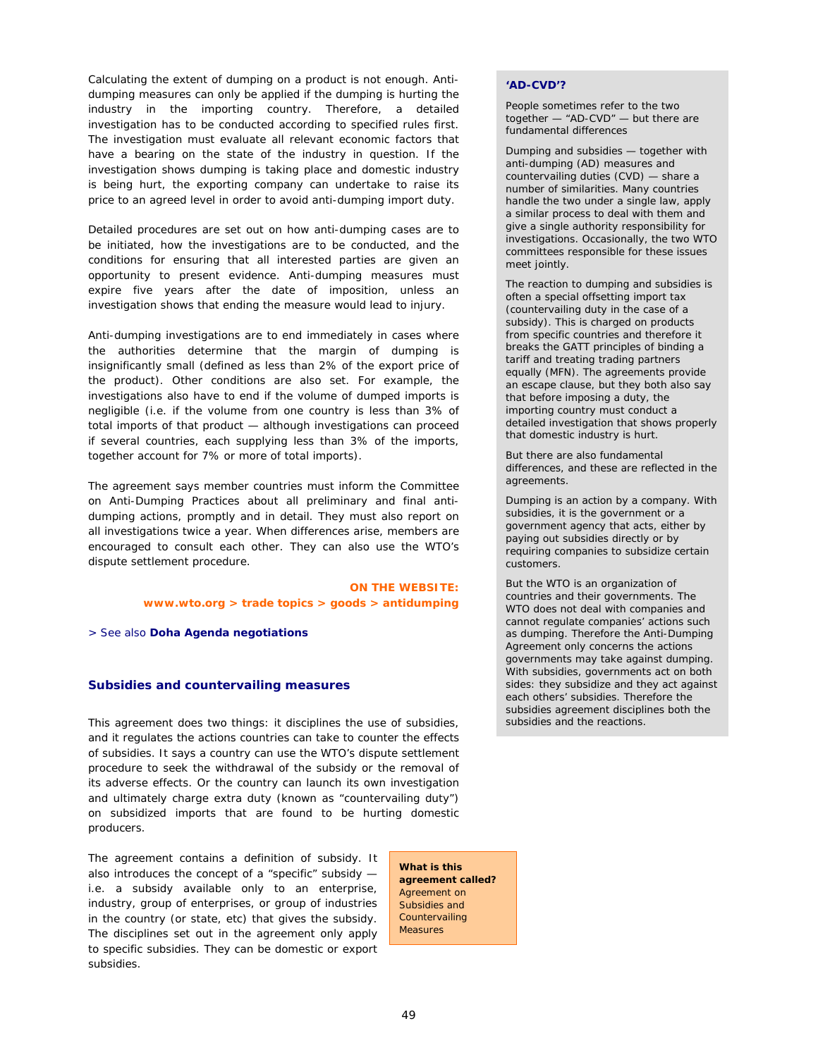Calculating the extent of dumping on a product is not enough. Anti-dumping measures can only be applied if the dumping is hurting the industry in the importing country. Therefore, a detailed investigation has to be conducted according to specified rules first. The investigation must evaluate all relevant economic factors that have a bearing on the state of the industry in question. If the investigation shows dumping is taking place and domestic industry is being hurt, the exporting company can undertake to raise its price to an agreed level in order to avoid anti-dumping import duty.

Detailed procedures are set out on how anti-dumping cases are to be initiated, how the investigations are to be conducted, and the conditions for ensuring that all interested parties are given an opportunity to present evidence. Anti-dumping measures must expire five years after the date of imposition, unless an investigation shows that ending the measure would lead to injury.

Anti-dumping investigations are to end immediately in cases where the authorities determine that the margin of dumping is insignificantly small (defined as less than 2% of the export price of the product). Other conditions are also set. For example, the investigations also have to end if the volume of dumped imports is negligible (i.e. if the volume from one country is less than 3% of total imports of that product — although investigations can proceed if several countries, each supplying less than 3% of the imports, together account for 7% or more of total imports).

The agreement says member countries must inform the Committee on Anti-Dumping Practices about all preliminary and final anti-dumping actions, promptly and in detail. They must also report on all investigations twice a year. When differences arise, members are encouraged to consult each other. They can also use the WTO's dispute settlement procedure.

**ON THE WEBSITE:**
**www.wto.org > trade topics > goods > antidumping**

> See also **Doha Agenda negotiations**

**'AD-CVD'?**

People sometimes refer to the two together — "AD-CVD" — but there are fundamental differences

Dumping and subsidies — together with anti-dumping (AD) measures and countervailing duties (CVD) — share a number of similarities. Many countries handle the two under a single law, apply a similar process to deal with them and give a single authority responsibility for investigations. Occasionally, the two WTO committees responsible for these issues meet jointly.

The reaction to dumping and subsidies is often a special offsetting import tax (countervailing duty in the case of a subsidy). This is charged on products from specific countries and therefore it breaks the GATT principles of binding a tariff and treating trading partners equally (MFN). The agreements provide an escape clause, but they both also say that before imposing a duty, the importing country must conduct a detailed investigation that shows properly that domestic industry is hurt.

But there are also fundamental differences, and these are reflected in the agreements.

Dumping is an action by a company. With subsidies, it is the government or a government agency that acts, either by paying out subsidies directly or by requiring companies to subsidize certain customers.

But the WTO is an organization of countries and their governments. The WTO does not deal with companies and cannot regulate companies' actions such as dumping. Therefore the Anti-Dumping Agreement only concerns the actions governments may take against dumping. With subsidies, governments act on both sides: they subsidize and they act against each others' subsidies. Therefore the subsidies agreement disciplines both the subsidies and the reactions.

## Subsidies and countervailing measures

This agreement does two things: it disciplines the use of subsidies, and it regulates the actions countries can take to counter the effects of subsidies. It says a country can use the WTO's dispute settlement procedure to seek the withdrawal of the subsidy or the removal of its adverse effects. Or the country can launch its own investigation and ultimately charge extra duty (known as "countervailing duty") on subsidized imports that are found to be hurting domestic producers.

The agreement contains a definition of subsidy. It also introduces the concept of a "specific" subsidy — i.e. a subsidy available only to an enterprise, industry, group of enterprises, or group of industries in the country (or state, etc) that gives the subsidy. The disciplines set out in the agreement only apply to specific subsidies. They can be domestic or export subsidies.

**What is this agreement called?**
Agreement on Subsidies and Countervailing Measures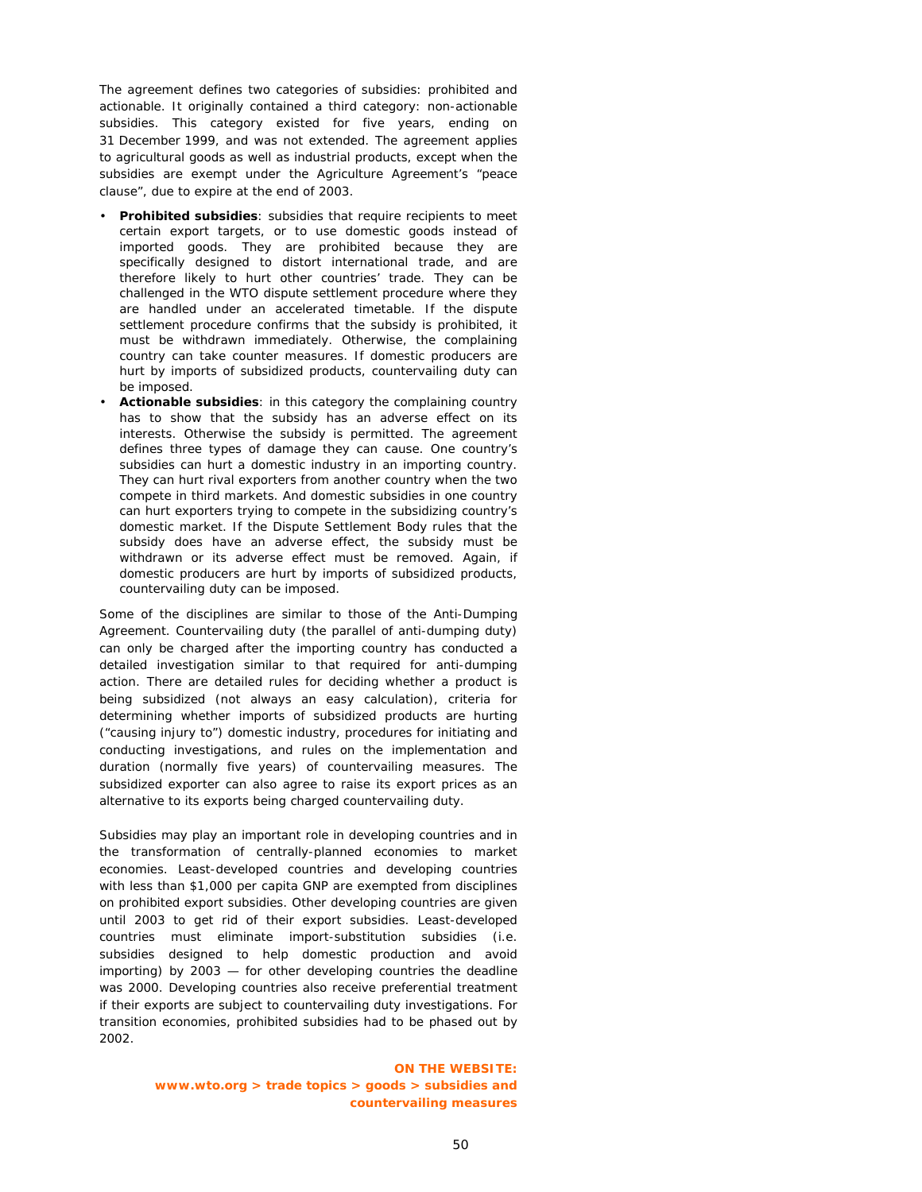The agreement defines two categories of subsidies: prohibited and actionable. It originally contained a third category: non-actionable subsidies. This category existed for five years, ending on 31 December 1999, and was not extended. The agreement applies to agricultural goods as well as industrial products, except when the subsidies are exempt under the Agriculture Agreement's "peace clause", due to expire at the end of 2003.

- **Prohibited subsidies**: subsidies that require recipients to meet certain export targets, or to use domestic goods instead of imported goods. They are prohibited because they are specifically designed to distort international trade, and are therefore likely to hurt other countries' trade. They can be challenged in the WTO dispute settlement procedure where they are handled under an accelerated timetable. If the dispute settlement procedure confirms that the subsidy is prohibited, it must be withdrawn immediately. Otherwise, the complaining country can take counter measures. If domestic producers are hurt by imports of subsidized products, countervailing duty can be imposed.
- **Actionable subsidies**: in this category the complaining country has to show that the subsidy has an adverse effect on its interests. Otherwise the subsidy is permitted. The agreement defines three types of damage they can cause. One country's subsidies can hurt a domestic industry in an importing country. They can hurt rival exporters from another country when the two compete in third markets. And domestic subsidies in one country can hurt exporters trying to compete in the subsidizing country's domestic market. If the Dispute Settlement Body rules that the subsidy does have an adverse effect, the subsidy must be withdrawn or its adverse effect must be removed. Again, if domestic producers are hurt by imports of subsidized products, countervailing duty can be imposed.

Some of the disciplines are similar to those of the Anti-Dumping Agreement. Countervailing duty (the parallel of anti-dumping duty) can only be charged after the importing country has conducted a detailed investigation similar to that required for anti-dumping action. There are detailed rules for deciding whether a product is being subsidized (not always an easy calculation), criteria for determining whether imports of subsidized products are hurting ("causing injury to") domestic industry, procedures for initiating and conducting investigations, and rules on the implementation and duration (normally five years) of countervailing measures. The subsidized exporter can also agree to raise its export prices as an alternative to its exports being charged countervailing duty.

Subsidies may play an important role in developing countries and in the transformation of centrally-planned economies to market economies. Least-developed countries and developing countries with less than $1,000 per capita GNP are exempted from disciplines on prohibited export subsidies. Other developing countries are given until 2003 to get rid of their export subsidies. Least-developed countries must eliminate import-substitution subsidies (i.e. subsidies designed to help domestic production and avoid importing) by 2003 — for other developing countries the deadline was 2000. Developing countries also receive preferential treatment if their exports are subject to countervailing duty investigations. For transition economies, prohibited subsidies had to be phased out by 2002.

**ON THE WEBSITE:**
**www.wto.org > trade topics > goods > subsidies and countervailing measures**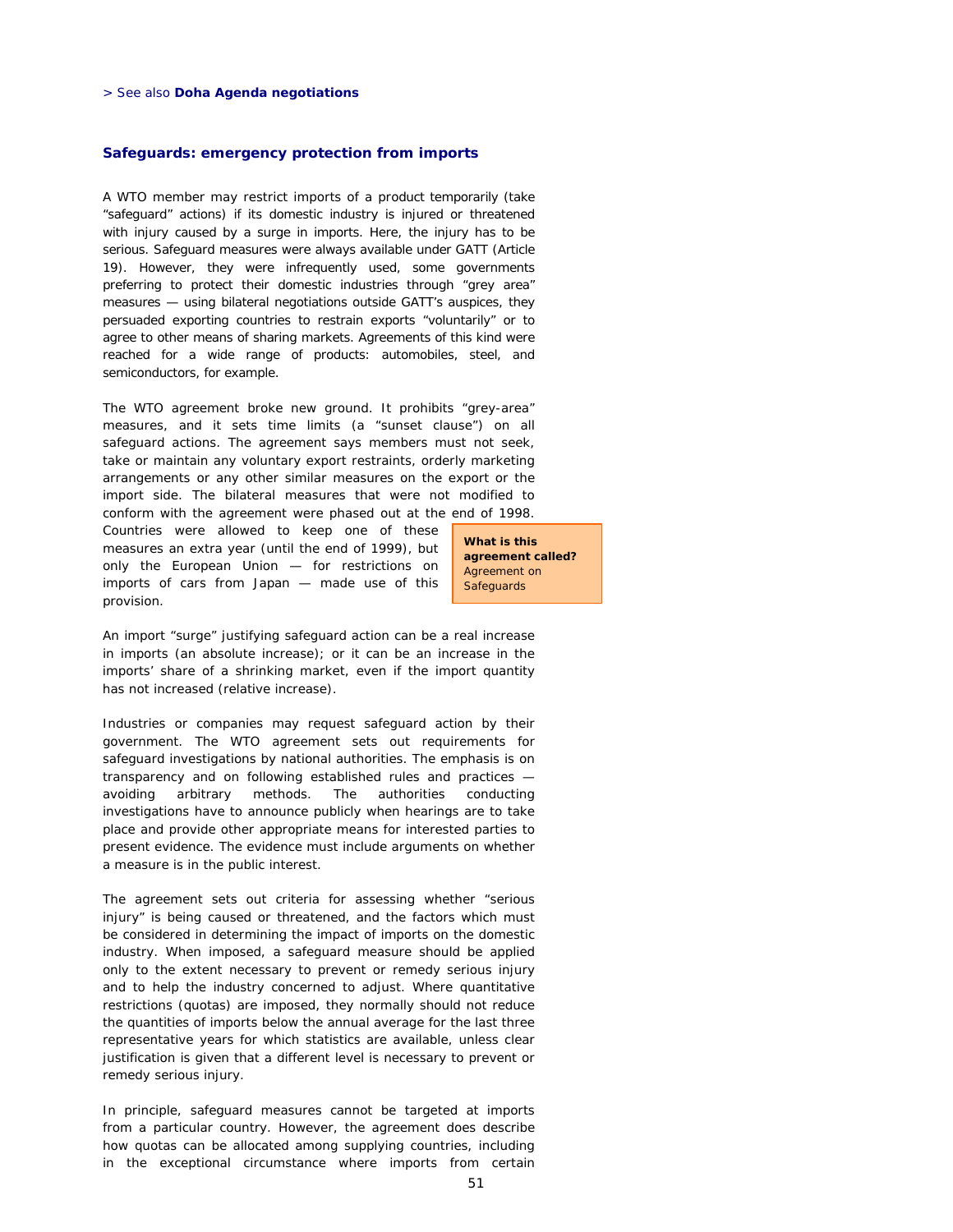> See also **Doha Agenda negotiations**

## Safeguards: emergency protection from imports

A WTO member may restrict imports of a product temporarily (take "safeguard" actions) if its domestic industry is injured or threatened with injury caused by a surge in imports. Here, the injury has to be serious. Safeguard measures were always available under GATT (Article 19). However, they were infrequently used, some governments preferring to protect their domestic industries through "grey area" measures — using bilateral negotiations outside GATT's auspices, they persuaded exporting countries to restrain exports "voluntarily" or to agree to other means of sharing markets. Agreements of this kind were reached for a wide range of products: automobiles, steel, and semiconductors, for example.

The WTO agreement broke new ground. It prohibits "grey-area" measures, and it sets time limits (a "sunset clause") on all safeguard actions. The agreement says members must not seek, take or maintain any voluntary export restraints, orderly marketing arrangements or any other similar measures on the export or the import side. The bilateral measures that were not modified to conform with the agreement were phased out at the end of 1998. Countries were allowed to keep one of these measures an extra year (until the end of 1999), but only the European Union — for restrictions on imports of cars from Japan — made use of this provision.

**What is this agreement called?**
Agreement on Safeguards

An import "surge" justifying safeguard action can be a real increase in imports (an absolute increase); or it can be an increase in the imports' share of a shrinking market, even if the import quantity has not increased (relative increase).

Industries or companies may request safeguard action by their government. The WTO agreement sets out requirements for safeguard investigations by national authorities. The emphasis is on transparency and on following established rules and practices — avoiding arbitrary methods. The authorities conducting investigations have to announce publicly when hearings are to take place and provide other appropriate means for interested parties to present evidence. The evidence must include arguments on whether a measure is in the public interest.

The agreement sets out criteria for assessing whether "serious injury" is being caused or threatened, and the factors which must be considered in determining the impact of imports on the domestic industry. When imposed, a safeguard measure should be applied only to the extent necessary to prevent or remedy serious injury and to help the industry concerned to adjust. Where quantitative restrictions (quotas) are imposed, they normally should not reduce the quantities of imports below the annual average for the last three representative years for which statistics are available, unless clear justification is given that a different level is necessary to prevent or remedy serious injury.

In principle, safeguard measures cannot be targeted at imports from a particular country. However, the agreement does describe how quotas can be allocated among supplying countries, including in the exceptional circumstance where imports from certain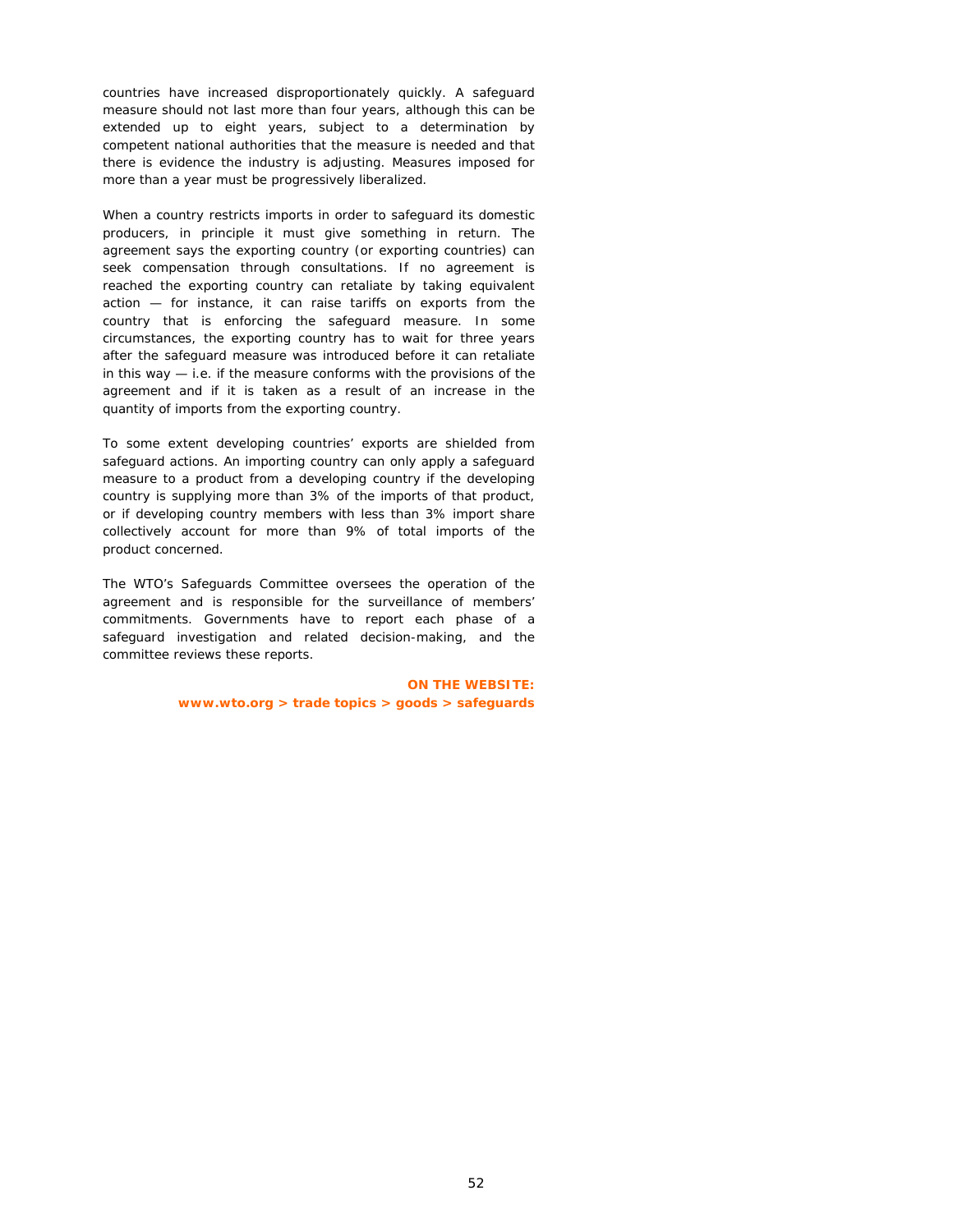countries have increased disproportionately quickly. A safeguard measure should not last more than four years, although this can be extended up to eight years, subject to a determination by competent national authorities that the measure is needed and that there is evidence the industry is adjusting. Measures imposed for more than a year must be progressively liberalized.

When a country restricts imports in order to safeguard its domestic producers, in principle it must give something in return. The agreement says the exporting country (or exporting countries) can seek compensation through consultations. If no agreement is reached the exporting country can retaliate by taking equivalent action — for instance, it can raise tariffs on exports from the country that is enforcing the safeguard measure. In some circumstances, the exporting country has to wait for three years after the safeguard measure was introduced before it can retaliate in this way — i.e. if the measure conforms with the provisions of the agreement and if it is taken as a result of an increase in the quantity of imports from the exporting country.

To some extent developing countries' exports are shielded from safeguard actions. An importing country can only apply a safeguard measure to a product from a developing country if the developing country is supplying more than 3% of the imports of that product, or if developing country members with less than 3% import share collectively account for more than 9% of total imports of the product concerned.

The WTO's Safeguards Committee oversees the operation of the agreement and is responsible for the surveillance of members' commitments. Governments have to report each phase of a safeguard investigation and related decision-making, and the committee reviews these reports.

**ON THE WEBSITE:**
**www.wto.org > trade topics > goods > safeguards**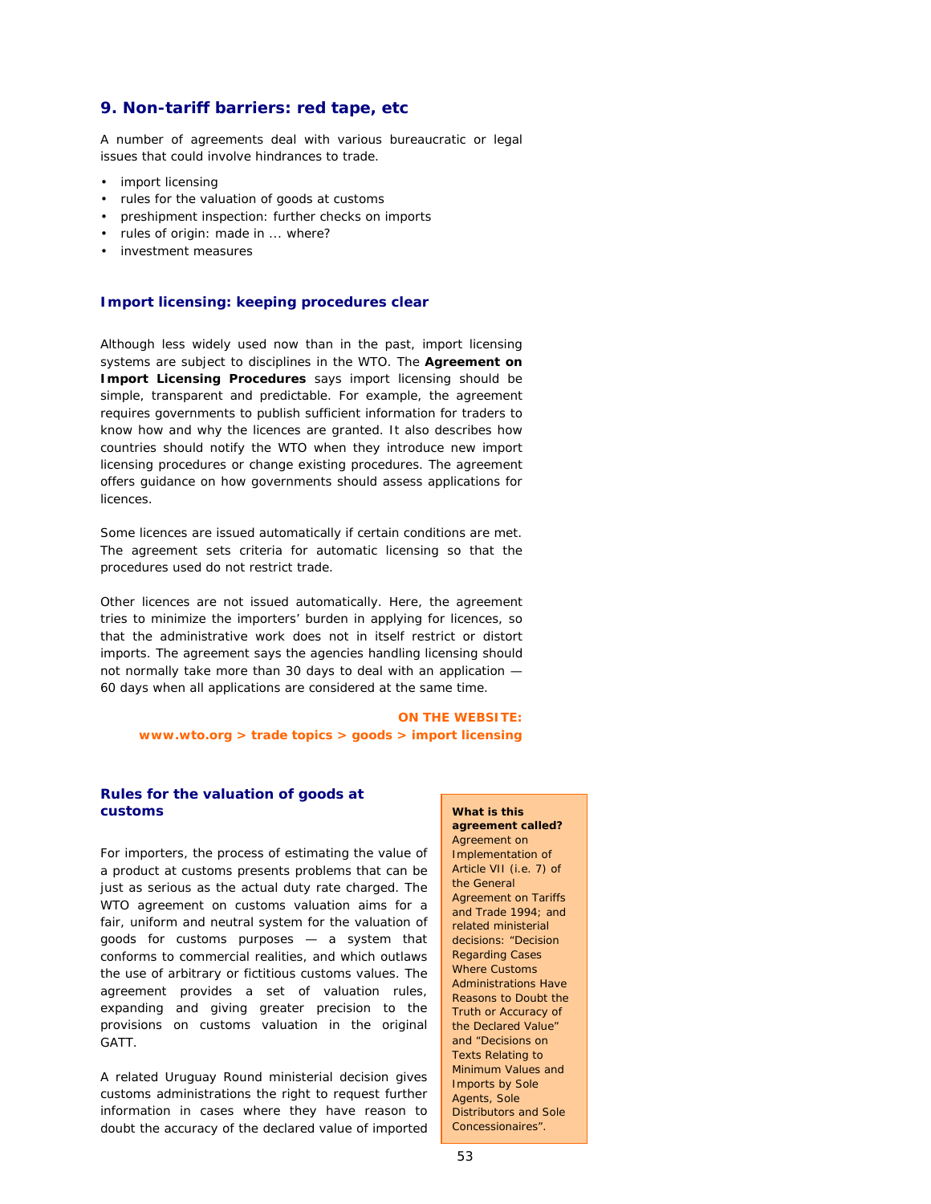## 9. Non-tariff barriers: red tape, etc

A number of agreements deal with various bureaucratic or legal issues that could involve hindrances to trade.

- import licensing
- rules for the valuation of goods at customs
- preshipment inspection: further checks on imports
- rules of origin: made in ... where?
- investment measures

### Import licensing: keeping procedures clear

Although less widely used now than in the past, import licensing systems are subject to disciplines in the WTO. The **Agreement on Import Licensing Procedures** says import licensing should be simple, transparent and predictable. For example, the agreement requires governments to publish sufficient information for traders to know how and why the licences are granted. It also describes how countries should notify the WTO when they introduce new import licensing procedures or change existing procedures. The agreement offers guidance on how governments should assess applications for licences.

Some licences are issued automatically if certain conditions are met. The agreement sets criteria for automatic licensing so that the procedures used do not restrict trade.

Other licences are not issued automatically. Here, the agreement tries to minimize the importers' burden in applying for licences, so that the administrative work does not in itself restrict or distort imports. The agreement says the agencies handling licensing should not normally take more than 30 days to deal with an application — 60 days when all applications are considered at the same time.

**ON THE WEBSITE:**
**www.wto.org > trade topics > goods > import licensing**

### Rules for the valuation of goods at customs

For importers, the process of estimating the value of a product at customs presents problems that can be just as serious as the actual duty rate charged. The WTO agreement on customs valuation aims for a fair, uniform and neutral system for the valuation of goods for customs purposes — a system that conforms to commercial realities, and which outlaws the use of arbitrary or fictitious customs values. The agreement provides a set of valuation rules, expanding and giving greater precision to the provisions on customs valuation in the original GATT.

A related Uruguay Round ministerial decision gives customs administrations the right to request further information in cases where they have reason to doubt the accuracy of the declared value of imported

**What is this agreement called?**
Agreement on Implementation of Article VII (i.e. 7) of the General Agreement on Tariffs and Trade 1994; and related ministerial decisions: "Decision Regarding Cases Where Customs Administrations Have Reasons to Doubt the Truth or Accuracy of the Declared Value" and "Decisions on Texts Relating to Minimum Values and Imports by Sole Agents, Sole Distributors and Sole Concessionaires".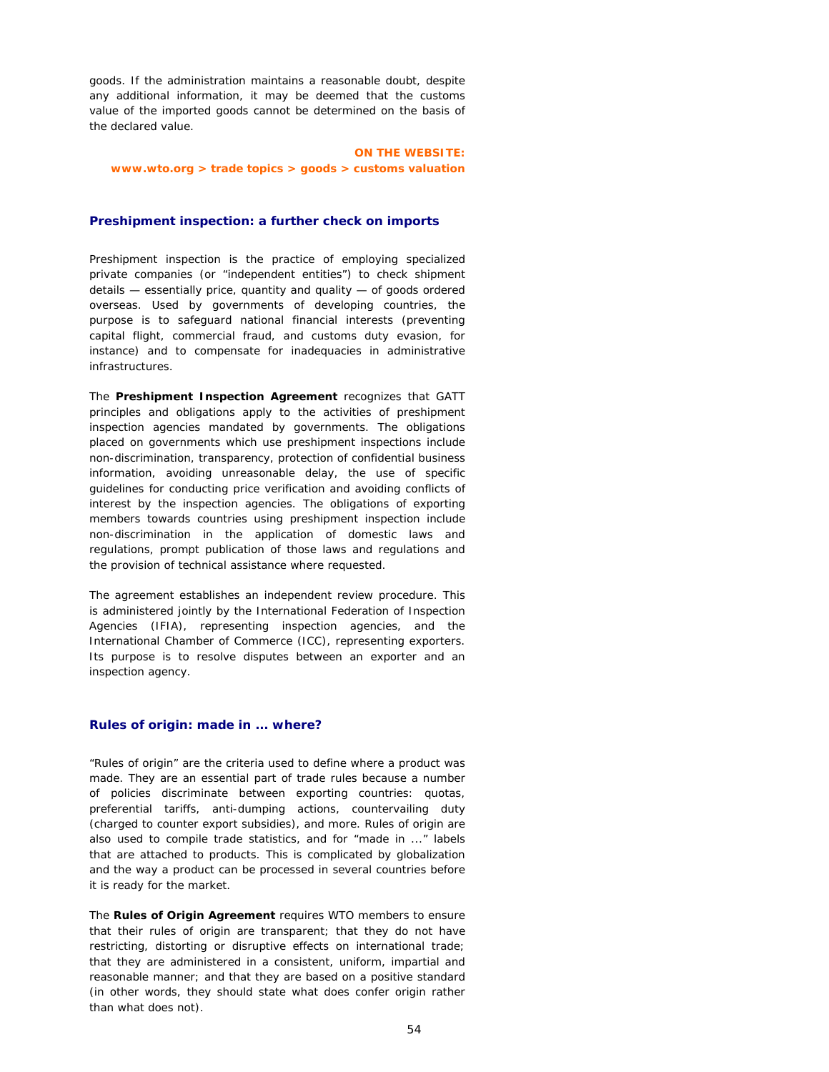goods. If the administration maintains a reasonable doubt, despite any additional information, it may be deemed that the customs value of the imported goods cannot be determined on the basis of the declared value.

**ON THE WEBSITE:**
**www.wto.org > trade topics > goods > customs valuation**

### Preshipment inspection: a further check on imports

Preshipment inspection is the practice of employing specialized private companies (or "independent entities") to check shipment details — essentially price, quantity and quality — of goods ordered overseas. Used by governments of developing countries, the purpose is to safeguard national financial interests (preventing capital flight, commercial fraud, and customs duty evasion, for instance) and to compensate for inadequacies in administrative infrastructures.

The **Preshipment Inspection Agreement** recognizes that GATT principles and obligations apply to the activities of preshipment inspection agencies mandated by governments. The obligations placed on governments which use preshipment inspections include non-discrimination, transparency, protection of confidential business information, avoiding unreasonable delay, the use of specific guidelines for conducting price verification and avoiding conflicts of interest by the inspection agencies. The obligations of exporting members towards countries using preshipment inspection include non-discrimination in the application of domestic laws and regulations, prompt publication of those laws and regulations and the provision of technical assistance where requested.

The agreement establishes an independent review procedure. This is administered jointly by the International Federation of Inspection Agencies (IFIA), representing inspection agencies, and the International Chamber of Commerce (ICC), representing exporters. Its purpose is to resolve disputes between an exporter and an inspection agency.

### Rules of origin: made in ... where?

"Rules of origin" are the criteria used to define where a product was made. They are an essential part of trade rules because a number of policies discriminate between exporting countries: quotas, preferential tariffs, anti-dumping actions, countervailing duty (charged to counter export subsidies), and more. Rules of origin are also used to compile trade statistics, and for "made in ..." labels that are attached to products. This is complicated by globalization and the way a product can be processed in several countries before it is ready for the market.

The **Rules of Origin Agreement** requires WTO members to ensure that their rules of origin are transparent; that they do not have restricting, distorting or disruptive effects on international trade; that they are administered in a consistent, uniform, impartial and reasonable manner; and that they are based on a positive standard (in other words, they should state what does confer origin rather than what does not).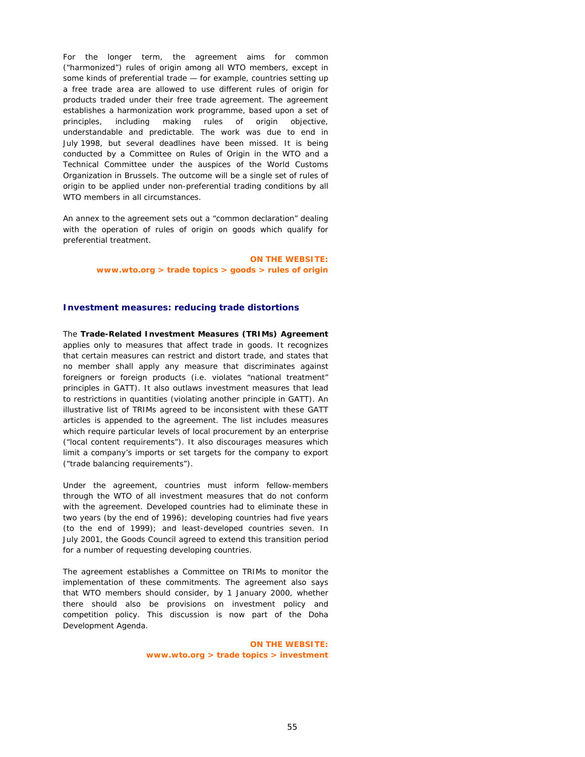For the longer term, the agreement aims for common ("harmonized") rules of origin among all WTO members, except in some kinds of preferential trade — for example, countries setting up a free trade area are allowed to use different rules of origin for products traded under their free trade agreement. The agreement establishes a harmonization work programme, based upon a set of principles, including making rules of origin objective, understandable and predictable. The work was due to end in July 1998, but several deadlines have been missed. It is being conducted by a Committee on Rules of Origin in the WTO and a Technical Committee under the auspices of the World Customs Organization in Brussels. The outcome will be a single set of rules of origin to be applied under non-preferential trading conditions by all WTO members in all circumstances.

An annex to the agreement sets out a "common declaration" dealing with the operation of rules of origin on goods which qualify for preferential treatment.

**ON THE WEBSITE:**
**www.wto.org > trade topics > goods > rules of origin**

### Investment measures: reducing trade distortions

The **Trade-Related Investment Measures (TRIMs) Agreement** applies only to measures that affect trade in goods. It recognizes that certain measures can restrict and distort trade, and states that no member shall apply any measure that discriminates against foreigners or foreign products (i.e. violates "national treatment" principles in GATT). It also outlaws investment measures that lead to restrictions in quantities (violating another principle in GATT). An illustrative list of TRIMs agreed to be inconsistent with these GATT articles is appended to the agreement. The list includes measures which require particular levels of local procurement by an enterprise ("local content requirements"). It also discourages measures which limit a company's imports or set targets for the company to export ("trade balancing requirements").

Under the agreement, countries must inform fellow-members through the WTO of all investment measures that do not conform with the agreement. Developed countries had to eliminate these in two years (by the end of 1996); developing countries had five years (to the end of 1999); and least-developed countries seven. In July 2001, the Goods Council agreed to extend this transition period for a number of requesting developing countries.

The agreement establishes a Committee on TRIMs to monitor the implementation of these commitments. The agreement also says that WTO members should consider, by 1 January 2000, whether there should also be provisions on investment policy and competition policy. This discussion is now part of the Doha Development Agenda.

**ON THE WEBSITE:**
**www.wto.org > trade topics > investment**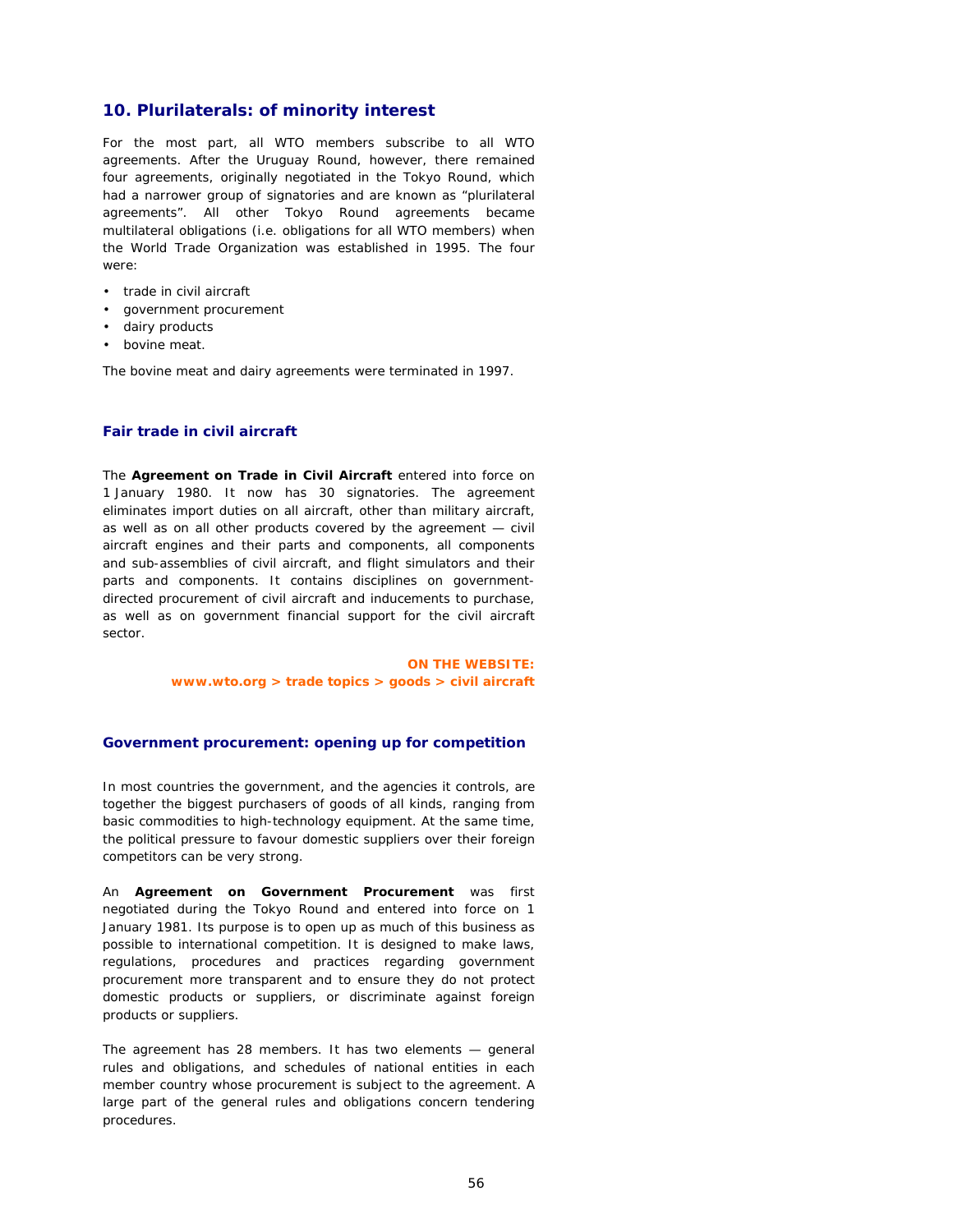## 10. Plurilaterals: of minority interest

For the most part, all WTO members subscribe to all WTO agreements. After the Uruguay Round, however, there remained four agreements, originally negotiated in the Tokyo Round, which had a narrower group of signatories and are known as "plurilateral agreements". All other Tokyo Round agreements became multilateral obligations (i.e. obligations for all WTO members) when the World Trade Organization was established in 1995. The four were:

- trade in civil aircraft
- government procurement
- dairy products
- bovine meat.

The bovine meat and dairy agreements were terminated in 1997.

### Fair trade in civil aircraft

The **Agreement on Trade in Civil Aircraft** entered into force on 1 January 1980. It now has 30 signatories. The agreement eliminates import duties on all aircraft, other than military aircraft, as well as on all other products covered by the agreement — civil aircraft engines and their parts and components, all components and sub-assemblies of civil aircraft, and flight simulators and their parts and components. It contains disciplines on government-directed procurement of civil aircraft and inducements to purchase, as well as on government financial support for the civil aircraft sector.

**ON THE WEBSITE:**
**www.wto.org > trade topics > goods > civil aircraft**

### Government procurement: opening up for competition

In most countries the government, and the agencies it controls, are together the biggest purchasers of goods of all kinds, ranging from basic commodities to high-technology equipment. At the same time, the political pressure to favour domestic suppliers over their foreign competitors can be very strong.

An **Agreement on Government Procurement** was first negotiated during the Tokyo Round and entered into force on 1 January 1981. Its purpose is to open up as much of this business as possible to international competition. It is designed to make laws, regulations, procedures and practices regarding government procurement more transparent and to ensure they do not protect domestic products or suppliers, or discriminate against foreign products or suppliers.

The agreement has 28 members. It has two elements — general rules and obligations, and schedules of national entities in each member country whose procurement is subject to the agreement. A large part of the general rules and obligations concern tendering procedures.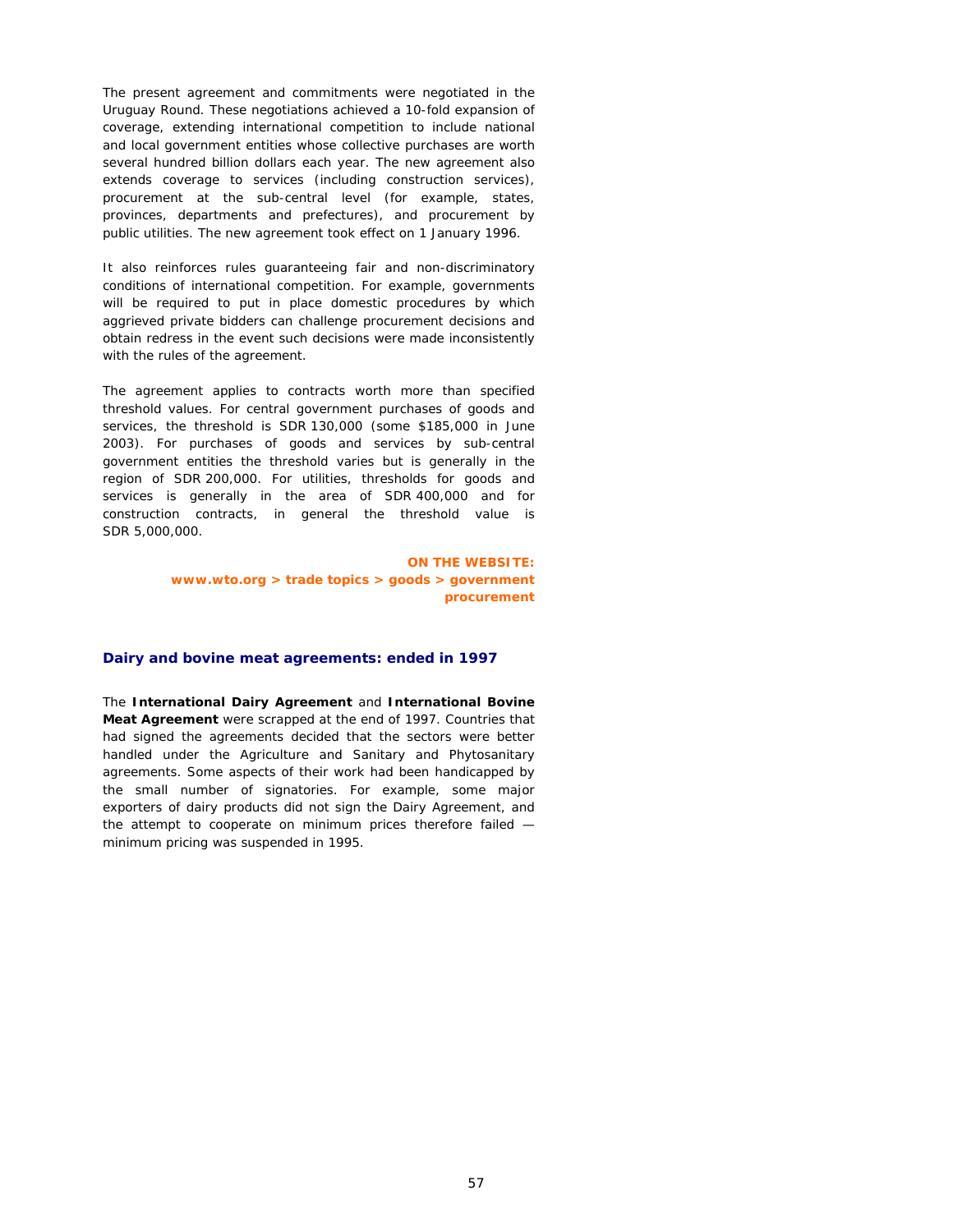The present agreement and commitments were negotiated in the Uruguay Round. These negotiations achieved a 10-fold expansion of coverage, extending international competition to include national and local government entities whose collective purchases are worth several hundred billion dollars each year. The new agreement also extends coverage to services (including construction services), procurement at the sub-central level (for example, states, provinces, departments and prefectures), and procurement by public utilities. The new agreement took effect on 1 January 1996.

It also reinforces rules guaranteeing fair and non-discriminatory conditions of international competition. For example, governments will be required to put in place domestic procedures by which aggrieved private bidders can challenge procurement decisions and obtain redress in the event such decisions were made inconsistently with the rules of the agreement.

The agreement applies to contracts worth more than specified threshold values. For central government purchases of goods and services, the threshold is SDR 130,000 (some $185,000 in June 2003). For purchases of goods and services by sub-central government entities the threshold varies but is generally in the region of SDR 200,000. For utilities, thresholds for goods and services is generally in the area of SDR 400,000 and for construction contracts, in general the threshold value is SDR 5,000,000.

**ON THE WEBSITE:**
**www.wto.org > trade topics > goods > government procurement**

### Dairy and bovine meat agreements: ended in 1997

The **International Dairy Agreement** and **International Bovine Meat Agreement** were scrapped at the end of 1997. Countries that had signed the agreements decided that the sectors were better handled under the Agriculture and Sanitary and Phytosanitary agreements. Some aspects of their work had been handicapped by the small number of signatories. For example, some major exporters of dairy products did not sign the Dairy Agreement, and the attempt to cooperate on minimum prices therefore failed — minimum pricing was suspended in 1995.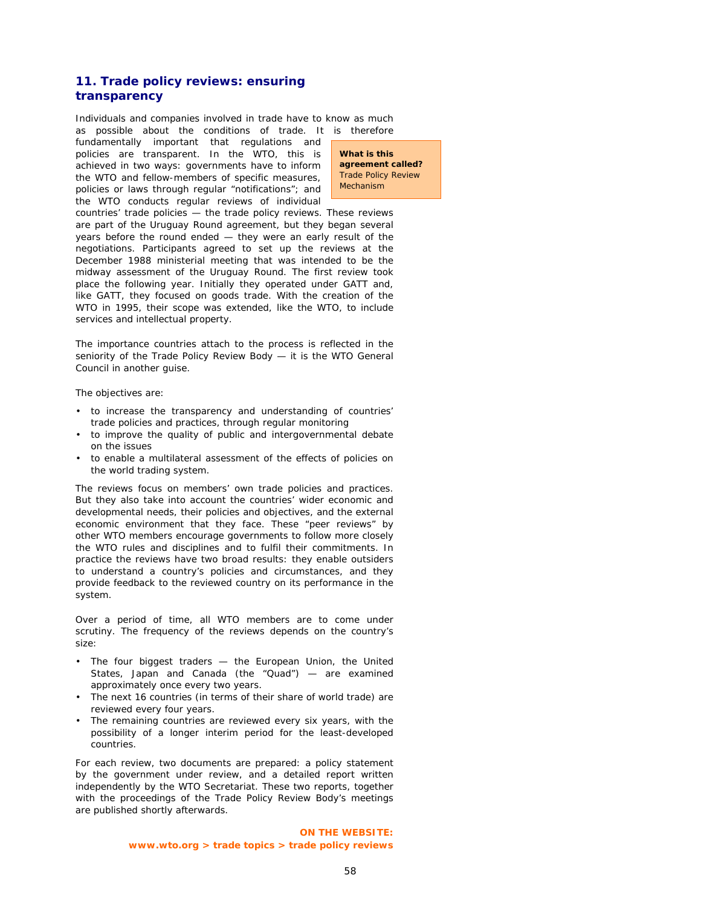## 11. Trade policy reviews: ensuring transparency

Individuals and companies involved in trade have to know as much as possible about the conditions of trade. It is therefore fundamentally important that regulations and policies are transparent. In the WTO, this is achieved in two ways: governments have to inform the WTO and fellow-members of specific measures, policies or laws through regular "notifications"; and the WTO conducts regular reviews of individual countries' trade policies — the trade policy reviews. These reviews are part of the Uruguay Round agreement, but they began several years before the round ended — they were an early result of the negotiations. Participants agreed to set up the reviews at the December 1988 ministerial meeting that was intended to be the midway assessment of the Uruguay Round. The first review took place the following year. Initially they operated under GATT and, like GATT, they focused on goods trade. With the creation of the WTO in 1995, their scope was extended, like the WTO, to include services and intellectual property.

> **What is this agreement called?**
> Trade Policy Review Mechanism

The importance countries attach to the process is reflected in the seniority of the Trade Policy Review Body — it is the WTO General Council in another guise.

The objectives are:

- to increase the transparency and understanding of countries' trade policies and practices, through regular monitoring
- to improve the quality of public and intergovernmental debate on the issues
- to enable a multilateral assessment of the effects of policies on the world trading system.

The reviews focus on members' own trade policies and practices. But they also take into account the countries' wider economic and developmental needs, their policies and objectives, and the external economic environment that they face. These "peer reviews" by other WTO members encourage governments to follow more closely the WTO rules and disciplines and to fulfil their commitments. In practice the reviews have two broad results: they enable outsiders to understand a country's policies and circumstances, and they provide feedback to the reviewed country on its performance in the system.

Over a period of time, all WTO members are to come under scrutiny. The frequency of the reviews depends on the country's size:

- The four biggest traders — the European Union, the United States, Japan and Canada (the "Quad") — are examined approximately once every two years.
- The next 16 countries (in terms of their share of world trade) are reviewed every four years.
- The remaining countries are reviewed every six years, with the possibility of a longer interim period for the least-developed countries.

For each review, two documents are prepared: a policy statement by the government under review, and a detailed report written independently by the WTO Secretariat. These two reports, together with the proceedings of the Trade Policy Review Body's meetings are published shortly afterwards.

**ON THE WEBSITE:**
**www.wto.org > trade topics > trade policy reviews**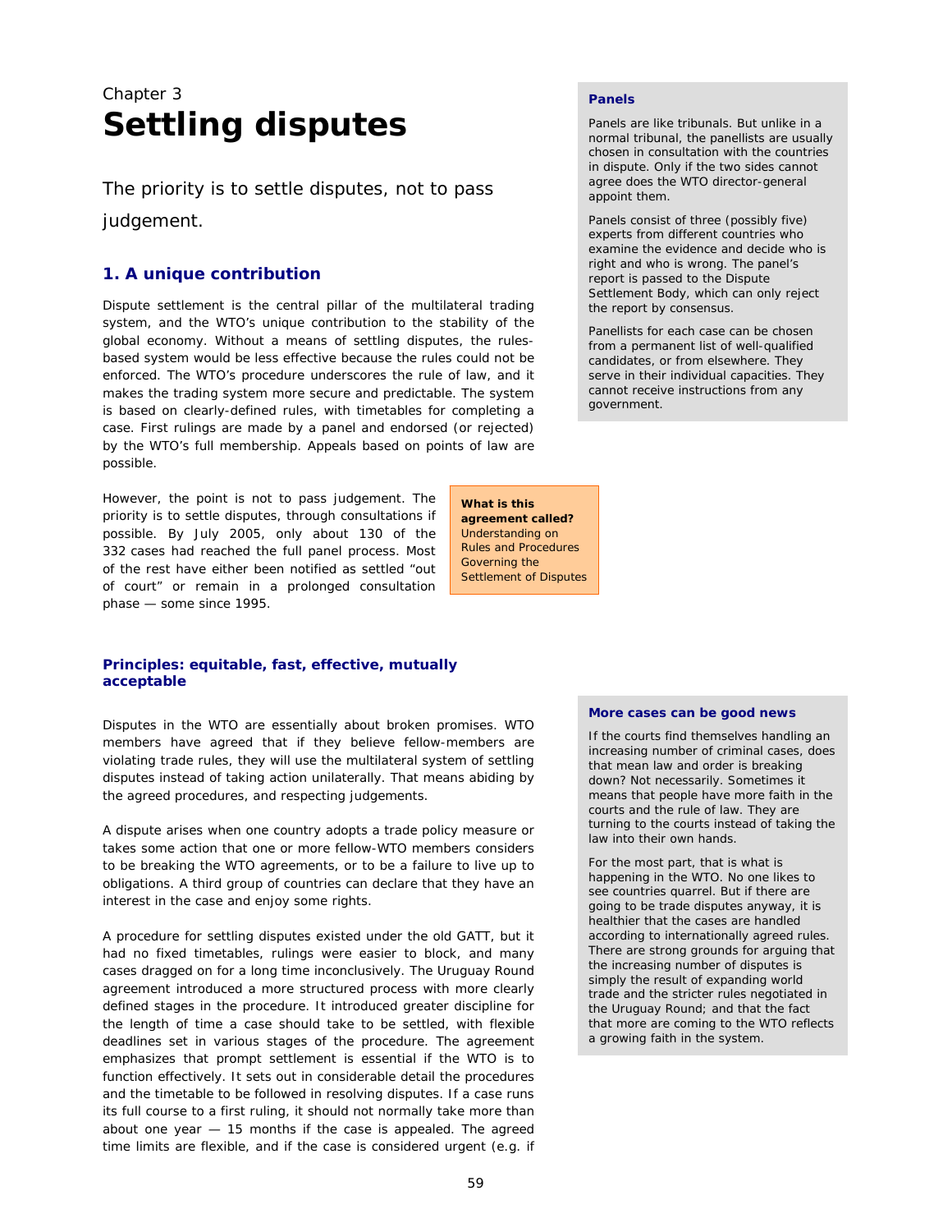Chapter 3

# Settling disputes

The priority is to settle disputes, not to pass judgement.

## 1. A unique contribution

Dispute settlement is the central pillar of the multilateral trading system, and the WTO's unique contribution to the stability of the global economy. Without a means of settling disputes, the rules-based system would be less effective because the rules could not be enforced. The WTO's procedure underscores the rule of law, and it makes the trading system more secure and predictable. The system is based on clearly-defined rules, with timetables for completing a case. First rulings are made by a panel and endorsed (or rejected) by the WTO's full membership. Appeals based on points of law are possible.

However, the point is not to pass judgement. The priority is to settle disputes, through consultations if possible. By July 2005, only about 130 of the 332 cases had reached the full panel process. Most of the rest have either been notified as settled "out of court" or remain in a prolonged consultation phase — some since 1995.

**What is this agreement called?**
Understanding on Rules and Procedures Governing the Settlement of Disputes

**Panels**

Panels are like tribunals. But unlike in a normal tribunal, the panellists are usually chosen in consultation with the countries in dispute. Only if the two sides cannot agree does the WTO director-general appoint them.

Panels consist of three (possibly five) experts from different countries who examine the evidence and decide who is right and who is wrong. The panel's report is passed to the Dispute Settlement Body, which can only reject the report by consensus.

Panellists for each case can be chosen from a permanent list of well-qualified candidates, or from elsewhere. They serve in their individual capacities. They cannot receive instructions from any government.

### Principles: equitable, fast, effective, mutually acceptable

Disputes in the WTO are essentially about broken promises. WTO members have agreed that if they believe fellow-members are violating trade rules, they will use the multilateral system of settling disputes instead of taking action unilaterally. That means abiding by the agreed procedures, and respecting judgements.

A dispute arises when one country adopts a trade policy measure or takes some action that one or more fellow-WTO members considers to be breaking the WTO agreements, or to be a failure to live up to obligations. A third group of countries can declare that they have an interest in the case and enjoy some rights.

A procedure for settling disputes existed under the old GATT, but it had no fixed timetables, rulings were easier to block, and many cases dragged on for a long time inconclusively. The Uruguay Round agreement introduced a more structured process with more clearly defined stages in the procedure. It introduced greater discipline for the length of time a case should take to be settled, with flexible deadlines set in various stages of the procedure. The agreement emphasizes that prompt settlement is essential if the WTO is to function effectively. It sets out in considerable detail the procedures and the timetable to be followed in resolving disputes. If a case runs its full course to a first ruling, it should not normally take more than about one year — 15 months if the case is appealed. The agreed time limits are flexible, and if the case is considered urgent (e.g. if

**More cases can be good news**

If the courts find themselves handling an increasing number of criminal cases, does that mean law and order is breaking down? Not necessarily. Sometimes it means that people have more faith in the courts and the rule of law. They are turning to the courts instead of taking the law into their own hands.

For the most part, that is what is happening in the WTO. No one likes to see countries quarrel. But if there are going to be trade disputes anyway, it is healthier that the cases are handled according to internationally agreed rules. There are strong grounds for arguing that the increasing number of disputes is simply the result of expanding world trade and the stricter rules negotiated in the Uruguay Round; and that the fact that more are coming to the WTO reflects a growing faith in the system.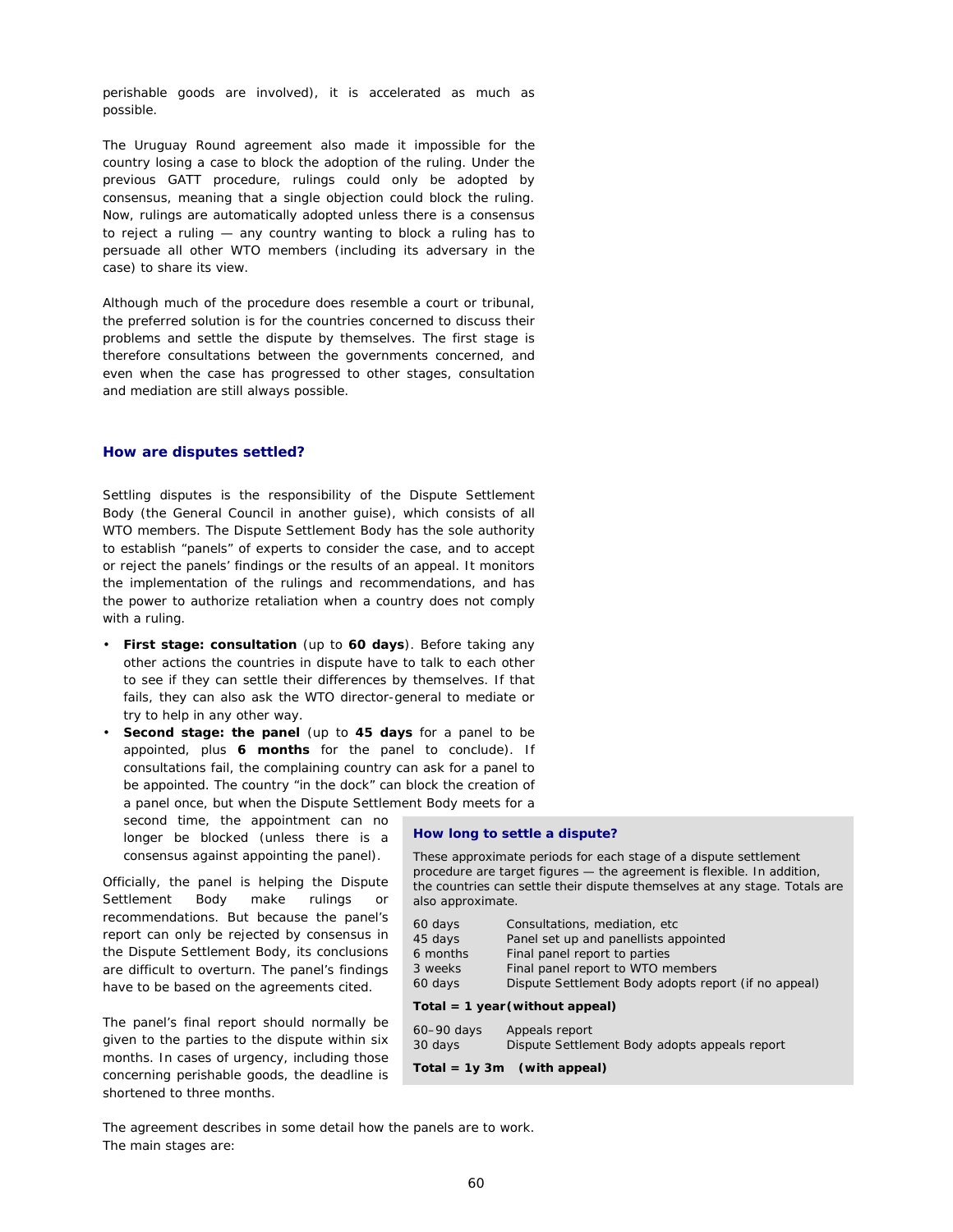perishable goods are involved), it is accelerated as much as possible.

The Uruguay Round agreement also made it impossible for the country losing a case to block the adoption of the ruling. Under the previous GATT procedure, rulings could only be adopted by consensus, meaning that a single objection could block the ruling. Now, rulings are automatically adopted unless there is a consensus to reject a ruling — any country wanting to block a ruling has to persuade all other WTO members (including its adversary in the case) to share its view.

Although much of the procedure does resemble a court or tribunal, the preferred solution is for the countries concerned to discuss their problems and settle the dispute by themselves. The first stage is therefore consultations between the governments concerned, and even when the case has progressed to other stages, consultation and mediation are still always possible.

### How are disputes settled?

Settling disputes is the responsibility of the Dispute Settlement Body (the General Council in another guise), which consists of all WTO members. The Dispute Settlement Body has the sole authority to establish "panels" of experts to consider the case, and to accept or reject the panels' findings or the results of an appeal. It monitors the implementation of the rulings and recommendations, and has the power to authorize retaliation when a country does not comply with a ruling.

- **First stage: consultation** (up to **60 days**). Before taking any other actions the countries in dispute have to talk to each other to see if they can settle their differences by themselves. If that fails, they can also ask the WTO director-general to mediate or try to help in any other way.
- **Second stage: the panel** (up to **45 days** for a panel to be appointed, plus **6 months** for the panel to conclude). If consultations fail, the complaining country can ask for a panel to be appointed. The country "in the dock" can block the creation of a panel once, but when the Dispute Settlement Body meets for a second time, the appointment can no longer be blocked (unless there is a consensus against appointing the panel).

Officially, the panel is helping the Dispute Settlement Body make rulings or recommendations. But because the panel's report can only be rejected by consensus in the Dispute Settlement Body, its conclusions are difficult to overturn. The panel's findings have to be based on the agreements cited.

The panel's final report should normally be given to the parties to the dispute within six months. In cases of urgency, including those concerning perishable goods, the deadline is shortened to three months.

The agreement describes in some detail how the panels are to work. The main stages are:

#### How long to settle a dispute?

These approximate periods for each stage of a dispute settlement procedure are target figures — the agreement is flexible. In addition, the countries can settle their dispute themselves at any stage. Totals are also approximate.

| | |
|---|---|
| 60 days | Consultations, mediation, etc |
| 45 days | Panel set up and panellists appointed |
| 6 months | Final panel report to parties |
| 3 weeks | Final panel report to WTO members |
| 60 days | Dispute Settlement Body adopts report (if no appeal) |
| **Total = 1 year** | **(without appeal)** |
| 60–90 days | Appeals report |
| 30 days | Dispute Settlement Body adopts appeals report |
| **Total = 1y 3m** | **(with appeal)** |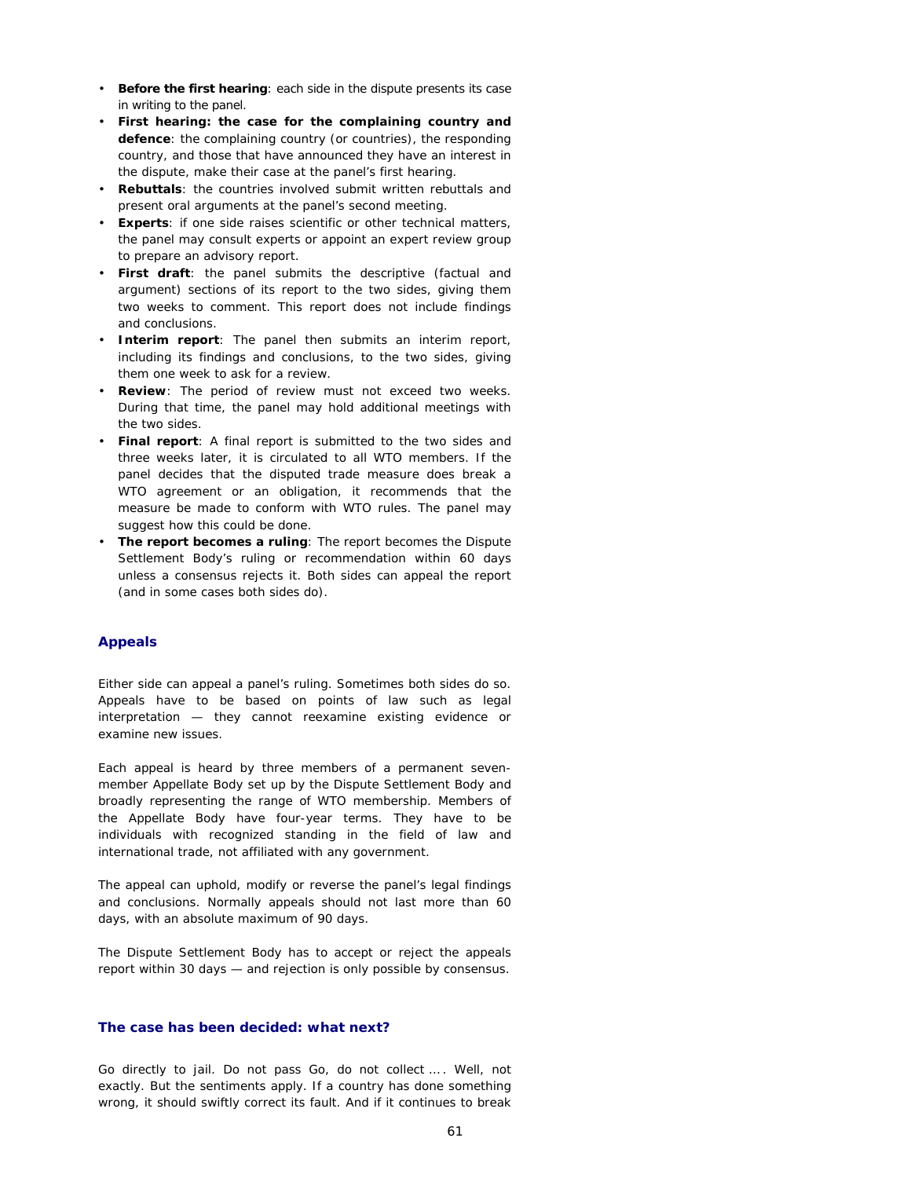- **Before the first hearing**: each side in the dispute presents its case in writing to the panel.
- **First hearing: the case for the complaining country and defence**: the complaining country (or countries), the responding country, and those that have announced they have an interest in the dispute, make their case at the panel's first hearing.
- **Rebuttals**: the countries involved submit written rebuttals and present oral arguments at the panel's second meeting.
- **Experts**: if one side raises scientific or other technical matters, the panel may consult experts or appoint an expert review group to prepare an advisory report.
- **First draft**: the panel submits the descriptive (factual and argument) sections of its report to the two sides, giving them two weeks to comment. This report does not include findings and conclusions.
- **Interim report**: The panel then submits an interim report, including its findings and conclusions, to the two sides, giving them one week to ask for a review.
- **Review**: The period of review must not exceed two weeks. During that time, the panel may hold additional meetings with the two sides.
- **Final report**: A final report is submitted to the two sides and three weeks later, it is circulated to all WTO members. If the panel decides that the disputed trade measure does break a WTO agreement or an obligation, it recommends that the measure be made to conform with WTO rules. The panel may suggest how this could be done.
- **The report becomes a ruling**: The report becomes the Dispute Settlement Body's ruling or recommendation within 60 days unless a consensus rejects it. Both sides can appeal the report (and in some cases both sides do).

## Appeals

Either side can appeal a panel's ruling. Sometimes both sides do so. Appeals have to be based on points of law such as legal interpretation — they cannot reexamine existing evidence or examine new issues.

Each appeal is heard by three members of a permanent seven-member Appellate Body set up by the Dispute Settlement Body and broadly representing the range of WTO membership. Members of the Appellate Body have four-year terms. They have to be individuals with recognized standing in the field of law and international trade, not affiliated with any government.

The appeal can uphold, modify or reverse the panel's legal findings and conclusions. Normally appeals should not last more than 60 days, with an absolute maximum of 90 days.

The Dispute Settlement Body has to accept or reject the appeals report within 30 days — and rejection is only possible by consensus.

## The case has been decided: what next?

*Go directly to jail. Do not pass Go, do not collect ….* Well, not exactly. But the sentiments apply. If a country has done something wrong, it should swiftly correct its fault. And if it continues to break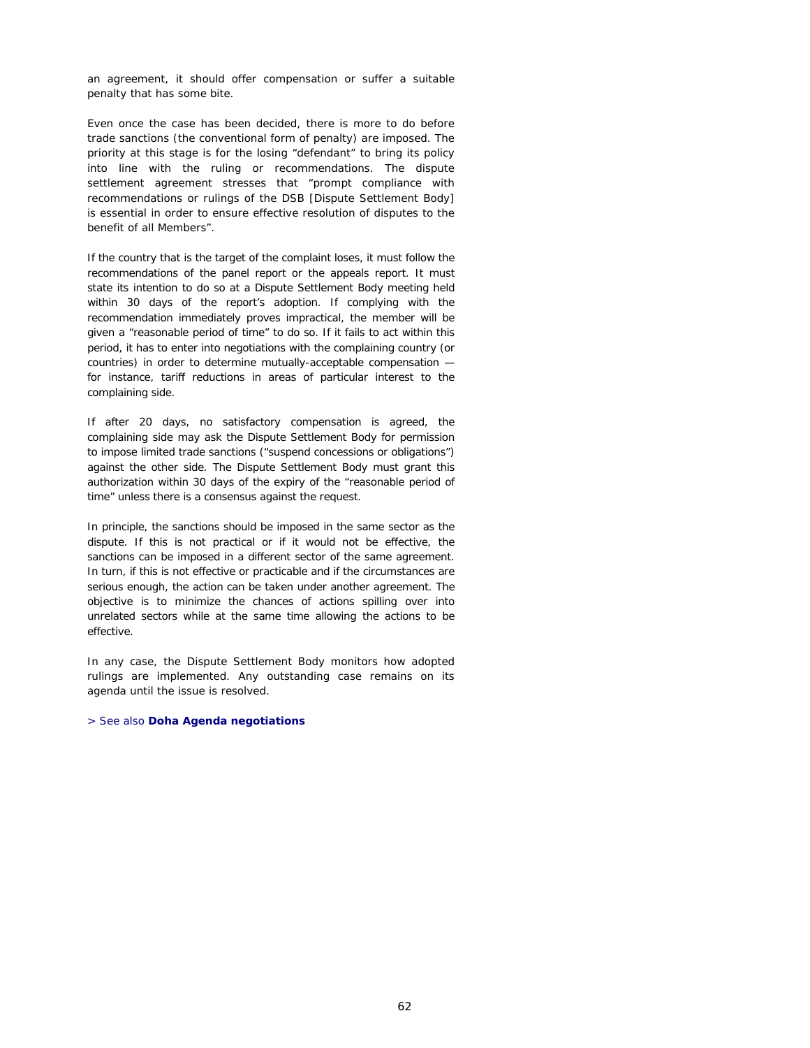an agreement, it should offer compensation or suffer a suitable penalty that has some bite.

Even once the case has been decided, there is more to do before trade sanctions (the conventional form of penalty) are imposed. The priority at this stage is for the losing "defendant" to bring its policy into line with the ruling or recommendations. The dispute settlement agreement stresses that "prompt compliance with recommendations or rulings of the DSB [Dispute Settlement Body] is essential in order to ensure effective resolution of disputes to the benefit of all Members".

If the country that is the target of the complaint loses, it must follow the recommendations of the panel report or the appeals report. It must state its intention to do so at a Dispute Settlement Body meeting held within 30 days of the report's adoption. If complying with the recommendation immediately proves impractical, the member will be given a "reasonable period of time" to do so. If it fails to act within this period, it has to enter into negotiations with the complaining country (or countries) in order to determine mutually-acceptable compensation — for instance, tariff reductions in areas of particular interest to the complaining side.

If after 20 days, no satisfactory compensation is agreed, the complaining side may ask the Dispute Settlement Body for permission to impose limited trade sanctions ("suspend concessions or obligations") against the other side. The Dispute Settlement Body must grant this authorization within 30 days of the expiry of the "reasonable period of time" unless there is a consensus against the request.

In principle, the sanctions should be imposed in the same sector as the dispute. If this is not practical or if it would not be effective, the sanctions can be imposed in a different sector of the same agreement. In turn, if this is not effective or practicable and if the circumstances are serious enough, the action can be taken under another agreement. The objective is to minimize the chances of actions spilling over into unrelated sectors while at the same time allowing the actions to be effective.

In any case, the Dispute Settlement Body monitors how adopted rulings are implemented. Any outstanding case remains on its agenda until the issue is resolved.

> See also **Doha Agenda negotiations**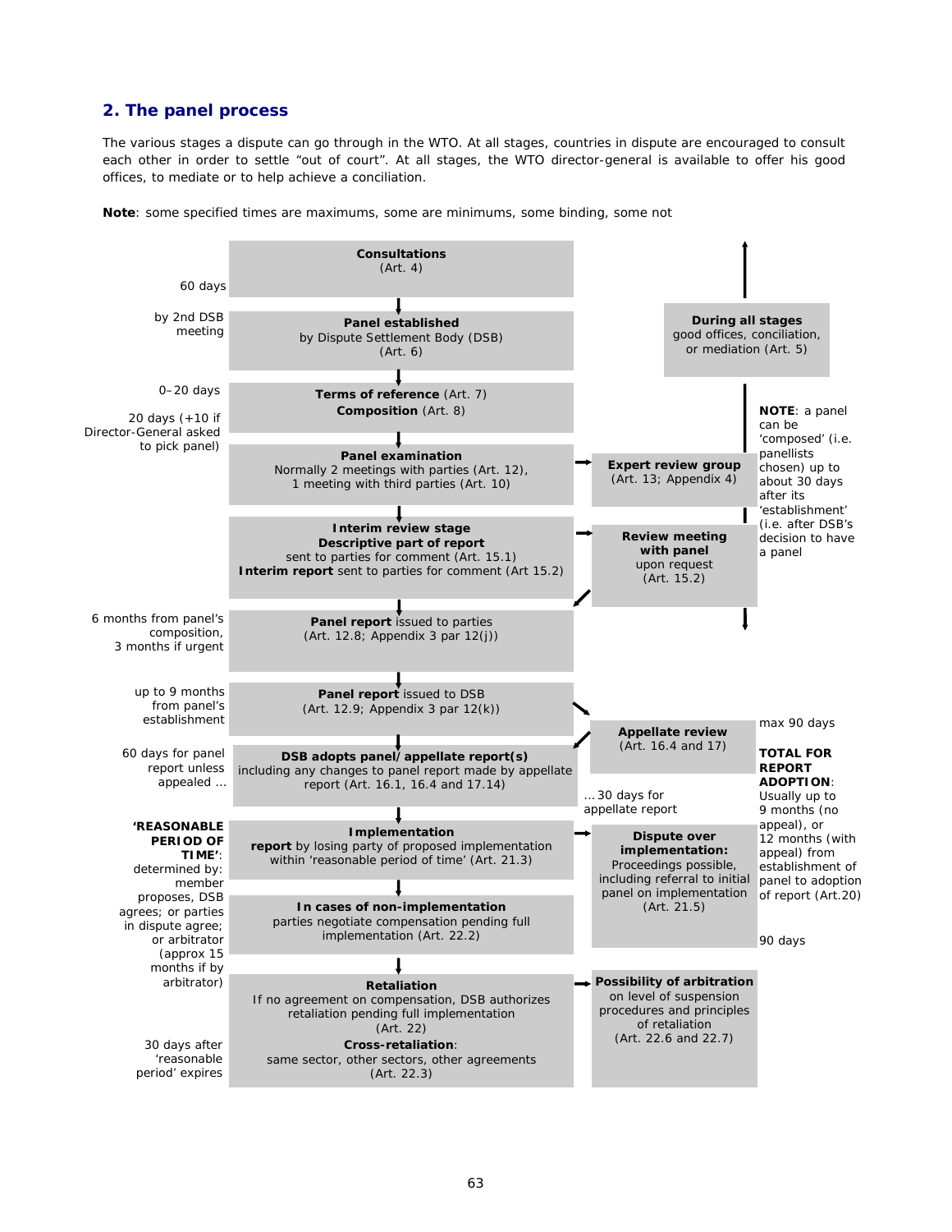## 2. The panel process

The various stages a dispute can go through in the WTO. At all stages, countries in dispute are encouraged to consult each other in order to settle "out of court". At all stages, the WTO director-general is available to offer his good offices, to mediate or to help achieve a conciliation.

**Note**: some specified times are maximums, some are minimums, some binding, some not

60 days

**Consultations**
(Art. 4)

by 2nd DSB meeting

**Panel established**
by Dispute Settlement Body (DSB)
(Art. 6)

**During all stages**
good offices, conciliation, or mediation (Art. 5)

0–20 days

20 days (+10 if Director-General asked to pick panel)

**Terms of reference** (Art. 7)
**Composition** (Art. 8)

**NOTE**: a panel can be 'composed' (i.e. panellists chosen) up to about 30 days after its 'establishment' (i.e. after DSB's decision to have a panel

**Panel examination**
Normally 2 meetings with parties (Art. 12), 1 meeting with third parties (Art. 10)

**Expert review group**
(Art. 13; Appendix 4)

**Interim review stage**
**Descriptive part of report**
sent to parties for comment (Art. 15.1)
**Interim report** sent to parties for comment (Art 15.2)

**Review meeting with panel**
upon request
(Art. 15.2)

6 months from panel's composition, 3 months if urgent

**Panel report** issued to parties
(Art. 12.8; Appendix 3 par 12(j))

up to 9 months from panel's establishment

**Panel report** issued to DSB
(Art. 12.9; Appendix 3 par 12(k))

**Appellate review**
(Art. 16.4 and 17)

max 90 days

60 days for panel report unless appealed …

**DSB adopts panel/appellate report(s)**
including any changes to panel report made by appellate report (Art. 16.1, 16.4 and 17.14)

…30 days for appellate report

**TOTAL FOR REPORT ADOPTION**: Usually up to 9 months (no appeal), or 12 months (with appeal) from establishment of panel to adoption of report (Art.20)

**'REASONABLE PERIOD OF TIME'**: determined by: member proposes, DSB agrees; or parties in dispute agree; or arbitrator (approx 15 months if by arbitrator)

**Implementation**
**report** by losing party of proposed implementation within 'reasonable period of time' (Art. 21.3)

**Dispute over implementation:**
Proceedings possible, including referral to initial panel on implementation (Art. 21.5)

90 days

**In cases of non-implementation**
parties negotiate compensation pending full implementation (Art. 22.2)

30 days after 'reasonable period' expires

**Retaliation**
If no agreement on compensation, DSB authorizes retaliation pending full implementation
(Art. 22)
**Cross-retaliation**:
same sector, other sectors, other agreements
(Art. 22.3)

**Possibility of arbitration**
on level of suspension procedures and principles of retaliation
(Art. 22.6 and 22.7)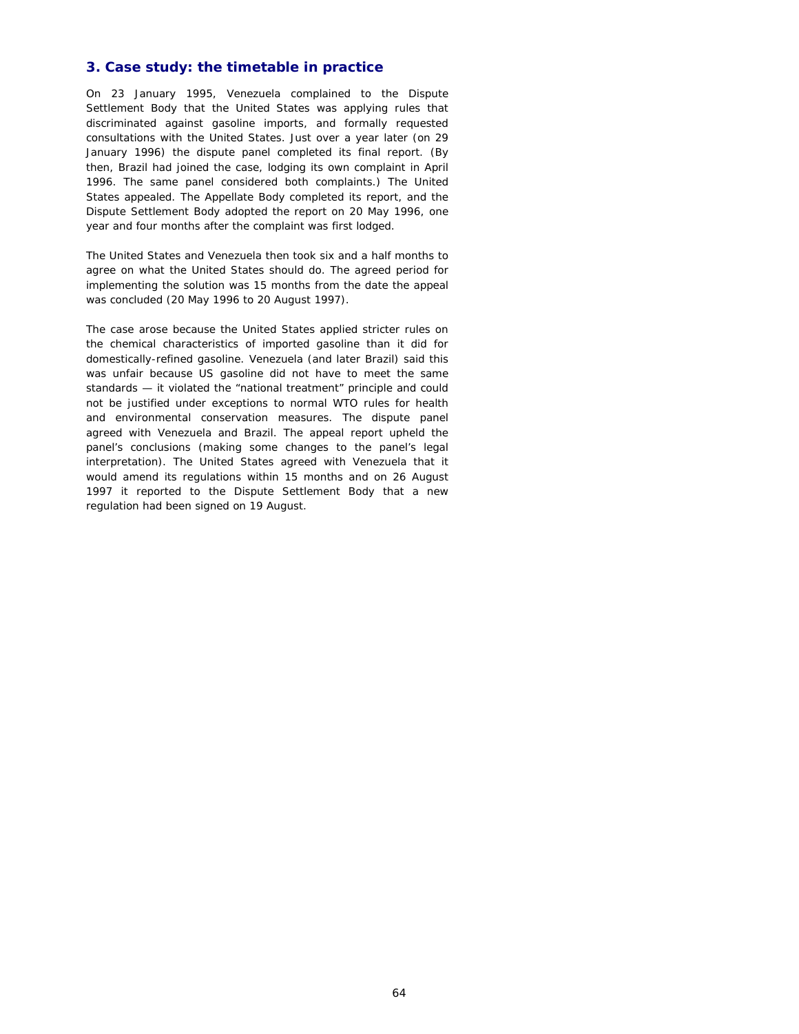## 3. Case study: the timetable in practice

On 23 January 1995, Venezuela complained to the Dispute Settlement Body that the United States was applying rules that discriminated against gasoline imports, and formally requested consultations with the United States. Just over a year later (on 29 January 1996) the dispute panel completed its final report. (By then, Brazil had joined the case, lodging its own complaint in April 1996. The same panel considered both complaints.) The United States appealed. The Appellate Body completed its report, and the Dispute Settlement Body adopted the report on 20 May 1996, one year and four months after the complaint was first lodged.

The United States and Venezuela then took six and a half months to agree on what the United States should do. The agreed period for implementing the solution was 15 months from the date the appeal was concluded (20 May 1996 to 20 August 1997).

The case arose because the United States applied stricter rules on the chemical characteristics of imported gasoline than it did for domestically-refined gasoline. Venezuela (and later Brazil) said this was unfair because US gasoline did not have to meet the same standards — it violated the "national treatment" principle and could not be justified under exceptions to normal WTO rules for health and environmental conservation measures. The dispute panel agreed with Venezuela and Brazil. The appeal report upheld the panel's conclusions (making some changes to the panel's legal interpretation). The United States agreed with Venezuela that it would amend its regulations within 15 months and on 26 August 1997 it reported to the Dispute Settlement Body that a new regulation had been signed on 19 August.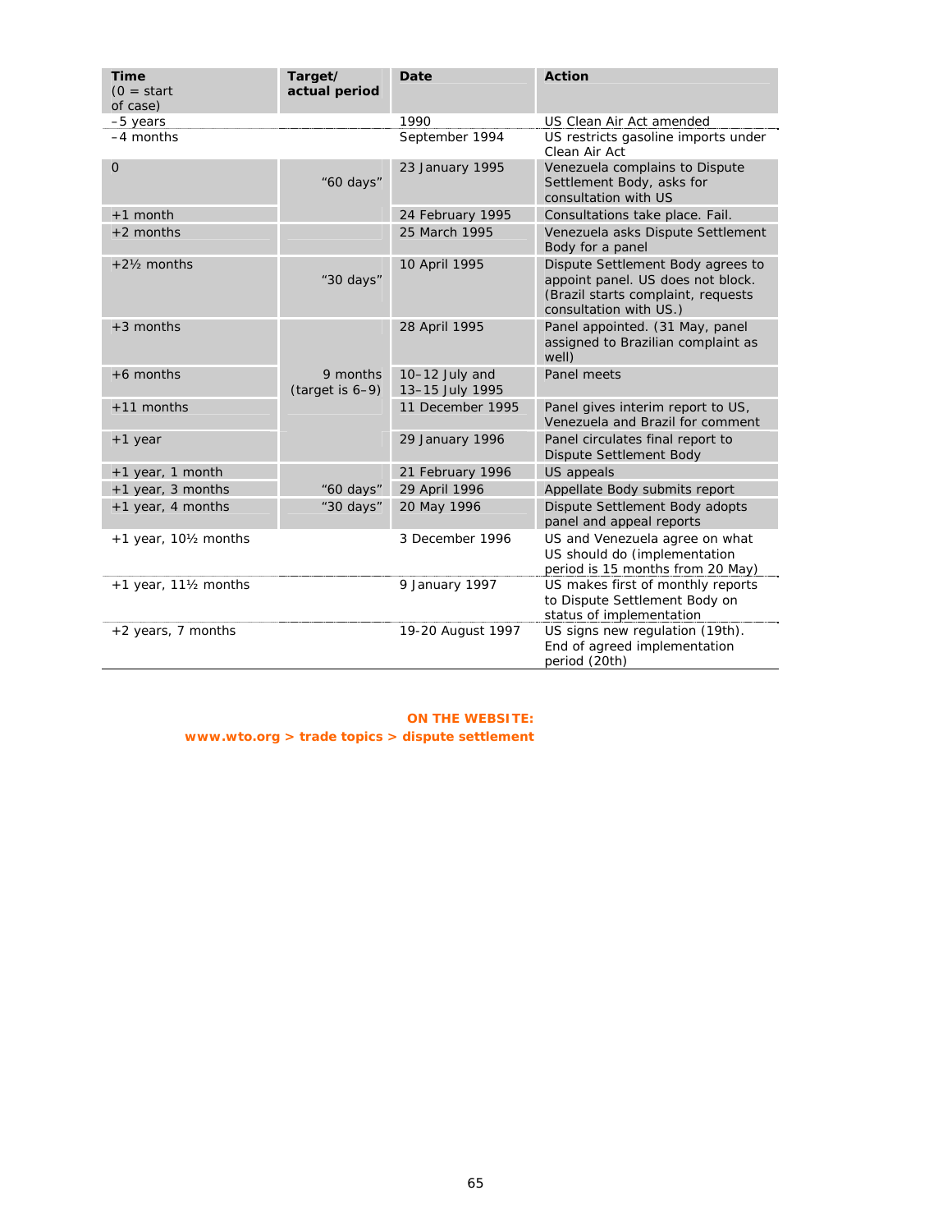| Time (0 = start of case) | Target/ actual period | Date | Action |
|---|---|---|---|
| –5 years | | 1990 | US Clean Air Act amended |
| –4 months | | September 1994 | US restricts gasoline imports under Clean Air Act |
| 0 | "60 days" | 23 January 1995 | Venezuela complains to Dispute Settlement Body, asks for consultation with US |
| +1 month | | 24 February 1995 | Consultations take place. Fail. |
| +2 months | | 25 March 1995 | Venezuela asks Dispute Settlement Body for a panel |
| +2½ months | "30 days" | 10 April 1995 | Dispute Settlement Body agrees to appoint panel. US does not block. (Brazil starts complaint, requests consultation with US.) |
| +3 months | | 28 April 1995 | Panel appointed. (31 May, panel assigned to Brazilian complaint as well) |
| +6 months | 9 months (target is 6–9) | 10–12 July and 13–15 July 1995 | Panel meets |
| +11 months | | 11 December 1995 | Panel gives interim report to US, Venezuela and Brazil for comment |
| +1 year | | 29 January 1996 | Panel circulates final report to Dispute Settlement Body |
| +1 year, 1 month | | 21 February 1996 | US appeals |
| +1 year, 3 months | "60 days" | 29 April 1996 | Appellate Body submits report |
| +1 year, 4 months | "30 days" | 20 May 1996 | Dispute Settlement Body adopts panel and appeal reports |
| +1 year, 10½ months | | 3 December 1996 | US and Venezuela agree on what US should do (implementation period is 15 months from 20 May) |
| +1 year, 11½ months | | 9 January 1997 | US makes first of monthly reports to Dispute Settlement Body on status of implementation |
| +2 years, 7 months | | 19-20 August 1997 | US signs new regulation (19th). End of agreed implementation period (20th) |

**ON THE WEBSITE:**
**www.wto.org > trade topics > dispute settlement**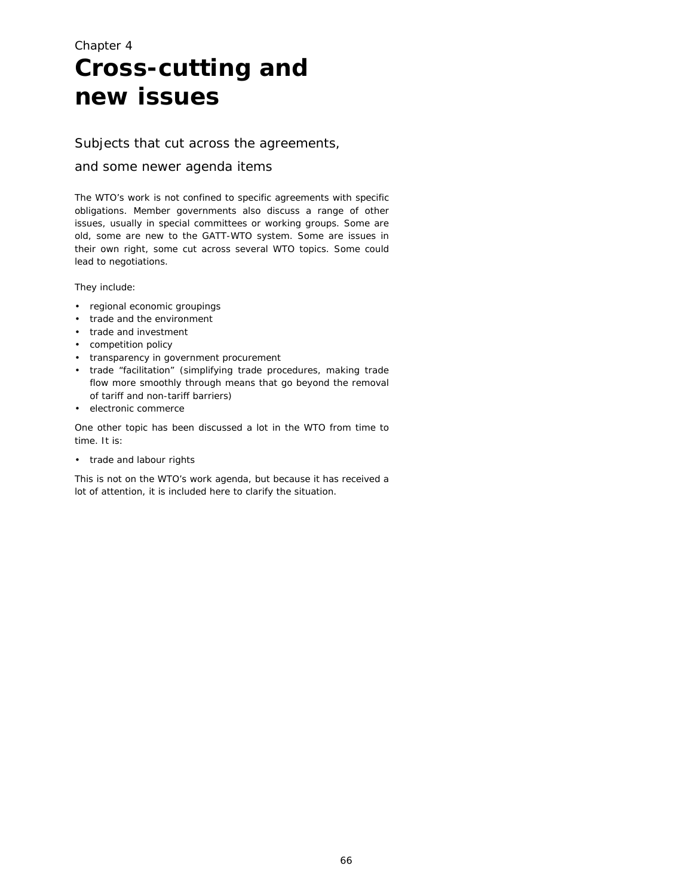Chapter 4

# Cross-cutting and new issues

## Subjects that cut across the agreements, and some newer agenda items

The WTO's work is not confined to specific agreements with specific obligations. Member governments also discuss a range of other issues, usually in special committees or working groups. Some are old, some are new to the GATT-WTO system. Some are issues in their own right, some cut across several WTO topics. Some could lead to negotiations.

They include:

- regional economic groupings
- trade and the environment
- trade and investment
- competition policy
- transparency in government procurement
- trade "facilitation" (simplifying trade procedures, making trade flow more smoothly through means that go beyond the removal of tariff and non-tariff barriers)
- electronic commerce

One other topic has been discussed a lot in the WTO from time to time. It is:

- trade and labour rights

This is not on the WTO's work agenda, but because it has received a lot of attention, it is included here to clarify the situation.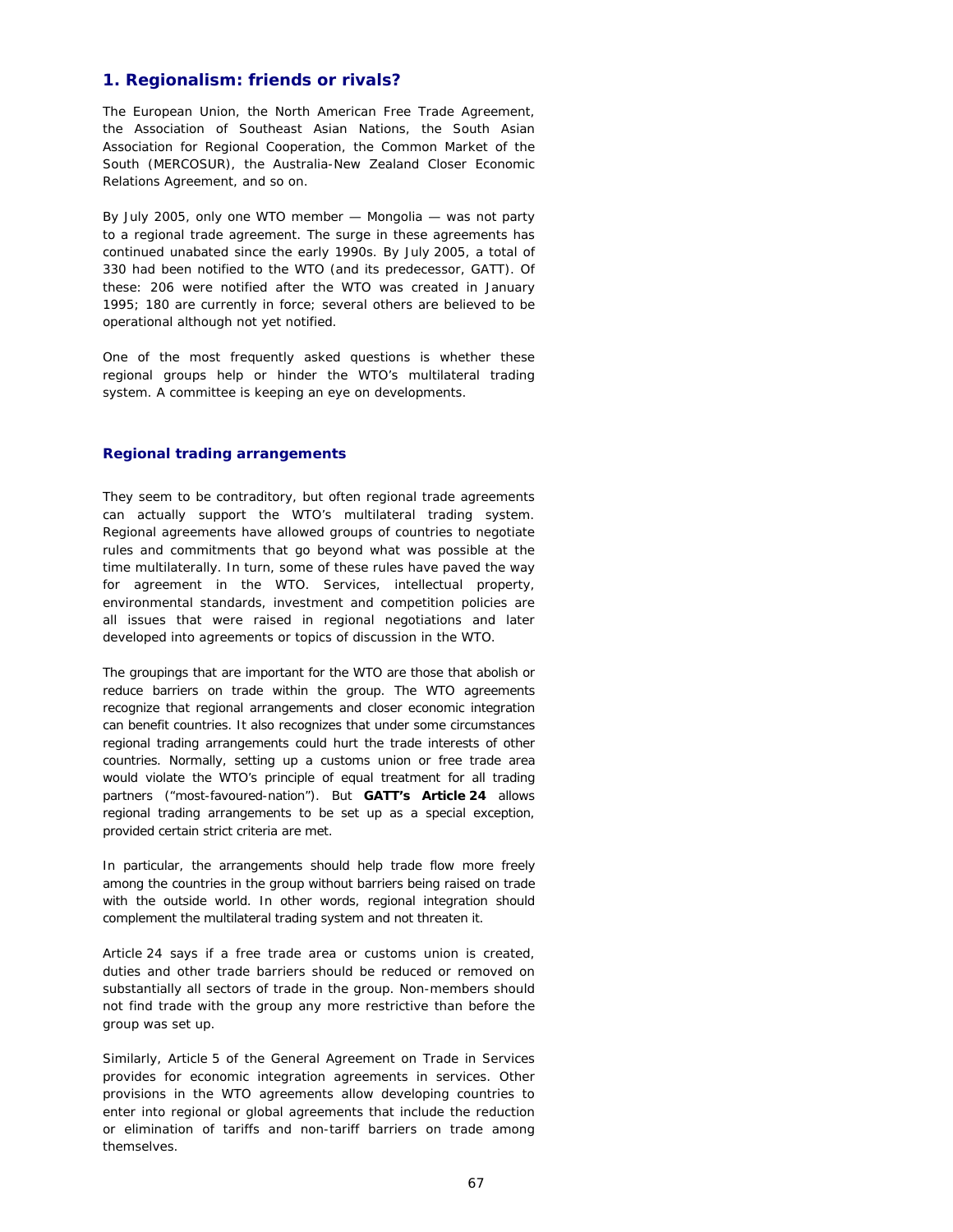## 1. Regionalism: friends or rivals?

The European Union, the North American Free Trade Agreement, the Association of Southeast Asian Nations, the South Asian Association for Regional Cooperation, the Common Market of the South (MERCOSUR), the Australia-New Zealand Closer Economic Relations Agreement, and so on.

By July 2005, only one WTO member — Mongolia — was not party to a regional trade agreement. The surge in these agreements has continued unabated since the early 1990s. By July 2005, a total of 330 had been notified to the WTO (and its predecessor, GATT). Of these: 206 were notified after the WTO was created in January 1995; 180 are currently in force; several others are believed to be operational although not yet notified.

One of the most frequently asked questions is whether these regional groups help or hinder the WTO's multilateral trading system. A committee is keeping an eye on developments.

### Regional trading arrangements

They seem to be contraditory, but often regional trade agreements can actually support the WTO's multilateral trading system. Regional agreements have allowed groups of countries to negotiate rules and commitments that go beyond what was possible at the time multilaterally. In turn, some of these rules have paved the way for agreement in the WTO. Services, intellectual property, environmental standards, investment and competition policies are all issues that were raised in regional negotiations and later developed into agreements or topics of discussion in the WTO.

The groupings that are important for the WTO are those that abolish or reduce barriers on trade within the group. The WTO agreements recognize that regional arrangements and closer economic integration can benefit countries. It also recognizes that under some circumstances regional trading arrangements could hurt the trade interests of other countries. Normally, setting up a customs union or free trade area would violate the WTO's principle of equal treatment for all trading partners ("most-favoured-nation"). But **GATT's Article 24** allows regional trading arrangements to be set up as a special exception, provided certain strict criteria are met.

In particular, the arrangements should help trade flow more freely among the countries in the group without barriers being raised on trade with the outside world. In other words, regional integration should complement the multilateral trading system and not threaten it.

Article 24 says if a free trade area or customs union is created, duties and other trade barriers should be reduced or removed on substantially all sectors of trade in the group. Non-members should not find trade with the group any more restrictive than before the group was set up.

Similarly, Article 5 of the General Agreement on Trade in Services provides for economic integration agreements in services. Other provisions in the WTO agreements allow developing countries to enter into regional or global agreements that include the reduction or elimination of tariffs and non-tariff barriers on trade among themselves.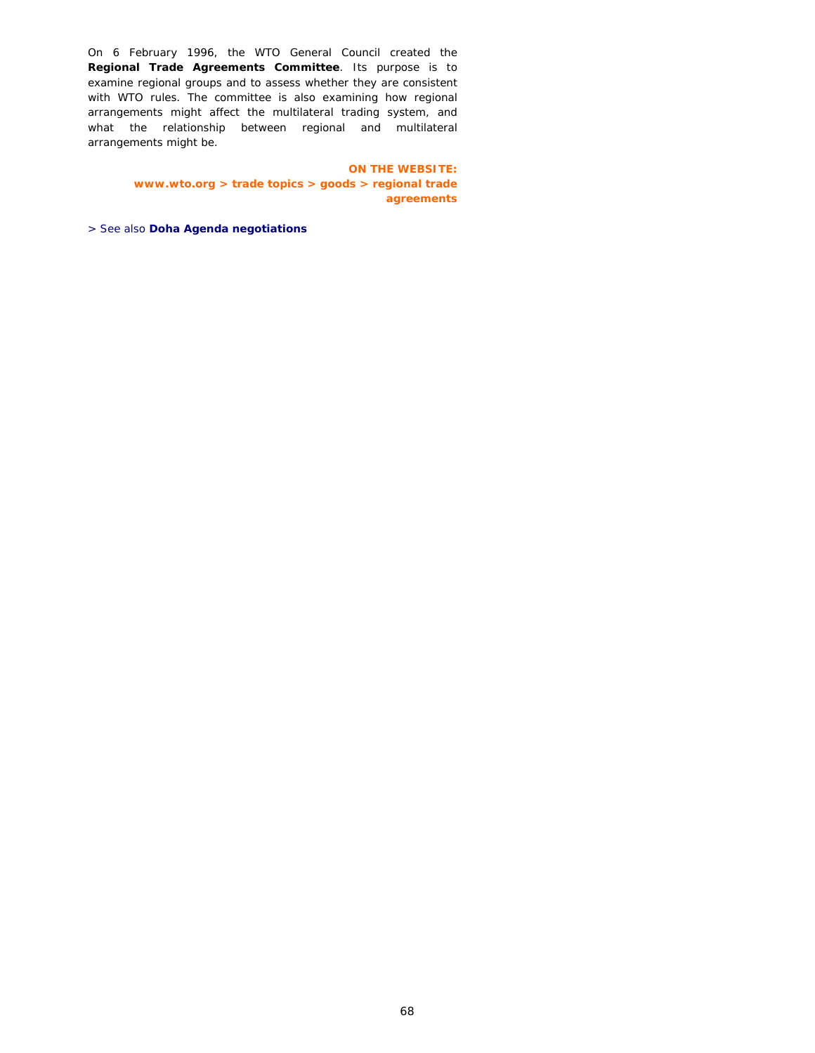On 6 February 1996, the WTO General Council created the **Regional Trade Agreements Committee**. Its purpose is to examine regional groups and to assess whether they are consistent with WTO rules. The committee is also examining how regional arrangements might affect the multilateral trading system, and what the relationship between regional and multilateral arrangements might be.

**ON THE WEBSITE:**
**www.wto.org > trade topics > goods > regional trade agreements**

> See also **Doha Agenda negotiations**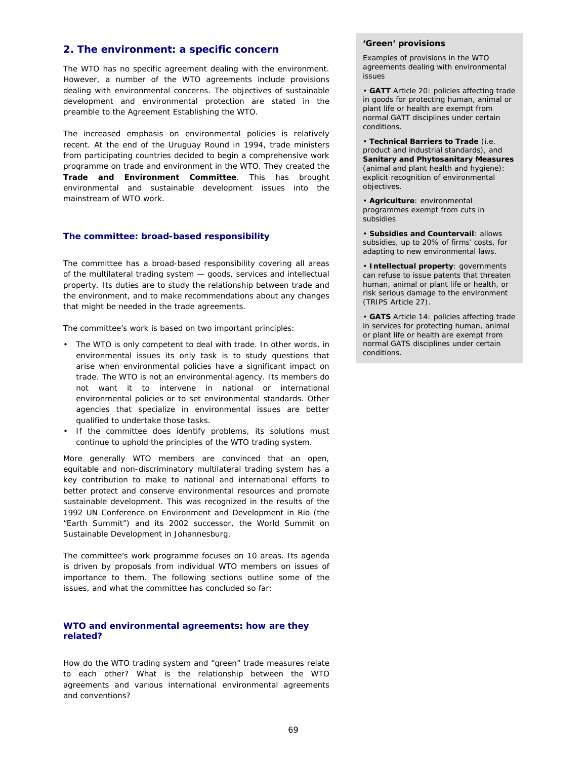## 2. The environment: a specific concern

The WTO has no specific agreement dealing with the environment. However, a number of the WTO agreements include provisions dealing with environmental concerns. The objectives of sustainable development and environmental protection are stated in the preamble to the Agreement Establishing the WTO.

The increased emphasis on environmental policies is relatively recent. At the end of the Uruguay Round in 1994, trade ministers from participating countries decided to begin a comprehensive work programme on trade and environment in the WTO. They created the **Trade and Environment Committee**. This has brought environmental and sustainable development issues into the mainstream of WTO work.

### The committee: broad-based responsibility

The committee has a broad-based responsibility covering all areas of the multilateral trading system — goods, services and intellectual property. Its duties are to study the relationship between trade and the environment, and to make recommendations about any changes that might be needed in the trade agreements.

The committee's work is based on two important principles:

- The WTO is only competent to deal with trade. In other words, in environmental issues its only task is to study questions that arise when environmental policies have a significant impact on trade. The WTO is not an environmental agency. Its members do not want it to intervene in national or international environmental policies or to set environmental standards. Other agencies that specialize in environmental issues are better qualified to undertake those tasks.
- If the committee does identify problems, its solutions must continue to uphold the principles of the WTO trading system.

More generally WTO members are convinced that an open, equitable and non-discriminatory multilateral trading system has a key contribution to make to national and international efforts to better protect and conserve environmental resources and promote sustainable development. This was recognized in the results of the 1992 UN Conference on Environment and Development in Rio (the "Earth Summit") and its 2002 successor, the World Summit on Sustainable Development in Johannesburg.

The committee's work programme focuses on 10 areas. Its agenda is driven by proposals from individual WTO members on issues of importance to them. The following sections outline some of the issues, and what the committee has concluded so far:

### WTO and environmental agreements: how are they related?

How do the WTO trading system and "green" trade measures relate to each other? What is the relationship between the WTO agreements and various international environmental agreements and conventions?

**'Green' provisions**

Examples of provisions in the WTO agreements dealing with environmental issues

- **GATT** Article 20: policies affecting trade in goods for protecting human, animal or plant life or health are exempt from normal GATT disciplines under certain conditions.
- **Technical Barriers to Trade** (i.e. product and industrial standards), and **Sanitary and Phytosanitary Measures** (animal and plant health and hygiene): explicit recognition of environmental objectives.
- **Agriculture**: environmental programmes exempt from cuts in subsidies
- **Subsidies and Countervail**: allows subsidies, up to 20% of firms' costs, for adapting to new environmental laws.
- **Intellectual property**: governments can refuse to issue patents that threaten human, animal or plant life or health, or risk serious damage to the environment (TRIPS Article 27).
- **GATS** Article 14: policies affecting trade in services for protecting human, animal or plant life or health are exempt from normal GATS disciplines under certain conditions.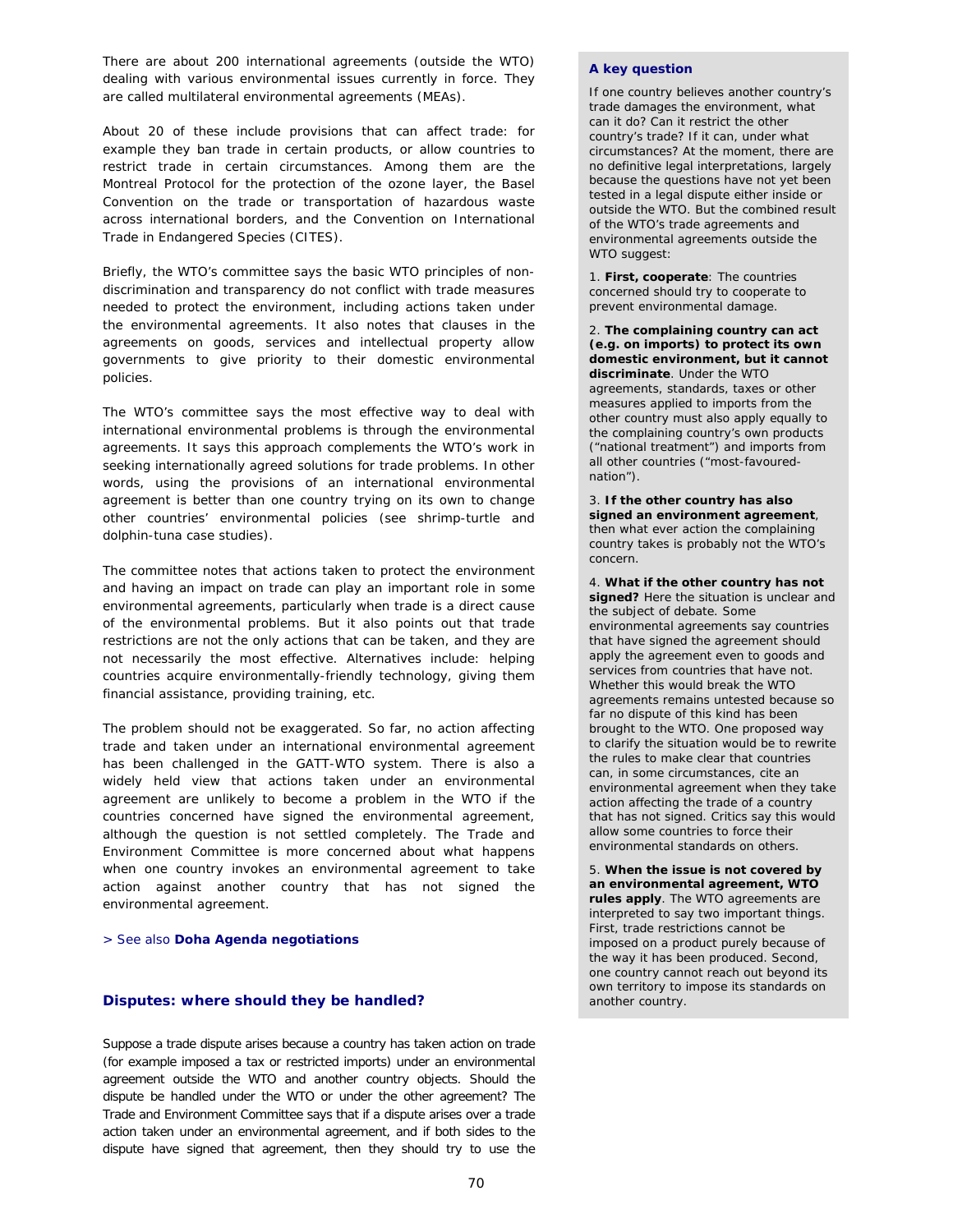There are about 200 international agreements (outside the WTO) dealing with various environmental issues currently in force. They are called multilateral environmental agreements (MEAs).

About 20 of these include provisions that can affect trade: for example they ban trade in certain products, or allow countries to restrict trade in certain circumstances. Among them are the Montreal Protocol for the protection of the ozone layer, the Basel Convention on the trade or transportation of hazardous waste across international borders, and the Convention on International Trade in Endangered Species (CITES).

Briefly, the WTO's committee says the basic WTO principles of non-discrimination and transparency do not conflict with trade measures needed to protect the environment, including actions taken under the environmental agreements. It also notes that clauses in the agreements on goods, services and intellectual property allow governments to give priority to their domestic environmental policies.

The WTO's committee says the most effective way to deal with international environmental problems is through the environmental agreements. It says this approach complements the WTO's work in seeking internationally agreed solutions for trade problems. In other words, using the provisions of an international environmental agreement is better than one country trying on its own to change other countries' environmental policies (see shrimp-turtle and dolphin-tuna case studies).

The committee notes that actions taken to protect the environment and having an impact on trade can play an important role in some environmental agreements, particularly when trade is a direct cause of the environmental problems. But it also points out that trade restrictions are not the only actions that can be taken, and they are not necessarily the most effective. Alternatives include: helping countries acquire environmentally-friendly technology, giving them financial assistance, providing training, etc.

The problem should not be exaggerated. So far, no action affecting trade and taken under an international environmental agreement has been challenged in the GATT-WTO system. There is also a widely held view that actions taken under an environmental agreement are unlikely to become a problem in the WTO if the countries concerned have signed the environmental agreement, although the question is not settled completely. The Trade and Environment Committee is more concerned about what happens when one country invokes an environmental agreement to take action against another country that has not signed the environmental agreement.

> See also **Doha Agenda negotiations**

### A key question

*If one country believes another country's trade damages the environment, what can it do? Can it restrict the other country's trade? If it can, under what circumstances? At the moment, there are no definitive legal interpretations, largely because the questions have not yet been tested in a legal dispute either inside or outside the WTO. But the combined result of the WTO's trade agreements and environmental agreements outside the WTO suggest:*

*1. **First, cooperate**: The countries concerned should try to cooperate to prevent environmental damage.*

*2. **The complaining country can act (e.g. on imports) to protect its own domestic environment, but it cannot discriminate**. Under the WTO agreements, standards, taxes or other measures applied to imports from the other country must also apply equally to the complaining country's own products ("national treatment") and imports from all other countries ("most-favoured-nation").*

*3. **If the other country has also signed an environment agreement**, then what ever action the complaining country takes is probably not the WTO's concern.*

*4. **What if the other country has not signed?** Here the situation is unclear and the subject of debate. Some environmental agreements say countries that have signed the agreement should apply the agreement even to goods and services from countries that have not. Whether this would break the WTO agreements remains untested because so far no dispute of this kind has been brought to the WTO. One proposed way to clarify the situation would be to rewrite the rules to make clear that countries can, in some circumstances, cite an environmental agreement when they take action affecting the trade of a country that has not signed. Critics say this would allow some countries to force their environmental standards on others.*

*5. **When the issue is not covered by an environmental agreement, WTO rules apply**. The WTO agreements are interpreted to say two important things. First, trade restrictions cannot be imposed on a product purely because of the way it has been produced. Second, one country cannot reach out beyond its own territory to impose its standards on another country.*

## Disputes: where should they be handled?

Suppose a trade dispute arises because a country has taken action on trade (for example imposed a tax or restricted imports) under an environmental agreement outside the WTO and another country objects. Should the dispute be handled under the WTO or under the other agreement? The Trade and Environment Committee says that if a dispute arises over a trade action taken under an environmental agreement, and if both sides to the dispute have signed that agreement, then they should try to use the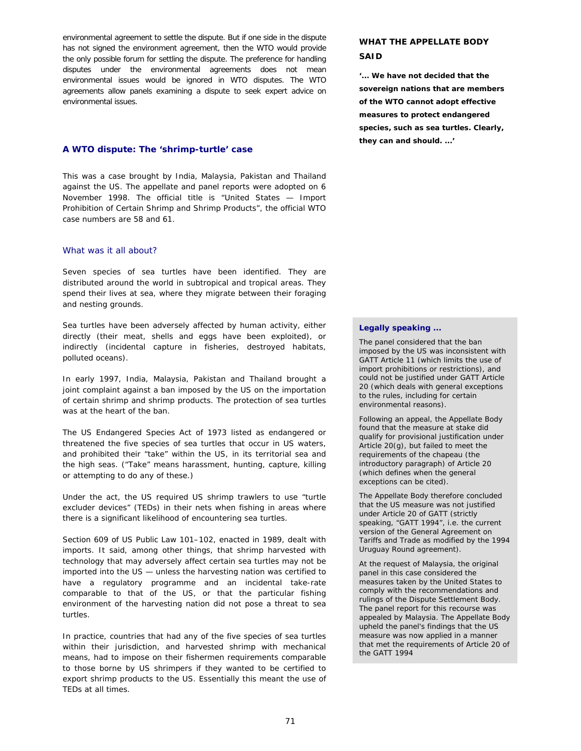environmental agreement to settle the dispute. But if one side in the dispute has not signed the environment agreement, then the WTO would provide the only possible forum for settling the dispute. The preference for handling disputes under the environmental agreements does not mean environmental issues would be ignored in WTO disputes. The WTO agreements allow panels examining a dispute to seek expert advice on environmental issues.

## A WTO dispute: The 'shrimp-turtle' case

This was a case brought by India, Malaysia, Pakistan and Thailand against the US. The appellate and panel reports were adopted on 6 November 1998. The official title is "United States — Import Prohibition of Certain Shrimp and Shrimp Products", the official WTO case numbers are 58 and 61.

### What was it all about?

Seven species of sea turtles have been identified. They are distributed around the world in subtropical and tropical areas. They spend their lives at sea, where they migrate between their foraging and nesting grounds.

Sea turtles have been adversely affected by human activity, either directly (their meat, shells and eggs have been exploited), or indirectly (incidental capture in fisheries, destroyed habitats, polluted oceans).

In early 1997, India, Malaysia, Pakistan and Thailand brought a joint complaint against a ban imposed by the US on the importation of certain shrimp and shrimp products. The protection of sea turtles was at the heart of the ban.

The US Endangered Species Act of 1973 listed as endangered or threatened the five species of sea turtles that occur in US waters, and prohibited their "take" within the US, in its territorial sea and the high seas. ("Take" means harassment, hunting, capture, killing or attempting to do any of these.)

Under the act, the US required US shrimp trawlers to use "turtle excluder devices" (TEDs) in their nets when fishing in areas where there is a significant likelihood of encountering sea turtles.

Section 609 of US Public Law 101–102, enacted in 1989, dealt with imports. It said, among other things, that shrimp harvested with technology that may adversely affect certain sea turtles may not be imported into the US — unless the harvesting nation was certified to have a regulatory programme and an incidental take-rate comparable to that of the US, or that the particular fishing environment of the harvesting nation did not pose a threat to sea turtles.

In practice, countries that had any of the five species of sea turtles within their jurisdiction, and harvested shrimp with mechanical means, had to impose on their fishermen requirements comparable to those borne by US shrimpers if they wanted to be certified to export shrimp products to the US. Essentially this meant the use of TEDs at all times.

### WHAT THE APPELLATE BODY SAID

**'... We have not decided that the sovereign nations that are members of the WTO cannot adopt effective measures to protect endangered species, such as sea turtles. Clearly, they can and should. ...'**

**Legally speaking ...**

The panel considered that the ban imposed by the US was inconsistent with GATT Article 11 (which limits the use of import prohibitions or restrictions), and could not be justified under GATT Article 20 (which deals with general exceptions to the rules, including for certain environmental reasons).

Following an appeal, the Appellate Body found that the measure at stake did qualify for provisional justification under Article 20(g), but failed to meet the requirements of the chapeau (the introductory paragraph) of Article 20 (which defines when the general exceptions can be cited).

The Appellate Body therefore concluded that the US measure was not justified under Article 20 of GATT (strictly speaking, "GATT 1994", i.e. the current version of the General Agreement on Tariffs and Trade as modified by the 1994 Uruguay Round agreement).

At the request of Malaysia, the original panel in this case considered the measures taken by the United States to comply with the recommendations and rulings of the Dispute Settlement Body. The panel report for this recourse was appealed by Malaysia. The Appellate Body upheld the panel's findings that the US measure was now applied in a manner that met the requirements of Article 20 of the GATT 1994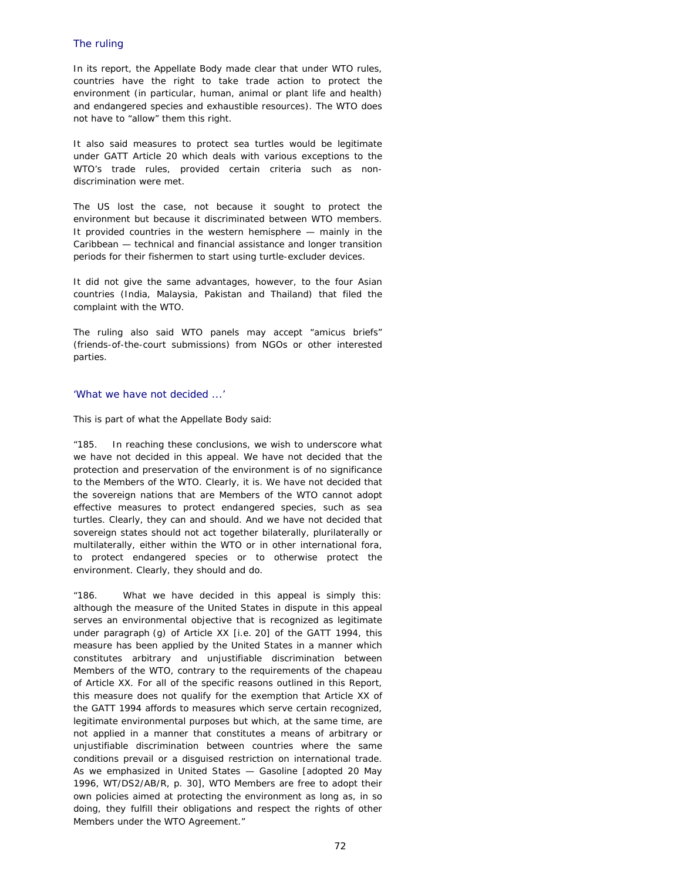### The ruling

In its report, the Appellate Body made clear that under WTO rules, countries have the right to take trade action to protect the environment (in particular, human, animal or plant life and health) and endangered species and exhaustible resources). The WTO does not have to "allow" them this right.

It also said measures to protect sea turtles would be legitimate under GATT Article 20 which deals with various exceptions to the WTO's trade rules, provided certain criteria such as non-discrimination were met.

The US lost the case, not because it sought to protect the environment but because it discriminated between WTO members. It provided countries in the western hemisphere — mainly in the Caribbean — technical and financial assistance and longer transition periods for their fishermen to start using turtle-excluder devices.

It did not give the same advantages, however, to the four Asian countries (India, Malaysia, Pakistan and Thailand) that filed the complaint with the WTO.

The ruling also said WTO panels may accept "amicus briefs" (friends-of-the-court submissions) from NGOs or other interested parties.

### 'What we have not decided ...'

This is part of what the Appellate Body said:

"185. In reaching these conclusions, we wish to underscore what we have not decided in this appeal. We have not decided that the protection and preservation of the environment is of no significance to the Members of the WTO. Clearly, it is. We have not decided that the sovereign nations that are Members of the WTO cannot adopt effective measures to protect endangered species, such as sea turtles. Clearly, they can and should. And we have not decided that sovereign states should not act together bilaterally, plurilaterally or multilaterally, either within the WTO or in other international fora, to protect endangered species or to otherwise protect the environment. Clearly, they should and do.

"186. What we have decided in this appeal is simply this: although the measure of the United States in dispute in this appeal serves an environmental objective that is recognized as legitimate under paragraph (g) of Article XX [i.e. 20] of the GATT 1994, this measure has been applied by the United States in a manner which constitutes arbitrary and unjustifiable discrimination between Members of the WTO, contrary to the requirements of the chapeau of Article XX. For all of the specific reasons outlined in this Report, this measure does not qualify for the exemption that Article XX of the GATT 1994 affords to measures which serve certain recognized, legitimate environmental purposes but which, at the same time, are not applied in a manner that constitutes a means of arbitrary or unjustifiable discrimination between countries where the same conditions prevail or a disguised restriction on international trade. As we emphasized in United States — Gasoline [adopted 20 May 1996, WT/DS2/AB/R, p. 30], WTO Members are free to adopt their own policies aimed at protecting the environment as long as, in so doing, they fulfill their obligations and respect the rights of other Members under the WTO Agreement."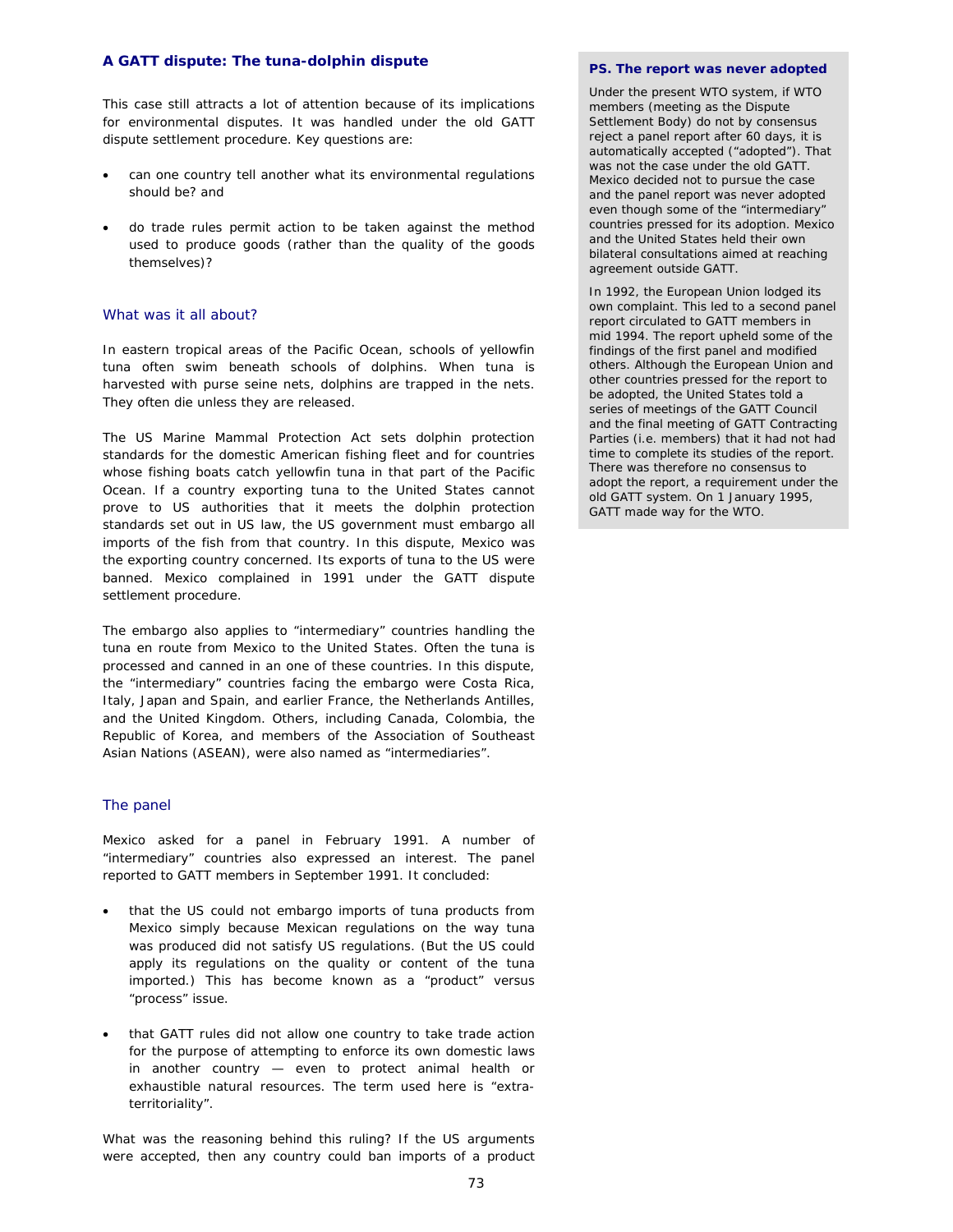### A GATT dispute: The tuna-dolphin dispute

This case still attracts a lot of attention because of its implications for environmental disputes. It was handled under the old GATT dispute settlement procedure. Key questions are:

- can one country tell another what its environmental regulations should be? and
- do trade rules permit action to be taken against the method used to produce goods (rather than the quality of the goods themselves)?

#### What was it all about?

In eastern tropical areas of the Pacific Ocean, schools of yellowfin tuna often swim beneath schools of dolphins. When tuna is harvested with purse seine nets, dolphins are trapped in the nets. They often die unless they are released.

The US Marine Mammal Protection Act sets dolphin protection standards for the domestic American fishing fleet and for countries whose fishing boats catch yellowfin tuna in that part of the Pacific Ocean. If a country exporting tuna to the United States cannot prove to US authorities that it meets the dolphin protection standards set out in US law, the US government must embargo all imports of the fish from that country. In this dispute, Mexico was the exporting country concerned. Its exports of tuna to the US were banned. Mexico complained in 1991 under the GATT dispute settlement procedure.

The embargo also applies to "intermediary" countries handling the tuna en route from Mexico to the United States. Often the tuna is processed and canned in an one of these countries. In this dispute, the "intermediary" countries facing the embargo were Costa Rica, Italy, Japan and Spain, and earlier France, the Netherlands Antilles, and the United Kingdom. Others, including Canada, Colombia, the Republic of Korea, and members of the Association of Southeast Asian Nations (ASEAN), were also named as "intermediaries".

#### The panel

Mexico asked for a panel in February 1991. A number of "intermediary" countries also expressed an interest. The panel reported to GATT members in September 1991. It concluded:

- that the US could not embargo imports of tuna products from Mexico simply because Mexican regulations on the way tuna was produced did not satisfy US regulations. (But the US could apply its regulations on the quality or content of the tuna imported.) This has become known as a "product" versus "process" issue.
- that GATT rules did not allow one country to take trade action for the purpose of attempting to enforce its own domestic laws in another country — even to protect animal health or exhaustible natural resources. The term used here is "extra-territoriality".

What was the reasoning behind this ruling? If the US arguments were accepted, then any country could ban imports of a product

**PS. The report was never adopted**

Under the present WTO system, if WTO members (meeting as the Dispute Settlement Body) do not by consensus reject a panel report after 60 days, it is automatically accepted ("adopted"). That was not the case under the old GATT. Mexico decided not to pursue the case and the panel report was never adopted even though some of the "intermediary" countries pressed for its adoption. Mexico and the United States held their own bilateral consultations aimed at reaching agreement outside GATT.

In 1992, the European Union lodged its own complaint. This led to a second panel report circulated to GATT members in mid 1994. The report upheld some of the findings of the first panel and modified others. Although the European Union and other countries pressed for the report to be adopted, the United States told a series of meetings of the GATT Council and the final meeting of GATT Contracting Parties (i.e. members) that it had not had time to complete its studies of the report. There was therefore no consensus to adopt the report, a requirement under the old GATT system. On 1 January 1995, GATT made way for the WTO.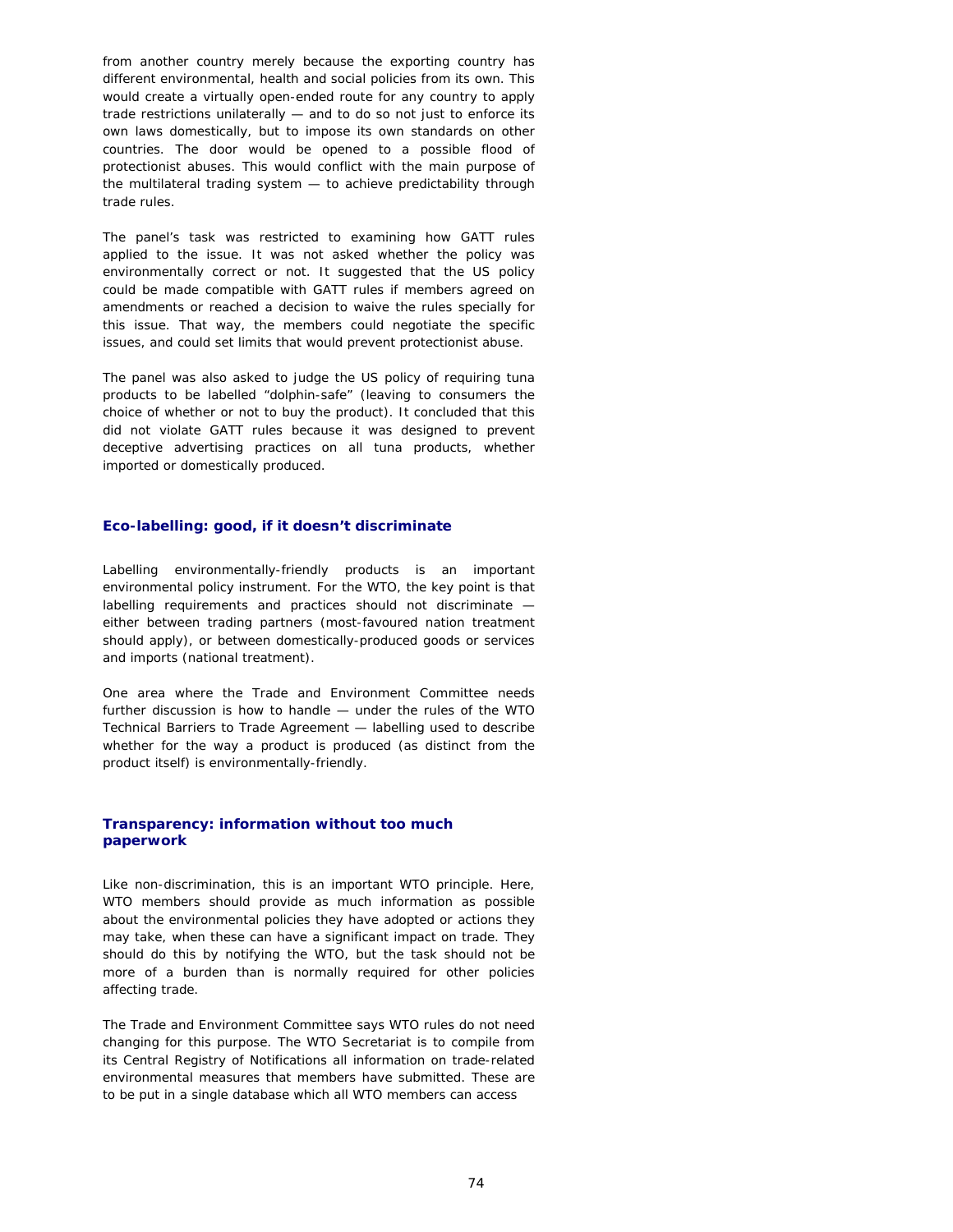from another country merely because the exporting country has different environmental, health and social policies from its own. This would create a virtually open-ended route for any country to apply trade restrictions unilaterally — and to do so not just to enforce its own laws domestically, but to impose its own standards on other countries. The door would be opened to a possible flood of protectionist abuses. This would conflict with the main purpose of the multilateral trading system — to achieve predictability through trade rules.

The panel's task was restricted to examining how GATT rules applied to the issue. It was not asked whether the policy was environmentally correct or not. It suggested that the US policy could be made compatible with GATT rules if members agreed on amendments or reached a decision to waive the rules specially for this issue. That way, the members could negotiate the specific issues, and could set limits that would prevent protectionist abuse.

The panel was also asked to judge the US policy of requiring tuna products to be labelled "dolphin-safe" (leaving to consumers the choice of whether or not to buy the product). It concluded that this did not violate GATT rules because it was designed to prevent deceptive advertising practices on all tuna products, whether imported or domestically produced.

## Eco-labelling: good, if it doesn't discriminate

Labelling environmentally-friendly products is an important environmental policy instrument. For the WTO, the key point is that labelling requirements and practices should not discriminate — either between trading partners (most-favoured nation treatment should apply), or between domestically-produced goods or services and imports (national treatment).

One area where the Trade and Environment Committee needs further discussion is how to handle — under the rules of the WTO Technical Barriers to Trade Agreement — labelling used to describe whether for the way a product is produced (as distinct from the product itself) is environmentally-friendly.

## Transparency: information without too much paperwork

Like non-discrimination, this is an important WTO principle. Here, WTO members should provide as much information as possible about the environmental policies they have adopted or actions they may take, when these can have a significant impact on trade. They should do this by notifying the WTO, but the task should not be more of a burden than is normally required for other policies affecting trade.

The Trade and Environment Committee says WTO rules do not need changing for this purpose. The WTO Secretariat is to compile from its Central Registry of Notifications all information on trade-related environmental measures that members have submitted. These are to be put in a single database which all WTO members can access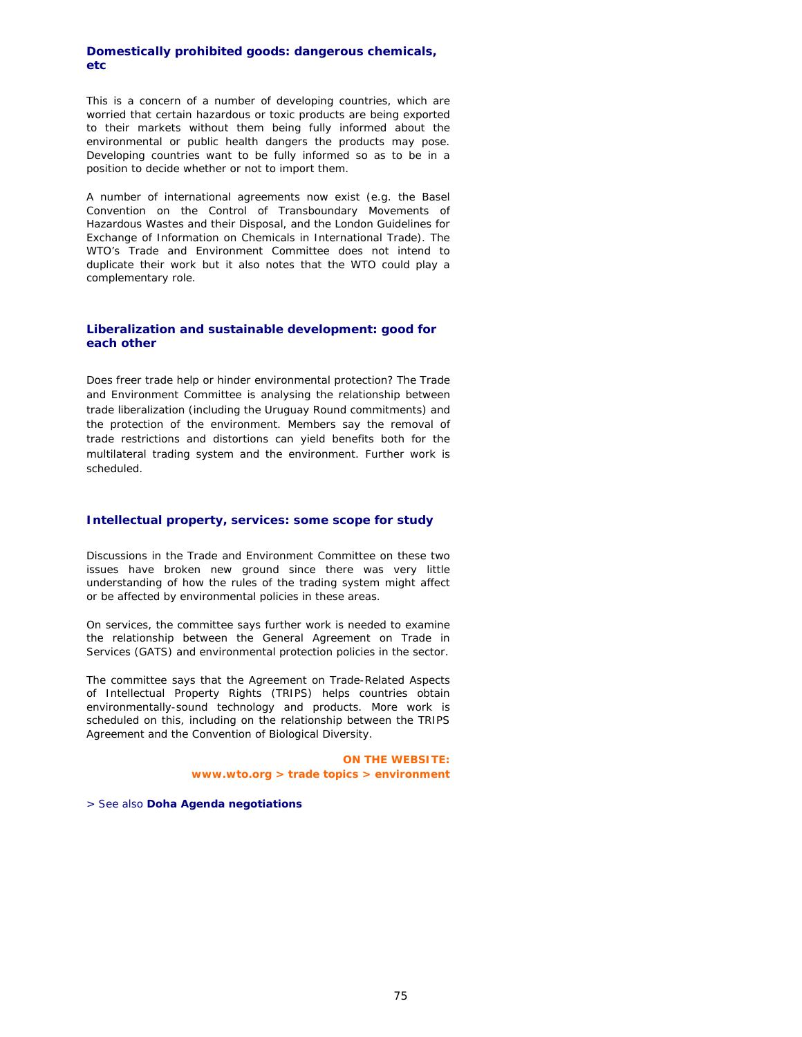### Domestically prohibited goods: dangerous chemicals, etc

This is a concern of a number of developing countries, which are worried that certain hazardous or toxic products are being exported to their markets without them being fully informed about the environmental or public health dangers the products may pose. Developing countries want to be fully informed so as to be in a position to decide whether or not to import them.

A number of international agreements now exist (e.g. the Basel Convention on the Control of Transboundary Movements of Hazardous Wastes and their Disposal, and the London Guidelines for Exchange of Information on Chemicals in International Trade). The WTO's Trade and Environment Committee does not intend to duplicate their work but it also notes that the WTO could play a complementary role.

### Liberalization and sustainable development: good for each other

Does freer trade help or hinder environmental protection? The Trade and Environment Committee is analysing the relationship between trade liberalization (including the Uruguay Round commitments) and the protection of the environment. Members say the removal of trade restrictions and distortions can yield benefits both for the multilateral trading system and the environment. Further work is scheduled.

### Intellectual property, services: some scope for study

Discussions in the Trade and Environment Committee on these two issues have broken new ground since there was very little understanding of how the rules of the trading system might affect or be affected by environmental policies in these areas.

On services, the committee says further work is needed to examine the relationship between the General Agreement on Trade in Services (GATS) and environmental protection policies in the sector.

The committee says that the Agreement on Trade-Related Aspects of Intellectual Property Rights (TRIPS) helps countries obtain environmentally-sound technology and products. More work is scheduled on this, including on the relationship between the TRIPS Agreement and the Convention of Biological Diversity.

**ON THE WEBSITE:**
**www.wto.org > trade topics > environment**

> See also **Doha Agenda negotiations**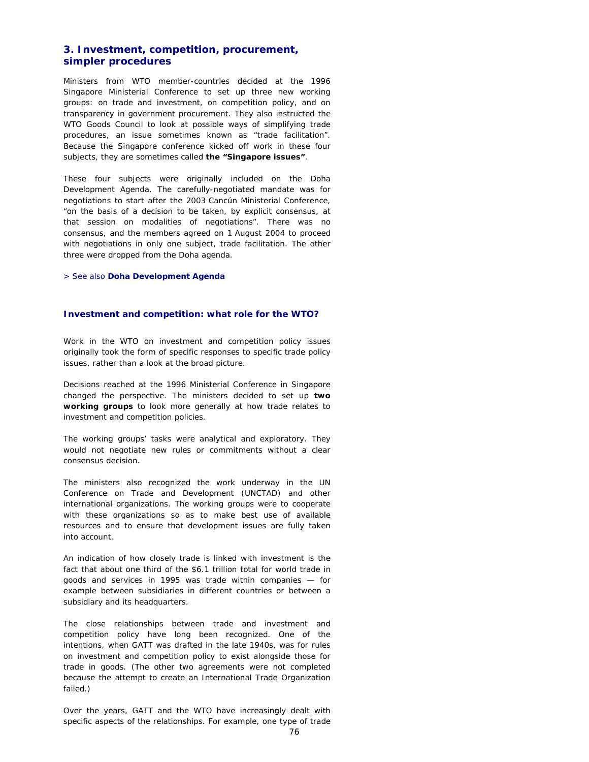## 3. Investment, competition, procurement, simpler procedures

Ministers from WTO member-countries decided at the 1996 Singapore Ministerial Conference to set up three new working groups: on trade and investment, on competition policy, and on transparency in government procurement. They also instructed the WTO Goods Council to look at possible ways of simplifying trade procedures, an issue sometimes known as "trade facilitation". Because the Singapore conference kicked off work in these four subjects, they are sometimes called **the "Singapore issues"**.

These four subjects were originally included on the Doha Development Agenda. The carefully-negotiated mandate was for negotiations to start after the 2003 Cancún Ministerial Conference, "on the basis of a decision to be taken, by explicit consensus, at that session on modalities of negotiations". There was no consensus, and the members agreed on 1 August 2004 to proceed with negotiations in only one subject, trade facilitation. The other three were dropped from the Doha agenda.

> See also **Doha Development Agenda**

### Investment and competition: what role for the WTO?

Work in the WTO on investment and competition policy issues originally took the form of specific responses to specific trade policy issues, rather than a look at the broad picture.

Decisions reached at the 1996 Ministerial Conference in Singapore changed the perspective. The ministers decided to set up **two working groups** to look more generally at how trade relates to investment and competition policies.

The working groups' tasks were analytical and exploratory. They would not negotiate new rules or commitments without a clear consensus decision.

The ministers also recognized the work underway in the UN Conference on Trade and Development (UNCTAD) and other international organizations. The working groups were to cooperate with these organizations so as to make best use of available resources and to ensure that development issues are fully taken into account.

An indication of how closely trade is linked with investment is the fact that about one third of the $6.1 trillion total for world trade in goods and services in 1995 was trade within companies — for example between subsidiaries in different countries or between a subsidiary and its headquarters.

The close relationships between trade and investment and competition policy have long been recognized. One of the intentions, when GATT was drafted in the late 1940s, was for rules on investment and competition policy to exist alongside those for trade in goods. (The other two agreements were not completed because the attempt to create an International Trade Organization failed.)

Over the years, GATT and the WTO have increasingly dealt with specific aspects of the relationships. For example, one type of trade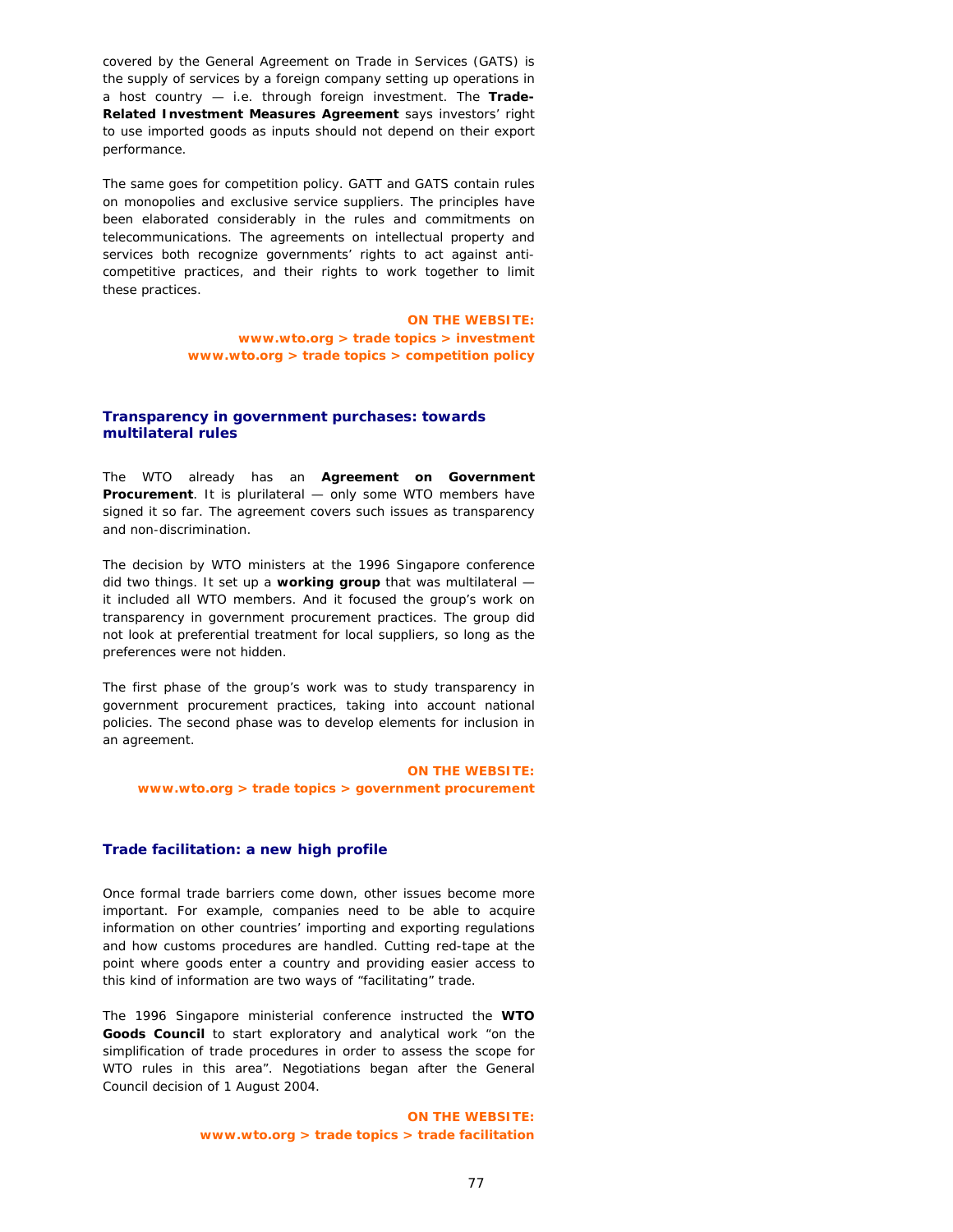covered by the General Agreement on Trade in Services (GATS) is the supply of services by a foreign company setting up operations in a host country — i.e. through foreign investment. The **Trade-Related Investment Measures Agreement** says investors' right to use imported goods as inputs should not depend on their export performance.

The same goes for competition policy. GATT and GATS contain rules on monopolies and exclusive service suppliers. The principles have been elaborated considerably in the rules and commitments on telecommunications. The agreements on intellectual property and services both recognize governments' rights to act against anti-competitive practices, and their rights to work together to limit these practices.

**ON THE WEBSITE:**
**www.wto.org > trade topics > investment**
**www.wto.org > trade topics > competition policy**

### Transparency in government purchases: towards multilateral rules

The WTO already has an **Agreement on Government Procurement**. It is plurilateral — only some WTO members have signed it so far. The agreement covers such issues as transparency and non-discrimination.

The decision by WTO ministers at the 1996 Singapore conference did two things. It set up a **working group** that was multilateral — it included all WTO members. And it focused the group's work on transparency in government procurement practices. The group did not look at preferential treatment for local suppliers, so long as the preferences were not hidden.

The first phase of the group's work was to study transparency in government procurement practices, taking into account national policies. The second phase was to develop elements for inclusion in an agreement.

**ON THE WEBSITE:**
**www.wto.org > trade topics > government procurement**

### Trade facilitation: a new high profile

Once formal trade barriers come down, other issues become more important. For example, companies need to be able to acquire information on other countries' importing and exporting regulations and how customs procedures are handled. Cutting red-tape at the point where goods enter a country and providing easier access to this kind of information are two ways of "facilitating" trade.

The 1996 Singapore ministerial conference instructed the **WTO Goods Council** to start exploratory and analytical work "on the simplification of trade procedures in order to assess the scope for WTO rules in this area". Negotiations began after the General Council decision of 1 August 2004.

**ON THE WEBSITE:**
**www.wto.org > trade topics > trade facilitation**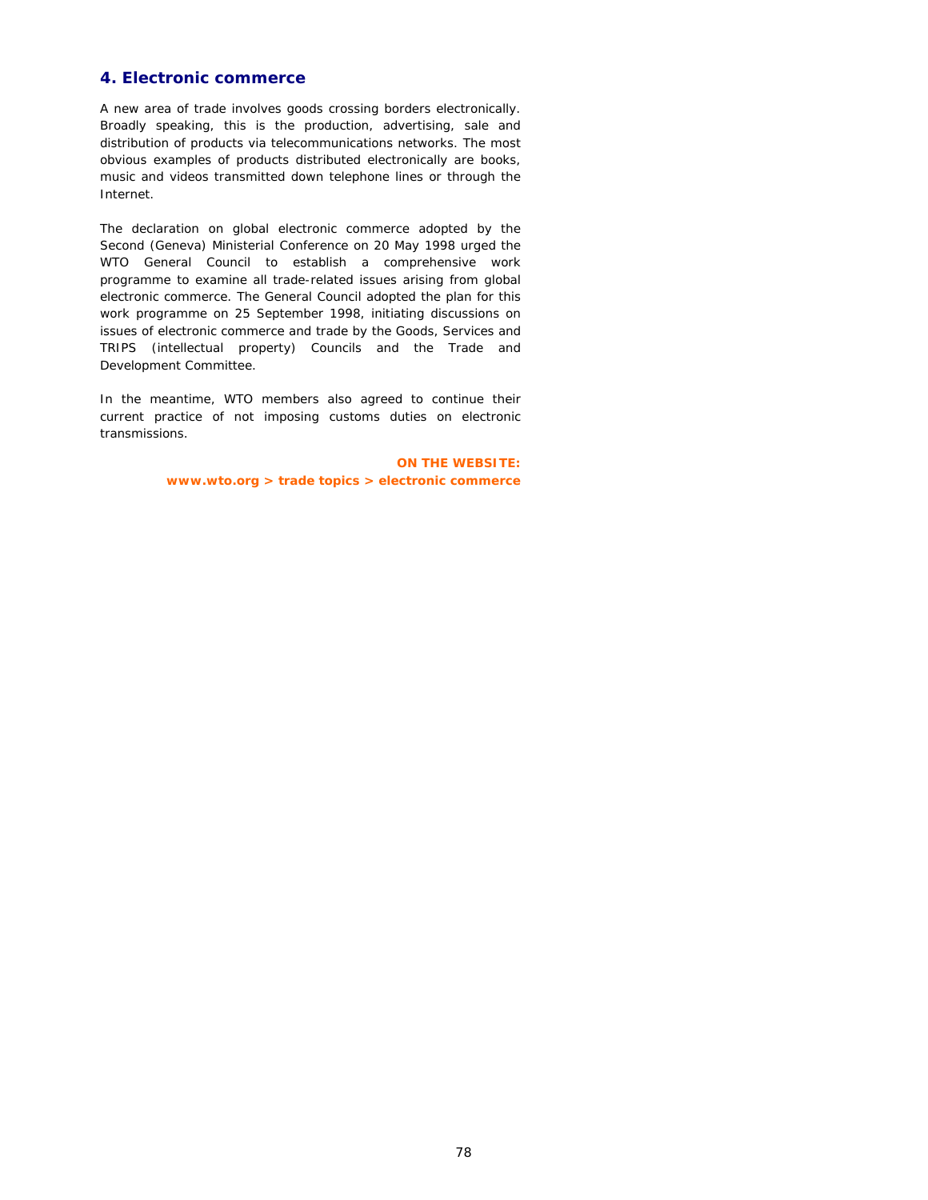## 4. Electronic commerce

A new area of trade involves goods crossing borders electronically. Broadly speaking, this is the production, advertising, sale and distribution of products via telecommunications networks. The most obvious examples of products distributed electronically are books, music and videos transmitted down telephone lines or through the Internet.

The declaration on global electronic commerce adopted by the Second (Geneva) Ministerial Conference on 20 May 1998 urged the WTO General Council to establish a comprehensive work programme to examine all trade-related issues arising from global electronic commerce. The General Council adopted the plan for this work programme on 25 September 1998, initiating discussions on issues of electronic commerce and trade by the Goods, Services and TRIPS (intellectual property) Councils and the Trade and Development Committee.

In the meantime, WTO members also agreed to continue their current practice of not imposing customs duties on electronic transmissions.

**ON THE WEBSITE:**
**www.wto.org > trade topics > electronic commerce**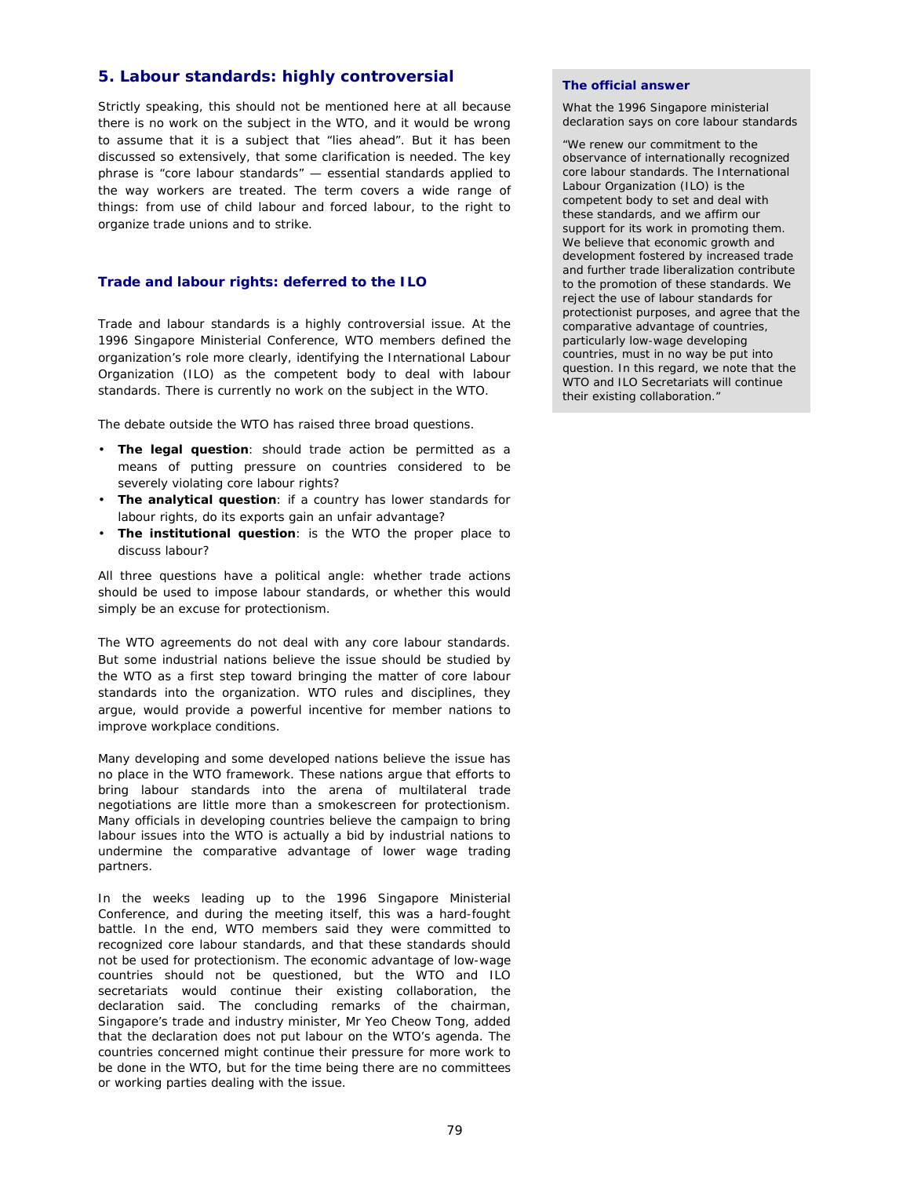## 5. Labour standards: highly controversial

Strictly speaking, this should not be mentioned here at all because there is no work on the subject in the WTO, and it would be wrong to assume that it is a subject that "lies ahead". But it has been discussed so extensively, that some clarification is needed. The key phrase is "core labour standards" — essential standards applied to the way workers are treated. The term covers a wide range of things: from use of child labour and forced labour, to the right to organize trade unions and to strike.

### Trade and labour rights: deferred to the ILO

Trade and labour standards is a highly controversial issue. At the 1996 Singapore Ministerial Conference, WTO members defined the organization's role more clearly, identifying the International Labour Organization (ILO) as the competent body to deal with labour standards. There is currently no work on the subject in the WTO.

The debate outside the WTO has raised three broad questions.

- **The legal question**: should trade action be permitted as a means of putting pressure on countries considered to be severely violating core labour rights?
- **The analytical question**: if a country has lower standards for labour rights, do its exports gain an unfair advantage?
- **The institutional question**: is the WTO the proper place to discuss labour?

All three questions have a political angle: whether trade actions should be used to impose labour standards, or whether this would simply be an excuse for protectionism.

The WTO agreements do not deal with any core labour standards. But some industrial nations believe the issue should be studied by the WTO as a first step toward bringing the matter of core labour standards into the organization. WTO rules and disciplines, they argue, would provide a powerful incentive for member nations to improve workplace conditions.

Many developing and some developed nations believe the issue has no place in the WTO framework. These nations argue that efforts to bring labour standards into the arena of multilateral trade negotiations are little more than a smokescreen for protectionism. Many officials in developing countries believe the campaign to bring labour issues into the WTO is actually a bid by industrial nations to undermine the comparative advantage of lower wage trading partners.

In the weeks leading up to the 1996 Singapore Ministerial Conference, and during the meeting itself, this was a hard-fought battle. In the end, WTO members said they were committed to recognized core labour standards, and that these standards should not be used for protectionism. The economic advantage of low-wage countries should not be questioned, but the WTO and ILO secretariats would continue their existing collaboration, the declaration said. The concluding remarks of the chairman, Singapore's trade and industry minister, Mr Yeo Cheow Tong, added that the declaration does not put labour on the WTO's agenda. The countries concerned might continue their pressure for more work to be done in the WTO, but for the time being there are no committees or working parties dealing with the issue.

**The official answer**

What the 1996 Singapore ministerial declaration says on core labour standards

"We renew our commitment to the observance of internationally recognized core labour standards. The International Labour Organization (ILO) is the competent body to set and deal with these standards, and we affirm our support for its work in promoting them. We believe that economic growth and development fostered by increased trade and further trade liberalization contribute to the promotion of these standards. We reject the use of labour standards for protectionist purposes, and agree that the comparative advantage of countries, particularly low-wage developing countries, must in no way be put into question. In this regard, we note that the WTO and ILO Secretariats will continue their existing collaboration."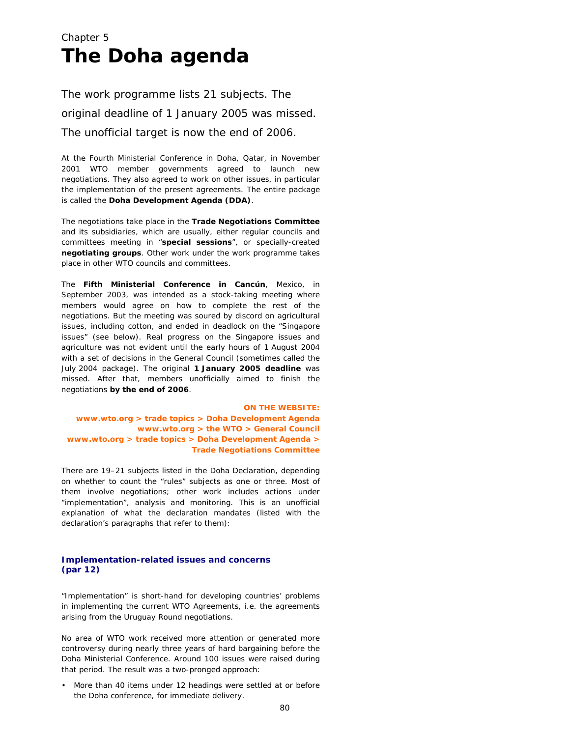Chapter 5

# The Doha agenda

The work programme lists 21 subjects. The original deadline of 1 January 2005 was missed. The unofficial target is now the end of 2006.

At the Fourth Ministerial Conference in Doha, Qatar, in November 2001 WTO member governments agreed to launch new negotiations. They also agreed to work on other issues, in particular the implementation of the present agreements. The entire package is called the **Doha Development Agenda (DDA)**.

The negotiations take place in the **Trade Negotiations Committee** and its subsidiaries, which are usually, either regular councils and committees meeting in "**special sessions**", or specially-created **negotiating groups**. Other work under the work programme takes place in other WTO councils and committees.

The **Fifth Ministerial Conference in Cancún**, Mexico, in September 2003, was intended as a stock-taking meeting where members would agree on how to complete the rest of the negotiations. But the meeting was soured by discord on agricultural issues, including cotton, and ended in deadlock on the "Singapore issues" (see below). Real progress on the Singapore issues and agriculture was not evident until the early hours of 1 August 2004 with a set of decisions in the General Council (sometimes called the July 2004 package). The original **1 January 2005 deadline** was missed. After that, members unofficially aimed to finish the negotiations **by the end of 2006**.

**ON THE WEBSITE:**
**www.wto.org > trade topics > Doha Development Agenda**
**www.wto.org > the WTO > General Council**
**www.wto.org > trade topics > Doha Development Agenda > Trade Negotiations Committee**

There are 19–21 subjects listed in the Doha Declaration, depending on whether to count the "rules" subjects as one or three. Most of them involve negotiations; other work includes actions under "implementation", analysis and monitoring. This is an unofficial explanation of what the declaration mandates (listed with the declaration's paragraphs that refer to them):

### Implementation-related issues and concerns (par 12)

"Implementation" is short-hand for developing countries' problems in implementing the current WTO Agreements, i.e. the agreements arising from the Uruguay Round negotiations.

No area of WTO work received more attention or generated more controversy during nearly three years of hard bargaining before the Doha Ministerial Conference. Around 100 issues were raised during that period. The result was a two-pronged approach:

- More than 40 items under 12 headings were settled at or before the Doha conference, for immediate delivery.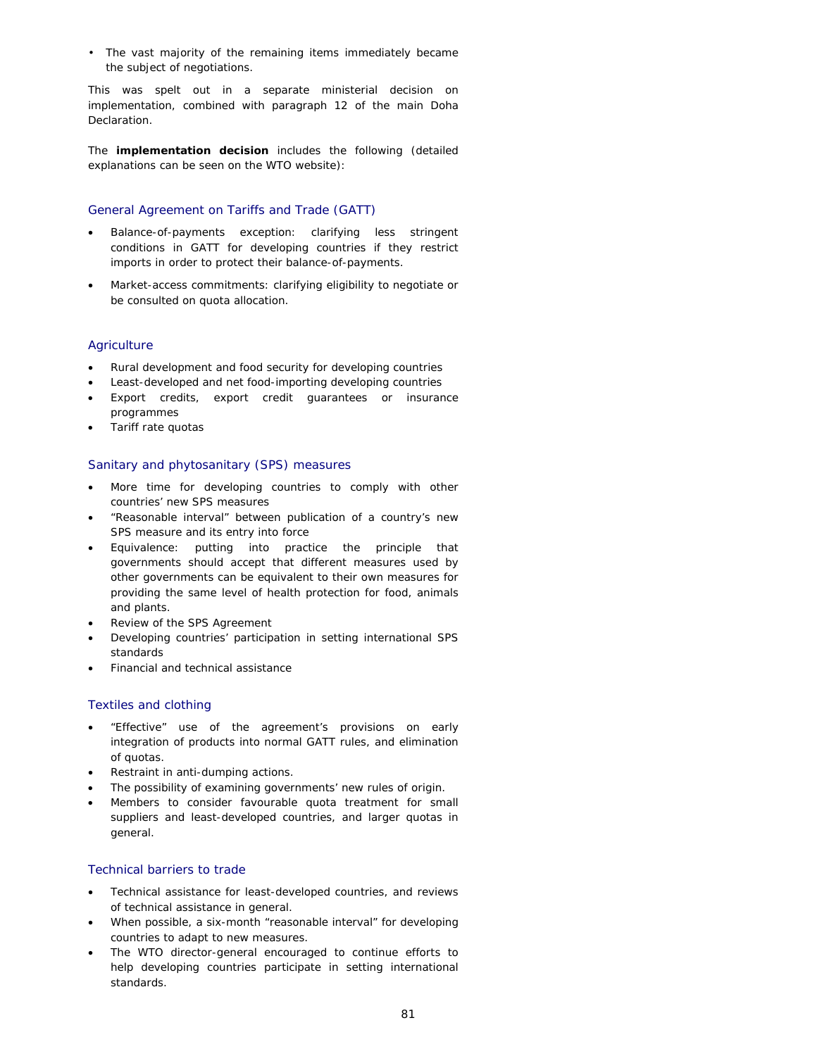- The vast majority of the remaining items immediately became the subject of negotiations.

This was spelt out in a separate ministerial decision on implementation, combined with paragraph 12 of the main Doha Declaration.

The **implementation decision** includes the following (detailed explanations can be seen on the WTO website):

### General Agreement on Tariffs and Trade (GATT)

- Balance-of-payments exception: clarifying less stringent conditions in GATT for developing countries if they restrict imports in order to protect their balance-of-payments.
- Market-access commitments: clarifying eligibility to negotiate or be consulted on quota allocation.

### Agriculture

- Rural development and food security for developing countries
- Least-developed and net food-importing developing countries
- Export credits, export credit guarantees or insurance programmes
- Tariff rate quotas

### Sanitary and phytosanitary (SPS) measures

- More time for developing countries to comply with other countries' new SPS measures
- "Reasonable interval" between publication of a country's new SPS measure and its entry into force
- Equivalence: putting into practice the principle that governments should accept that different measures used by other governments can be equivalent to their own measures for providing the same level of health protection for food, animals and plants.
- Review of the SPS Agreement
- Developing countries' participation in setting international SPS standards
- Financial and technical assistance

### Textiles and clothing

- "Effective" use of the agreement's provisions on early integration of products into normal GATT rules, and elimination of quotas.
- Restraint in anti-dumping actions.
- The possibility of examining governments' new rules of origin.
- Members to consider favourable quota treatment for small suppliers and least-developed countries, and larger quotas in general.

### Technical barriers to trade

- Technical assistance for least-developed countries, and reviews of technical assistance in general.
- When possible, a six-month "reasonable interval" for developing countries to adapt to new measures.
- The WTO director-general encouraged to continue efforts to help developing countries participate in setting international standards.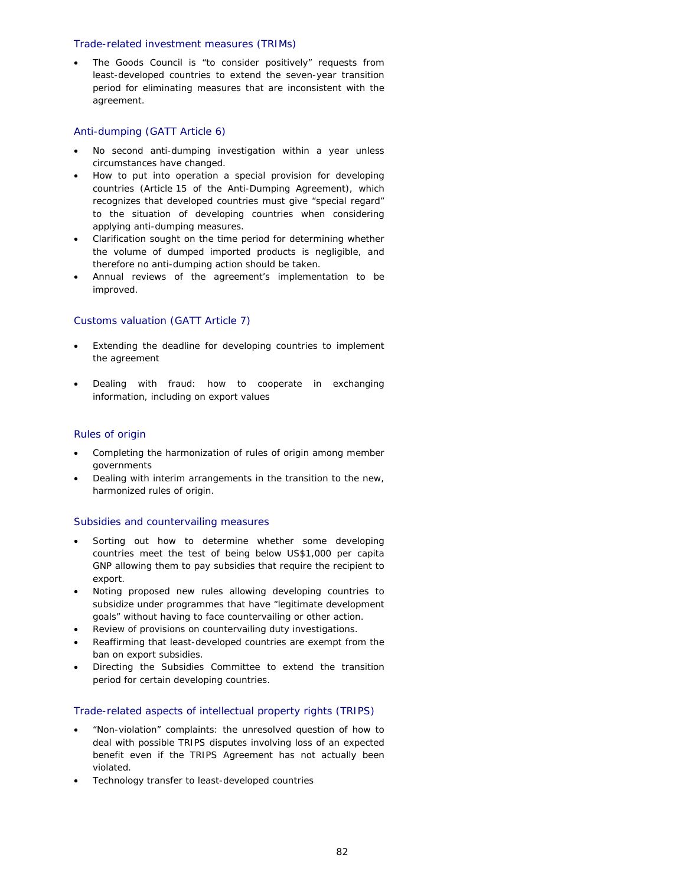### Trade-related investment measures (TRIMs)

- The Goods Council is "to consider positively" requests from least-developed countries to extend the seven-year transition period for eliminating measures that are inconsistent with the agreement.

### Anti-dumping (GATT Article 6)

- No second anti-dumping investigation within a year unless circumstances have changed.
- How to put into operation a special provision for developing countries (Article 15 of the Anti-Dumping Agreement), which recognizes that developed countries must give "special regard" to the situation of developing countries when considering applying anti-dumping measures.
- Clarification sought on the time period for determining whether the volume of dumped imported products is negligible, and therefore no anti-dumping action should be taken.
- Annual reviews of the agreement's implementation to be improved.

### Customs valuation (GATT Article 7)

- Extending the deadline for developing countries to implement the agreement
- Dealing with fraud: how to cooperate in exchanging information, including on export values

### Rules of origin

- Completing the harmonization of rules of origin among member governments
- Dealing with interim arrangements in the transition to the new, harmonized rules of origin.

### Subsidies and countervailing measures

- Sorting out how to determine whether some developing countries meet the test of being below US$1,000 per capita GNP allowing them to pay subsidies that require the recipient to export.
- Noting proposed new rules allowing developing countries to subsidize under programmes that have "legitimate development goals" without having to face countervailing or other action.
- Review of provisions on countervailing duty investigations.
- Reaffirming that least-developed countries are exempt from the ban on export subsidies.
- Directing the Subsidies Committee to extend the transition period for certain developing countries.

### Trade-related aspects of intellectual property rights (TRIPS)

- "Non-violation" complaints: the unresolved question of how to deal with possible TRIPS disputes involving loss of an expected benefit even if the TRIPS Agreement has not actually been violated.
- Technology transfer to least-developed countries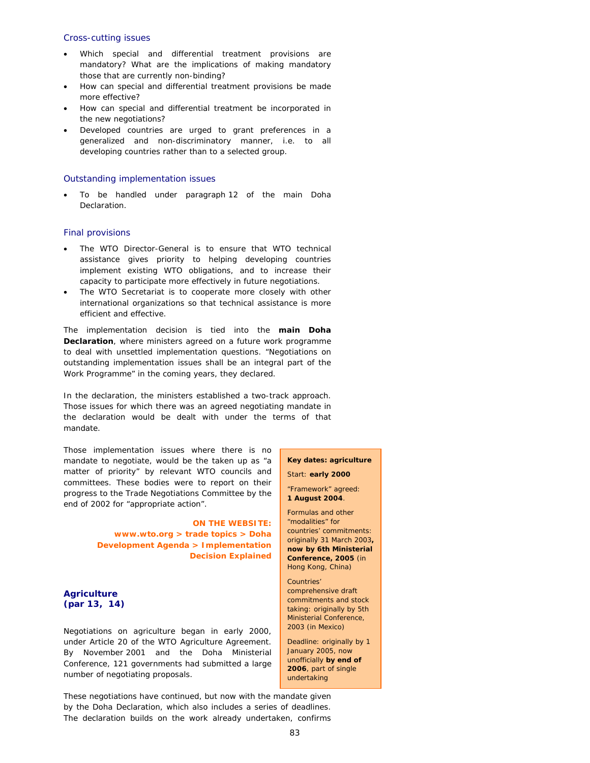### Cross-cutting issues

- Which special and differential treatment provisions are mandatory? What are the implications of making mandatory those that are currently non-binding?
- How can special and differential treatment provisions be made more effective?
- How can special and differential treatment be incorporated in the new negotiations?
- Developed countries are urged to grant preferences in a generalized and non-discriminatory manner, i.e. to all developing countries rather than to a selected group.

### Outstanding implementation issues

- To be handled under paragraph 12 of the main Doha Declaration.

### Final provisions

- The WTO Director-General is to ensure that WTO technical assistance gives priority to helping developing countries implement existing WTO obligations, and to increase their capacity to participate more effectively in future negotiations.
- The WTO Secretariat is to cooperate more closely with other international organizations so that technical assistance is more efficient and effective.

The implementation decision is tied into the **main Doha Declaration**, where ministers agreed on a future work programme to deal with unsettled implementation questions. "Negotiations on outstanding implementation issues shall be an integral part of the Work Programme" in the coming years, they declared.

In the declaration, the ministers established a two-track approach. Those issues for which there was an agreed negotiating mandate in the declaration would be dealt with under the terms of that mandate.

Those implementation issues where there is no mandate to negotiate, would be the taken up as "a matter of priority" by relevant WTO councils and committees. These bodies were to report on their progress to the Trade Negotiations Committee by the end of 2002 for "appropriate action".

**ON THE WEBSITE: www.wto.org > trade topics > Doha Development Agenda > Implementation Decision Explained**

## Agriculture (par 13, 14)

**Key dates: agriculture**

Start: **early 2000**

"Framework" agreed: **1 August 2004**.

Formulas and other "modalities" for countries' commitments: originally 31 March 2003**, now by 6th Ministerial Conference, 2005** (in Hong Kong, China)

Countries' comprehensive draft commitments and stock taking: originally by 5th Ministerial Conference, 2003 (in Mexico)

Deadline: originally by 1 January 2005, now unofficially **by end of 2006**, part of single undertaking

Negotiations on agriculture began in early 2000, under Article 20 of the WTO Agriculture Agreement. By November 2001 and the Doha Ministerial Conference, 121 governments had submitted a large number of negotiating proposals.

These negotiations have continued, but now with the mandate given by the Doha Declaration, which also includes a series of deadlines. The declaration builds on the work already undertaken, confirms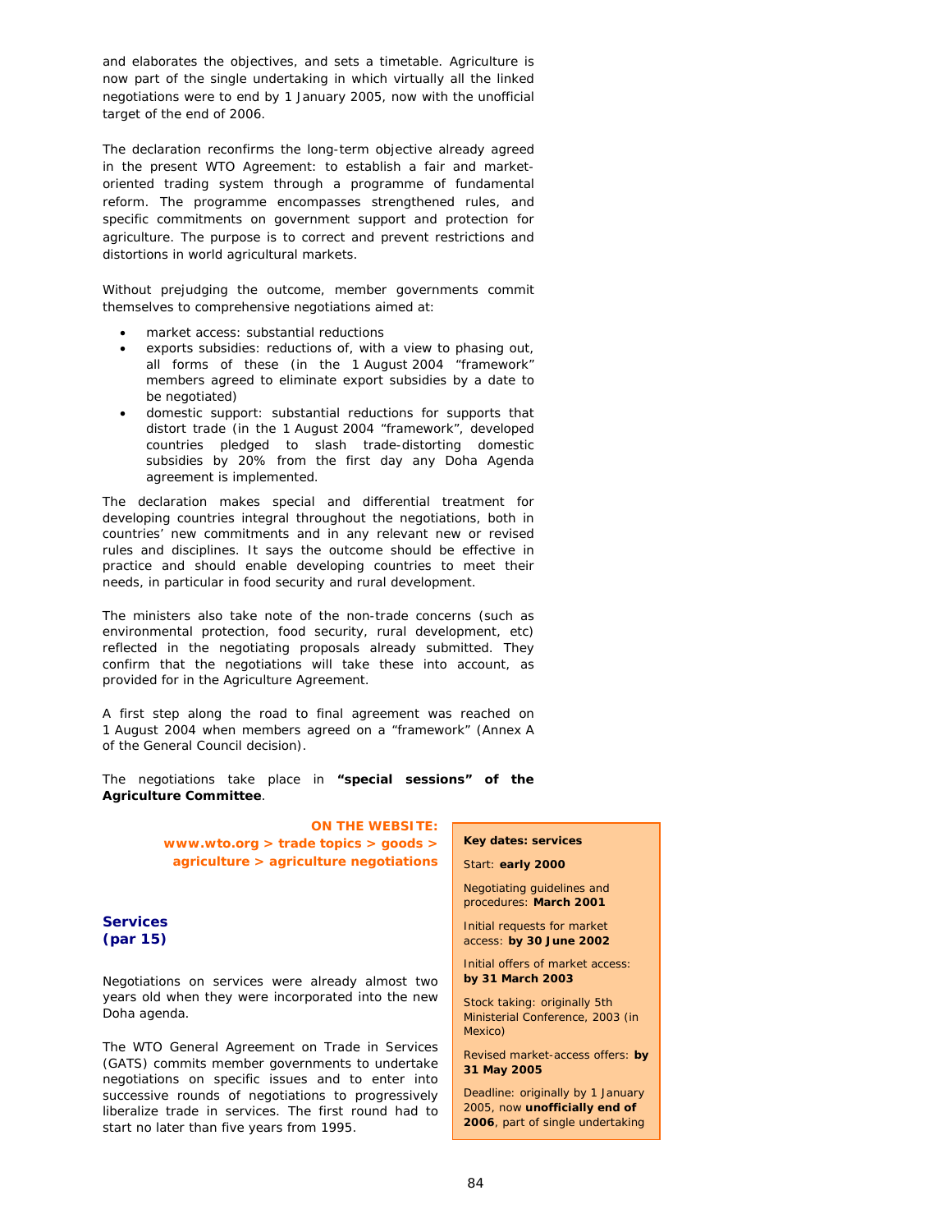and elaborates the objectives, and sets a timetable. Agriculture is now part of the single undertaking in which virtually all the linked negotiations were to end by 1 January 2005, now with the unofficial target of the end of 2006.

The declaration reconfirms the long-term objective already agreed in the present WTO Agreement: to establish a fair and market-oriented trading system through a programme of fundamental reform. The programme encompasses strengthened rules, and specific commitments on government support and protection for agriculture. The purpose is to correct and prevent restrictions and distortions in world agricultural markets.

Without prejudging the outcome, member governments commit themselves to comprehensive negotiations aimed at:

- market access: substantial reductions
- exports subsidies: reductions of, with a view to phasing out, all forms of these (in the 1 August 2004 "framework" members agreed to eliminate export subsidies by a date to be negotiated)
- domestic support: substantial reductions for supports that distort trade (in the 1 August 2004 "framework", developed countries pledged to slash trade-distorting domestic subsidies by 20% from the first day any Doha Agenda agreement is implemented.

The declaration makes special and differential treatment for developing countries integral throughout the negotiations, both in countries' new commitments and in any relevant new or revised rules and disciplines. It says the outcome should be effective in practice and should enable developing countries to meet their needs, in particular in food security and rural development.

The ministers also take note of the non-trade concerns (such as environmental protection, food security, rural development, etc) reflected in the negotiating proposals already submitted. They confirm that the negotiations will take these into account, as provided for in the Agriculture Agreement.

A first step along the road to final agreement was reached on 1 August 2004 when members agreed on a "framework" (Annex A of the General Council decision).

The negotiations take place in **"special sessions" of the Agriculture Committee**.

**ON THE WEBSITE:**
**www.wto.org > trade topics > goods > agriculture > agriculture negotiations**

## Services (par 15)

Negotiations on services were already almost two years old when they were incorporated into the new Doha agenda.

The WTO General Agreement on Trade in Services (GATS) commits member governments to undertake negotiations on specific issues and to enter into successive rounds of negotiations to progressively liberalize trade in services. The first round had to start no later than five years from 1995.

**Key dates: services**

Start: **early 2000**

Negotiating guidelines and procedures: **March 2001**

Initial requests for market access: **by 30 June 2002**

Initial offers of market access: **by 31 March 2003**

Stock taking: originally 5th Ministerial Conference, 2003 (in Mexico)

Revised market-access offers: **by 31 May 2005**

Deadline: originally by 1 January 2005, now **unofficially end of 2006**, part of single undertaking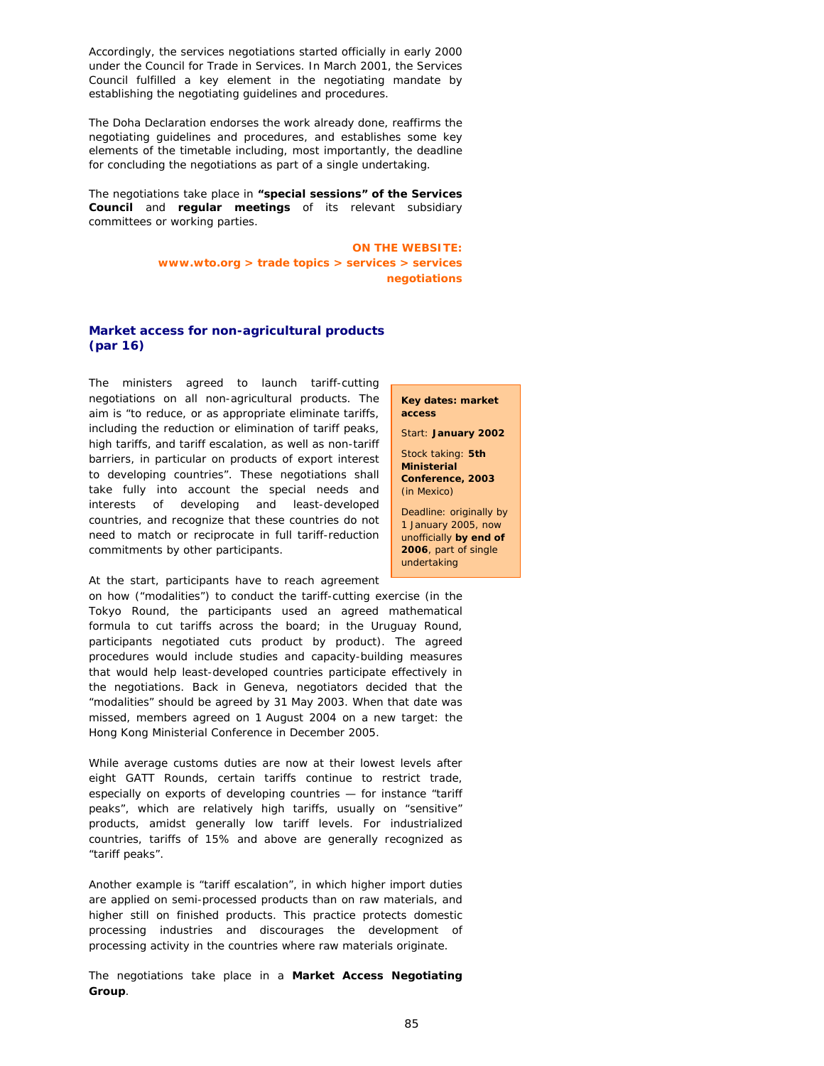Accordingly, the services negotiations started officially in early 2000 under the Council for Trade in Services. In March 2001, the Services Council fulfilled a key element in the negotiating mandate by establishing the negotiating guidelines and procedures.

The Doha Declaration endorses the work already done, reaffirms the negotiating guidelines and procedures, and establishes some key elements of the timetable including, most importantly, the deadline for concluding the negotiations as part of a single undertaking.

The negotiations take place in **"special sessions" of the Services Council** and **regular meetings** of its relevant subsidiary committees or working parties.

**ON THE WEBSITE:**
**www.wto.org > trade topics > services > services negotiations**

### Market access for non-agricultural products (par 16)

The ministers agreed to launch tariff-cutting negotiations on all non-agricultural products. The aim is "to reduce, or as appropriate eliminate tariffs, including the reduction or elimination of tariff peaks, high tariffs, and tariff escalation, as well as non-tariff barriers, in particular on products of export interest to developing countries". These negotiations shall take fully into account the special needs and interests of developing and least-developed countries, and recognize that these countries do not need to match or reciprocate in full tariff-reduction commitments by other participants.

> **Key dates: market access**
>
> Start: **January 2002**
>
> Stock taking: **5th Ministerial Conference, 2003** (in Mexico)
>
> Deadline: originally by 1 January 2005, now unofficially **by end of 2006**, part of single undertaking

At the start, participants have to reach agreement on how ("modalities") to conduct the tariff-cutting exercise (in the Tokyo Round, the participants used an agreed mathematical formula to cut tariffs across the board; in the Uruguay Round, participants negotiated cuts product by product). The agreed procedures would include studies and capacity-building measures that would help least-developed countries participate effectively in the negotiations. Back in Geneva, negotiators decided that the "modalities" should be agreed by 31 May 2003. When that date was missed, members agreed on 1 August 2004 on a new target: the Hong Kong Ministerial Conference in December 2005.

While average customs duties are now at their lowest levels after eight GATT Rounds, certain tariffs continue to restrict trade, especially on exports of developing countries — for instance "tariff peaks", which are relatively high tariffs, usually on "sensitive" products, amidst generally low tariff levels. For industrialized countries, tariffs of 15% and above are generally recognized as "tariff peaks".

Another example is "tariff escalation", in which higher import duties are applied on semi-processed products than on raw materials, and higher still on finished products. This practice protects domestic processing industries and discourages the development of processing activity in the countries where raw materials originate.

The negotiations take place in a **Market Access Negotiating Group**.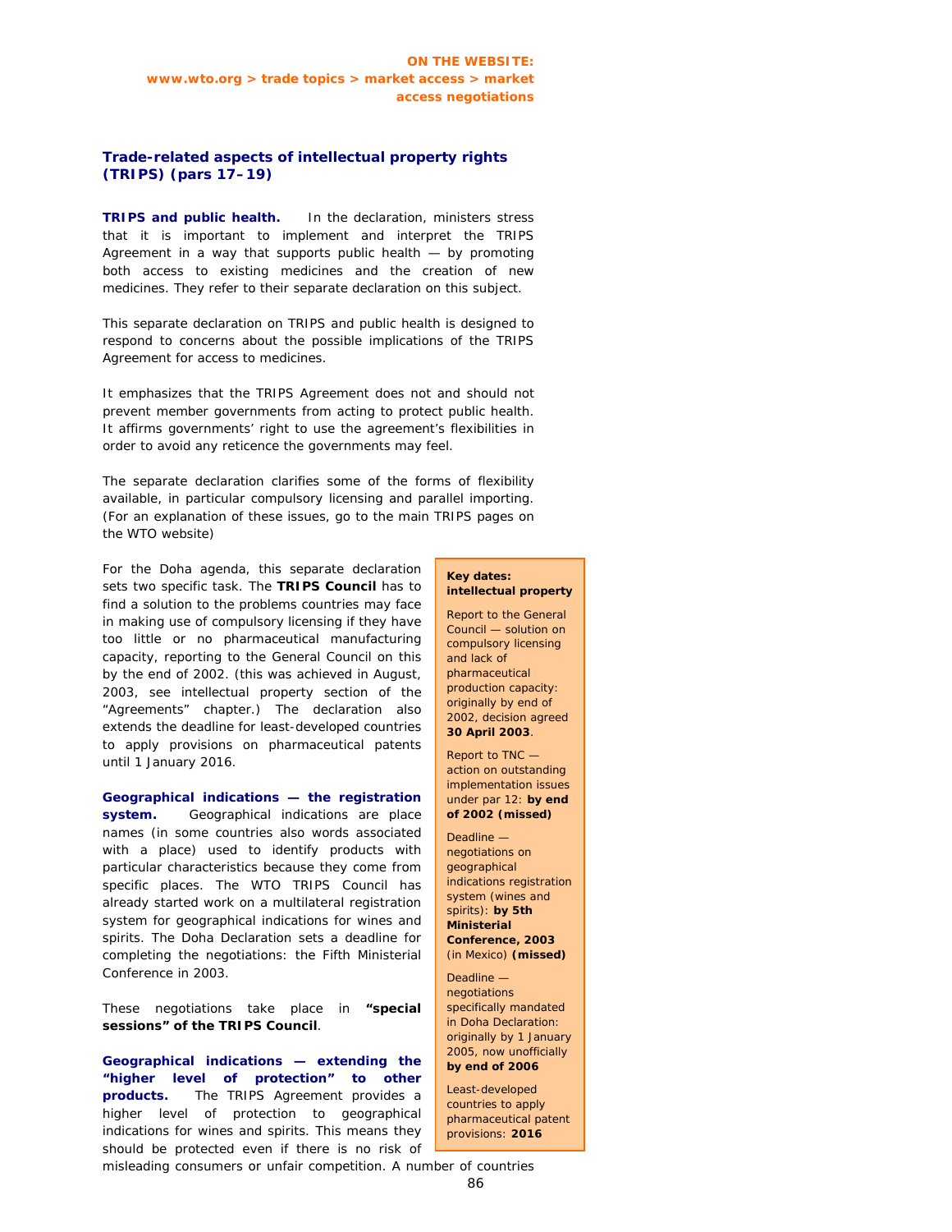**ON THE WEBSITE:**
**www.wto.org > trade topics > market access > market access negotiations**

### Trade-related aspects of intellectual property rights (TRIPS) (pars 17–19)

**TRIPS and public health.** In the declaration, ministers stress that it is important to implement and interpret the TRIPS Agreement in a way that supports public health — by promoting both access to existing medicines and the creation of new medicines. They refer to their separate declaration on this subject.

This separate declaration on TRIPS and public health is designed to respond to concerns about the possible implications of the TRIPS Agreement for access to medicines.

It emphasizes that the TRIPS Agreement does not and should not prevent member governments from acting to protect public health. It affirms governments' right to use the agreement's flexibilities in order to avoid any reticence the governments may feel.

The separate declaration clarifies some of the forms of flexibility available, in particular compulsory licensing and parallel importing. (For an explanation of these issues, go to the main TRIPS pages on the WTO website)

For the Doha agenda, this separate declaration sets two specific task. The **TRIPS Council** has to find a solution to the problems countries may face in making use of compulsory licensing if they have too little or no pharmaceutical manufacturing capacity, reporting to the General Council on this by the end of 2002. (this was achieved in August, 2003, see intellectual property section of the "Agreements" chapter.) The declaration also extends the deadline for least-developed countries to apply provisions on pharmaceutical patents until 1 January 2016.

**Geographical indications — the registration system.** Geographical indications are place names (in some countries also words associated with a place) used to identify products with particular characteristics because they come from specific places. The WTO TRIPS Council has already started work on a multilateral registration system for geographical indications for wines and spirits. The Doha Declaration sets a deadline for completing the negotiations: the Fifth Ministerial Conference in 2003.

These negotiations take place in **"special sessions" of the TRIPS Council**.

**Geographical indications — extending the "higher level of protection" to other products.** The TRIPS Agreement provides a higher level of protection to geographical indications for wines and spirits. This means they should be protected even if there is no risk of misleading consumers or unfair competition. A number of countries

**Key dates: intellectual property**

Report to the General Council — solution on compulsory licensing and lack of pharmaceutical production capacity: originally by end of 2002, decision agreed **30 April 2003**.

Report to TNC — action on outstanding implementation issues under par 12: **by end of 2002 (missed)**

Deadline — negotiations on geographical indications registration system (wines and spirits): **by 5th Ministerial Conference, 2003** (in Mexico) **(missed)**

Deadline — negotiations specifically mandated in Doha Declaration: originally by 1 January 2005, now unofficially **by end of 2006**

Least-developed countries to apply pharmaceutical patent provisions: **2016**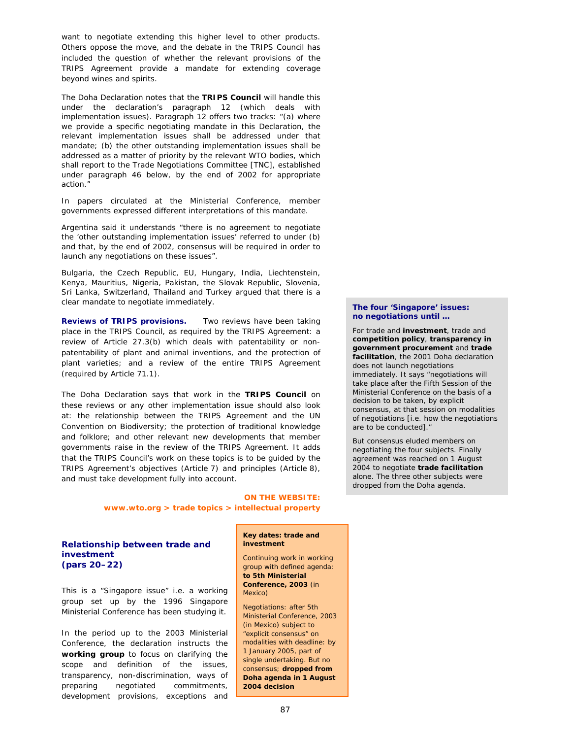want to negotiate extending this higher level to other products. Others oppose the move, and the debate in the TRIPS Council has included the question of whether the relevant provisions of the TRIPS Agreement provide a mandate for extending coverage beyond wines and spirits.

The Doha Declaration notes that the **TRIPS Council** will handle this under the declaration's paragraph 12 (which deals with implementation issues). Paragraph 12 offers two tracks: "(a) where we provide a specific negotiating mandate in this Declaration, the relevant implementation issues shall be addressed under that mandate; (b) the other outstanding implementation issues shall be addressed as a matter of priority by the relevant WTO bodies, which shall report to the Trade Negotiations Committee [TNC], established under paragraph 46 below, by the end of 2002 for appropriate action."

In papers circulated at the Ministerial Conference, member governments expressed different interpretations of this mandate.

Argentina said it understands "there is no agreement to negotiate the 'other outstanding implementation issues' referred to under (b) and that, by the end of 2002, consensus will be required in order to launch any negotiations on these issues".

Bulgaria, the Czech Republic, EU, Hungary, India, Liechtenstein, Kenya, Mauritius, Nigeria, Pakistan, the Slovak Republic, Slovenia, Sri Lanka, Switzerland, Thailand and Turkey argued that there is a clear mandate to negotiate immediately.

**Reviews of TRIPS provisions.** Two reviews have been taking place in the TRIPS Council, as required by the TRIPS Agreement: a review of Article 27.3(b) which deals with patentability or non-patentability of plant and animal inventions, and the protection of plant varieties; and a review of the entire TRIPS Agreement (required by Article 71.1).

The Doha Declaration says that work in the **TRIPS Council** on these reviews or any other implementation issue should also look at: the relationship between the TRIPS Agreement and the UN Convention on Biodiversity; the protection of traditional knowledge and folklore; and other relevant new developments that member governments raise in the review of the TRIPS Agreement. It adds that the TRIPS Council's work on these topics is to be guided by the TRIPS Agreement's objectives (Article 7) and principles (Article 8), and must take development fully into account.

**ON THE WEBSITE:**
**www.wto.org > trade topics > intellectual property**

**The four 'Singapore' issues: no negotiations until …**

For trade and **investment**, trade and **competition policy**, **transparency in government procurement** and **trade facilitation**, the 2001 Doha declaration does not launch negotiations immediately. It says "negotiations will take place after the Fifth Session of the Ministerial Conference on the basis of a decision to be taken, by explicit consensus, at that session on modalities of negotiations [i.e. how the negotiations are to be conducted]."

But consensus eluded members on negotiating the four subjects. Finally agreement was reached on 1 August 2004 to negotiate **trade facilitation** alone. The three other subjects were dropped from the Doha agenda.

### Relationship between trade and investment (pars 20–22)

This is a "Singapore issue" i.e. a working group set up by the 1996 Singapore Ministerial Conference has been studying it.

In the period up to the 2003 Ministerial Conference, the declaration instructs the **working group** to focus on clarifying the scope and definition of the issues, transparency, non-discrimination, ways of preparing negotiated commitments, development provisions, exceptions and

**Key dates: trade and investment**

Continuing work in working group with defined agenda: **to 5th Ministerial Conference, 2003** (in Mexico)

Negotiations: after 5th Ministerial Conference, 2003 (in Mexico) subject to "explicit consensus" on modalities with deadline: by 1 January 2005, part of single undertaking. But no consensus; **dropped from Doha agenda in 1 August 2004 decision**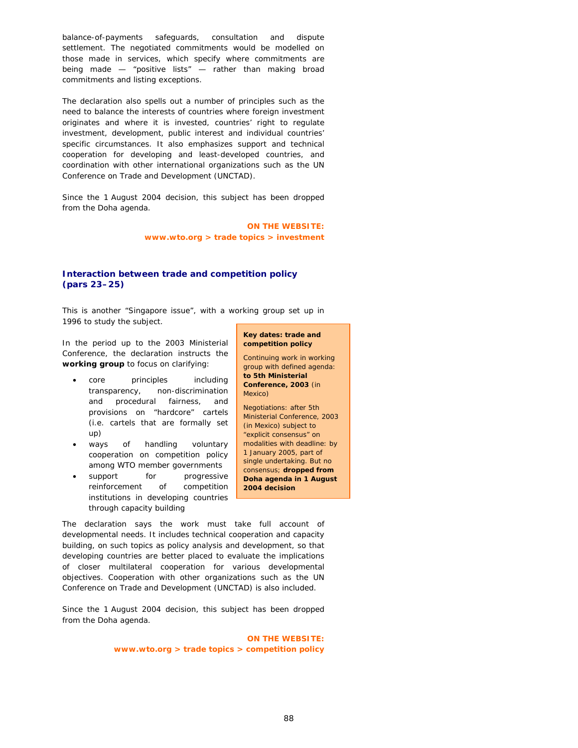balance-of-payments safeguards, consultation and dispute settlement. The negotiated commitments would be modelled on those made in services, which specify where commitments are being made — "positive lists" — rather than making broad commitments and listing exceptions.

The declaration also spells out a number of principles such as the need to balance the interests of countries where foreign investment originates and where it is invested, countries' right to regulate investment, development, public interest and individual countries' specific circumstances. It also emphasizes support and technical cooperation for developing and least-developed countries, and coordination with other international organizations such as the UN Conference on Trade and Development (UNCTAD).

Since the 1 August 2004 decision, this subject has been dropped from the Doha agenda.

**ON THE WEBSITE:**
**www.wto.org > trade topics > investment**

### Interaction between trade and competition policy (pars 23–25)

This is another "Singapore issue", with a working group set up in 1996 to study the subject.

In the period up to the 2003 Ministerial Conference, the declaration instructs the **working group** to focus on clarifying:

- core principles including transparency, non-discrimination and procedural fairness, and provisions on "hardcore" cartels (i.e. cartels that are formally set up)
- ways of handling voluntary cooperation on competition policy among WTO member governments
- support for progressive reinforcement of competition institutions in developing countries through capacity building

> **Key dates: trade and competition policy**
>
> Continuing work in working group with defined agenda: **to 5th Ministerial Conference, 2003** (in Mexico)
>
> Negotiations: after 5th Ministerial Conference, 2003 (in Mexico) subject to "explicit consensus" on modalities with deadline: by 1 January 2005, part of single undertaking. But no consensus; **dropped from Doha agenda in 1 August 2004 decision**

The declaration says the work must take full account of developmental needs. It includes technical cooperation and capacity building, on such topics as policy analysis and development, so that developing countries are better placed to evaluate the implications of closer multilateral cooperation for various developmental objectives. Cooperation with other organizations such as the UN Conference on Trade and Development (UNCTAD) is also included.

Since the 1 August 2004 decision, this subject has been dropped from the Doha agenda.

**ON THE WEBSITE:**
**www.wto.org > trade topics > competition policy**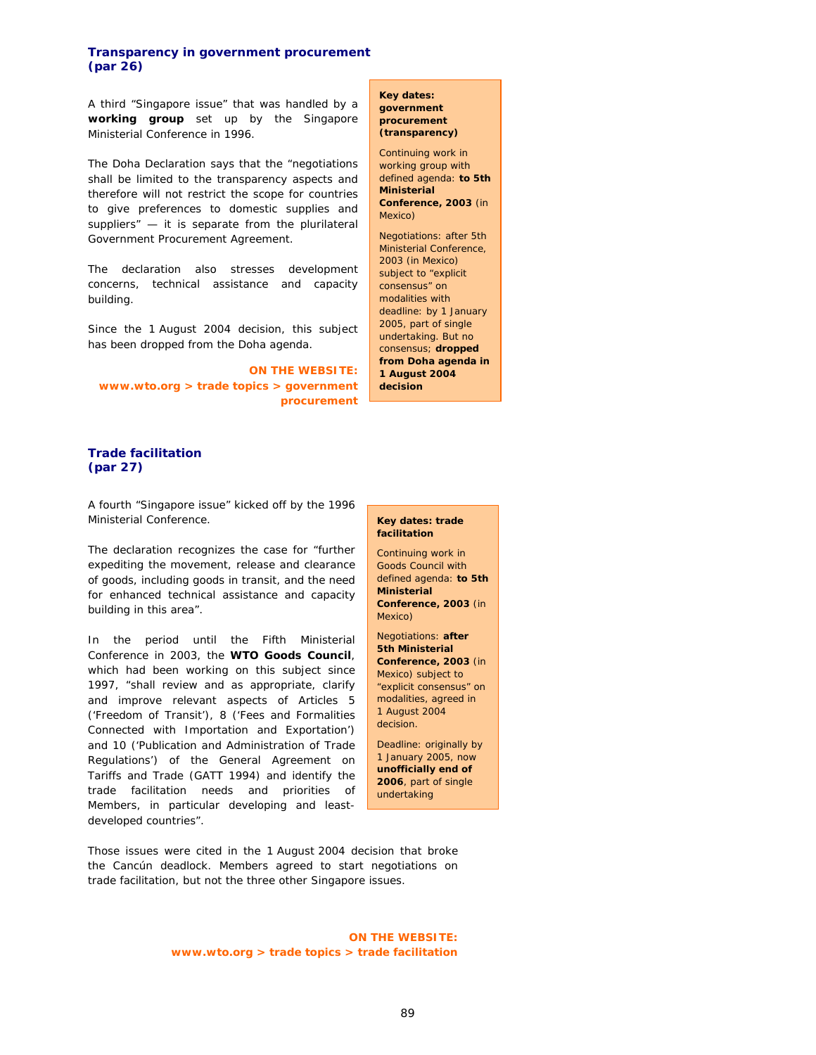### Transparency in government procurement (par 26)

A third "Singapore issue" that was handled by a **working group** set up by the Singapore Ministerial Conference in 1996.

The Doha Declaration says that the "negotiations shall be limited to the transparency aspects and therefore will not restrict the scope for countries to give preferences to domestic supplies and suppliers" — it is separate from the plurilateral Government Procurement Agreement.

The declaration also stresses development concerns, technical assistance and capacity building.

Since the 1 August 2004 decision, this subject has been dropped from the Doha agenda.

**ON THE WEBSITE:**
**www.wto.org > trade topics > government procurement**

**Key dates: government procurement (transparency)**

Continuing work in working group with defined agenda: **to 5th Ministerial Conference, 2003** (in Mexico)

Negotiations: after 5th Ministerial Conference, 2003 (in Mexico) subject to "explicit consensus" on modalities with deadline: by 1 January 2005, part of single undertaking. But no consensus; **dropped from Doha agenda in 1 August 2004 decision**

### Trade facilitation (par 27)

A fourth "Singapore issue" kicked off by the 1996 Ministerial Conference.

The declaration recognizes the case for "further expediting the movement, release and clearance of goods, including goods in transit, and the need for enhanced technical assistance and capacity building in this area".

In the period until the Fifth Ministerial Conference in 2003, the **WTO Goods Council**, which had been working on this subject since 1997, "shall review and as appropriate, clarify and improve relevant aspects of Articles 5 ('Freedom of Transit'), 8 ('Fees and Formalities Connected with Importation and Exportation') and 10 ('Publication and Administration of Trade Regulations') of the General Agreement on Tariffs and Trade (GATT 1994) and identify the trade facilitation needs and priorities of Members, in particular developing and least-developed countries".

Those issues were cited in the 1 August 2004 decision that broke the Cancún deadlock. Members agreed to start negotiations on trade facilitation, but not the three other Singapore issues.

**Key dates: trade facilitation**

Continuing work in Goods Council with defined agenda: **to 5th Ministerial Conference, 2003** (in Mexico)

Negotiations: **after 5th Ministerial Conference, 2003** (in Mexico) subject to "explicit consensus" on modalities, agreed in 1 August 2004 decision.

Deadline: originally by 1 January 2005, now **unofficially end of 2006**, part of single undertaking

**ON THE WEBSITE:**
**www.wto.org > trade topics > trade facilitation**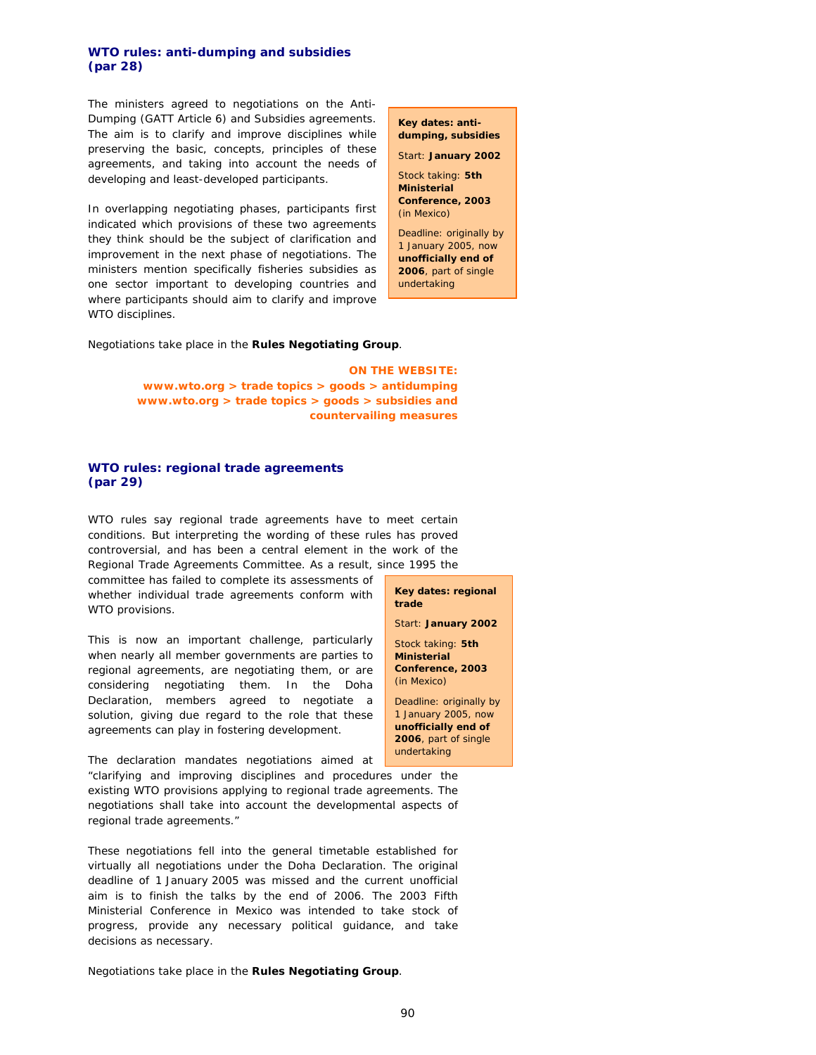### WTO rules: anti-dumping and subsidies (par 28)

The ministers agreed to negotiations on the Anti-Dumping (GATT Article 6) and Subsidies agreements. The aim is to clarify and improve disciplines while preserving the basic, concepts, principles of these agreements, and taking into account the needs of developing and least-developed participants.

In overlapping negotiating phases, participants first indicated which provisions of these two agreements they think should be the subject of clarification and improvement in the next phase of negotiations. The ministers mention specifically fisheries subsidies as one sector important to developing countries and where participants should aim to clarify and improve WTO disciplines.

> **Key dates: anti-dumping, subsidies**
>
> Start: **January 2002**
>
> Stock taking: **5th Ministerial Conference, 2003** (in Mexico)
>
> Deadline: originally by 1 January 2005, now **unofficially end of 2006**, part of single undertaking

Negotiations take place in the **Rules Negotiating Group**.

**ON THE WEBSITE:**
**www.wto.org > trade topics > goods > antidumping**
**www.wto.org > trade topics > goods > subsidies and countervailing measures**

### WTO rules: regional trade agreements (par 29)

WTO rules say regional trade agreements have to meet certain conditions. But interpreting the wording of these rules has proved controversial, and has been a central element in the work of the Regional Trade Agreements Committee. As a result, since 1995 the committee has failed to complete its assessments of whether individual trade agreements conform with WTO provisions.

This is now an important challenge, particularly when nearly all member governments are parties to regional agreements, are negotiating them, or are considering negotiating them. In the Doha Declaration, members agreed to negotiate a solution, giving due regard to the role that these agreements can play in fostering development.

> **Key dates: regional trade**
>
> Start: **January 2002**
>
> Stock taking: **5th Ministerial Conference, 2003** (in Mexico)
>
> Deadline: originally by 1 January 2005, now **unofficially end of 2006**, part of single undertaking

The declaration mandates negotiations aimed at "clarifying and improving disciplines and procedures under the existing WTO provisions applying to regional trade agreements. The negotiations shall take into account the developmental aspects of regional trade agreements."

These negotiations fell into the general timetable established for virtually all negotiations under the Doha Declaration. The original deadline of 1 January 2005 was missed and the current unofficial aim is to finish the talks by the end of 2006. The 2003 Fifth Ministerial Conference in Mexico was intended to take stock of progress, provide any necessary political guidance, and take decisions as necessary.

Negotiations take place in the **Rules Negotiating Group**.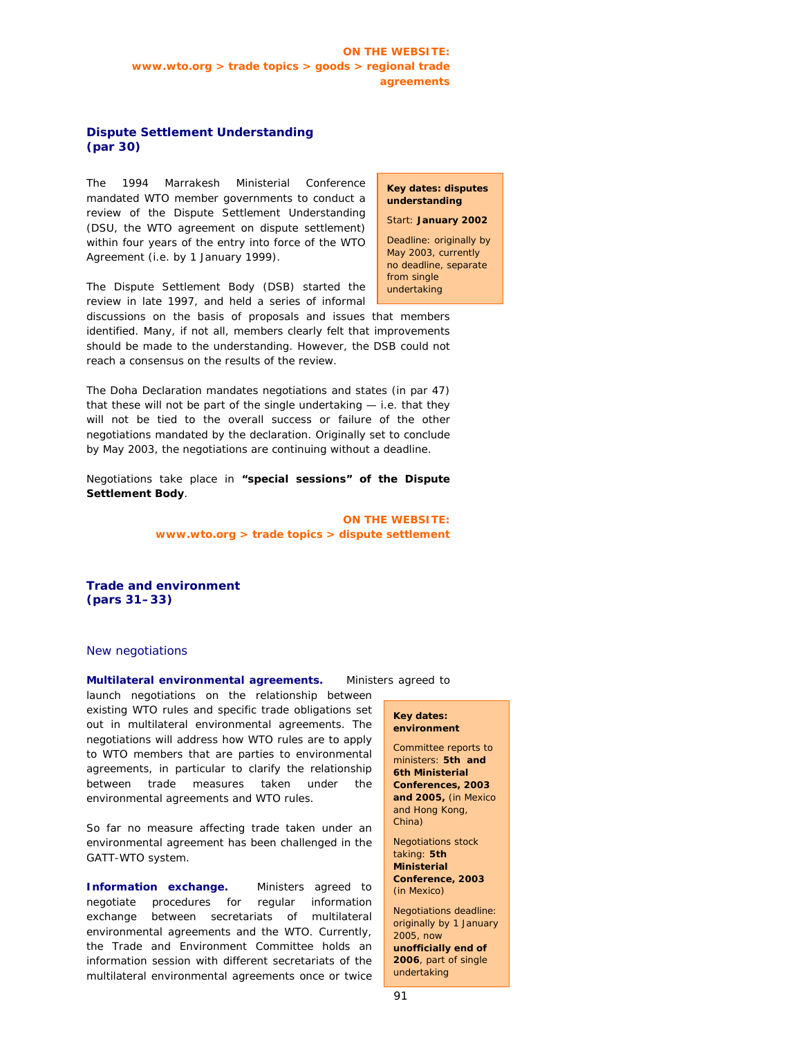**ON THE WEBSITE:**
**www.wto.org > trade topics > goods > regional trade agreements**

## Dispute Settlement Understanding (par 30)

The 1994 Marrakesh Ministerial Conference mandated WTO member governments to conduct a review of the Dispute Settlement Understanding (DSU, the WTO agreement on dispute settlement) within four years of the entry into force of the WTO Agreement (i.e. by 1 January 1999).

> **Key dates: disputes understanding**
>
> Start: **January 2002**
>
> Deadline: originally by May 2003, currently no deadline, separate from single undertaking

The Dispute Settlement Body (DSB) started the review in late 1997, and held a series of informal discussions on the basis of proposals and issues that members identified. Many, if not all, members clearly felt that improvements should be made to the understanding. However, the DSB could not reach a consensus on the results of the review.

The Doha Declaration mandates negotiations and states (in par 47) that these will not be part of the single undertaking — i.e. that they will not be tied to the overall success or failure of the other negotiations mandated by the declaration. Originally set to conclude by May 2003, the negotiations are continuing without a deadline.

Negotiations take place in **"special sessions" of the Dispute Settlement Body**.

**ON THE WEBSITE:**
**www.wto.org > trade topics > dispute settlement**

## Trade and environment (pars 31–33)

### New negotiations

**Multilateral environmental agreements.** Ministers agreed to launch negotiations on the relationship between existing WTO rules and specific trade obligations set out in multilateral environmental agreements. The negotiations will address how WTO rules are to apply to WTO members that are parties to environmental agreements, in particular to clarify the relationship between trade measures taken under the environmental agreements and WTO rules.

> **Key dates: environment**
>
> Committee reports to ministers: **5th and 6th Ministerial Conferences, 2003 and 2005,** (in Mexico and Hong Kong, China)
>
> Negotiations stock taking: **5th Ministerial Conference, 2003** (in Mexico)
>
> Negotiations deadline: originally by 1 January 2005, now **unofficially end of 2006**, part of single undertaking

So far no measure affecting trade taken under an environmental agreement has been challenged in the GATT-WTO system.

**Information exchange.** Ministers agreed to negotiate procedures for regular information exchange between secretariats of multilateral environmental agreements and the WTO. Currently, the Trade and Environment Committee holds an information session with different secretariats of the multilateral environmental agreements once or twice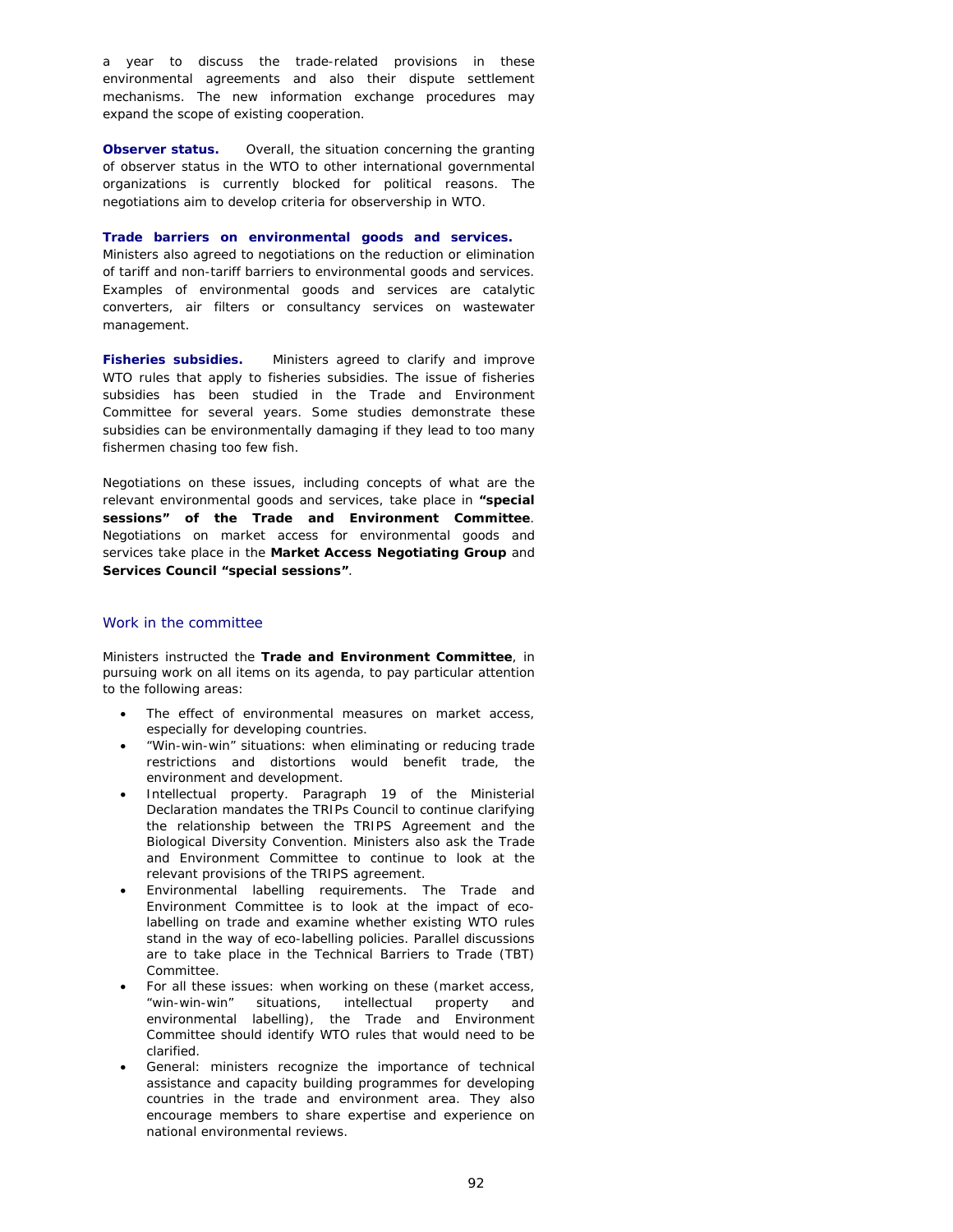a year to discuss the trade-related provisions in these environmental agreements and also their dispute settlement mechanisms. The new information exchange procedures may expand the scope of existing cooperation.

**Observer status.** Overall, the situation concerning the granting of observer status in the WTO to other international governmental organizations is currently blocked for political reasons. The negotiations aim to develop criteria for observership in WTO.

**Trade barriers on environmental goods and services.** Ministers also agreed to negotiations on the reduction or elimination of tariff and non-tariff barriers to environmental goods and services. Examples of environmental goods and services are catalytic converters, air filters or consultancy services on wastewater management.

**Fisheries subsidies.** Ministers agreed to clarify and improve WTO rules that apply to fisheries subsidies. The issue of fisheries subsidies has been studied in the Trade and Environment Committee for several years. Some studies demonstrate these subsidies can be environmentally damaging if they lead to too many fishermen chasing too few fish.

Negotiations on these issues, including concepts of what are the relevant environmental goods and services, take place in **"special sessions" of the Trade and Environment Committee**. Negotiations on market access for environmental goods and services take place in the **Market Access Negotiating Group** and **Services Council "special sessions"**.

## Work in the committee

Ministers instructed the **Trade and Environment Committee**, in pursuing work on all items on its agenda, to pay particular attention to the following areas:

- The effect of environmental measures on market access, especially for developing countries.
- "Win-win-win" situations: when eliminating or reducing trade restrictions and distortions would benefit trade, the environment and development.
- Intellectual property. Paragraph 19 of the Ministerial Declaration mandates the TRIPs Council to continue clarifying the relationship between the TRIPS Agreement and the Biological Diversity Convention. Ministers also ask the Trade and Environment Committee to continue to look at the relevant provisions of the TRIPS agreement.
- Environmental labelling requirements. The Trade and Environment Committee is to look at the impact of eco-labelling on trade and examine whether existing WTO rules stand in the way of eco-labelling policies. Parallel discussions are to take place in the Technical Barriers to Trade (TBT) Committee.
- For all these issues: when working on these (market access, "win-win-win" situations, intellectual property and environmental labelling), the Trade and Environment Committee should identify WTO rules that would need to be clarified.
- General: ministers recognize the importance of technical assistance and capacity building programmes for developing countries in the trade and environment area. They also encourage members to share expertise and experience on national environmental reviews.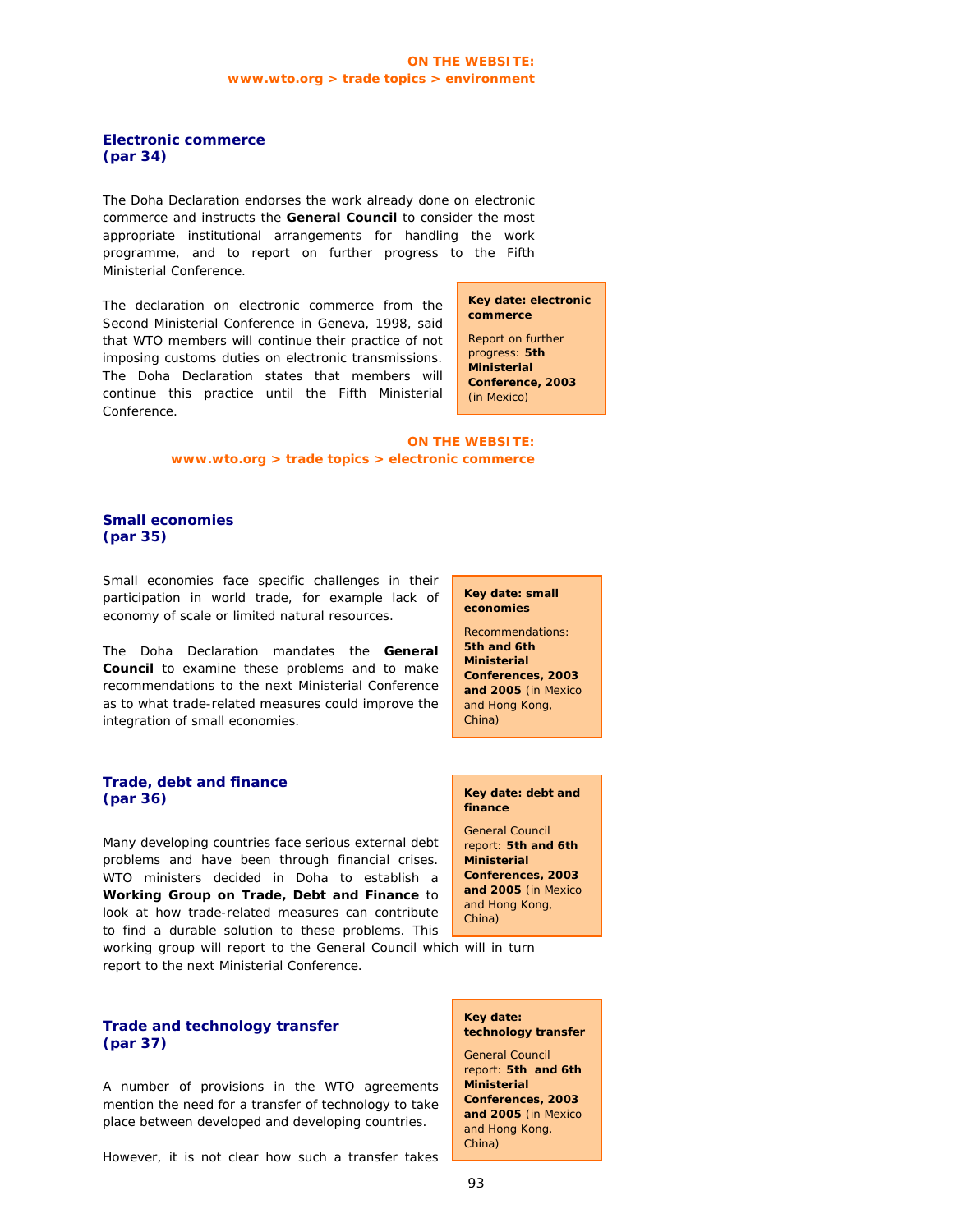**ON THE WEBSITE:**
**www.wto.org > trade topics > environment**

## Electronic commerce (par 34)

The Doha Declaration endorses the work already done on electronic commerce and instructs the **General Council** to consider the most appropriate institutional arrangements for handling the work programme, and to report on further progress to the Fifth Ministerial Conference.

The declaration on electronic commerce from the Second Ministerial Conference in Geneva, 1998, said that WTO members will continue their practice of not imposing customs duties on electronic transmissions. The Doha Declaration states that members will continue this practice until the Fifth Ministerial Conference.

> **Key date: electronic commerce**
>
> Report on further progress: **5th Ministerial Conference, 2003** (in Mexico)

**ON THE WEBSITE:**
**www.wto.org > trade topics > electronic commerce**

## Small economies (par 35)

Small economies face specific challenges in their participation in world trade, for example lack of economy of scale or limited natural resources.

The Doha Declaration mandates the **General Council** to examine these problems and to make recommendations to the next Ministerial Conference as to what trade-related measures could improve the integration of small economies.

> **Key date: small economies**
>
> Recommendations: **5th and 6th Ministerial Conferences, 2003 and 2005** (in Mexico and Hong Kong, China)

## Trade, debt and finance (par 36)

> **Key date: debt and finance**
>
> General Council report: **5th and 6th Ministerial Conferences, 2003 and 2005** (in Mexico and Hong Kong, China)

Many developing countries face serious external debt problems and have been through financial crises. WTO ministers decided in Doha to establish a **Working Group on Trade, Debt and Finance** to look at how trade-related measures can contribute to find a durable solution to these problems. This working group will report to the General Council which will in turn report to the next Ministerial Conference.

## Trade and technology transfer (par 37)

> **Key date: technology transfer**
>
> General Council report: **5th and 6th Ministerial Conferences, 2003 and 2005** (in Mexico and Hong Kong, China)

A number of provisions in the WTO agreements mention the need for a transfer of technology to take place between developed and developing countries.

However, it is not clear how such a transfer takes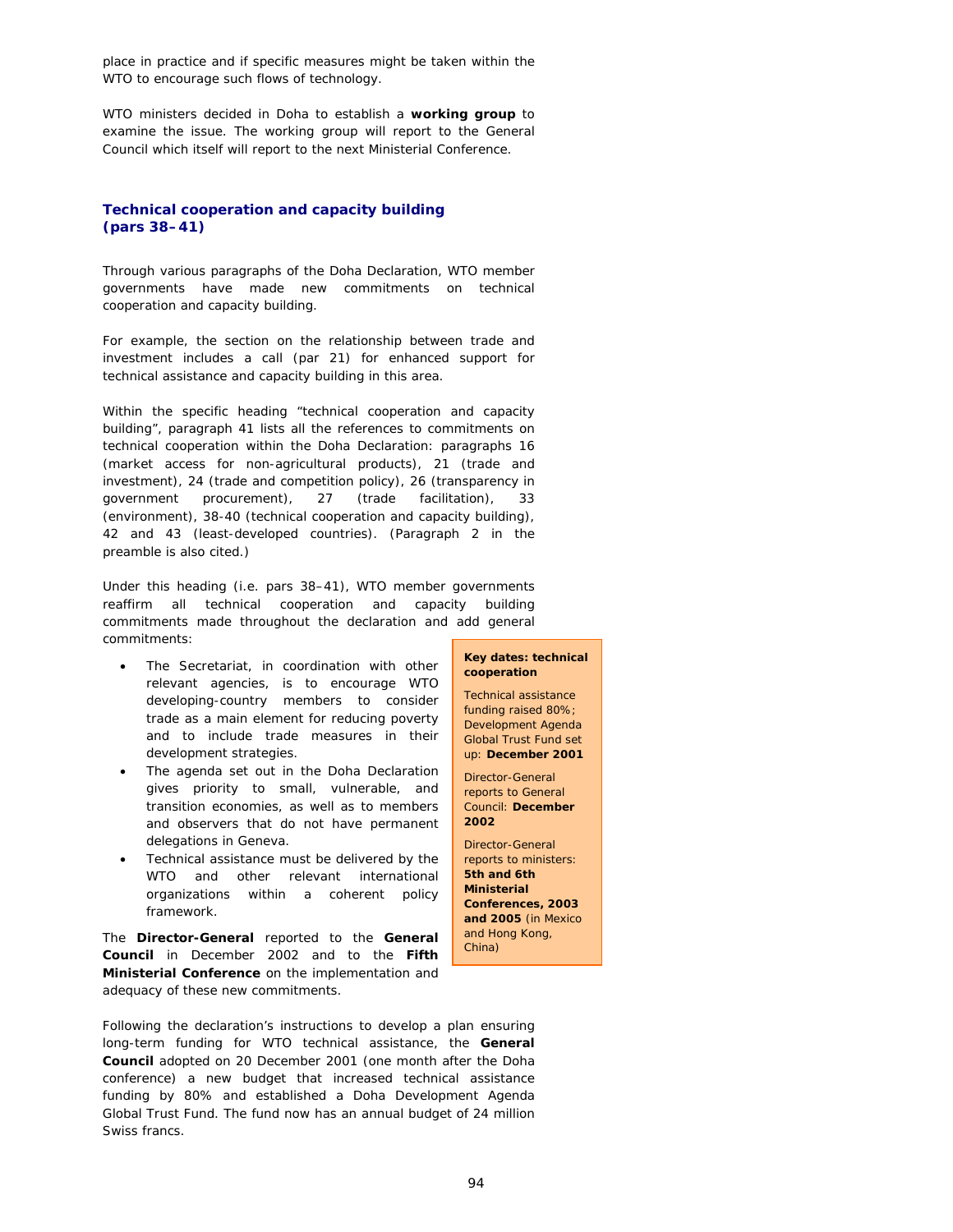place in practice and if specific measures might be taken within the WTO to encourage such flows of technology.

WTO ministers decided in Doha to establish a **working group** to examine the issue. The working group will report to the General Council which itself will report to the next Ministerial Conference.

### Technical cooperation and capacity building (pars 38–41)

Through various paragraphs of the Doha Declaration, WTO member governments have made new commitments on technical cooperation and capacity building.

For example, the section on the relationship between trade and investment includes a call (par 21) for enhanced support for technical assistance and capacity building in this area.

Within the specific heading "technical cooperation and capacity building", paragraph 41 lists all the references to commitments on technical cooperation within the Doha Declaration: paragraphs 16 (market access for non-agricultural products), 21 (trade and investment), 24 (trade and competition policy), 26 (transparency in government procurement), 27 (trade facilitation), 33 (environment), 38-40 (technical cooperation and capacity building), 42 and 43 (least-developed countries). (Paragraph 2 in the preamble is also cited.)

Under this heading (i.e. pars 38–41), WTO member governments reaffirm all technical cooperation and capacity building commitments made throughout the declaration and add general commitments:

- The Secretariat, in coordination with other relevant agencies, is to encourage WTO developing-country members to consider trade as a main element for reducing poverty and to include trade measures in their development strategies.
- The agenda set out in the Doha Declaration gives priority to small, vulnerable, and transition economies, as well as to members and observers that do not have permanent delegations in Geneva.
- Technical assistance must be delivered by the WTO and other relevant international organizations within a coherent policy framework.

The **Director-General** reported to the **General Council** in December 2002 and to the **Fifth Ministerial Conference** on the implementation and adequacy of these new commitments.

**Key dates: technical cooperation**

Technical assistance funding raised 80%; Development Agenda Global Trust Fund set up: **December 2001**

Director-General reports to General Council: **December 2002**

Director-General reports to ministers: **5th and 6th Ministerial Conferences, 2003 and 2005** (in Mexico and Hong Kong, China)

Following the declaration's instructions to develop a plan ensuring long-term funding for WTO technical assistance, the **General Council** adopted on 20 December 2001 (one month after the Doha conference) a new budget that increased technical assistance funding by 80% and established a Doha Development Agenda Global Trust Fund. The fund now has an annual budget of 24 million Swiss francs.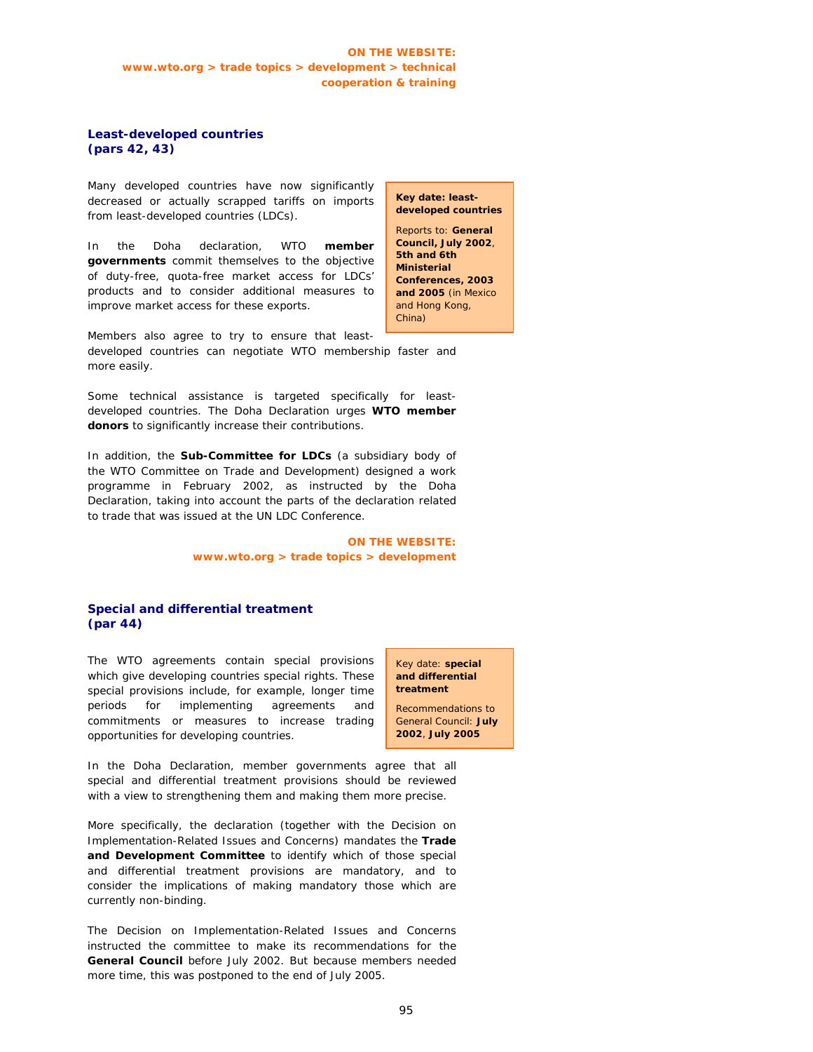**ON THE WEBSITE:**
**www.wto.org > trade topics > development > technical cooperation & training**

### Least-developed countries (pars 42, 43)

Many developed countries have now significantly decreased or actually scrapped tariffs on imports from least-developed countries (LDCs).

> **Key date: least-developed countries**
>
> Reports to: **General Council, July 2002**, **5th and 6th Ministerial Conferences, 2003 and 2005** (in Mexico and Hong Kong, China)

In the Doha declaration, WTO **member governments** commit themselves to the objective of duty-free, quota-free market access for LDCs' products and to consider additional measures to improve market access for these exports.

Members also agree to try to ensure that least-developed countries can negotiate WTO membership faster and more easily.

Some technical assistance is targeted specifically for least-developed countries. The Doha Declaration urges **WTO member donors** to significantly increase their contributions.

In addition, the **Sub-Committee for LDCs** (a subsidiary body of the WTO Committee on Trade and Development) designed a work programme in February 2002, as instructed by the Doha Declaration, taking into account the parts of the declaration related to trade that was issued at the UN LDC Conference.

**ON THE WEBSITE:**
**www.wto.org > trade topics > development**

### Special and differential treatment (par 44)

The WTO agreements contain special provisions which give developing countries special rights. These special provisions include, for example, longer time periods for implementing agreements and commitments or measures to increase trading opportunities for developing countries.

> Key date: **special and differential treatment**
>
> Recommendations to General Council: **July 2002**, **July 2005**

In the Doha Declaration, member governments agree that all special and differential treatment provisions should be reviewed with a view to strengthening them and making them more precise.

More specifically, the declaration (together with the Decision on Implementation-Related Issues and Concerns) mandates the **Trade and Development Committee** to identify which of those special and differential treatment provisions are mandatory, and to consider the implications of making mandatory those which are currently non-binding.

The Decision on Implementation-Related Issues and Concerns instructed the committee to make its recommendations for the **General Council** before July 2002. But because members needed more time, this was postponed to the end of July 2005.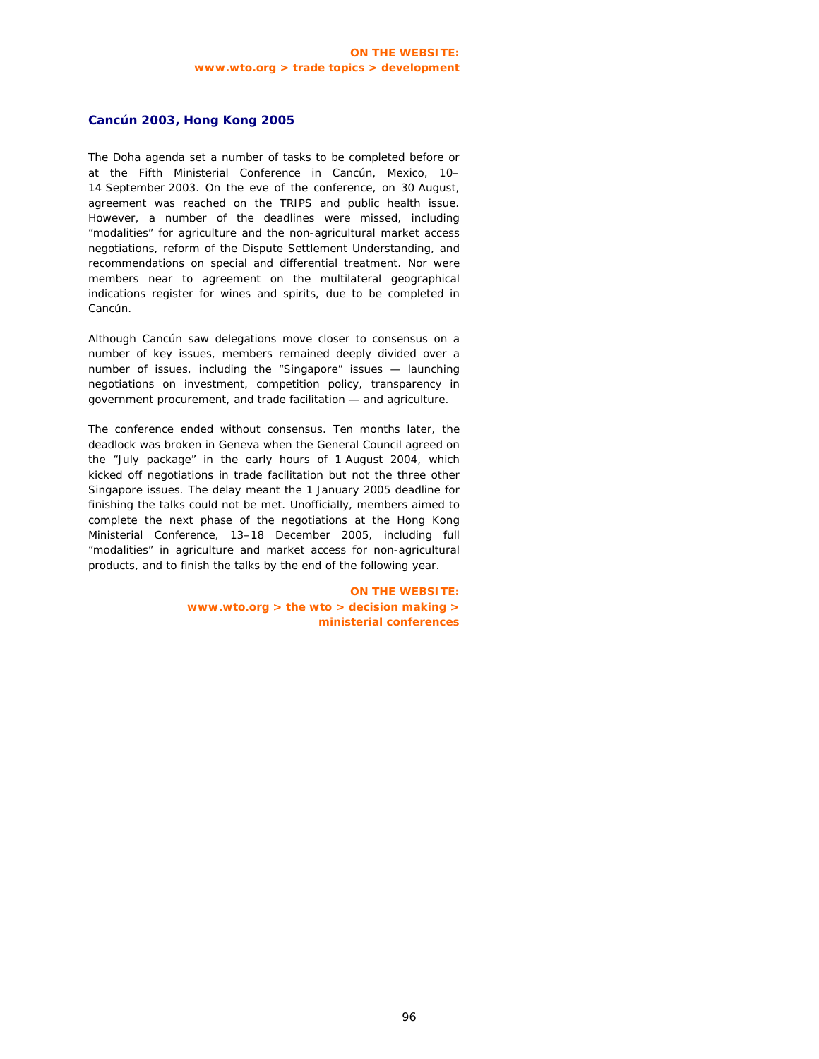**ON THE WEBSITE:**
**www.wto.org > trade topics > development**

### Cancún 2003, Hong Kong 2005

The Doha agenda set a number of tasks to be completed before or at the Fifth Ministerial Conference in Cancún, Mexico, 10–14 September 2003. On the eve of the conference, on 30 August, agreement was reached on the TRIPS and public health issue. However, a number of the deadlines were missed, including "modalities" for agriculture and the non-agricultural market access negotiations, reform of the Dispute Settlement Understanding, and recommendations on special and differential treatment. Nor were members near to agreement on the multilateral geographical indications register for wines and spirits, due to be completed in Cancún.

Although Cancún saw delegations move closer to consensus on a number of key issues, members remained deeply divided over a number of issues, including the "Singapore" issues — launching negotiations on investment, competition policy, transparency in government procurement, and trade facilitation — and agriculture.

The conference ended without consensus. Ten months later, the deadlock was broken in Geneva when the General Council agreed on the "July package" in the early hours of 1 August 2004, which kicked off negotiations in trade facilitation but not the three other Singapore issues. The delay meant the 1 January 2005 deadline for finishing the talks could not be met. Unofficially, members aimed to complete the next phase of the negotiations at the Hong Kong Ministerial Conference, 13–18 December 2005, including full "modalities" in agriculture and market access for non-agricultural products, and to finish the talks by the end of the following year.

**ON THE WEBSITE:**
**www.wto.org > the wto > decision making > ministerial conferences**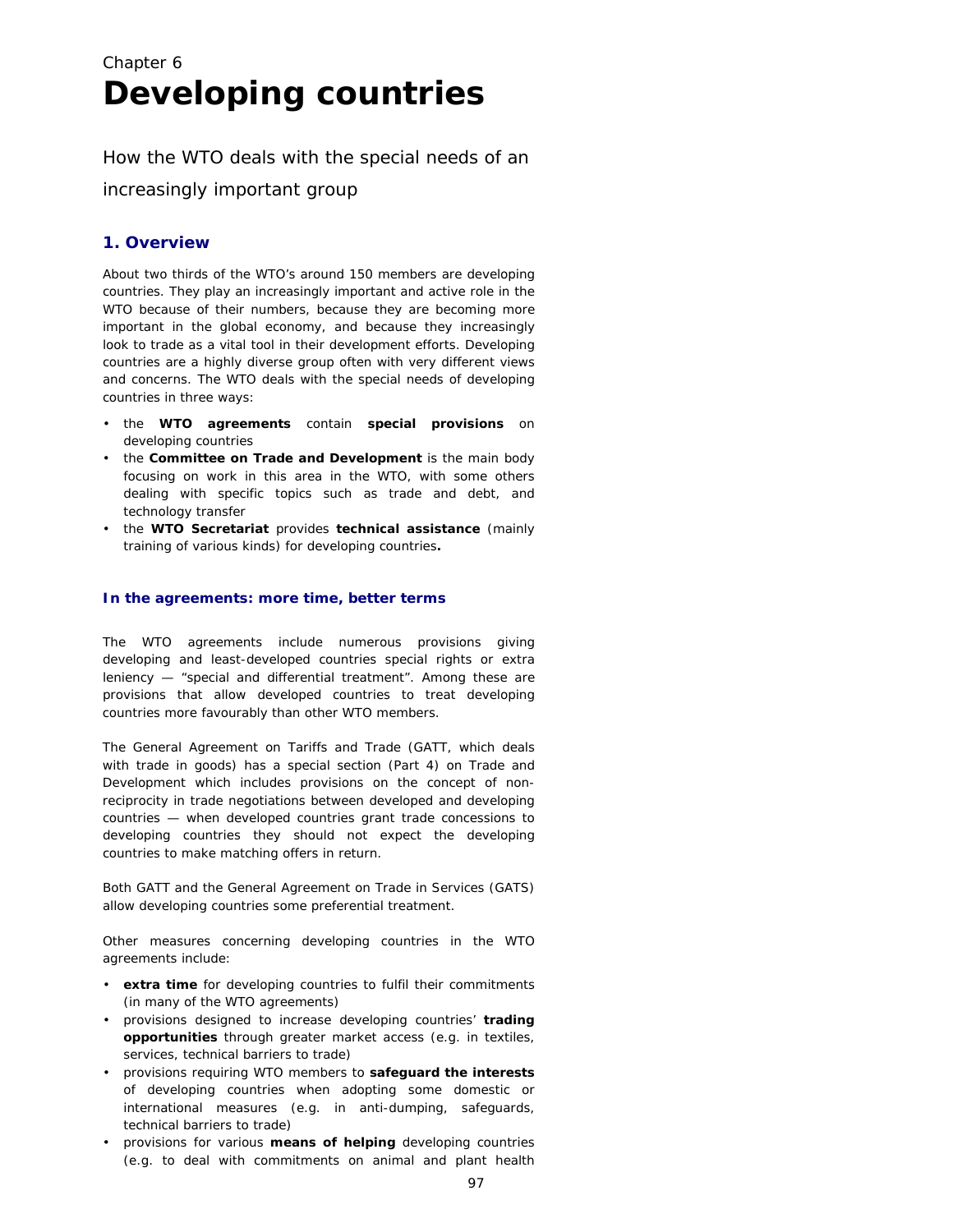Chapter 6

# Developing countries

How the WTO deals with the special needs of an increasingly important group

## 1. Overview

About two thirds of the WTO's around 150 members are developing countries. They play an increasingly important and active role in the WTO because of their numbers, because they are becoming more important in the global economy, and because they increasingly look to trade as a vital tool in their development efforts. Developing countries are a highly diverse group often with very different views and concerns. The WTO deals with the special needs of developing countries in three ways:

- the **WTO agreements** contain **special provisions** on developing countries
- the **Committee on Trade and Development** is the main body focusing on work in this area in the WTO, with some others dealing with specific topics such as trade and debt, and technology transfer
- the **WTO Secretariat** provides **technical assistance** (mainly training of various kinds) for developing countries**.**

### In the agreements: more time, better terms

The WTO agreements include numerous provisions giving developing and least-developed countries special rights or extra leniency — "special and differential treatment". Among these are provisions that allow developed countries to treat developing countries more favourably than other WTO members.

The General Agreement on Tariffs and Trade (GATT, which deals with trade in goods) has a special section (Part 4) on Trade and Development which includes provisions on the concept of non-reciprocity in trade negotiations between developed and developing countries — when developed countries grant trade concessions to developing countries they should not expect the developing countries to make matching offers in return.

Both GATT and the General Agreement on Trade in Services (GATS) allow developing countries some preferential treatment.

Other measures concerning developing countries in the WTO agreements include:

- **extra time** for developing countries to fulfil their commitments (in many of the WTO agreements)
- provisions designed to increase developing countries' **trading opportunities** through greater market access (e.g. in textiles, services, technical barriers to trade)
- provisions requiring WTO members to **safeguard the interests** of developing countries when adopting some domestic or international measures (e.g. in anti-dumping, safeguards, technical barriers to trade)
- provisions for various **means of helping** developing countries (e.g. to deal with commitments on animal and plant health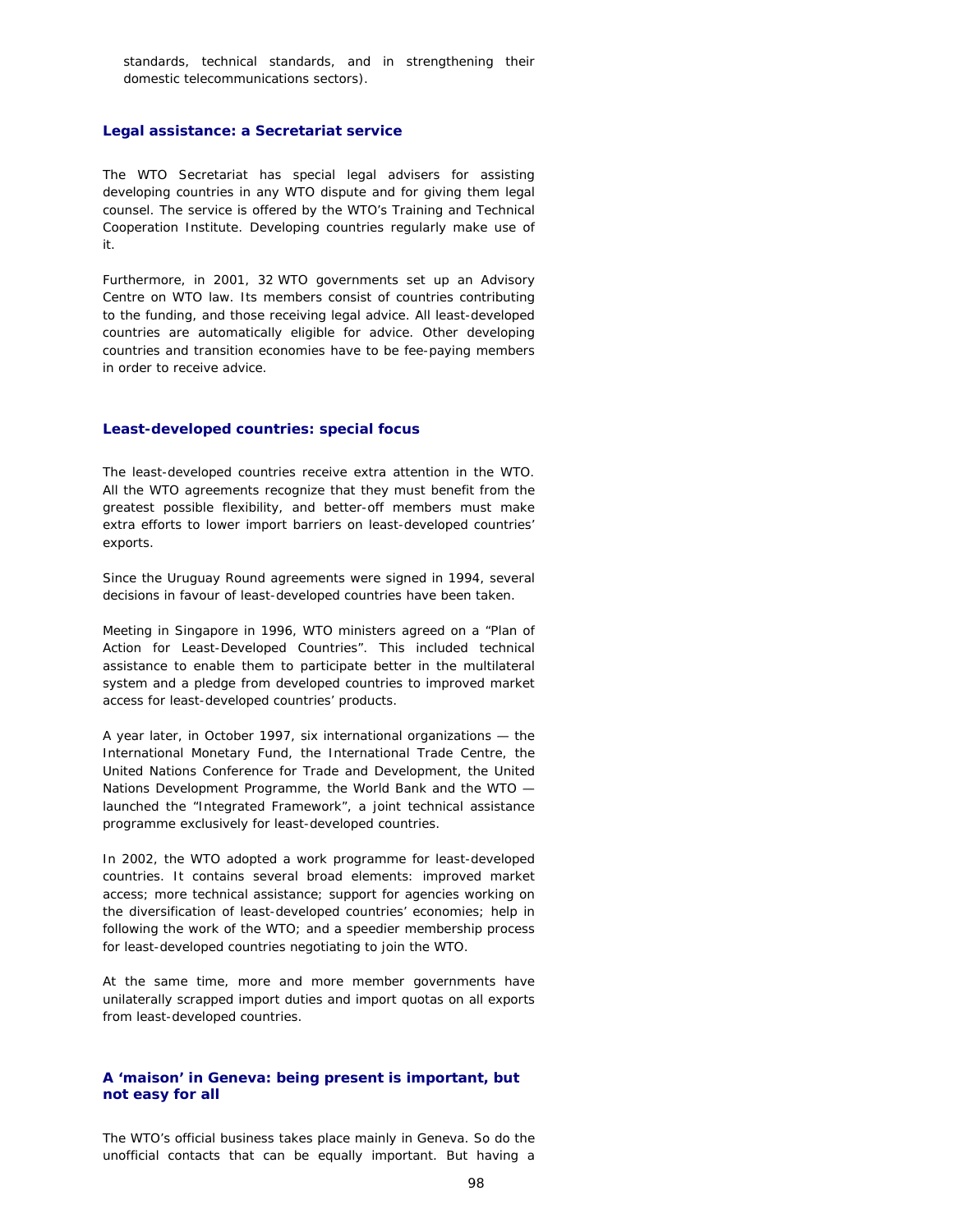standards, technical standards, and in strengthening their domestic telecommunications sectors).

### Legal assistance: a Secretariat service

The WTO Secretariat has special legal advisers for assisting developing countries in any WTO dispute and for giving them legal counsel. The service is offered by the WTO's Training and Technical Cooperation Institute. Developing countries regularly make use of it.

Furthermore, in 2001, 32 WTO governments set up an Advisory Centre on WTO law. Its members consist of countries contributing to the funding, and those receiving legal advice. All least-developed countries are automatically eligible for advice. Other developing countries and transition economies have to be fee-paying members in order to receive advice.

### Least-developed countries: special focus

The least-developed countries receive extra attention in the WTO. All the WTO agreements recognize that they must benefit from the greatest possible flexibility, and better-off members must make extra efforts to lower import barriers on least-developed countries' exports.

Since the Uruguay Round agreements were signed in 1994, several decisions in favour of least-developed countries have been taken.

Meeting in Singapore in 1996, WTO ministers agreed on a "Plan of Action for Least-Developed Countries". This included technical assistance to enable them to participate better in the multilateral system and a pledge from developed countries to improved market access for least-developed countries' products.

A year later, in October 1997, six international organizations — the International Monetary Fund, the International Trade Centre, the United Nations Conference for Trade and Development, the United Nations Development Programme, the World Bank and the WTO — launched the "Integrated Framework", a joint technical assistance programme exclusively for least-developed countries.

In 2002, the WTO adopted a work programme for least-developed countries. It contains several broad elements: improved market access; more technical assistance; support for agencies working on the diversification of least-developed countries' economies; help in following the work of the WTO; and a speedier membership process for least-developed countries negotiating to join the WTO.

At the same time, more and more member governments have unilaterally scrapped import duties and import quotas on all exports from least-developed countries.

### A 'maison' in Geneva: being present is important, but not easy for all

The WTO's official business takes place mainly in Geneva. So do the unofficial contacts that can be equally important. But having a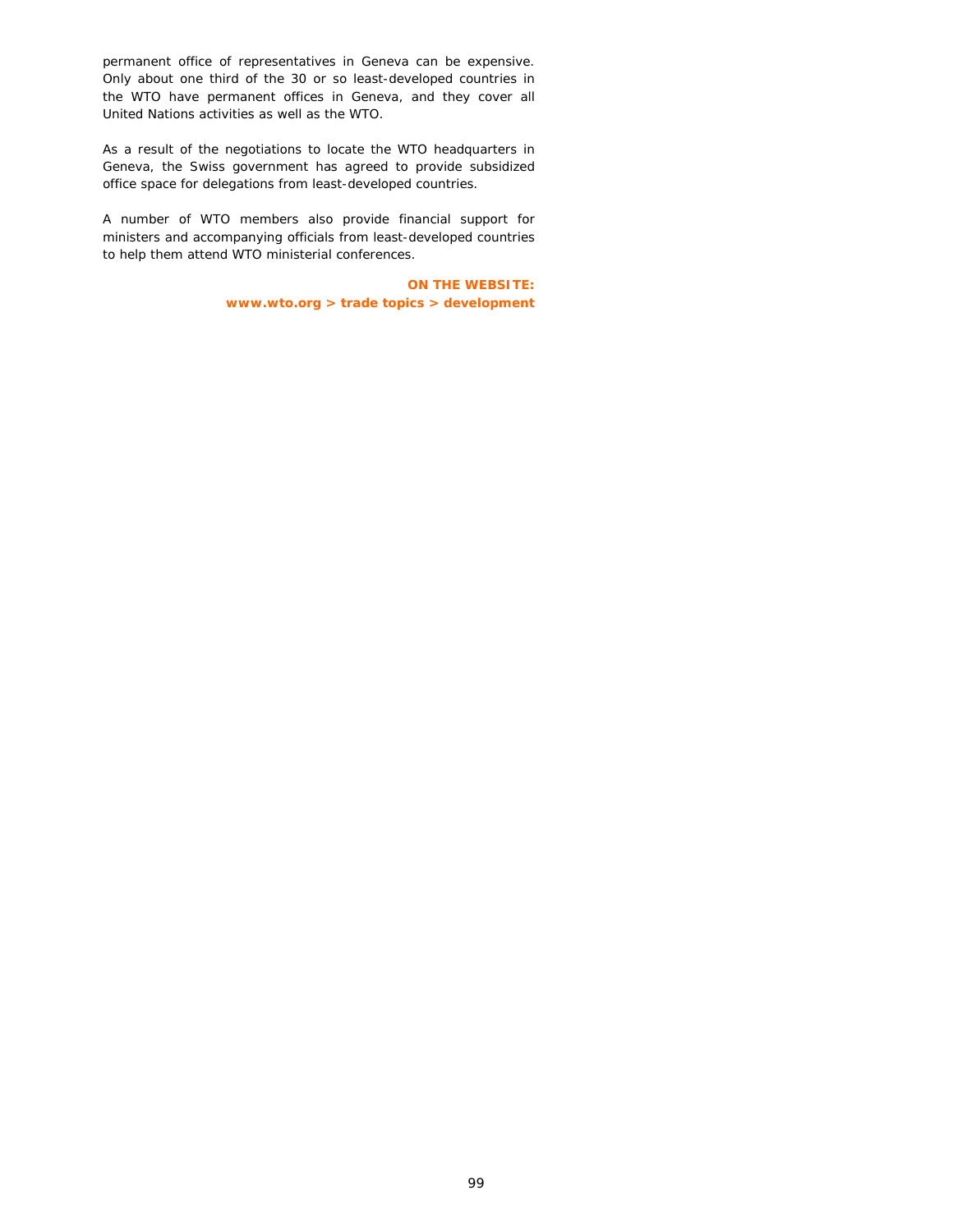permanent office of representatives in Geneva can be expensive. Only about one third of the 30 or so least-developed countries in the WTO have permanent offices in Geneva, and they cover all United Nations activities as well as the WTO.

As a result of the negotiations to locate the WTO headquarters in Geneva, the Swiss government has agreed to provide subsidized office space for delegations from least-developed countries.

A number of WTO members also provide financial support for ministers and accompanying officials from least-developed countries to help them attend WTO ministerial conferences.

**ON THE WEBSITE:**
**www.wto.org > trade topics > development**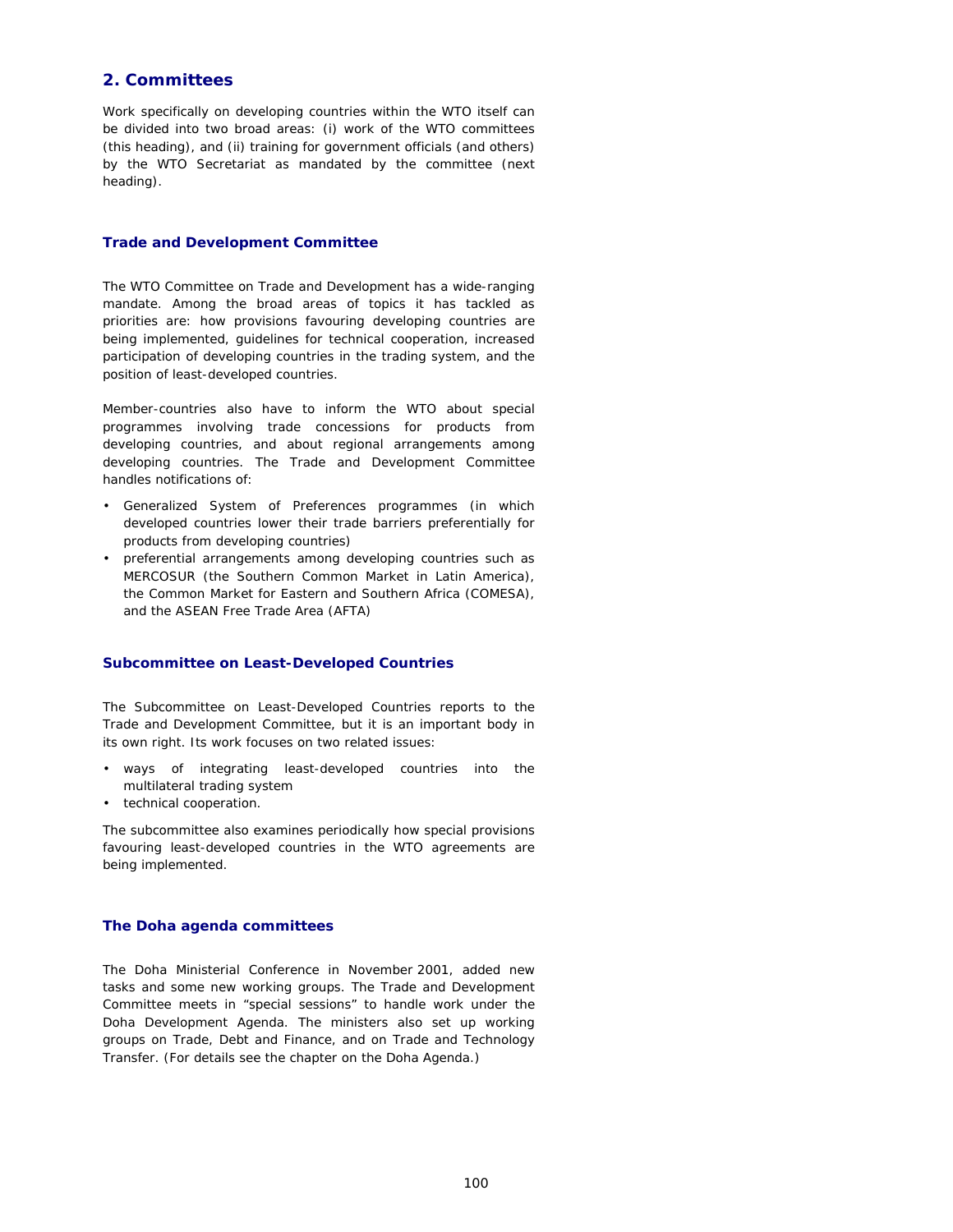## 2. Committees

Work specifically on developing countries within the WTO itself can be divided into two broad areas: (i) work of the WTO committees (this heading), and (ii) training for government officials (and others) by the WTO Secretariat as mandated by the committee (next heading).

### Trade and Development Committee

The WTO Committee on Trade and Development has a wide-ranging mandate. Among the broad areas of topics it has tackled as priorities are: how provisions favouring developing countries are being implemented, guidelines for technical cooperation, increased participation of developing countries in the trading system, and the position of least-developed countries.

Member-countries also have to inform the WTO about special programmes involving trade concessions for products from developing countries, and about regional arrangements among developing countries. The Trade and Development Committee handles notifications of:

- Generalized System of Preferences programmes (in which developed countries lower their trade barriers preferentially for products from developing countries)
- preferential arrangements among developing countries such as MERCOSUR (the Southern Common Market in Latin America), the Common Market for Eastern and Southern Africa (COMESA), and the ASEAN Free Trade Area (AFTA)

### Subcommittee on Least-Developed Countries

The Subcommittee on Least-Developed Countries reports to the Trade and Development Committee, but it is an important body in its own right. Its work focuses on two related issues:

- ways of integrating least-developed countries into the multilateral trading system
- technical cooperation.

The subcommittee also examines periodically how special provisions favouring least-developed countries in the WTO agreements are being implemented.

### The Doha agenda committees

The Doha Ministerial Conference in November 2001, added new tasks and some new working groups. The Trade and Development Committee meets in "special sessions" to handle work under the Doha Development Agenda. The ministers also set up working groups on Trade, Debt and Finance, and on Trade and Technology Transfer. (For details see the chapter on the Doha Agenda.)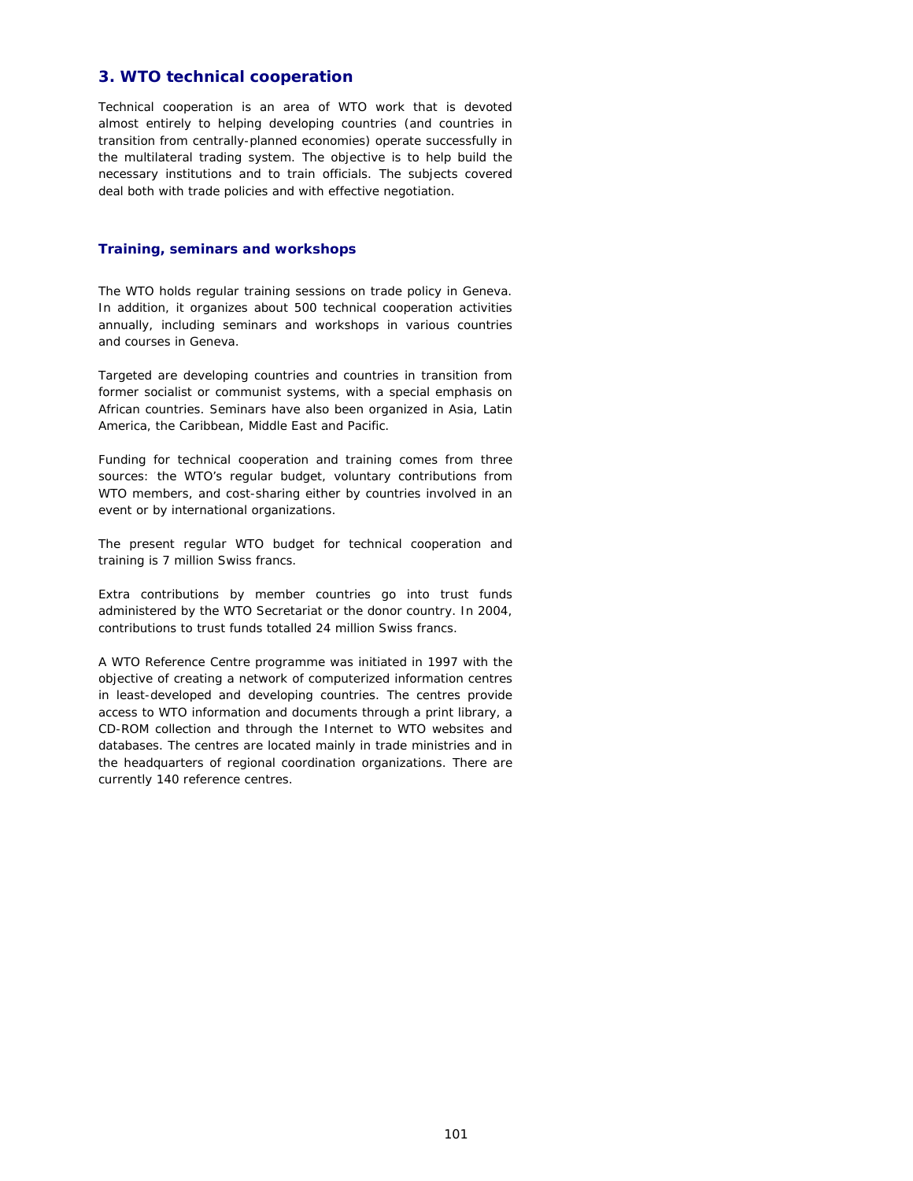## 3. WTO technical cooperation

Technical cooperation is an area of WTO work that is devoted almost entirely to helping developing countries (and countries in transition from centrally-planned economies) operate successfully in the multilateral trading system. The objective is to help build the necessary institutions and to train officials. The subjects covered deal both with trade policies and with effective negotiation.

### Training, seminars and workshops

The WTO holds regular training sessions on trade policy in Geneva. In addition, it organizes about 500 technical cooperation activities annually, including seminars and workshops in various countries and courses in Geneva.

Targeted are developing countries and countries in transition from former socialist or communist systems, with a special emphasis on African countries. Seminars have also been organized in Asia, Latin America, the Caribbean, Middle East and Pacific.

Funding for technical cooperation and training comes from three sources: the WTO's regular budget, voluntary contributions from WTO members, and cost-sharing either by countries involved in an event or by international organizations.

The present regular WTO budget for technical cooperation and training is 7 million Swiss francs.

Extra contributions by member countries go into trust funds administered by the WTO Secretariat or the donor country. In 2004, contributions to trust funds totalled 24 million Swiss francs.

A WTO Reference Centre programme was initiated in 1997 with the objective of creating a network of computerized information centres in least-developed and developing countries. The centres provide access to WTO information and documents through a print library, a CD-ROM collection and through the Internet to WTO websites and databases. The centres are located mainly in trade ministries and in the headquarters of regional coordination organizations. There are currently 140 reference centres.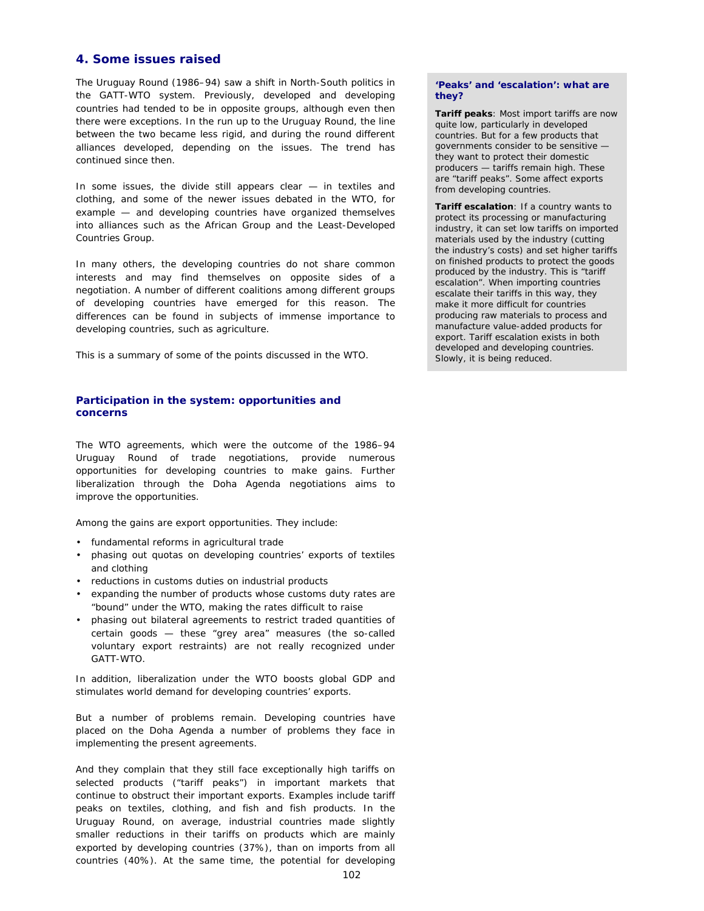## 4. Some issues raised

The Uruguay Round (1986–94) saw a shift in North-South politics in the GATT-WTO system. Previously, developed and developing countries had tended to be in opposite groups, although even then there were exceptions. In the run up to the Uruguay Round, the line between the two became less rigid, and during the round different alliances developed, depending on the issues. The trend has continued since then.

In some issues, the divide still appears clear — in textiles and clothing, and some of the newer issues debated in the WTO, for example — and developing countries have organized themselves into alliances such as the African Group and the Least-Developed Countries Group.

In many others, the developing countries do not share common interests and may find themselves on opposite sides of a negotiation. A number of different coalitions among different groups of developing countries have emerged for this reason. The differences can be found in subjects of immense importance to developing countries, such as agriculture.

This is a summary of some of the points discussed in the WTO.

> **'Peaks' and 'escalation': what are they?**
>
> **Tariff peaks**: Most import tariffs are now quite low, particularly in developed countries. But for a few products that governments consider to be sensitive — they want to protect their domestic producers — tariffs remain high. These are "tariff peaks". Some affect exports from developing countries.
>
> **Tariff escalation**: If a country wants to protect its processing or manufacturing industry, it can set low tariffs on imported materials used by the industry (cutting the industry's costs) and set higher tariffs on finished products to protect the goods produced by the industry. This is "tariff escalation". When importing countries escalate their tariffs in this way, they make it more difficult for countries producing raw materials to process and manufacture value-added products for export. Tariff escalation exists in both developed and developing countries. Slowly, it is being reduced.

### Participation in the system: opportunities and concerns

The WTO agreements, which were the outcome of the 1986–94 Uruguay Round of trade negotiations, provide numerous opportunities for developing countries to make gains. Further liberalization through the Doha Agenda negotiations aims to improve the opportunities.

Among the gains are export opportunities. They include:

- fundamental reforms in agricultural trade
- phasing out quotas on developing countries' exports of textiles and clothing
- reductions in customs duties on industrial products
- expanding the number of products whose customs duty rates are "bound" under the WTO, making the rates difficult to raise
- phasing out bilateral agreements to restrict traded quantities of certain goods — these "grey area" measures (the so-called voluntary export restraints) are not really recognized under GATT-WTO.

In addition, liberalization under the WTO boosts global GDP and stimulates world demand for developing countries' exports.

But a number of problems remain. Developing countries have placed on the Doha Agenda a number of problems they face in implementing the present agreements.

And they complain that they still face exceptionally high tariffs on selected products ("tariff peaks") in important markets that continue to obstruct their important exports. Examples include tariff peaks on textiles, clothing, and fish and fish products. In the Uruguay Round, on average, industrial countries made slightly smaller reductions in their tariffs on products which are mainly exported by developing countries (37%), than on imports from all countries (40%). At the same time, the potential for developing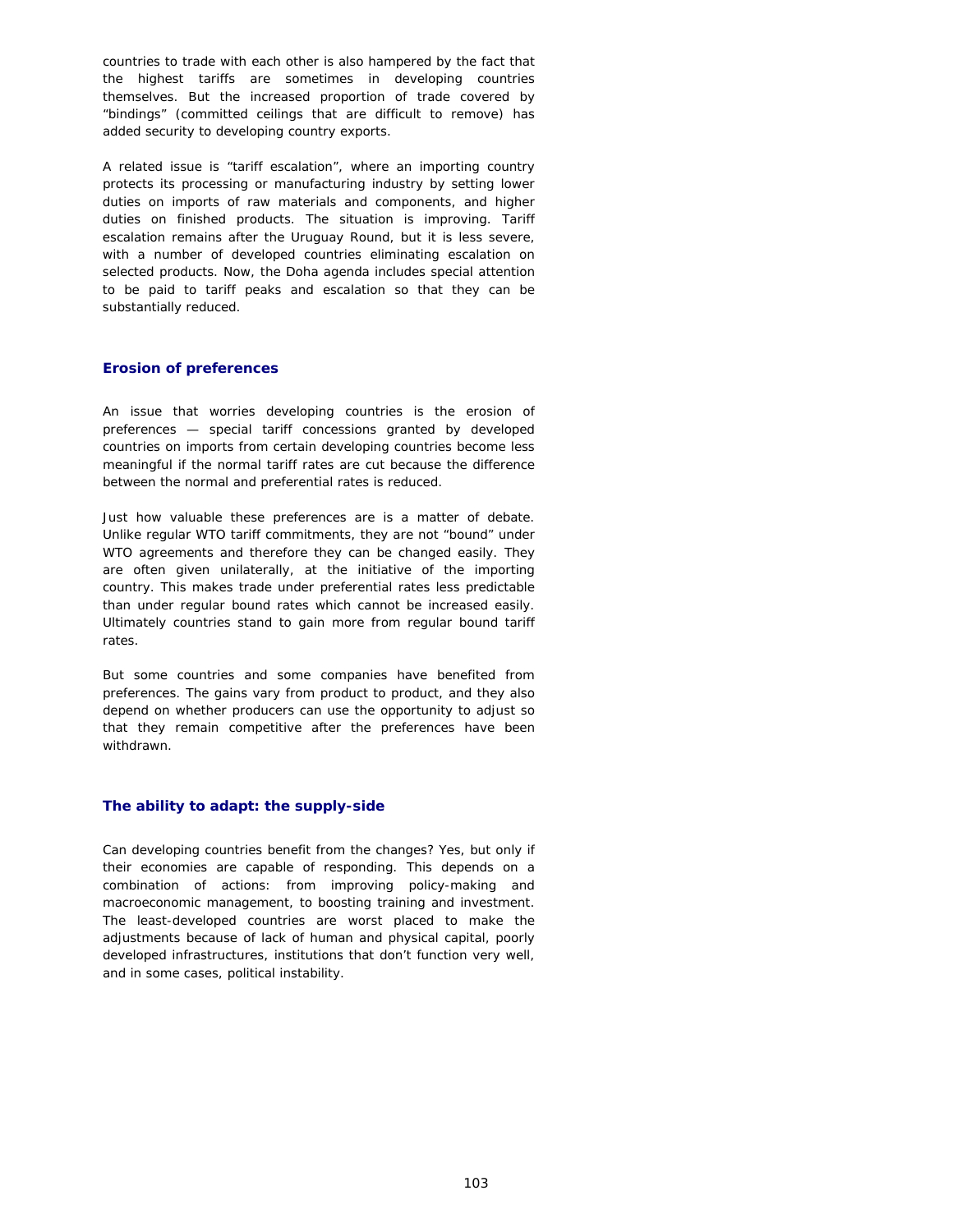countries to trade with each other is also hampered by the fact that the highest tariffs are sometimes in developing countries themselves. But the increased proportion of trade covered by "bindings" (committed ceilings that are difficult to remove) has added security to developing country exports.

A related issue is "tariff escalation", where an importing country protects its processing or manufacturing industry by setting lower duties on imports of raw materials and components, and higher duties on finished products. The situation is improving. Tariff escalation remains after the Uruguay Round, but it is less severe, with a number of developed countries eliminating escalation on selected products. Now, the Doha agenda includes special attention to be paid to tariff peaks and escalation so that they can be substantially reduced.

### Erosion of preferences

An issue that worries developing countries is the erosion of preferences — special tariff concessions granted by developed countries on imports from certain developing countries become less meaningful if the normal tariff rates are cut because the difference between the normal and preferential rates is reduced.

Just how valuable these preferences are is a matter of debate. Unlike regular WTO tariff commitments, they are not "bound" under WTO agreements and therefore they can be changed easily. They are often given unilaterally, at the initiative of the importing country. This makes trade under preferential rates less predictable than under regular bound rates which cannot be increased easily. Ultimately countries stand to gain more from regular bound tariff rates.

But some countries and some companies have benefited from preferences. The gains vary from product to product, and they also depend on whether producers can use the opportunity to adjust so that they remain competitive after the preferences have been withdrawn.

### The ability to adapt: the supply-side

Can developing countries benefit from the changes? Yes, but only if their economies are capable of responding. This depends on a combination of actions: from improving policy-making and macroeconomic management, to boosting training and investment. The least-developed countries are worst placed to make the adjustments because of lack of human and physical capital, poorly developed infrastructures, institutions that don't function very well, and in some cases, political instability.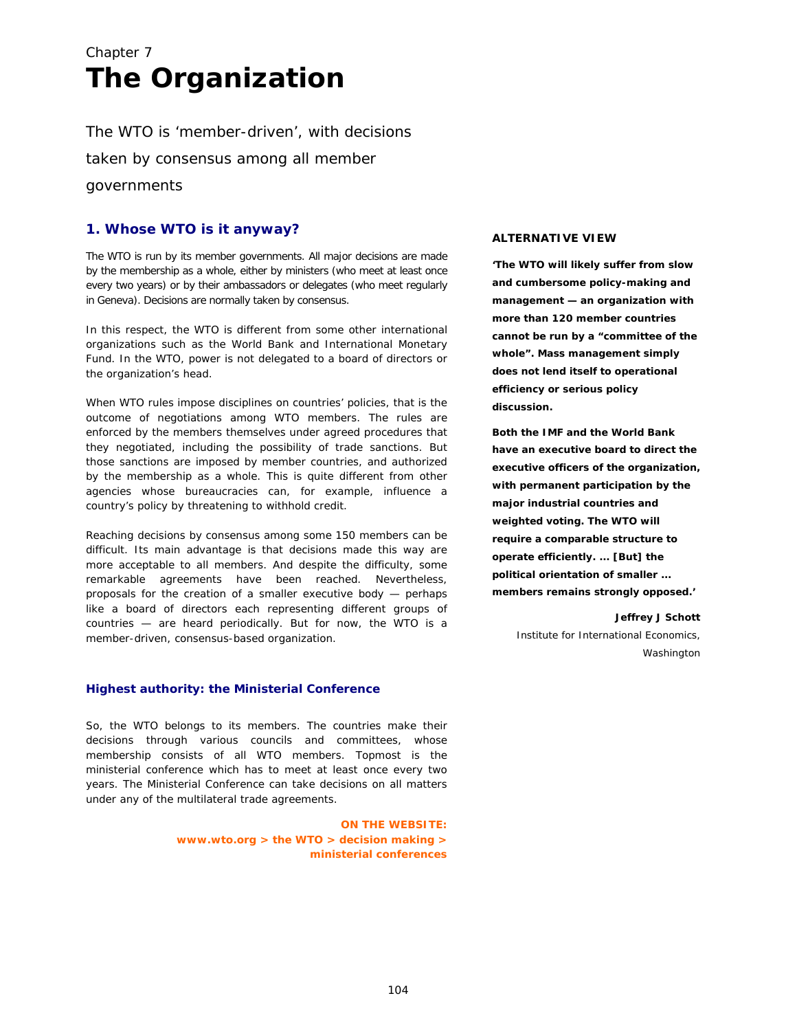Chapter 7

# The Organization

The WTO is 'member-driven', with decisions taken by consensus among all member governments

## 1. Whose WTO is it anyway?

The WTO is run by its member governments. All major decisions are made by the membership as a whole, either by ministers (who meet at least once every two years) or by their ambassadors or delegates (who meet regularly in Geneva). Decisions are normally taken by consensus.

In this respect, the WTO is different from some other international organizations such as the World Bank and International Monetary Fund. In the WTO, power is not delegated to a board of directors or the organization's head.

When WTO rules impose disciplines on countries' policies, that is the outcome of negotiations among WTO members. The rules are enforced by the members themselves under agreed procedures that they negotiated, including the possibility of trade sanctions. But those sanctions are imposed by member countries, and authorized by the membership as a whole. This is quite different from other agencies whose bureaucracies can, for example, influence a country's policy by threatening to withhold credit.

Reaching decisions by consensus among some 150 members can be difficult. Its main advantage is that decisions made this way are more acceptable to all members. And despite the difficulty, some remarkable agreements have been reached. Nevertheless, proposals for the creation of a smaller executive body — perhaps like a board of directors each representing different groups of countries — are heard periodically. But for now, the WTO is a member-driven, consensus-based organization.

**ALTERNATIVE VIEW**

**'The WTO will likely suffer from slow and cumbersome policy-making and management — an organization with more than 120 member countries cannot be run by a "committee of the whole". Mass management simply does not lend itself to operational efficiency or serious policy discussion.**

**Both the IMF and the World Bank have an executive board to direct the executive officers of the organization, with permanent participation by the major industrial countries and weighted voting. The WTO will require a comparable structure to operate efficiently. ... [But] the political orientation of smaller ... members remains strongly opposed.'**

**Jeffrey J Schott**
Institute for International Economics, Washington

### Highest authority: the Ministerial Conference

So, the WTO belongs to its members. The countries make their decisions through various councils and committees, whose membership consists of all WTO members. Topmost is the ministerial conference which has to meet at least once every two years. The Ministerial Conference can take decisions on all matters under any of the multilateral trade agreements.

**ON THE WEBSITE:**
**www.wto.org > the WTO > decision making > ministerial conferences**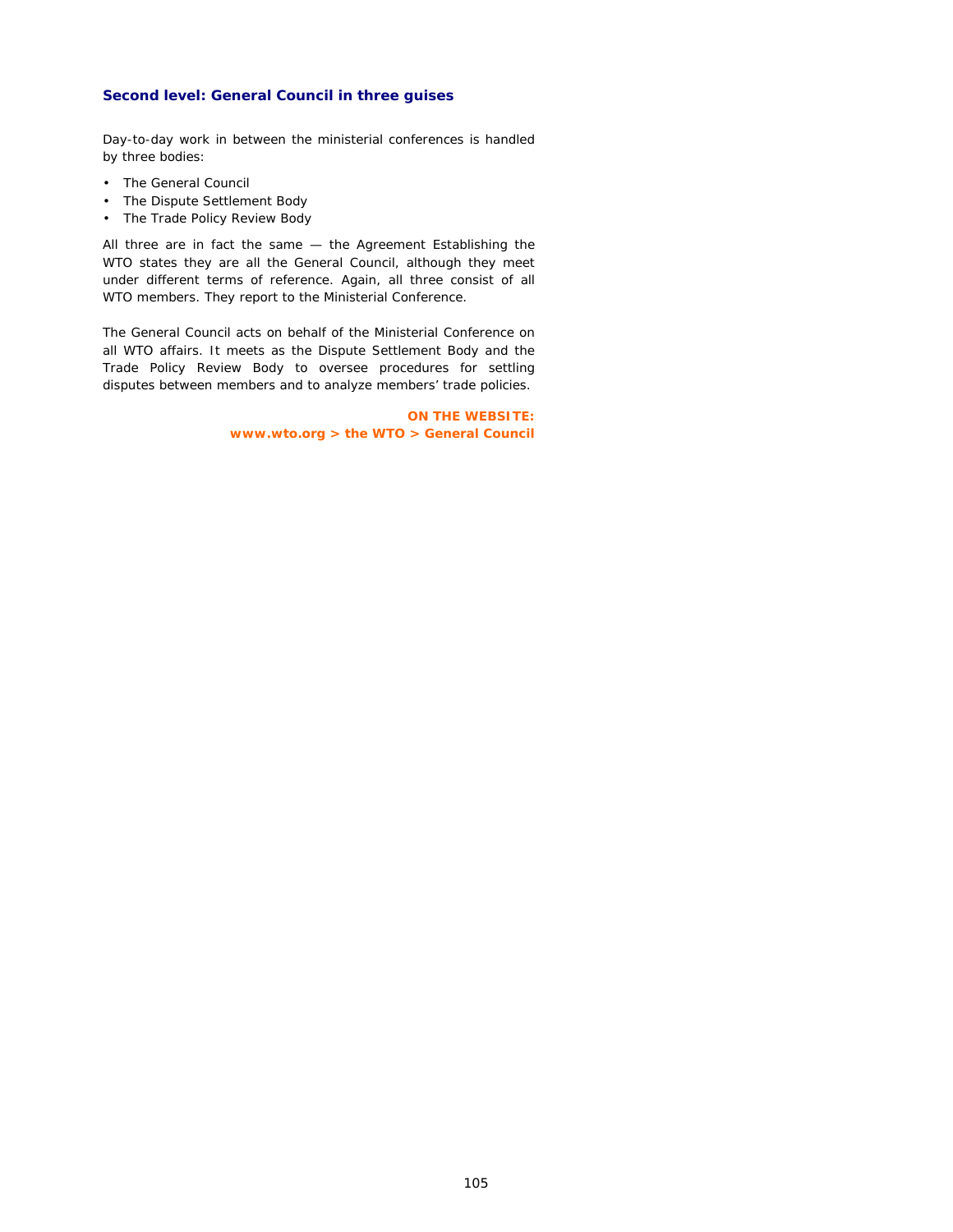### Second level: General Council in three guises

Day-to-day work in between the ministerial conferences is handled by three bodies:

- The General Council
- The Dispute Settlement Body
- The Trade Policy Review Body

All three are in fact the same — the Agreement Establishing the WTO states they are all the General Council, although they meet under different terms of reference. Again, all three consist of all WTO members. They report to the Ministerial Conference.

The General Council acts on behalf of the Ministerial Conference on all WTO affairs. It meets as the Dispute Settlement Body and the Trade Policy Review Body to oversee procedures for settling disputes between members and to analyze members' trade policies.

**ON THE WEBSITE:**
**www.wto.org > the WTO > General Council**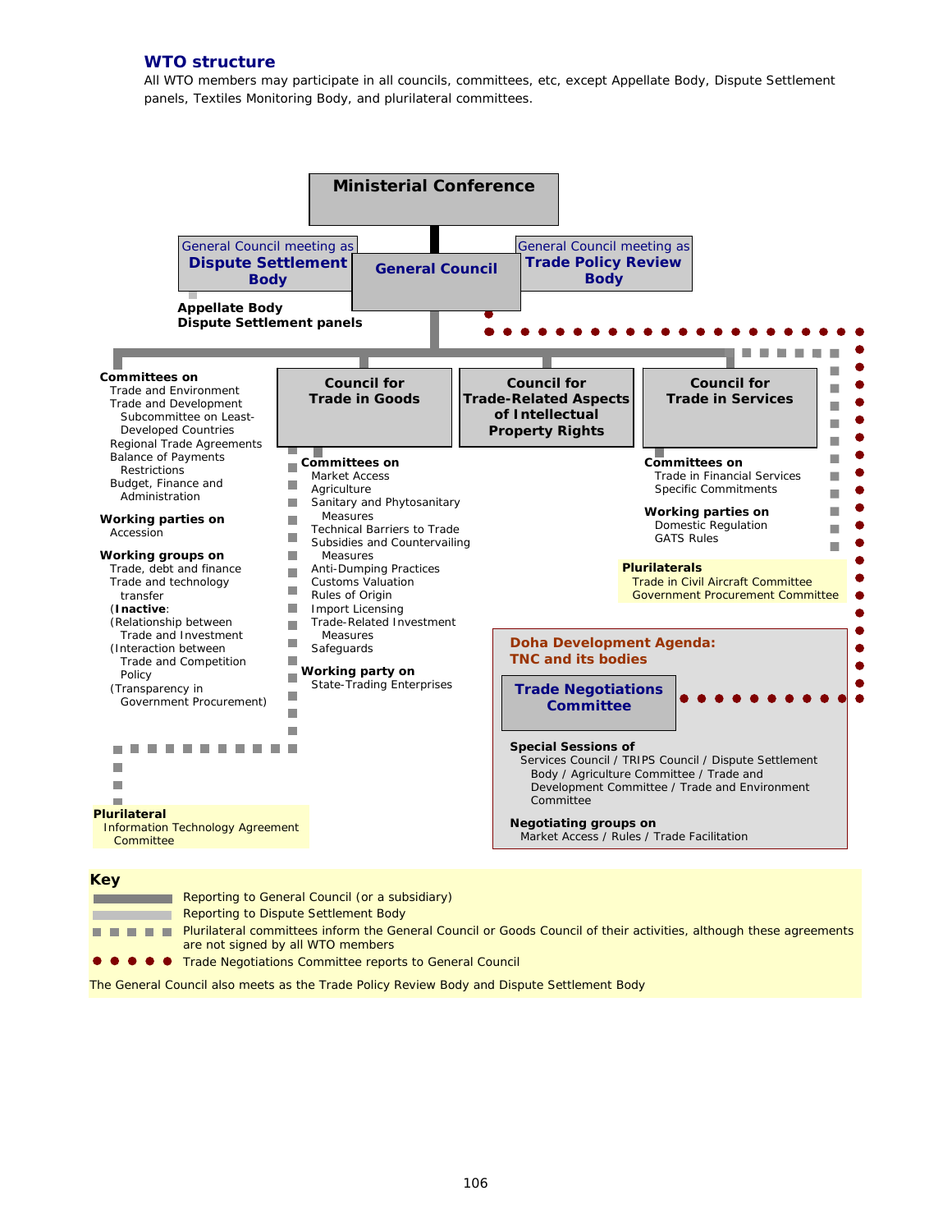## WTO structure

All WTO members may participate in all councils, committees, etc, except Appellate Body, Dispute Settlement panels, Textiles Monitoring Body, and plurilateral committees.

**Ministerial Conference**

General Council meeting as **Dispute Settlement Body**

**General Council**

General Council meeting as **Trade Policy Review Body**

**Appellate Body**
**Dispute Settlement panels**

**Committees on**
- Trade and Environment
- Trade and Development
  - Subcommittee on Least-Developed Countries
- Regional Trade Agreements
- Balance of Payments Restrictions
- Budget, Finance and Administration

**Working parties on**
- Accession

**Working groups on**
- Trade, debt and finance
- Trade and technology transfer
- (**Inactive**:
- (Relationship between Trade and Investment
- (Interaction between Trade and Competition Policy
- (Transparency in Government Procurement)

**Plurilateral**
- Information Technology Agreement Committee

**Council for Trade in Goods**

**Committees on**
- Market Access
- Agriculture
- Sanitary and Phytosanitary Measures
- Technical Barriers to Trade
- Subsidies and Countervailing Measures
- Anti-Dumping Practices
- Customs Valuation
- Rules of Origin
- Import Licensing
- Trade-Related Investment Measures
- Safeguards

**Working party on**
- State-Trading Enterprises

**Council for Trade-Related Aspects of Intellectual Property Rights**

**Council for Trade in Services**

**Committees on**
- Trade in Financial Services
- Specific Commitments

**Working parties on**
- Domestic Regulation
- GATS Rules

**Plurilaterals**
- Trade in Civil Aircraft Committee
- Government Procurement Committee

**Doha Development Agenda: TNC and its bodies**

**Trade Negotiations Committee**

**Special Sessions of**
Services Council / TRIPS Council / Dispute Settlement Body / Agriculture Committee / Trade and Development Committee / Trade and Environment Committee

**Negotiating groups on**
Market Access / Rules / Trade Facilitation

**Key**
- Reporting to General Council (or a subsidiary)
- Reporting to Dispute Settlement Body
- Plurilateral committees inform the General Council or Goods Council of their activities, although these agreements are not signed by all WTO members
- Trade Negotiations Committee reports to General Council

The General Council also meets as the Trade Policy Review Body and Dispute Settlement Body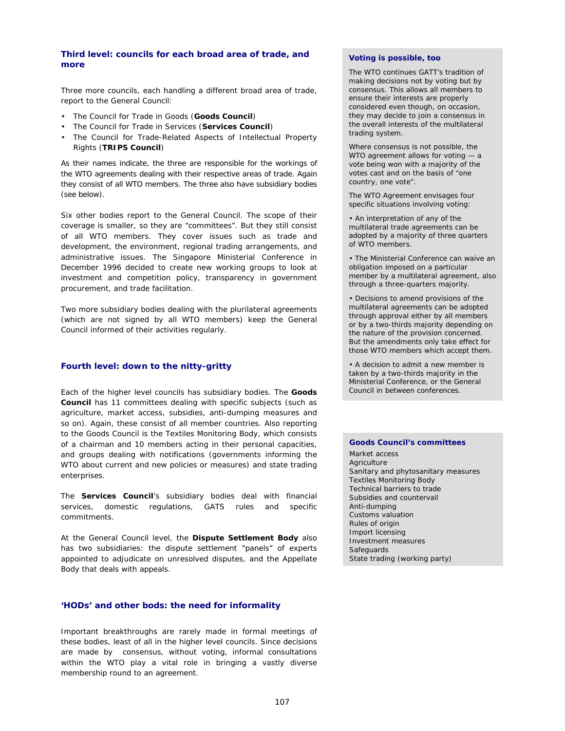### Third level: councils for each broad area of trade, and more

Three more councils, each handling a different broad area of trade, report to the General Council:

- The Council for Trade in Goods (**Goods Council**)
- The Council for Trade in Services (**Services Council**)
- The Council for Trade-Related Aspects of Intellectual Property Rights (**TRIPS Council**)

As their names indicate, the three are responsible for the workings of the WTO agreements dealing with their respective areas of trade. Again they consist of all WTO members. The three also have subsidiary bodies (see below).

Six other bodies report to the General Council. The scope of their coverage is smaller, so they are "committees". But they still consist of all WTO members. They cover issues such as trade and development, the environment, regional trading arrangements, and administrative issues. The Singapore Ministerial Conference in December 1996 decided to create new working groups to look at investment and competition policy, transparency in government procurement, and trade facilitation.

Two more subsidiary bodies dealing with the plurilateral agreements (which are not signed by all WTO members) keep the General Council informed of their activities regularly.

### Fourth level: down to the nitty-gritty

Each of the higher level councils has subsidiary bodies. The **Goods Council** has 11 committees dealing with specific subjects (such as agriculture, market access, subsidies, anti-dumping measures and so on). Again, these consist of all member countries. Also reporting to the Goods Council is the Textiles Monitoring Body, which consists of a chairman and 10 members acting in their personal capacities, and groups dealing with notifications (governments informing the WTO about current and new policies or measures) and state trading enterprises.

The **Services Council**'s subsidiary bodies deal with financial services, domestic regulations, GATS rules and specific commitments.

At the General Council level, the **Dispute Settlement Body** also has two subsidiaries: the dispute settlement "panels" of experts appointed to adjudicate on unresolved disputes, and the Appellate Body that deals with appeals.

### 'HODs' and other bods: the need for informality

Important breakthroughs are rarely made in formal meetings of these bodies, least of all in the higher level councils. Since decisions are made by consensus, without voting, informal consultations within the WTO play a vital role in bringing a vastly diverse membership round to an agreement.

#### Voting is possible, too

The WTO continues GATT's tradition of making decisions not by voting but by consensus. This allows all members to ensure their interests are properly considered even though, on occasion, they may decide to join a consensus in the overall interests of the multilateral trading system.

Where consensus is not possible, the WTO agreement allows for voting — a vote being won with a majority of the votes cast and on the basis of "one country, one vote".

The WTO Agreement envisages four specific situations involving voting:

- An interpretation of any of the multilateral trade agreements can be adopted by a majority of three quarters of WTO members.
- The Ministerial Conference can waive an obligation imposed on a particular member by a multilateral agreement, also through a three-quarters majority.
- Decisions to amend provisions of the multilateral agreements can be adopted through approval either by all members or by a two-thirds majority depending on the nature of the provision concerned. But the amendments only take effect for those WTO members which accept them.
- A decision to admit a new member is taken by a two-thirds majority in the Ministerial Conference, or the General Council in between conferences.

#### Goods Council's committees

Market access
Agriculture
Sanitary and phytosanitary measures
Textiles Monitoring Body
Technical barriers to trade
Subsidies and countervail
Anti-dumping
Customs valuation
Rules of origin
Import licensing
Investment measures
Safeguards
State trading (working party)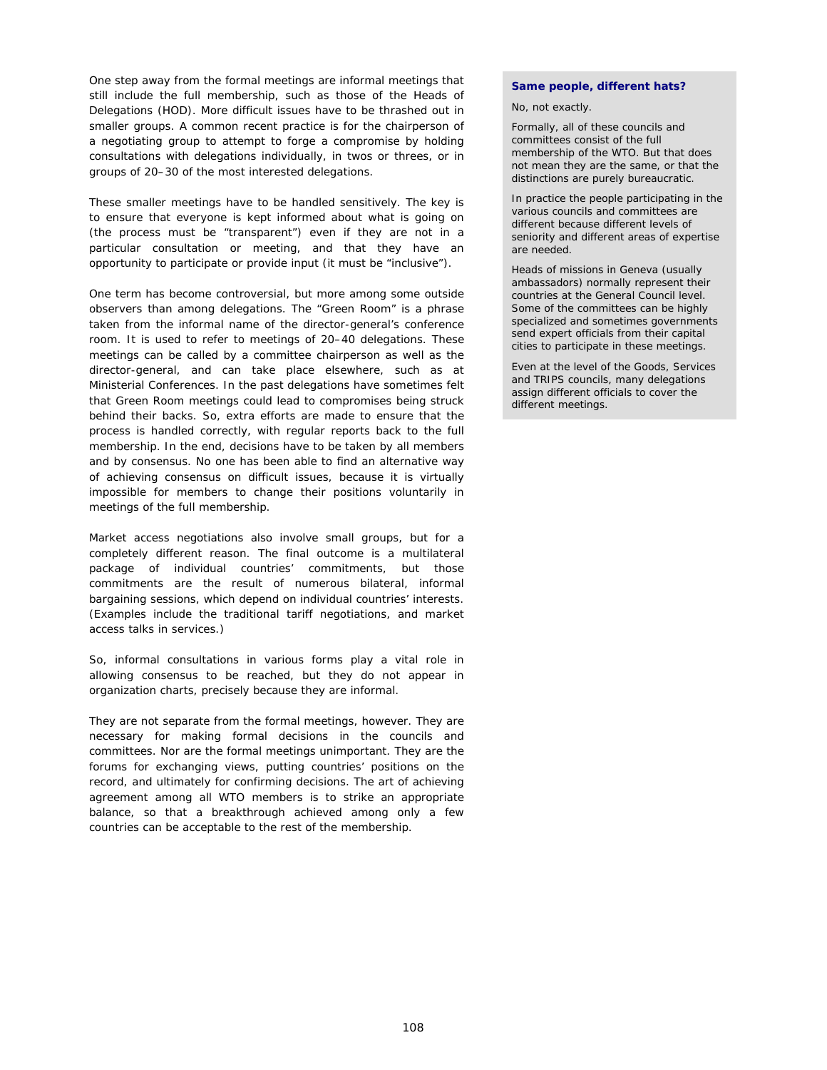One step away from the formal meetings are informal meetings that still include the full membership, such as those of the Heads of Delegations (HOD). More difficult issues have to be thrashed out in smaller groups. A common recent practice is for the chairperson of a negotiating group to attempt to forge a compromise by holding consultations with delegations individually, in twos or threes, or in groups of 20–30 of the most interested delegations.

These smaller meetings have to be handled sensitively. The key is to ensure that everyone is kept informed about what is going on (the process must be "transparent") even if they are not in a particular consultation or meeting, and that they have an opportunity to participate or provide input (it must be "inclusive").

One term has become controversial, but more among some outside observers than among delegations. The "Green Room" is a phrase taken from the informal name of the director-general's conference room. It is used to refer to meetings of 20–40 delegations. These meetings can be called by a committee chairperson as well as the director-general, and can take place elsewhere, such as at Ministerial Conferences. In the past delegations have sometimes felt that Green Room meetings could lead to compromises being struck behind their backs. So, extra efforts are made to ensure that the process is handled correctly, with regular reports back to the full membership. In the end, decisions have to be taken by all members and by consensus. No one has been able to find an alternative way of achieving consensus on difficult issues, because it is virtually impossible for members to change their positions voluntarily in meetings of the full membership.

Market access negotiations also involve small groups, but for a completely different reason. The final outcome is a multilateral package of individual countries' commitments, but those commitments are the result of numerous bilateral, informal bargaining sessions, which depend on individual countries' interests. (Examples include the traditional tariff negotiations, and market access talks in services.)

So, informal consultations in various forms play a vital role in allowing consensus to be reached, but they do not appear in organization charts, precisely because they are informal.

They are not separate from the formal meetings, however. They are necessary for making formal decisions in the councils and committees. Nor are the formal meetings unimportant. They are the forums for exchanging views, putting countries' positions on the record, and ultimately for confirming decisions. The art of achieving agreement among all WTO members is to strike an appropriate balance, so that a breakthrough achieved among only a few countries can be acceptable to the rest of the membership.

### Same people, different hats?

No, not exactly.

Formally, all of these councils and committees consist of the full membership of the WTO. But that does not mean they are the same, or that the distinctions are purely bureaucratic.

In practice the people participating in the various councils and committees are different because different levels of seniority and different areas of expertise are needed.

Heads of missions in Geneva (usually ambassadors) normally represent their countries at the General Council level. Some of the committees can be highly specialized and sometimes governments send expert officials from their capital cities to participate in these meetings.

Even at the level of the Goods, Services and TRIPS councils, many delegations assign different officials to cover the different meetings.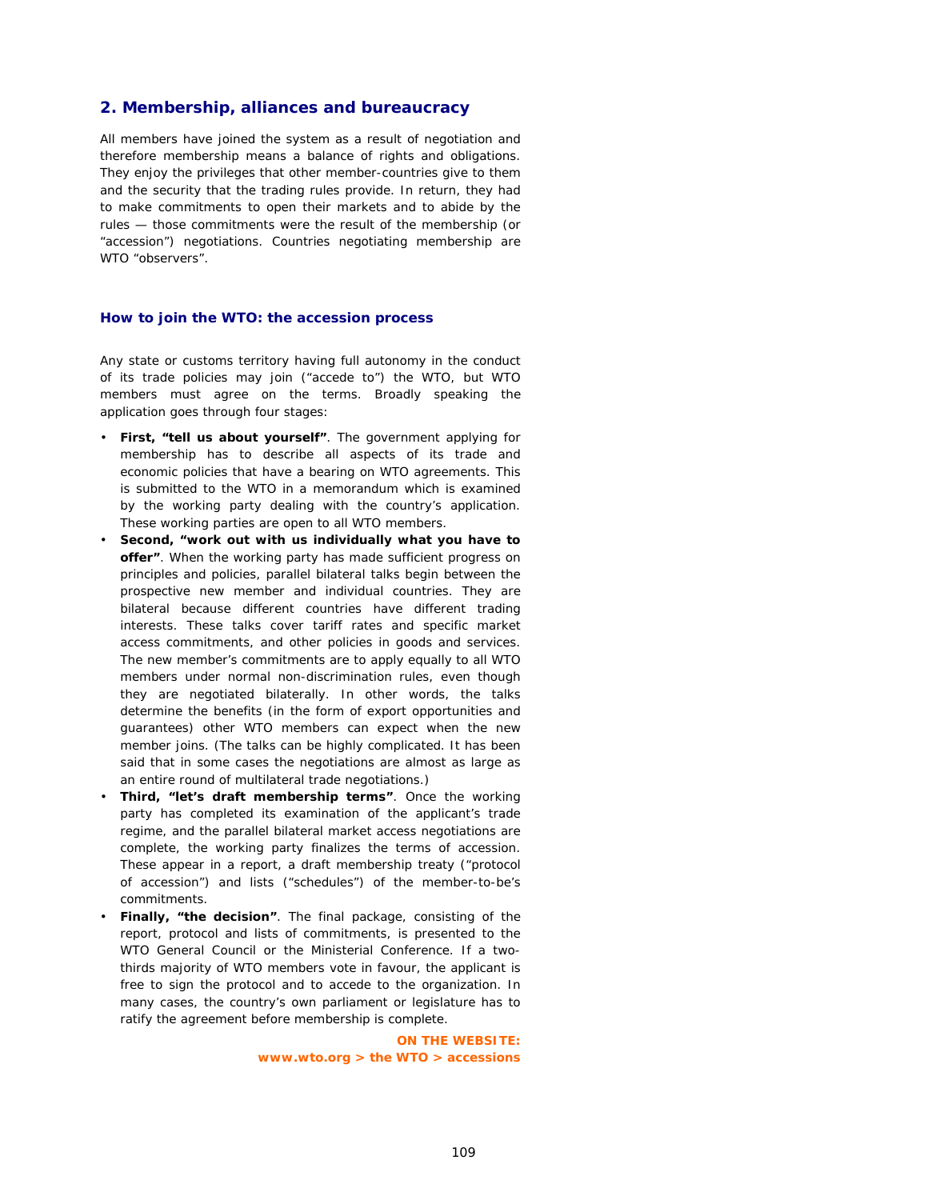## 2. Membership, alliances and bureaucracy

All members have joined the system as a result of negotiation and therefore membership means a balance of rights and obligations. They enjoy the privileges that other member-countries give to them and the security that the trading rules provide. In return, they had to make commitments to open their markets and to abide by the rules — those commitments were the result of the membership (or "accession") negotiations. Countries negotiating membership are WTO "observers".

### How to join the WTO: the accession process

Any state or customs territory having full autonomy in the conduct of its trade policies may join ("accede to") the WTO, but WTO members must agree on the terms. Broadly speaking the application goes through four stages:

- **First, "tell us about yourself"**. The government applying for membership has to describe all aspects of its trade and economic policies that have a bearing on WTO agreements. This is submitted to the WTO in a memorandum which is examined by the working party dealing with the country's application. These working parties are open to all WTO members.
- **Second, "work out with us individually what you have to offer"**. When the working party has made sufficient progress on principles and policies, parallel bilateral talks begin between the prospective new member and individual countries. They are bilateral because different countries have different trading interests. These talks cover tariff rates and specific market access commitments, and other policies in goods and services. The new member's commitments are to apply equally to all WTO members under normal non-discrimination rules, even though they are negotiated bilaterally. In other words, the talks determine the benefits (in the form of export opportunities and guarantees) other WTO members can expect when the new member joins. (The talks can be highly complicated. It has been said that in some cases the negotiations are almost as large as an entire round of multilateral trade negotiations.)
- **Third, "let's draft membership terms"**. Once the working party has completed its examination of the applicant's trade regime, and the parallel bilateral market access negotiations are complete, the working party finalizes the terms of accession. These appear in a report, a draft membership treaty ("protocol of accession") and lists ("schedules") of the member-to-be's commitments.
- **Finally, "the decision"**. The final package, consisting of the report, protocol and lists of commitments, is presented to the WTO General Council or the Ministerial Conference. If a two-thirds majority of WTO members vote in favour, the applicant is free to sign the protocol and to accede to the organization. In many cases, the country's own parliament or legislature has to ratify the agreement before membership is complete.

**ON THE WEBSITE:**
**www.wto.org > the WTO > accessions**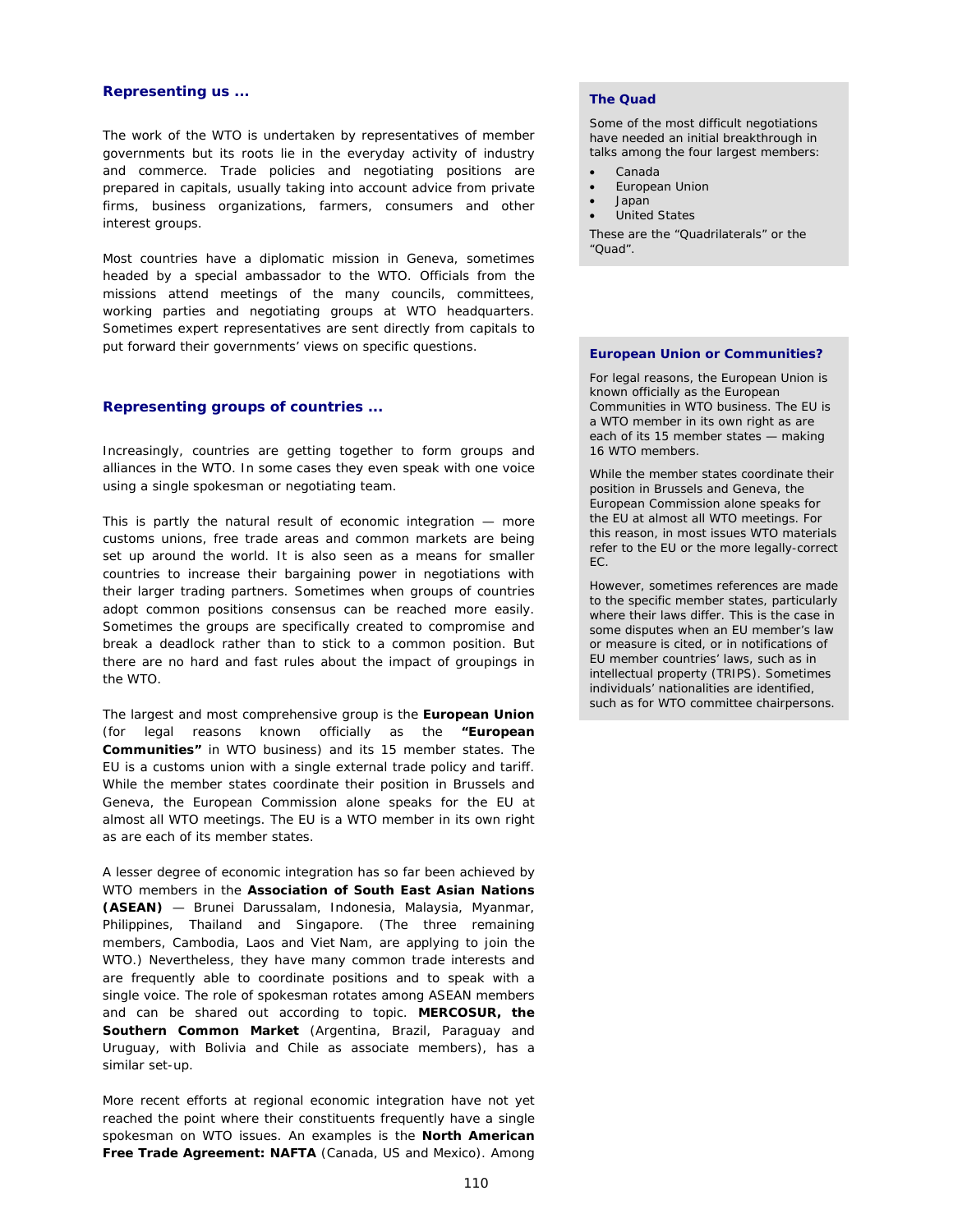### Representing us ...

The work of the WTO is undertaken by representatives of member governments but its roots lie in the everyday activity of industry and commerce. Trade policies and negotiating positions are prepared in capitals, usually taking into account advice from private firms, business organizations, farmers, consumers and other interest groups.

Most countries have a diplomatic mission in Geneva, sometimes headed by a special ambassador to the WTO. Officials from the missions attend meetings of the many councils, committees, working parties and negotiating groups at WTO headquarters. Sometimes expert representatives are sent directly from capitals to put forward their governments' views on specific questions.

### Representing groups of countries ...

Increasingly, countries are getting together to form groups and alliances in the WTO. In some cases they even speak with one voice using a single spokesman or negotiating team.

This is partly the natural result of economic integration — more customs unions, free trade areas and common markets are being set up around the world. It is also seen as a means for smaller countries to increase their bargaining power in negotiations with their larger trading partners. Sometimes when groups of countries adopt common positions consensus can be reached more easily. Sometimes the groups are specifically created to compromise and break a deadlock rather than to stick to a common position. But there are no hard and fast rules about the impact of groupings in the WTO.

The largest and most comprehensive group is the **European Union** (for legal reasons known officially as the **"European Communities"** in WTO business) and its 15 member states. The EU is a customs union with a single external trade policy and tariff. While the member states coordinate their position in Brussels and Geneva, the European Commission alone speaks for the EU at almost all WTO meetings. The EU is a WTO member in its own right as are each of its member states.

A lesser degree of economic integration has so far been achieved by WTO members in the **Association of South East Asian Nations (ASEAN)** — Brunei Darussalam, Indonesia, Malaysia, Myanmar, Philippines, Thailand and Singapore. (The three remaining members, Cambodia, Laos and Viet Nam, are applying to join the WTO.) Nevertheless, they have many common trade interests and are frequently able to coordinate positions and to speak with a single voice. The role of spokesman rotates among ASEAN members and can be shared out according to topic. **MERCOSUR, the Southern Common Market** (Argentina, Brazil, Paraguay and Uruguay, with Bolivia and Chile as associate members), has a similar set-up.

More recent efforts at regional economic integration have not yet reached the point where their constituents frequently have a single spokesman on WTO issues. An examples is the **North American Free Trade Agreement: NAFTA** (Canada, US and Mexico). Among

### The Quad

Some of the most difficult negotiations have needed an initial breakthrough in talks among the four largest members:

- Canada
- European Union
- Japan
- United States

These are the "Quadrilaterals" or the "Quad".

### European Union or Communities?

For legal reasons, the European Union is known officially as the European Communities in WTO business. The EU is a WTO member in its own right as are each of its 15 member states — making 16 WTO members.

While the member states coordinate their position in Brussels and Geneva, the European Commission alone speaks for the EU at almost all WTO meetings. For this reason, in most issues WTO materials refer to the EU or the more legally-correct EC.

However, sometimes references are made to the specific member states, particularly where their laws differ. This is the case in some disputes when an EU member's law or measure is cited, or in notifications of EU member countries' laws, such as in intellectual property (TRIPS). Sometimes individuals' nationalities are identified, such as for WTO committee chairpersons.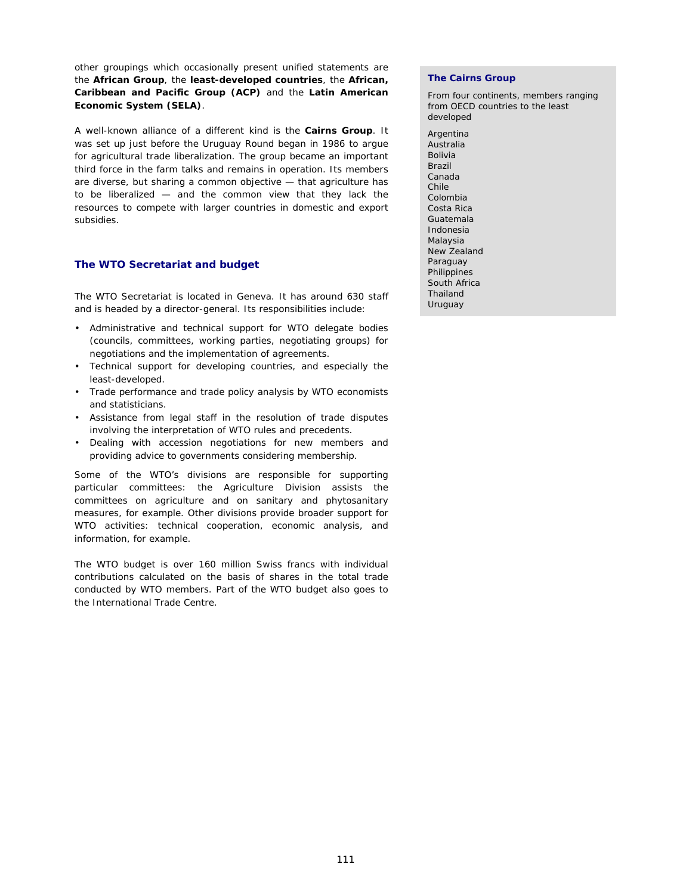other groupings which occasionally present unified statements are the **African Group**, the **least-developed countries**, the **African, Caribbean and Pacific Group (ACP)** and the **Latin American Economic System (SELA)**.

A well-known alliance of a different kind is the **Cairns Group**. It was set up just before the Uruguay Round began in 1986 to argue for agricultural trade liberalization. The group became an important third force in the farm talks and remains in operation. Its members are diverse, but sharing a common objective — that agriculture has to be liberalized — and the common view that they lack the resources to compete with larger countries in domestic and export subsidies.

### The Cairns Group

From four continents, members ranging from OECD countries to the least developed

Argentina
Australia
Bolivia
Brazil
Canada
Chile
Colombia
Costa Rica
Guatemala
Indonesia
Malaysia
New Zealand
Paraguay
Philippines
South Africa
Thailand
Uruguay

## The WTO Secretariat and budget

The WTO Secretariat is located in Geneva. It has around 630 staff and is headed by a director-general. Its responsibilities include:

- Administrative and technical support for WTO delegate bodies (councils, committees, working parties, negotiating groups) for negotiations and the implementation of agreements.
- Technical support for developing countries, and especially the least-developed.
- Trade performance and trade policy analysis by WTO economists and statisticians.
- Assistance from legal staff in the resolution of trade disputes involving the interpretation of WTO rules and precedents.
- Dealing with accession negotiations for new members and providing advice to governments considering membership.

Some of the WTO's divisions are responsible for supporting particular committees: the Agriculture Division assists the committees on agriculture and on sanitary and phytosanitary measures, for example. Other divisions provide broader support for WTO activities: technical cooperation, economic analysis, and information, for example.

The WTO budget is over 160 million Swiss francs with individual contributions calculated on the basis of shares in the total trade conducted by WTO members. Part of the WTO budget also goes to the International Trade Centre.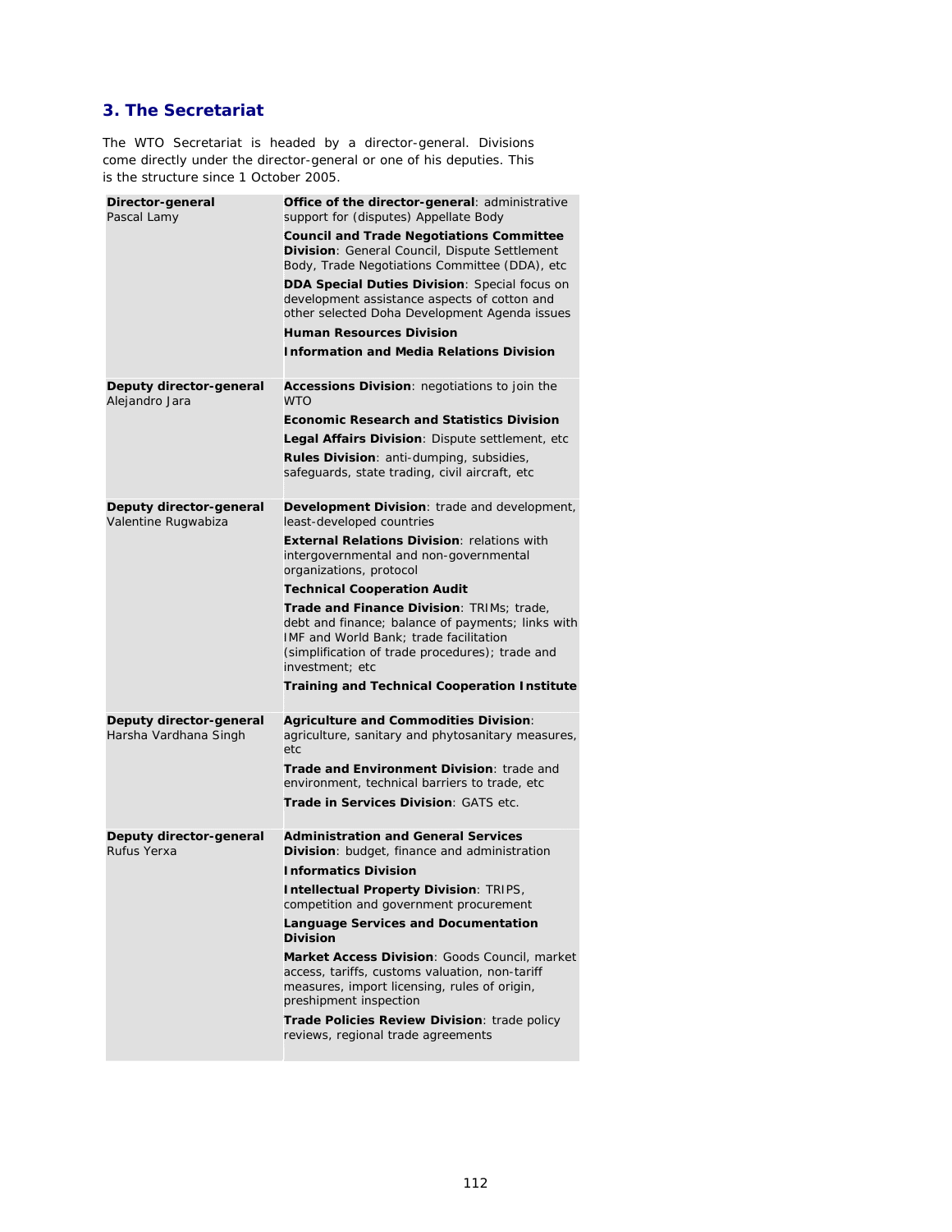## 3. The Secretariat

The WTO Secretariat is headed by a director-general. Divisions come directly under the director-general or one of his deputies. This is the structure since 1 October 2005.

| | |
|---|---|
| **Director-general**<br>Pascal Lamy | **Office of the director-general**: administrative support for (disputes) Appellate Body<br>**Council and Trade Negotiations Committee Division**: General Council, Dispute Settlement Body, Trade Negotiations Committee (DDA), etc<br>**DDA Special Duties Division**: Special focus on development assistance aspects of cotton and other selected Doha Development Agenda issues<br>**Human Resources Division**<br>**Information and Media Relations Division** |
| **Deputy director-general**<br>Alejandro Jara | **Accessions Division**: negotiations to join the WTO<br>**Economic Research and Statistics Division**<br>**Legal Affairs Division**: Dispute settlement, etc<br>**Rules Division**: anti-dumping, subsidies, safeguards, state trading, civil aircraft, etc |
| **Deputy director-general**<br>Valentine Rugwabiza | **Development Division**: trade and development, least-developed countries<br>**External Relations Division**: relations with intergovernmental and non-governmental organizations, protocol<br>**Technical Cooperation Audit**<br>**Trade and Finance Division**: TRIMs; trade, debt and finance; balance of payments; links with IMF and World Bank; trade facilitation (simplification of trade procedures); trade and investment; etc<br>**Training and Technical Cooperation Institute** |
| **Deputy director-general**<br>Harsha Vardhana Singh | **Agriculture and Commodities Division**: agriculture, sanitary and phytosanitary measures, etc<br>**Trade and Environment Division**: trade and environment, technical barriers to trade, etc<br>**Trade in Services Division**: GATS etc. |
| **Deputy director-general**<br>Rufus Yerxa | **Administration and General Services Division**: budget, finance and administration<br>**Informatics Division**<br>**Intellectual Property Division**: TRIPS, competition and government procurement<br>**Language Services and Documentation Division**<br>**Market Access Division**: Goods Council, market access, tariffs, customs valuation, non-tariff measures, import licensing, rules of origin, preshipment inspection<br>**Trade Policies Review Division**: trade policy reviews, regional trade agreements |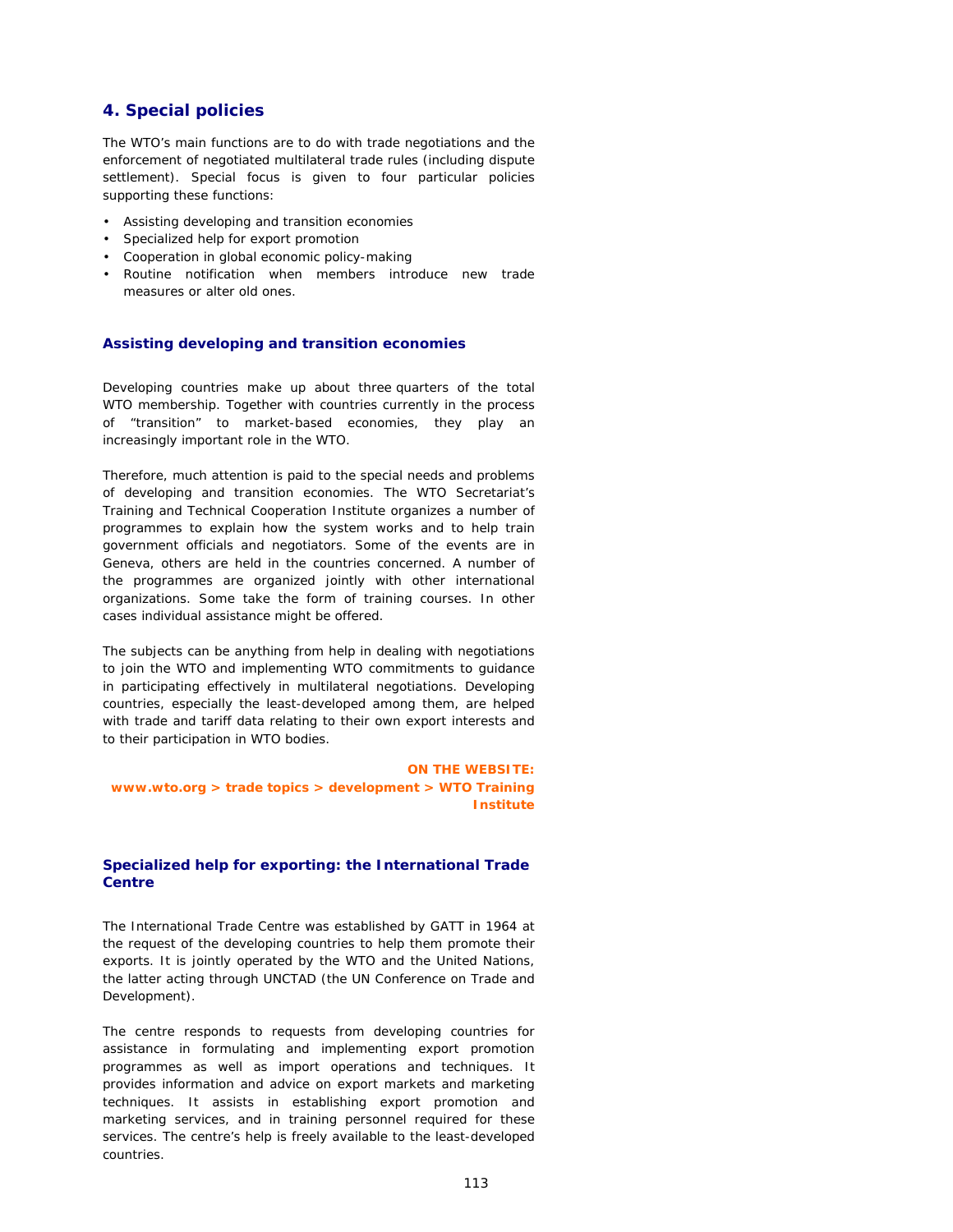## 4. Special policies

The WTO's main functions are to do with trade negotiations and the enforcement of negotiated multilateral trade rules (including dispute settlement). Special focus is given to four particular policies supporting these functions:

- Assisting developing and transition economies
- Specialized help for export promotion
- Cooperation in global economic policy-making
- Routine notification when members introduce new trade measures or alter old ones.

### Assisting developing and transition economies

Developing countries make up about three quarters of the total WTO membership. Together with countries currently in the process of "transition" to market-based economies, they play an increasingly important role in the WTO.

Therefore, much attention is paid to the special needs and problems of developing and transition economies. The WTO Secretariat's Training and Technical Cooperation Institute organizes a number of programmes to explain how the system works and to help train government officials and negotiators. Some of the events are in Geneva, others are held in the countries concerned. A number of the programmes are organized jointly with other international organizations. Some take the form of training courses. In other cases individual assistance might be offered.

The subjects can be anything from help in dealing with negotiations to join the WTO and implementing WTO commitments to guidance in participating effectively in multilateral negotiations. Developing countries, especially the least-developed among them, are helped with trade and tariff data relating to their own export interests and to their participation in WTO bodies.

**ON THE WEBSITE:**
**www.wto.org > trade topics > development > WTO Training Institute**

### Specialized help for exporting: the International Trade Centre

The International Trade Centre was established by GATT in 1964 at the request of the developing countries to help them promote their exports. It is jointly operated by the WTO and the United Nations, the latter acting through UNCTAD (the UN Conference on Trade and Development).

The centre responds to requests from developing countries for assistance in formulating and implementing export promotion programmes as well as import operations and techniques. It provides information and advice on export markets and marketing techniques. It assists in establishing export promotion and marketing services, and in training personnel required for these services. The centre's help is freely available to the least-developed countries.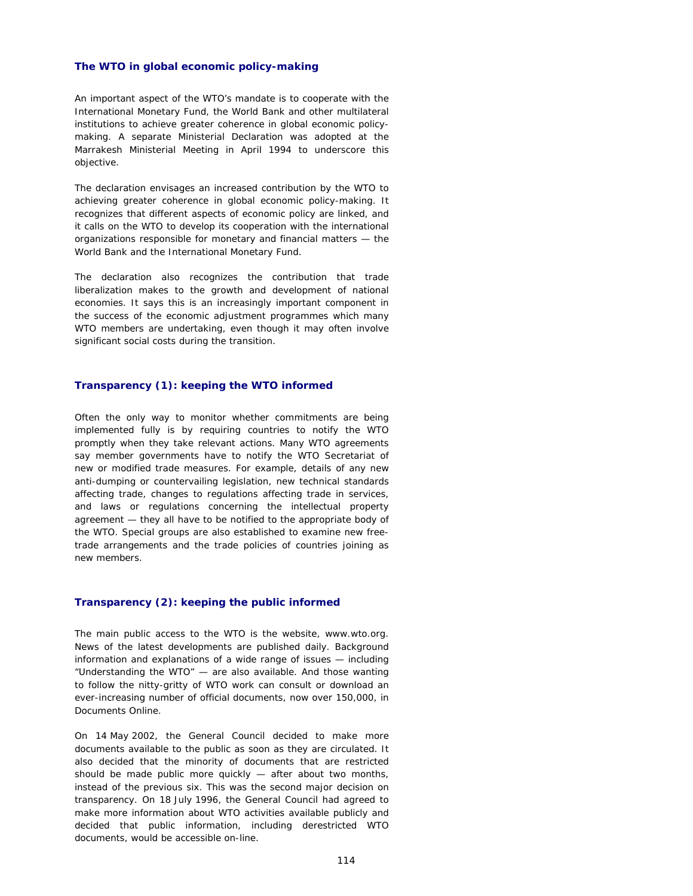### The WTO in global economic policy-making

An important aspect of the WTO's mandate is to cooperate with the International Monetary Fund, the World Bank and other multilateral institutions to achieve greater coherence in global economic policy-making. A separate Ministerial Declaration was adopted at the Marrakesh Ministerial Meeting in April 1994 to underscore this objective.

The declaration envisages an increased contribution by the WTO to achieving greater coherence in global economic policy-making. It recognizes that different aspects of economic policy are linked, and it calls on the WTO to develop its cooperation with the international organizations responsible for monetary and financial matters — the World Bank and the International Monetary Fund.

The declaration also recognizes the contribution that trade liberalization makes to the growth and development of national economies. It says this is an increasingly important component in the success of the economic adjustment programmes which many WTO members are undertaking, even though it may often involve significant social costs during the transition.

### Transparency (1): keeping the WTO informed

Often the only way to monitor whether commitments are being implemented fully is by requiring countries to notify the WTO promptly when they take relevant actions. Many WTO agreements say member governments have to notify the WTO Secretariat of new or modified trade measures. For example, details of any new anti-dumping or countervailing legislation, new technical standards affecting trade, changes to regulations affecting trade in services, and laws or regulations concerning the intellectual property agreement — they all have to be notified to the appropriate body of the WTO. Special groups are also established to examine new free-trade arrangements and the trade policies of countries joining as new members.

### Transparency (2): keeping the public informed

The main public access to the WTO is the website, www.wto.org. News of the latest developments are published daily. Background information and explanations of a wide range of issues — including "Understanding the WTO" — are also available. And those wanting to follow the nitty-gritty of WTO work can consult or download an ever-increasing number of official documents, now over 150,000, in Documents Online.

On 14 May 2002, the General Council decided to make more documents available to the public as soon as they are circulated. It also decided that the minority of documents that are restricted should be made public more quickly — after about two months, instead of the previous six. This was the second major decision on transparency. On 18 July 1996, the General Council had agreed to make more information about WTO activities available publicly and decided that public information, including derestricted WTO documents, would be accessible on-line.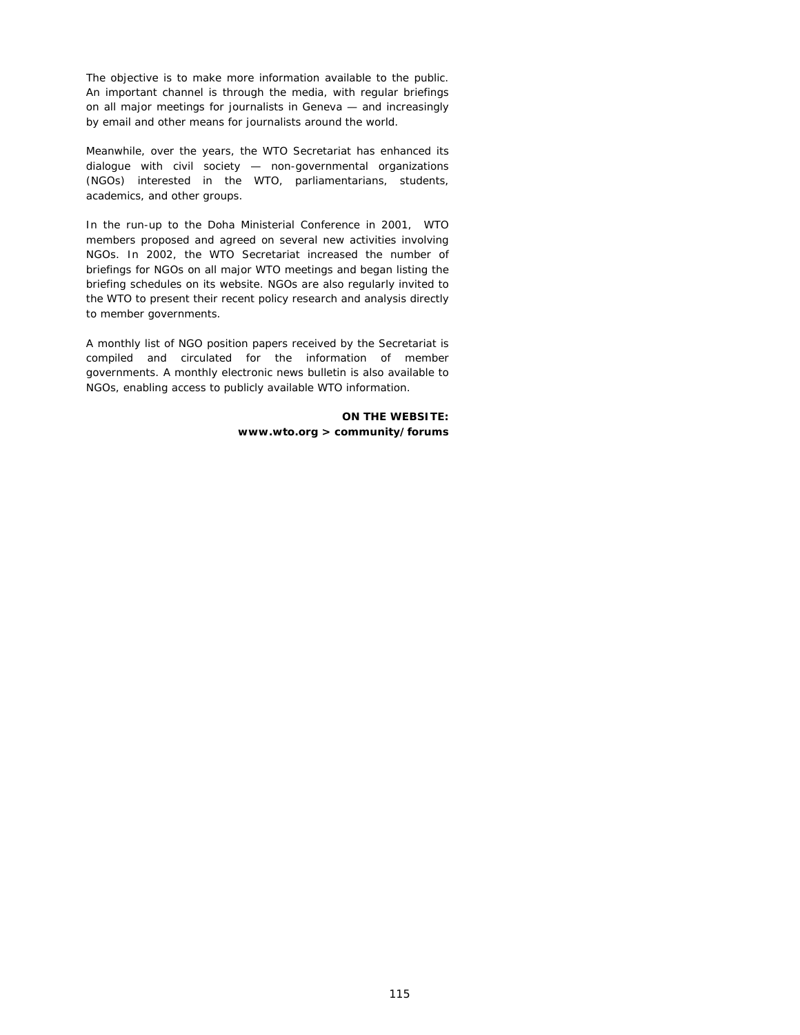The objective is to make more information available to the public. An important channel is through the media, with regular briefings on all major meetings for journalists in Geneva — and increasingly by email and other means for journalists around the world.

Meanwhile, over the years, the WTO Secretariat has enhanced its dialogue with civil society — non-governmental organizations (NGOs) interested in the WTO, parliamentarians, students, academics, and other groups.

In the run-up to the Doha Ministerial Conference in 2001, WTO members proposed and agreed on several new activities involving NGOs. In 2002, the WTO Secretariat increased the number of briefings for NGOs on all major WTO meetings and began listing the briefing schedules on its website. NGOs are also regularly invited to the WTO to present their recent policy research and analysis directly to member governments.

A monthly list of NGO position papers received by the Secretariat is compiled and circulated for the information of member governments. A monthly electronic news bulletin is also available to NGOs, enabling access to publicly available WTO information.

**ON THE WEBSITE:**
**www.wto.org > community/forums**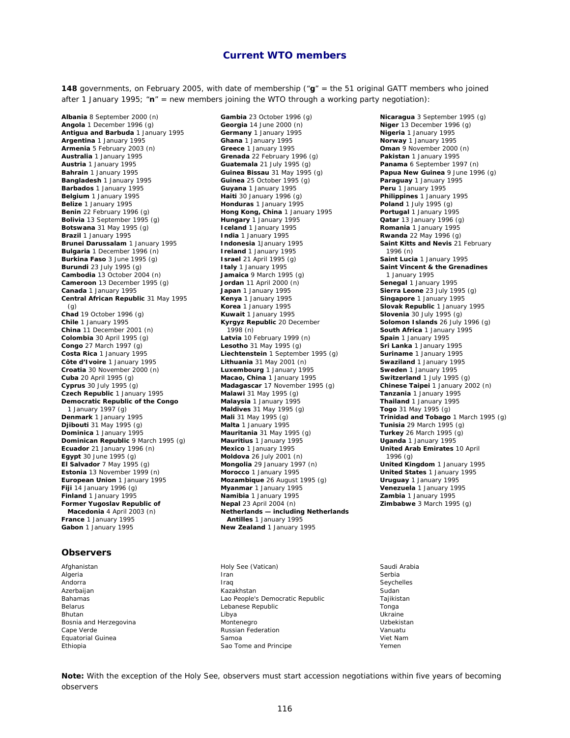## Current WTO members

**148** governments, on February 2005, with date of membership (“**g**” = the 51 original GATT members who joined after 1 January 1995; “**n**” = new members joining the WTO through a working party negotiation):

**Albania** 8 September 2000 (n)
**Angola** 1 December 1996 (g)
**Antigua and Barbuda** 1 January 1995
**Argentina** 1 January 1995
**Armenia** 5 February 2003 (n)
**Australia** 1 January 1995
**Austria** 1 January 1995
**Bahrain** 1 January 1995
**Bangladesh** 1 January 1995
**Barbados** 1 January 1995
**Belgium** 1 January 1995
**Belize** 1 January 1995
**Benin** 22 February 1996 (g)
**Bolivia** 13 September 1995 (g)
**Botswana** 31 May 1995 (g)
**Brazil** 1 January 1995
**Brunei Darussalam** 1 January 1995
**Bulgaria** 1 December 1996 (n)
**Burkina Faso** 3 June 1995 (g)
**Burundi** 23 July 1995 (g)
**Cambodia** 13 October 2004 (n)
**Cameroon** 13 December 1995 (g)
**Canada** 1 January 1995
**Central African Republic** 31 May 1995 (g)
**Chad** 19 October 1996 (g)
**Chile** 1 January 1995
**China** 11 December 2001 (n)
**Colombia** 30 April 1995 (g)
**Congo** 27 March 1997 (g)
**Costa Rica** 1 January 1995
**Côte d’Ivoire** 1 January 1995
**Croatia** 30 November 2000 (n)
**Cuba** 20 April 1995 (g)
**Cyprus** 30 July 1995 (g)
**Czech Republic** 1 January 1995
**Democratic Republic of the Congo** 1 January 1997 (g)
**Denmark** 1 January 1995
**Djibouti** 31 May 1995 (g)
**Dominica** 1 January 1995
**Dominican Republic** 9 March 1995 (g)
**Ecuador** 21 January 1996 (n)
**Egypt** 30 June 1995 (g)
**El Salvador** 7 May 1995 (g)
**Estonia** 13 November 1999 (n)
**European Union** 1 January 1995
**Fiji** 14 January 1996 (g)
**Finland** 1 January 1995
**Former Yugoslav Republic of Macedonia** 4 April 2003 (n)
**France** 1 January 1995
**Gabon** 1 January 1995
**Gambia** 23 October 1996 (g)
**Georgia** 14 June 2000 (n)
**Germany** 1 January 1995
**Ghana** 1 January 1995
**Greece** 1 January 1995
**Grenada** 22 February 1996 (g)
**Guatemala** 21 July 1995 (g)
**Guinea Bissau** 31 May 1995 (g)
**Guinea** 25 October 1995 (g)
**Guyana** 1 January 1995
**Haiti** 30 January 1996 (g)
**Honduras** 1 January 1995
**Hong Kong, China** 1 January 1995
**Hungary** 1 January 1995
**Iceland** 1 January 1995
**India** 1 January 1995
**Indonesia** 1January 1995
**Ireland** 1 January 1995
**Israel** 21 April 1995 (g)
**Italy** 1 January 1995
**Jamaica** 9 March 1995 (g)
**Jordan** 11 April 2000 (n)
**Japan** 1 January 1995
**Kenya** 1 January 1995
**Korea** 1 January 1995
**Kuwait** 1 January 1995
**Kyrgyz Republic** 20 December 1998 (n)
**Latvia** 10 February 1999 (n)
**Lesotho** 31 May 1995 (g)
**Liechtenstein** 1 September 1995 (g)
**Lithuania** 31 May 2001 (n)
**Luxembourg** 1 January 1995
**Macao, China** 1 January 1995
**Madagascar** 17 November 1995 (g)
**Malawi** 31 May 1995 (g)
**Malaysia** 1 January 1995
**Maldives** 31 May 1995 (g)
**Mali** 31 May 1995 (g)
**Malta** 1 January 1995
**Mauritania** 31 May 1995 (g)
**Mauritius** 1 January 1995
**Mexico** 1 January 1995
**Moldova** 26 July 2001 (n)
**Mongolia** 29 January 1997 (n)
**Morocco** 1 January 1995
**Mozambique** 26 August 1995 (g)
**Myanmar** 1 January 1995
**Namibia** 1 January 1995
**Nepal** 23 April 2004 (n)
**Netherlands — including Netherlands Antilles** 1 January 1995
**New Zealand** 1 January 1995
**Nicaragua** 3 September 1995 (g)
**Niger** 13 December 1996 (g)
**Nigeria** 1 January 1995
**Norway** 1 January 1995
**Oman** 9 November 2000 (n)
**Pakistan** 1 January 1995
**Panama** 6 September 1997 (n)
**Papua New Guinea** 9 June 1996 (g)
**Paraguay** 1 January 1995
**Peru** 1 January 1995
**Philippines** 1 January 1995
**Poland** 1 July 1995 (g)
**Portugal** 1 January 1995
**Qatar** 13 January 1996 (g)
**Romania** 1 January 1995
**Rwanda** 22 May 1996 (g)
**Saint Kitts and Nevis** 21 February 1996 (n)
**Saint Lucia** 1 January 1995
**Saint Vincent & the Grenadines** 1 January 1995
**Senegal** 1 January 1995
**Sierra Leone** 23 July 1995 (g)
**Singapore** 1 January 1995
**Slovak Republic** 1 January 1995
**Slovenia** 30 July 1995 (g)
**Solomon Islands** 26 July 1996 (g)
**South Africa** 1 January 1995
**Spain** 1 January 1995
**Sri Lanka** 1 January 1995
**Suriname** 1 January 1995
**Swaziland** 1 January 1995
**Sweden** 1 January 1995
**Switzerland** 1 July 1995 (g)
**Chinese Taipei** 1 January 2002 (n)
**Tanzania** 1 January 1995
**Thailand** 1 January 1995
**Togo** 31 May 1995 (g)
**Trinidad and Tobago** 1 March 1995 (g)
**Tunisia** 29 March 1995 (g)
**Turkey** 26 March 1995 (g)
**Uganda** 1 January 1995
**United Arab Emirates** 10 April 1996 (g)
**United Kingdom** 1 January 1995
**United States** 1 January 1995
**Uruguay** 1 January 1995
**Venezuela** 1 January 1995
**Zambia** 1 January 1995
**Zimbabwe** 3 March 1995 (g)

### Observers

Afghanistan
Algeria
Andorra
Azerbaijan
Bahamas
Belarus
Bhutan
Bosnia and Herzegovina
Cape Verde
Equatorial Guinea
Ethiopia
Holy See (Vatican)
Iran
Iraq
Kazakhstan
Lao People's Democratic Republic
Lebanese Republic
Libya
Montenegro
Russian Federation
Samoa
Sao Tome and Principe
Saudi Arabia
Serbia
Seychelles
Sudan
Tajikistan
Tonga
Ukraine
Uzbekistan
Vanuatu
Viet Nam
Yemen

**Note:** With the exception of the Holy See, observers must start accession negotiations within five years of becoming observers